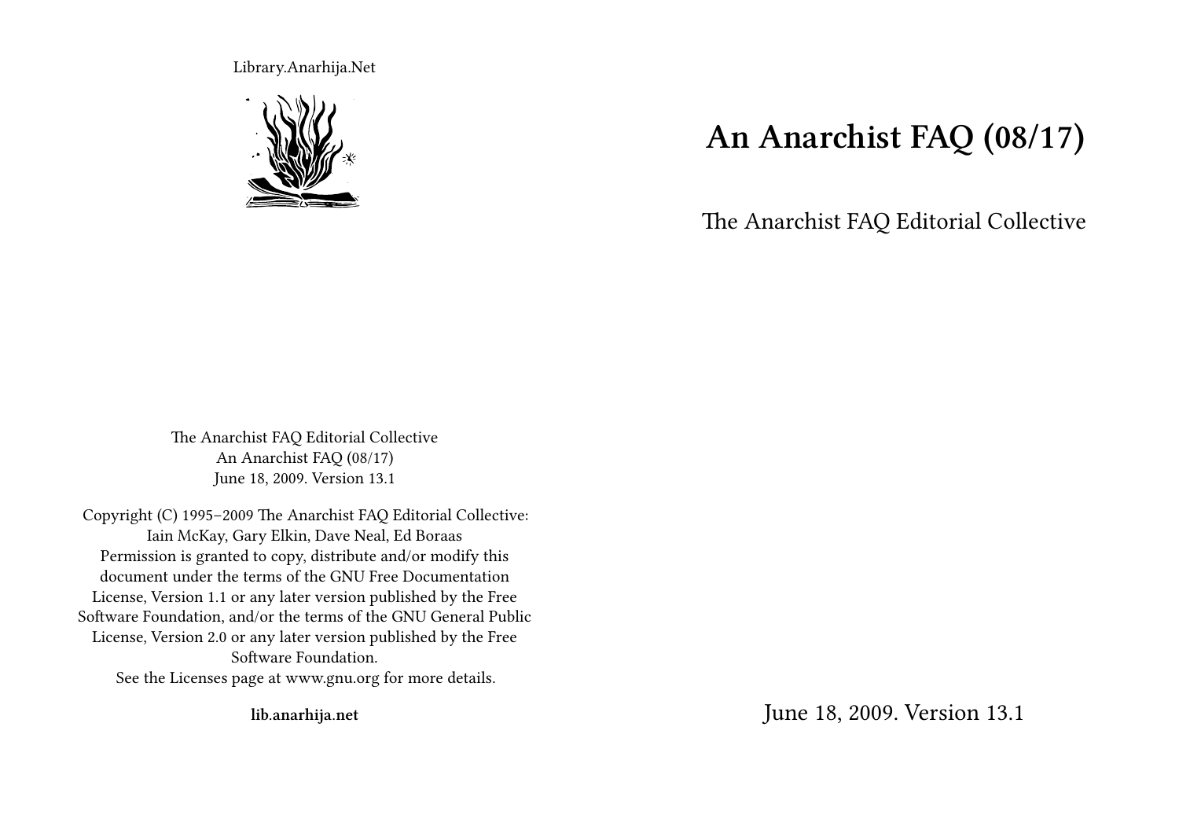# An Anarchist FAQ (08/17)

The Anarchist FAQ Editorial Collective

June 18, 2009. Version 13.1

Library.Anarhija.Net

The Anarchist FAQ Editorial Collective
An Anarchist FAQ (08/17)
June 18, 2009. Version 13.1

Copyright (C) 1995–2009 The Anarchist FAQ Editorial Collective: Iain McKay, Gary Elkin, Dave Neal, Ed Boraas
Permission is granted to copy, distribute and/or modify this document under the terms of the GNU Free Documentation License, Version 1.1 or any later version published by the Free Software Foundation, and/or the terms of the GNU General Public License, Version 2.0 or any later version published by the Free Software Foundation.
See the Licenses page at www.gnu.org for more details.

**lib.anarhija.net**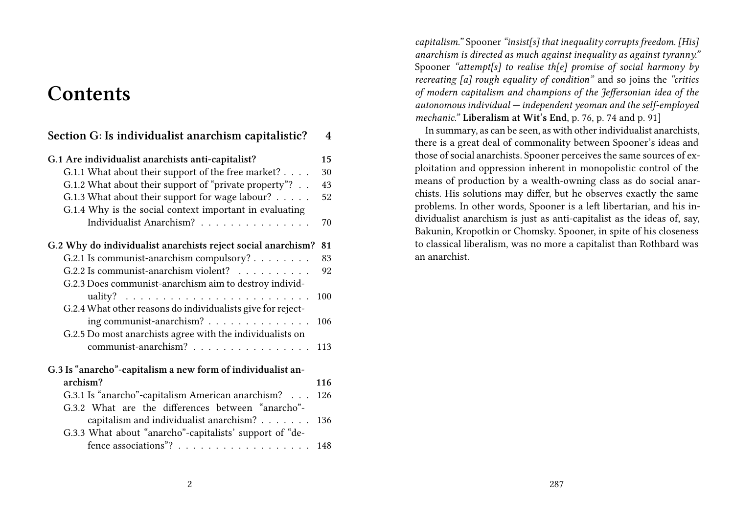# Contents

| | |
|---|---|
| **Section G: Is individualist anarchism capitalistic?** | **4** |
| **G.1 Are individualist anarchists anti-capitalist?** | **15** |
| G.1.1 What about their support of the free market? | 30 |
| G.1.2 What about their support of "private property"? | 43 |
| G.1.3 What about their support for wage labour? | 52 |
| G.1.4 Why is the social context important in evaluating Individualist Anarchism? | 70 |
| **G.2 Why do individualist anarchists reject social anarchism?** | **81** |
| G.2.1 Is communist-anarchism compulsory? | 83 |
| G.2.2 Is communist-anarchism violent? | 92 |
| G.2.3 Does communist-anarchism aim to destroy individuality? | 100 |
| G.2.4 What other reasons do individualists give for rejecting communist-anarchism? | 106 |
| G.2.5 Do most anarchists agree with the individualists on communist-anarchism? | 113 |
| **G.3 Is "anarcho"-capitalism a new form of individualist anarchism?** | **116** |
| G.3.1 Is "anarcho"-capitalism American anarchism? | 126 |
| G.3.2 What are the differences between "anarcho"-capitalism and individualist anarchism? | 136 |
| G.3.3 What about "anarcho"-capitalists' support of "defence associations"? | 148 |

*capitalism."* Spooner *"insist[s] that inequality corrupts freedom. [His] anarchism is directed as much against inequality as against tyranny."* Spooner *"attempt[s] to realise th[e] promise of social harmony by recreating [a] rough equality of condition"* and so joins the *"critics of modern capitalism and champions of the Jeffersonian idea of the autonomous individual — independent yeoman and the self-employed mechanic."* **Liberalism at Wit's End**, p. 76, p. 74 and p. 91]

In summary, as can be seen, as with other individualist anarchists, there is a great deal of commonality between Spooner's ideas and those of social anarchists. Spooner perceives the same sources of exploitation and oppression inherent in monopolistic control of the means of production by a wealth-owning class as do social anarchists. His solutions may differ, but he observes exactly the same problems. In other words, Spooner is a left libertarian, and his individualist anarchism is just as anti-capitalist as the ideas of, say, Bakunin, Kropotkin or Chomsky. Spooner, in spite of his closeness to classical liberalism, was no more a capitalist than Rothbard was an anarchist.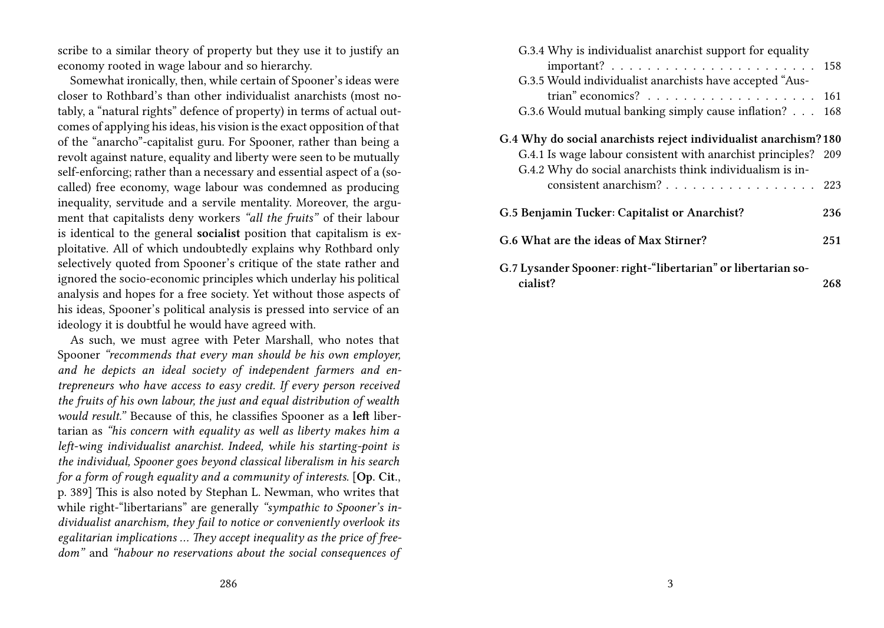scribe to a similar theory of property but they use it to justify an economy rooted in wage labour and so hierarchy.

Somewhat ironically, then, while certain of Spooner's ideas were closer to Rothbard's than other individualist anarchists (most notably, a "natural rights" defence of property) in terms of actual outcomes of applying his ideas, his vision is the exact opposition of that of the "anarcho"-capitalist guru. For Spooner, rather than being a revolt against nature, equality and liberty were seen to be mutually self-enforcing; rather than a necessary and essential aspect of a (so-called) free economy, wage labour was condemned as producing inequality, servitude and a servile mentality. Moreover, the argument that capitalists deny workers *"all the fruits"* of their labour is identical to the general **socialist** position that capitalism is exploitative. All of which undoubtedly explains why Rothbard only selectively quoted from Spooner's critique of the state rather and ignored the socio-economic principles which underlay his political analysis and hopes for a free society. Yet without those aspects of his ideas, Spooner's political analysis is pressed into service of an ideology it is doubtful he would have agreed with.

As such, we must agree with Peter Marshall, who notes that Spooner *"recommends that every man should be his own employer, and he depicts an ideal society of independent farmers and entrepreneurs who have access to easy credit. If every person received the fruits of his own labour, the just and equal distribution of wealth would result."* Because of this, he classifies Spooner as a **left** libertarian as *"his concern with equality as well as liberty makes him a left-wing individualist anarchist. Indeed, while his starting-point is the individual, Spooner goes beyond classical liberalism in his search for a form of rough equality and a community of interests.* [**Op. Cit.**, p. 389] This is also noted by Stephan L. Newman, who writes that while right-"libertarians" are generally *"sympathic to Spooner's individualist anarchism, they fail to notice or conveniently overlook its egalitarian implications … They accept inequality as the price of freedom"* and *"habour no reservations about the social consequences of*

G.3.4 Why is individualist anarchist support for equality important? . . . . . . . . . . . . . . . . . . . . . . 158
G.3.5 Would individualist anarchists have accepted "Austrian" economics? . . . . . . . . . . . . . . . . . . . 161
G.3.6 Would mutual banking simply cause inflation? . . . 168

**G.4 Why do social anarchists reject individualist anarchism? 180**
G.4.1 Is wage labour consistent with anarchist principles? 209
G.4.2 Why do social anarchists think individualism is inconsistent anarchism? . . . . . . . . . . . . . . . . 223

**G.5 Benjamin Tucker: Capitalist or Anarchist? 236**

**G.6 What are the ideas of Max Stirner? 251**

**G.7 Lysander Spooner: right-"libertarian" or libertarian socialist? 268**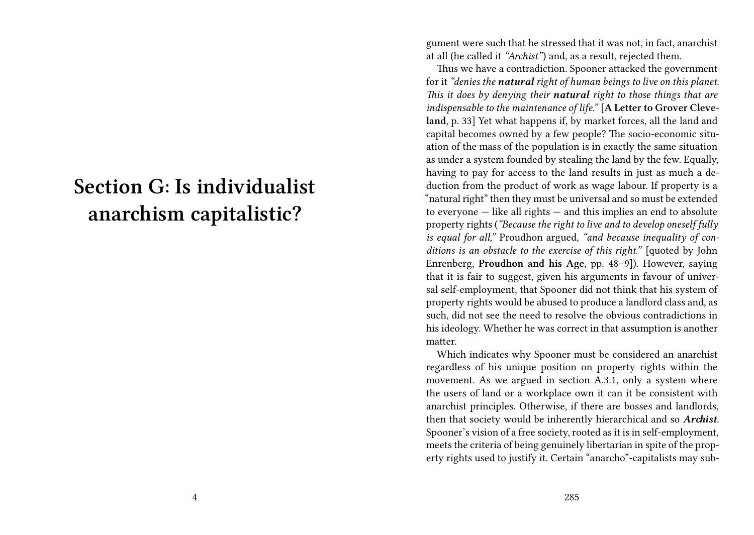# Section G: Is individualist anarchism capitalistic?

gument were such that he stressed that it was not, in fact, anarchist at all (he called it *"Archist"*) and, as a result, rejected them.

Thus we have a contradiction. Spooner attacked the government for it *"denies the **natural** right of human beings to live on this planet. This it does by denying their **natural** right to those things that are indispensable to the maintenance of life."* [**A Letter to Grover Cleveland**, p. 33] Yet what happens if, by market forces, all the land and capital becomes owned by a few people? The socio-economic situation of the mass of the population is in exactly the same situation as under a system founded by stealing the land by the few. Equally, having to pay for access to the land results in just as much a deduction from the product of work as wage labour. If property is a "natural right" then they must be universal and so must be extended to everyone — like all rights — and this implies an end to absolute property rights (*"Because the right to live and to develop oneself fully is equal for all,"* Proudhon argued, *"and because inequality of conditions is an obstacle to the exercise of this right."* [quoted by John Enrenberg, **Proudhon and his Age**, pp. 48–9]). However, saying that it is fair to suggest, given his arguments in favour of universal self-employment, that Spooner did not think that his system of property rights would be abused to produce a landlord class and, as such, did not see the need to resolve the obvious contradictions in his ideology. Whether he was correct in that assumption is another matter.

Which indicates why Spooner must be considered an anarchist regardless of his unique position on property rights within the movement. As we argued in section A.3.1, only a system where the users of land or a workplace own it can it be consistent with anarchist principles. Otherwise, if there are bosses and landlords, then that society would be inherently hierarchical and so ***Archist***. Spooner's vision of a free society, rooted as it is in self-employment, meets the criteria of being genuinely libertarian in spite of the property rights used to justify it. Certain "anarcho"-capitalists may sub-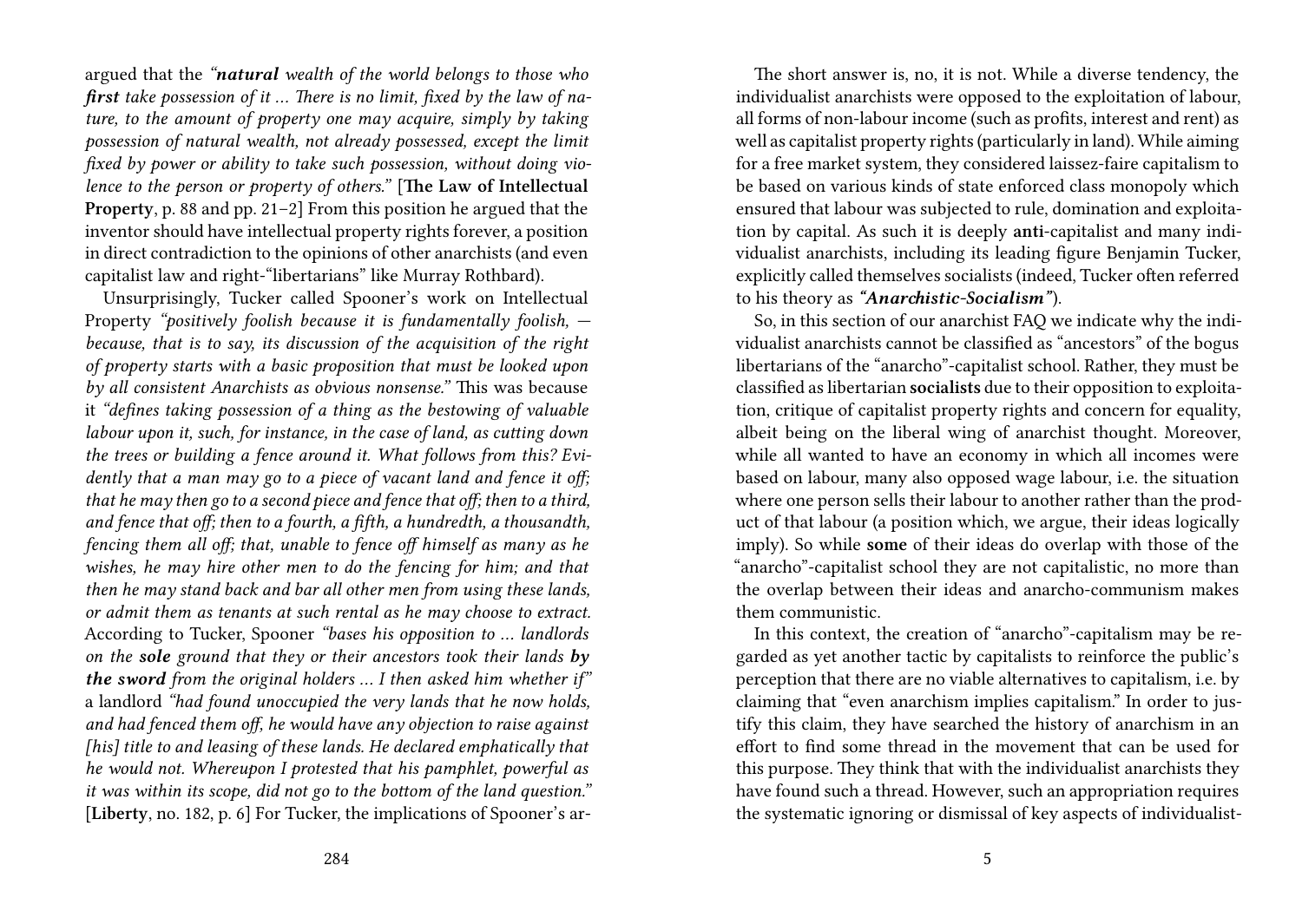argued that the *"**natural** wealth of the world belongs to those who **first** take possession of it … There is no limit, fixed by the law of nature, to the amount of property one may acquire, simply by taking possession of natural wealth, not already possessed, except the limit fixed by power or ability to take such possession, without doing violence to the person or property of others."* [**The Law of Intellectual Property**, p. 88 and pp. 21–2] From this position he argued that the inventor should have intellectual property rights forever, a position in direct contradiction to the opinions of other anarchists (and even capitalist law and right-"libertarians" like Murray Rothbard).

Unsurprisingly, Tucker called Spooner's work on Intellectual Property *"positively foolish because it is fundamentally foolish, — because, that is to say, its discussion of the acquisition of the right of property starts with a basic proposition that must be looked upon by all consistent Anarchists as obvious nonsense."* This was because it *"defines taking possession of a thing as the bestowing of valuable labour upon it, such, for instance, in the case of land, as cutting down the trees or building a fence around it. What follows from this? Evidently that a man may go to a piece of vacant land and fence it off; that he may then go to a second piece and fence that off; then to a third, and fence that off; then to a fourth, a fifth, a hundredth, a thousandth, fencing them all off; that, unable to fence off himself as many as he wishes, he may hire other men to do the fencing for him; and that then he may stand back and bar all other men from using these lands, or admit them as tenants at such rental as he may choose to extract.* According to Tucker, Spooner *"bases his opposition to … landlords on the **sole** ground that they or their ancestors took their lands **by the sword** from the original holders … I then asked him whether if"* a landlord *"had found unoccupied the very lands that he now holds, and had fenced them off, he would have any objection to raise against [his] title to and leasing of these lands. He declared emphatically that he would not. Whereupon I protested that his pamphlet, powerful as it was within its scope, did not go to the bottom of the land question."* [**Liberty**, no. 182, p. 6] For Tucker, the implications of Spooner's ar-

The short answer is, no, it is not. While a diverse tendency, the individualist anarchists were opposed to the exploitation of labour, all forms of non-labour income (such as profits, interest and rent) as well as capitalist property rights (particularly in land). While aiming for a free market system, they considered laissez-faire capitalism to be based on various kinds of state enforced class monopoly which ensured that labour was subjected to rule, domination and exploitation by capital. As such it is deeply **anti**-capitalist and many individualist anarchists, including its leading figure Benjamin Tucker, explicitly called themselves socialists (indeed, Tucker often referred to his theory as ***"Anarchistic-Socialism"***).

So, in this section of our anarchist FAQ we indicate why the individualist anarchists cannot be classified as "ancestors" of the bogus libertarians of the "anarcho"-capitalist school. Rather, they must be classified as libertarian **socialists** due to their opposition to exploitation, critique of capitalist property rights and concern for equality, albeit being on the liberal wing of anarchist thought. Moreover, while all wanted to have an economy in which all incomes were based on labour, many also opposed wage labour, i.e. the situation where one person sells their labour to another rather than the product of that labour (a position which, we argue, their ideas logically imply). So while **some** of their ideas do overlap with those of the "anarcho"-capitalist school they are not capitalistic, no more than the overlap between their ideas and anarcho-communism makes them communistic.

In this context, the creation of "anarcho"-capitalism may be regarded as yet another tactic by capitalists to reinforce the public's perception that there are no viable alternatives to capitalism, i.e. by claiming that "even anarchism implies capitalism." In order to justify this claim, they have searched the history of anarchism in an effort to find some thread in the movement that can be used for this purpose. They think that with the individualist anarchists they have found such a thread. However, such an appropriation requires the systematic ignoring or dismissal of key aspects of individualist-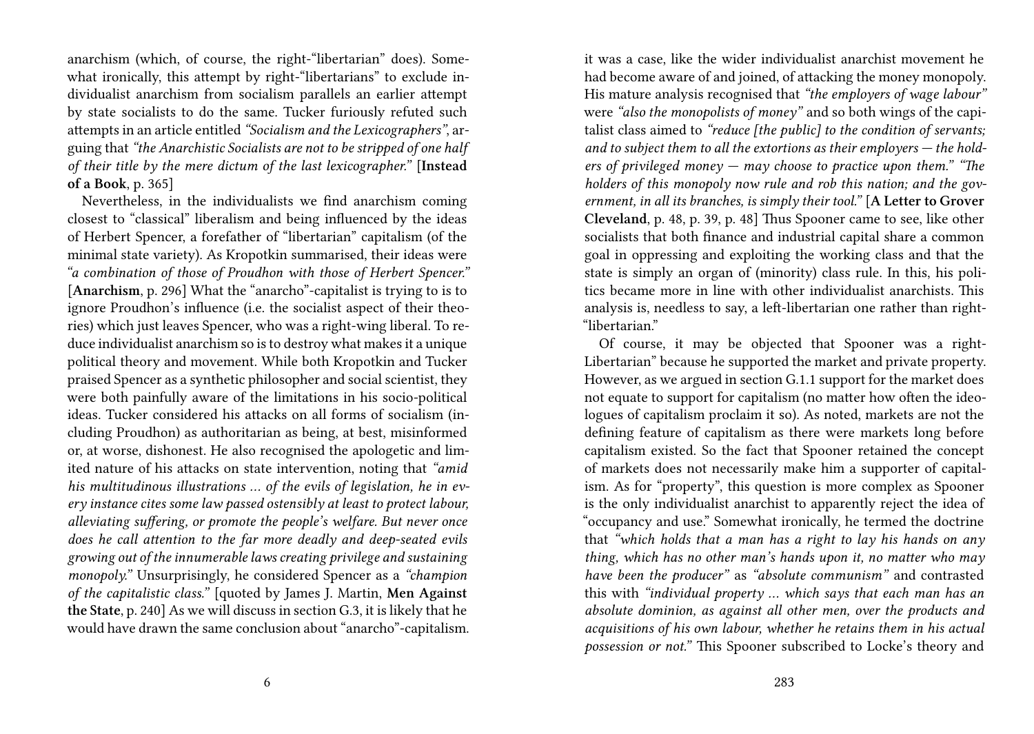anarchism (which, of course, the right-"libertarian" does). Somewhat ironically, this attempt by right-"libertarians" to exclude individualist anarchism from socialism parallels an earlier attempt by state socialists to do the same. Tucker furiously refuted such attempts in an article entitled *"Socialism and the Lexicographers"*, arguing that *"the Anarchistic Socialists are not to be stripped of one half of their title by the mere dictum of the last lexicographer."* [**Instead of a Book**, p. 365]

Nevertheless, in the individualists we find anarchism coming closest to "classical" liberalism and being influenced by the ideas of Herbert Spencer, a forefather of "libertarian" capitalism (of the minimal state variety). As Kropotkin summarised, their ideas were *"a combination of those of Proudhon with those of Herbert Spencer."* [**Anarchism**, p. 296] What the "anarcho"-capitalist is trying to is to ignore Proudhon's influence (i.e. the socialist aspect of their theories) which just leaves Spencer, who was a right-wing liberal. To reduce individualist anarchism so is to destroy what makes it a unique political theory and movement. While both Kropotkin and Tucker praised Spencer as a synthetic philosopher and social scientist, they were both painfully aware of the limitations in his socio-political ideas. Tucker considered his attacks on all forms of socialism (including Proudhon) as authoritarian as being, at best, misinformed or, at worse, dishonest. He also recognised the apologetic and limited nature of his attacks on state intervention, noting that *"amid his multitudinous illustrations … of the evils of legislation, he in every instance cites some law passed ostensibly at least to protect labour, alleviating suffering, or promote the people's welfare. But never once does he call attention to the far more deadly and deep-seated evils growing out of the innumerable laws creating privilege and sustaining monopoly."* Unsurprisingly, he considered Spencer as a *"champion of the capitalistic class."* [quoted by James J. Martin, **Men Against the State**, p. 240] As we will discuss in section G.3, it is likely that he would have drawn the same conclusion about "anarcho"-capitalism.

it was a case, like the wider individualist anarchist movement he had become aware of and joined, of attacking the money monopoly. His mature analysis recognised that *"the employers of wage labour"* were *"also the monopolists of money"* and so both wings of the capitalist class aimed to *"reduce [the public] to the condition of servants; and to subject them to all the extortions as their employers — the holders of privileged money — may choose to practice upon them." "The holders of this monopoly now rule and rob this nation; and the government, in all its branches, is simply their tool."* [**A Letter to Grover Cleveland**, p. 48, p. 39, p. 48] Thus Spooner came to see, like other socialists that both finance and industrial capital share a common goal in oppressing and exploiting the working class and that the state is simply an organ of (minority) class rule. In this, his politics became more in line with other individualist anarchists. This analysis is, needless to say, a left-libertarian one rather than right-"libertarian."

Of course, it may be objected that Spooner was a right-Libertarian" because he supported the market and private property. However, as we argued in section G.1.1 support for the market does not equate to support for capitalism (no matter how often the ideologues of capitalism proclaim it so). As noted, markets are not the defining feature of capitalism as there were markets long before capitalism existed. So the fact that Spooner retained the concept of markets does not necessarily make him a supporter of capitalism. As for "property", this question is more complex as Spooner is the only individualist anarchist to apparently reject the idea of "occupancy and use." Somewhat ironically, he termed the doctrine that *"which holds that a man has a right to lay his hands on any thing, which has no other man's hands upon it, no matter who may have been the producer"* as *"absolute communism"* and contrasted this with *"individual property … which says that each man has an absolute dominion, as against all other men, over the products and acquisitions of his own labour, whether he retains them in his actual possession or not."* This Spooner subscribed to Locke's theory and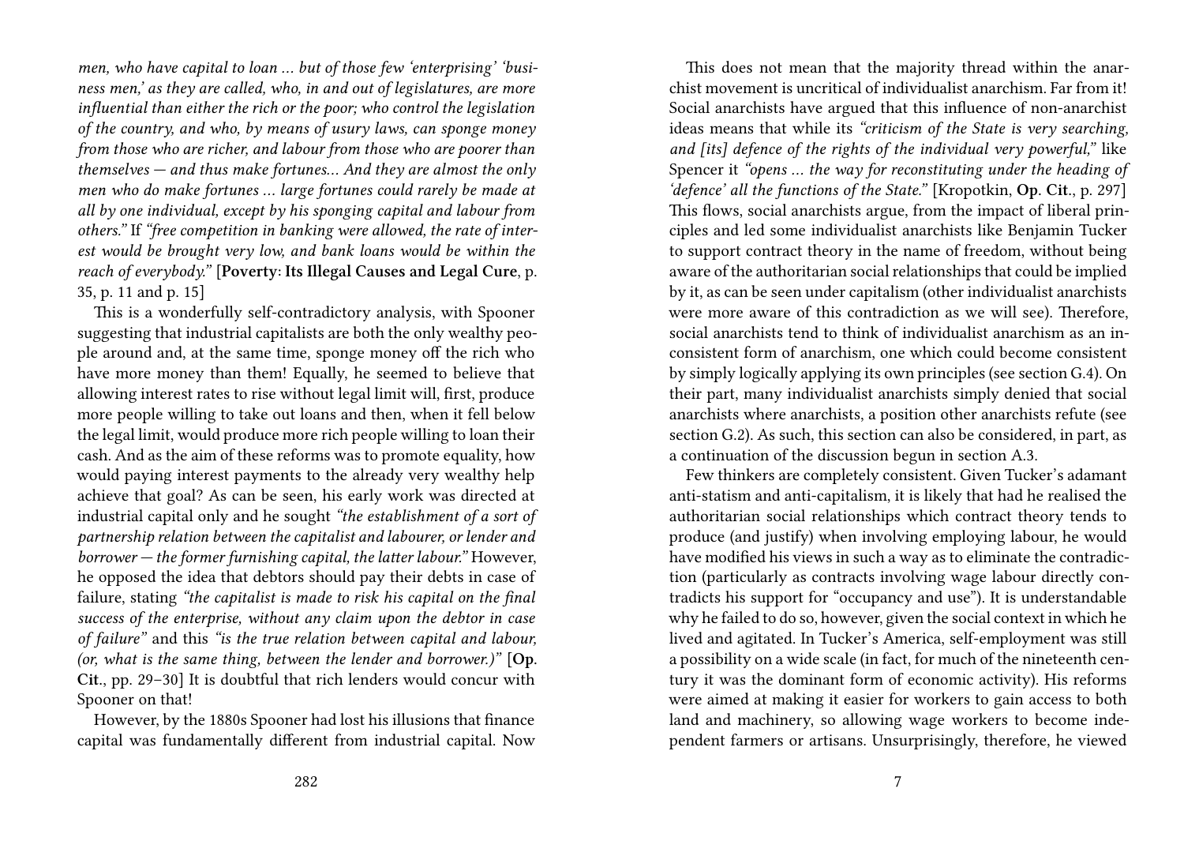*men, who have capital to loan … but of those few 'enterprising' 'business men,' as they are called, who, in and out of legislatures, are more influential than either the rich or the poor; who control the legislation of the country, and who, by means of usury laws, can sponge money from those who are richer, and labour from those who are poorer than themselves — and thus make fortunes… And they are almost the only men who do make fortunes … large fortunes could rarely be made at all by one individual, except by his sponging capital and labour from others."* If *"free competition in banking were allowed, the rate of interest would be brought very low, and bank loans would be within the reach of everybody."* [**Poverty: Its Illegal Causes and Legal Cure**, p. 35, p. 11 and p. 15]

This is a wonderfully self-contradictory analysis, with Spooner suggesting that industrial capitalists are both the only wealthy people around and, at the same time, sponge money off the rich who have more money than them! Equally, he seemed to believe that allowing interest rates to rise without legal limit will, first, produce more people willing to take out loans and then, when it fell below the legal limit, would produce more rich people willing to loan their cash. And as the aim of these reforms was to promote equality, how would paying interest payments to the already very wealthy help achieve that goal? As can be seen, his early work was directed at industrial capital only and he sought *"the establishment of a sort of partnership relation between the capitalist and labourer, or lender and borrower — the former furnishing capital, the latter labour."* However, he opposed the idea that debtors should pay their debts in case of failure, stating *"the capitalist is made to risk his capital on the final success of the enterprise, without any claim upon the debtor in case of failure"* and this *"is the true relation between capital and labour, (or, what is the same thing, between the lender and borrower.)"* [**Op. Cit.**, pp. 29–30] It is doubtful that rich lenders would concur with Spooner on that!

However, by the 1880s Spooner had lost his illusions that finance capital was fundamentally different from industrial capital. Now

This does not mean that the majority thread within the anarchist movement is uncritical of individualist anarchism. Far from it! Social anarchists have argued that this influence of non-anarchist ideas means that while its *"criticism of the State is very searching, and [its] defence of the rights of the individual very powerful,"* like Spencer it *"opens … the way for reconstituting under the heading of 'defence' all the functions of the State."* [Kropotkin, **Op. Cit.**, p. 297] This flows, social anarchists argue, from the impact of liberal principles and led some individualist anarchists like Benjamin Tucker to support contract theory in the name of freedom, without being aware of the authoritarian social relationships that could be implied by it, as can be seen under capitalism (other individualist anarchists were more aware of this contradiction as we will see). Therefore, social anarchists tend to think of individualist anarchism as an inconsistent form of anarchism, one which could become consistent by simply logically applying its own principles (see section G.4). On their part, many individualist anarchists simply denied that social anarchists where anarchists, a position other anarchists refute (see section G.2). As such, this section can also be considered, in part, as a continuation of the discussion begun in section A.3.

Few thinkers are completely consistent. Given Tucker's adamant anti-statism and anti-capitalism, it is likely that had he realised the authoritarian social relationships which contract theory tends to produce (and justify) when involving employing labour, he would have modified his views in such a way as to eliminate the contradiction (particularly as contracts involving wage labour directly contradicts his support for "occupancy and use"). It is understandable why he failed to do so, however, given the social context in which he lived and agitated. In Tucker's America, self-employment was still a possibility on a wide scale (in fact, for much of the nineteenth century it was the dominant form of economic activity). His reforms were aimed at making it easier for workers to gain access to both land and machinery, so allowing wage workers to become independent farmers or artisans. Unsurprisingly, therefore, he viewed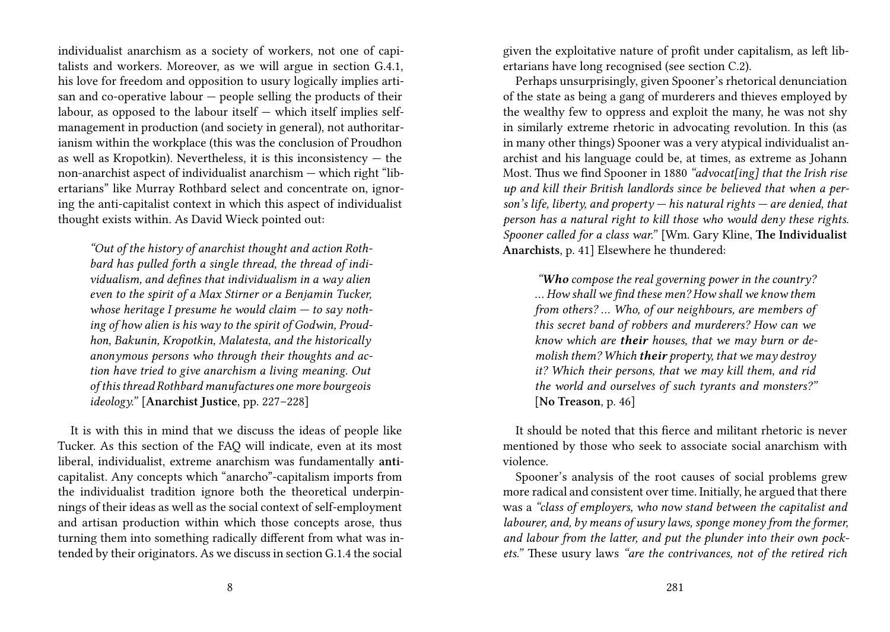individualist anarchism as a society of workers, not one of capitalists and workers. Moreover, as we will argue in section G.4.1, his love for freedom and opposition to usury logically implies artisan and co-operative labour — people selling the products of their labour, as opposed to the labour itself — which itself implies self-management in production (and society in general), not authoritarianism within the workplace (this was the conclusion of Proudhon as well as Kropotkin). Nevertheless, it is this inconsistency — the non-anarchist aspect of individualist anarchism — which right "libertarians" like Murray Rothbard select and concentrate on, ignoring the anti-capitalist context in which this aspect of individualist thought exists within. As David Wieck pointed out:

> *"Out of the history of anarchist thought and action Rothbard has pulled forth a single thread, the thread of individualism, and defines that individualism in a way alien even to the spirit of a Max Stirner or a Benjamin Tucker, whose heritage I presume he would claim — to say nothing of how alien is his way to the spirit of Godwin, Proudhon, Bakunin, Kropotkin, Malatesta, and the historically anonymous persons who through their thoughts and action have tried to give anarchism a living meaning. Out of this thread Rothbard manufactures one more bourgeois ideology."* [**Anarchist Justice**, pp. 227–228]

It is with this in mind that we discuss the ideas of people like Tucker. As this section of the FAQ will indicate, even at its most liberal, individualist, extreme anarchism was fundamentally **anti**-capitalist. Any concepts which "anarcho"-capitalism imports from the individualist tradition ignore both the theoretical underpinnings of their ideas as well as the social context of self-employment and artisan production within which those concepts arose, thus turning them into something radically different from what was intended by their originators. As we discuss in section G.1.4 the social

given the exploitative nature of profit under capitalism, as left libertarians have long recognised (see section C.2).

Perhaps unsurprisingly, given Spooner's rhetorical denunciation of the state as being a gang of murderers and thieves employed by the wealthy few to oppress and exploit the many, he was not shy in similarly extreme rhetoric in advocating revolution. In this (as in many other things) Spooner was a very atypical individualist anarchist and his language could be, at times, as extreme as Johann Most. Thus we find Spooner in 1880 *"advocat[ing] that the Irish rise up and kill their British landlords since be believed that when a person's life, liberty, and property — his natural rights — are denied, that person has a natural right to kill those who would deny these rights. Spooner called for a class war."* [Wm. Gary Kline, **The Individualist Anarchists**, p. 41] Elsewhere he thundered:

> *"**Who** compose the real governing power in the country? … How shall we find these men? How shall we know them from others? … Who, of our neighbours, are members of this secret band of robbers and murderers? How can we know which are **their** houses, that we may burn or demolish them? Which **their** property, that we may destroy it? Which their persons, that we may kill them, and rid the world and ourselves of such tyrants and monsters?"* [**No Treason**, p. 46]

It should be noted that this fierce and militant rhetoric is never mentioned by those who seek to associate social anarchism with violence.

Spooner's analysis of the root causes of social problems grew more radical and consistent over time. Initially, he argued that there was a *"class of employers, who now stand between the capitalist and labourer, and, by means of usury laws, sponge money from the former, and labour from the latter, and put the plunder into their own pockets."* These usury laws *"are the contrivances, not of the retired rich*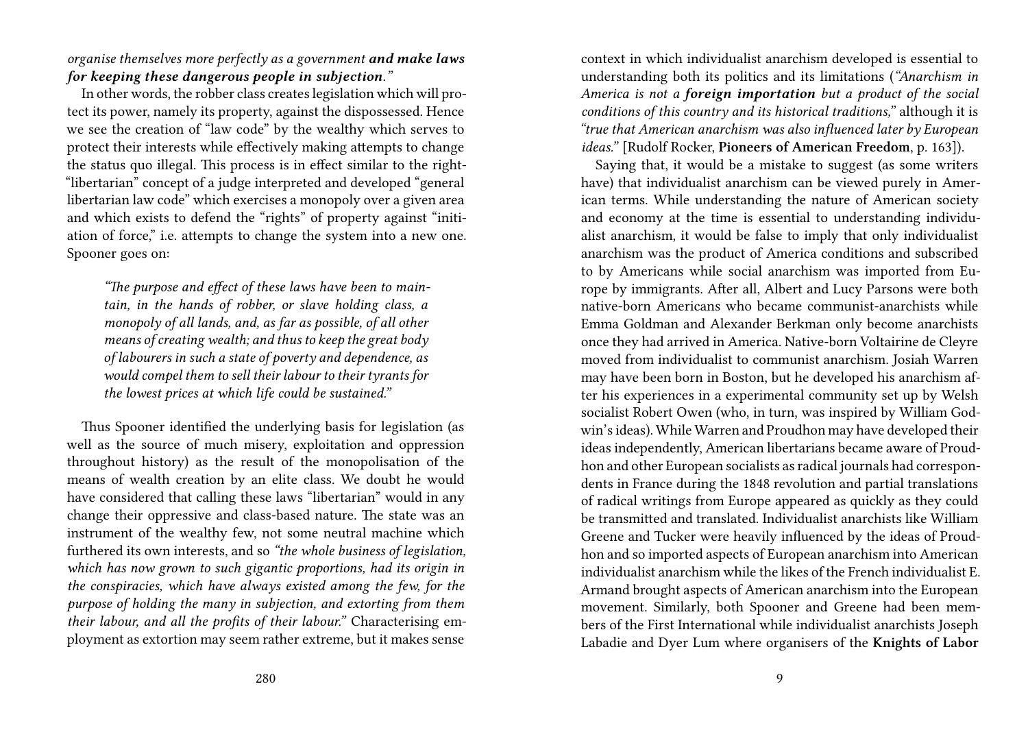*organise themselves more perfectly as a government **and make laws for keeping these dangerous people in subjection.**"*

In other words, the robber class creates legislation which will protect its power, namely its property, against the dispossessed. Hence we see the creation of "law code" by the wealthy which serves to protect their interests while effectively making attempts to change the status quo illegal. This process is in effect similar to the right-"libertarian" concept of a judge interpreted and developed "general libertarian law code" which exercises a monopoly over a given area and which exists to defend the "rights" of property against "initiation of force," i.e. attempts to change the system into a new one. Spooner goes on:

> *"The purpose and effect of these laws have been to maintain, in the hands of robber, or slave holding class, a monopoly of all lands, and, as far as possible, of all other means of creating wealth; and thus to keep the great body of labourers in such a state of poverty and dependence, as would compel them to sell their labour to their tyrants for the lowest prices at which life could be sustained."*

Thus Spooner identified the underlying basis for legislation (as well as the source of much misery, exploitation and oppression throughout history) as the result of the monopolisation of the means of wealth creation by an elite class. We doubt he would have considered that calling these laws "libertarian" would in any change their oppressive and class-based nature. The state was an instrument of the wealthy few, not some neutral machine which furthered its own interests, and so *"the whole business of legislation, which has now grown to such gigantic proportions, had its origin in the conspiracies, which have always existed among the few, for the purpose of holding the many in subjection, and extorting from them their labour, and all the profits of their labour."* Characterising employment as extortion may seem rather extreme, but it makes sense

context in which individualist anarchism developed is essential to understanding both its politics and its limitations (*"Anarchism in America is not a **foreign importation** but a product of the social conditions of this country and its historical traditions,"* although it is *"true that American anarchism was also influenced later by European ideas."* [Rudolf Rocker, **Pioneers of American Freedom**, p. 163]).

Saying that, it would be a mistake to suggest (as some writers have) that individualist anarchism can be viewed purely in American terms. While understanding the nature of American society and economy at the time is essential to understanding individualist anarchism, it would be false to imply that only individualist anarchism was the product of America conditions and subscribed to by Americans while social anarchism was imported from Europe by immigrants. After all, Albert and Lucy Parsons were both native-born Americans who became communist-anarchists while Emma Goldman and Alexander Berkman only become anarchists once they had arrived in America. Native-born Voltairine de Cleyre moved from individualist to communist anarchism. Josiah Warren may have been born in Boston, but he developed his anarchism after his experiences in a experimental community set up by Welsh socialist Robert Owen (who, in turn, was inspired by William Godwin's ideas). While Warren and Proudhon may have developed their ideas independently, American libertarians became aware of Proudhon and other European socialists as radical journals had correspondents in France during the 1848 revolution and partial translations of radical writings from Europe appeared as quickly as they could be transmitted and translated. Individualist anarchists like William Greene and Tucker were heavily influenced by the ideas of Proudhon and so imported aspects of European anarchism into American individualist anarchism while the likes of the French individualist E. Armand brought aspects of American anarchism into the European movement. Similarly, both Spooner and Greene had been members of the First International while individualist anarchists Joseph Labadie and Dyer Lum where organisers of the **Knights of Labor**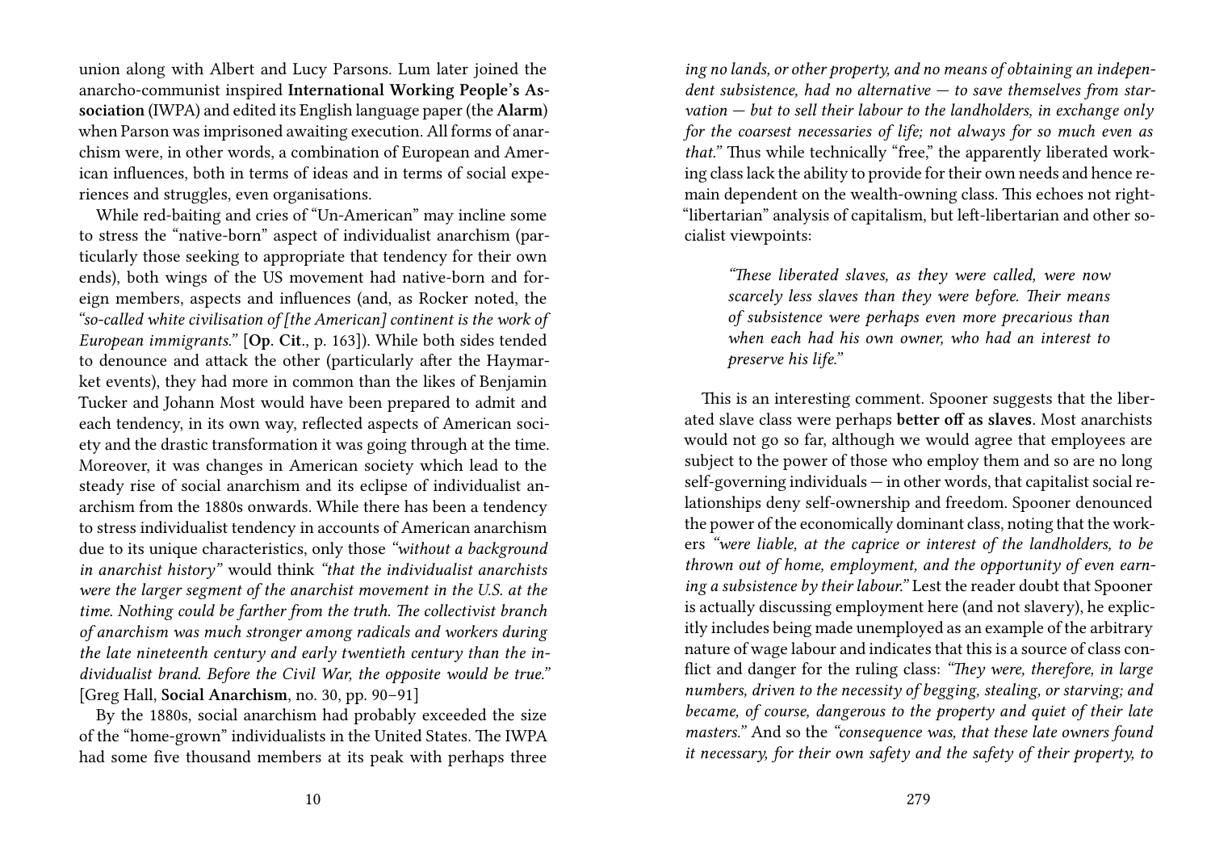union along with Albert and Lucy Parsons. Lum later joined the anarcho-communist inspired **International Working People's Association** (IWPA) and edited its English language paper (the **Alarm**) when Parson was imprisoned awaiting execution. All forms of anarchism were, in other words, a combination of European and American influences, both in terms of ideas and in terms of social experiences and struggles, even organisations.

While red-baiting and cries of "Un-American" may incline some to stress the "native-born" aspect of individualist anarchism (particularly those seeking to appropriate that tendency for their own ends), both wings of the US movement had native-born and foreign members, aspects and influences (and, as Rocker noted, the *"so-called white civilisation of [the American] continent is the work of European immigrants."* [**Op. Cit.**, p. 163]). While both sides tended to denounce and attack the other (particularly after the Haymarket events), they had more in common than the likes of Benjamin Tucker and Johann Most would have been prepared to admit and each tendency, in its own way, reflected aspects of American society and the drastic transformation it was going through at the time. Moreover, it was changes in American society which lead to the steady rise of social anarchism and its eclipse of individualist anarchism from the 1880s onwards. While there has been a tendency to stress individualist tendency in accounts of American anarchism due to its unique characteristics, only those *"without a background in anarchist history"* would think *"that the individualist anarchists were the larger segment of the anarchist movement in the U.S. at the time. Nothing could be farther from the truth. The collectivist branch of anarchism was much stronger among radicals and workers during the late nineteenth century and early twentieth century than the individualist brand. Before the Civil War, the opposite would be true."* [Greg Hall, **Social Anarchism**, no. 30, pp. 90–91]

By the 1880s, social anarchism had probably exceeded the size of the "home-grown" individualists in the United States. The IWPA had some five thousand members at its peak with perhaps three

*ing no lands, or other property, and no means of obtaining an independent subsistence, had no alternative — to save themselves from starvation — but to sell their labour to the landholders, in exchange only for the coarsest necessaries of life; not always for so much even as that."* Thus while technically "free," the apparently liberated working class lack the ability to provide for their own needs and hence remain dependent on the wealth-owning class. This echoes not right-"libertarian" analysis of capitalism, but left-libertarian and other socialist viewpoints:

> *"These liberated slaves, as they were called, were now scarcely less slaves than they were before. Their means of subsistence were perhaps even more precarious than when each had his own owner, who had an interest to preserve his life."*

This is an interesting comment. Spooner suggests that the liberated slave class were perhaps **better off as slaves**. Most anarchists would not go so far, although we would agree that employees are subject to the power of those who employ them and so are no long self-governing individuals — in other words, that capitalist social relationships deny self-ownership and freedom. Spooner denounced the power of the economically dominant class, noting that the workers *"were liable, at the caprice or interest of the landholders, to be thrown out of home, employment, and the opportunity of even earning a subsistence by their labour."* Lest the reader doubt that Spooner is actually discussing employment here (and not slavery), he explicitly includes being made unemployed as an example of the arbitrary nature of wage labour and indicates that this is a source of class conflict and danger for the ruling class: *"They were, therefore, in large numbers, driven to the necessity of begging, stealing, or starving; and became, of course, dangerous to the property and quiet of their late masters."* And so the *"consequence was, that these late owners found it necessary, for their own safety and the safety of their property, to*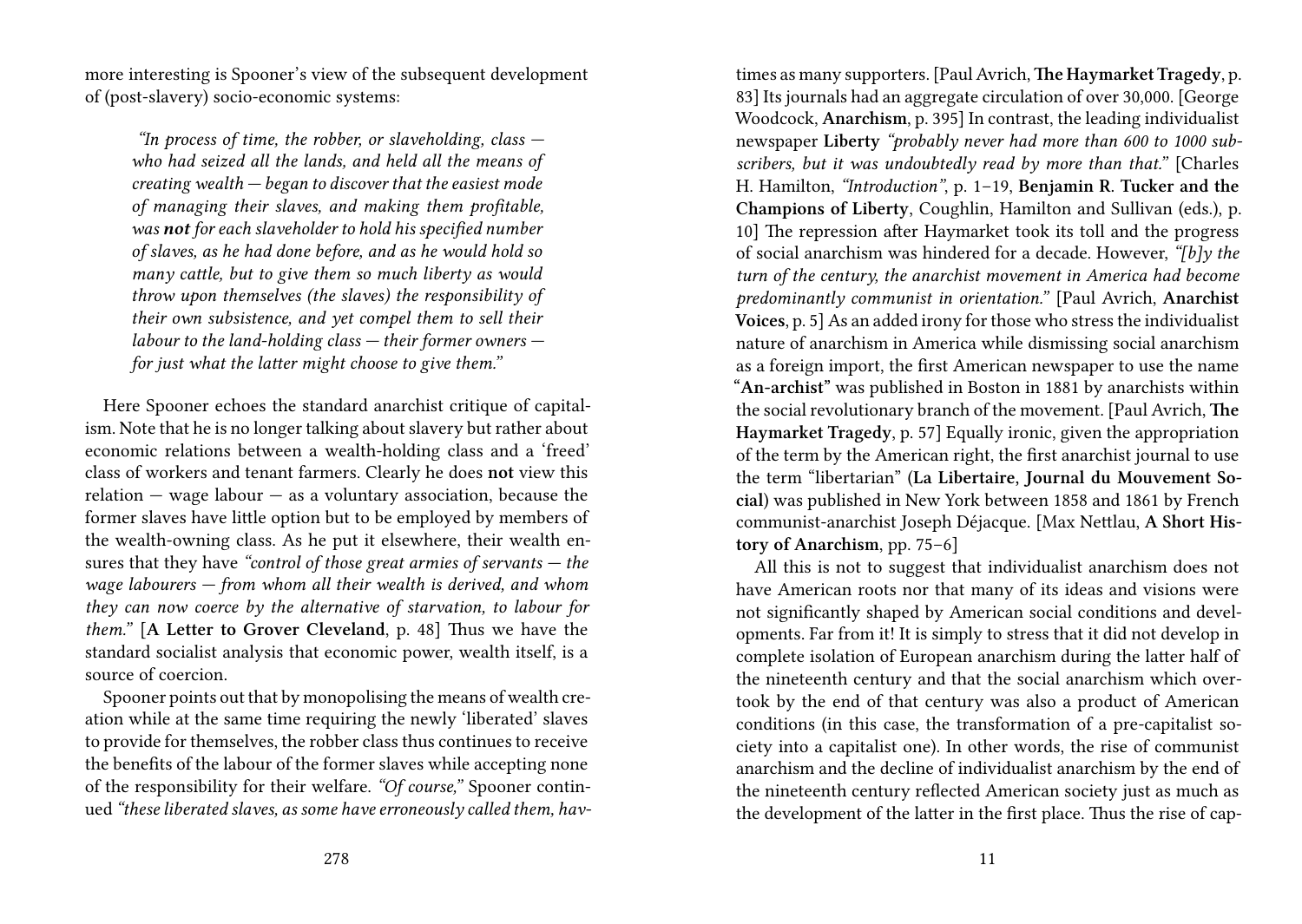more interesting is Spooner's view of the subsequent development of (post-slavery) socio-economic systems:

> *"In process of time, the robber, or slaveholding, class — who had seized all the lands, and held all the means of creating wealth — began to discover that the easiest mode of managing their slaves, and making them profitable, was **not** for each slaveholder to hold his specified number of slaves, as he had done before, and as he would hold so many cattle, but to give them so much liberty as would throw upon themselves (the slaves) the responsibility of their own subsistence, and yet compel them to sell their labour to the land-holding class — their former owners — for just what the latter might choose to give them."*

Here Spooner echoes the standard anarchist critique of capitalism. Note that he is no longer talking about slavery but rather about economic relations between a wealth-holding class and a 'freed' class of workers and tenant farmers. Clearly he does **not** view this relation — wage labour — as a voluntary association, because the former slaves have little option but to be employed by members of the wealth-owning class. As he put it elsewhere, their wealth ensures that they have *"control of those great armies of servants — the wage labourers — from whom all their wealth is derived, and whom they can now coerce by the alternative of starvation, to labour for them."* [**A Letter to Grover Cleveland**, p. 48] Thus we have the standard socialist analysis that economic power, wealth itself, is a source of coercion.

Spooner points out that by monopolising the means of wealth creation while at the same time requiring the newly 'liberated' slaves to provide for themselves, the robber class thus continues to receive the benefits of the labour of the former slaves while accepting none of the responsibility for their welfare. *"Of course,"* Spooner continued *"these liberated slaves, as some have erroneously called them, hav-*

times as many supporters. [Paul Avrich, **The Haymarket Tragedy**, p. 83] Its journals had an aggregate circulation of over 30,000. [George Woodcock, **Anarchism**, p. 395] In contrast, the leading individualist newspaper **Liberty** *"probably never had more than 600 to 1000 subscribers, but it was undoubtedly read by more than that."* [Charles H. Hamilton, *"Introduction"*, p. 1–19, **Benjamin R. Tucker and the Champions of Liberty**, Coughlin, Hamilton and Sullivan (eds.), p. 10] The repression after Haymarket took its toll and the progress of social anarchism was hindered for a decade. However, *"[b]y the turn of the century, the anarchist movement in America had become predominantly communist in orientation."* [Paul Avrich, **Anarchist Voices**, p. 5] As an added irony for those who stress the individualist nature of anarchism in America while dismissing social anarchism as a foreign import, the first American newspaper to use the name **"An-archist"** was published in Boston in 1881 by anarchists within the social revolutionary branch of the movement. [Paul Avrich, **The Haymarket Tragedy**, p. 57] Equally ironic, given the appropriation of the term by the American right, the first anarchist journal to use the term "libertarian" (**La Libertaire, Journal du Mouvement Social**) was published in New York between 1858 and 1861 by French communist-anarchist Joseph Déjacque. [Max Nettlau, **A Short History of Anarchism**, pp. 75–6]

All this is not to suggest that individualist anarchism does not have American roots nor that many of its ideas and visions were not significantly shaped by American social conditions and developments. Far from it! It is simply to stress that it did not develop in complete isolation of European anarchism during the latter half of the nineteenth century and that the social anarchism which overtook by the end of that century was also a product of American conditions (in this case, the transformation of a pre-capitalist society into a capitalist one). In other words, the rise of communist anarchism and the decline of individualist anarchism by the end of the nineteenth century reflected American society just as much as the development of the latter in the first place. Thus the rise of cap-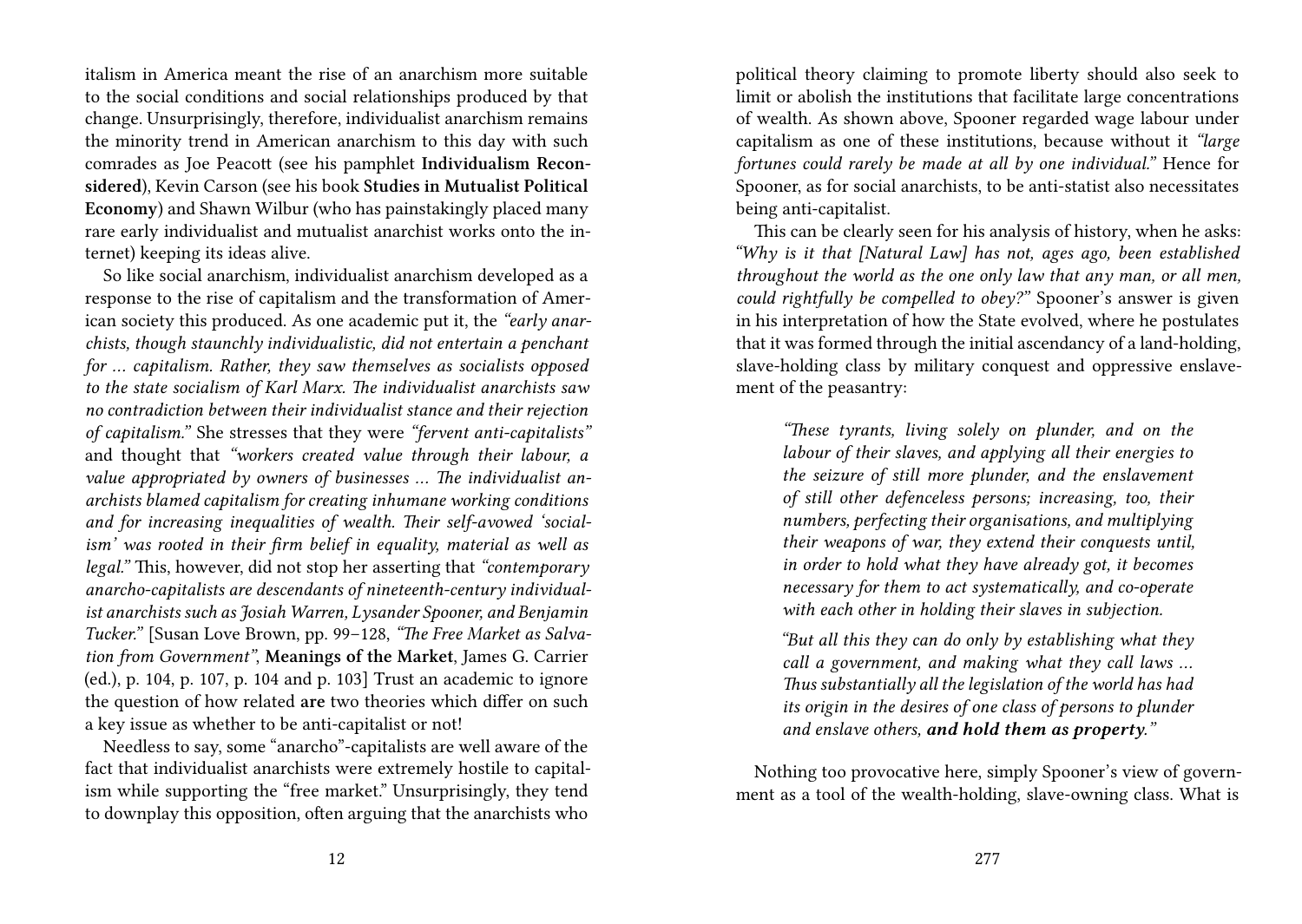italism in America meant the rise of an anarchism more suitable to the social conditions and social relationships produced by that change. Unsurprisingly, therefore, individualist anarchism remains the minority trend in American anarchism to this day with such comrades as Joe Peacott (see his pamphlet **Individualism Reconsidered**), Kevin Carson (see his book **Studies in Mutualist Political Economy**) and Shawn Wilbur (who has painstakingly placed many rare early individualist and mutualist anarchist works onto the internet) keeping its ideas alive.

So like social anarchism, individualist anarchism developed as a response to the rise of capitalism and the transformation of American society this produced. As one academic put it, the *"early anarchists, though staunchly individualistic, did not entertain a penchant for … capitalism. Rather, they saw themselves as socialists opposed to the state socialism of Karl Marx. The individualist anarchists saw no contradiction between their individualist stance and their rejection of capitalism."* She stresses that they were *"fervent anti-capitalists"* and thought that *"workers created value through their labour, a value appropriated by owners of businesses … The individualist anarchists blamed capitalism for creating inhumane working conditions and for increasing inequalities of wealth. Their self-avowed 'socialism' was rooted in their firm belief in equality, material as well as legal."* This, however, did not stop her asserting that *"contemporary anarcho-capitalists are descendants of nineteenth-century individualist anarchists such as Josiah Warren, Lysander Spooner, and Benjamin Tucker."* [Susan Love Brown, pp. 99–128, *"The Free Market as Salvation from Government"*, **Meanings of the Market**, James G. Carrier (ed.), p. 104, p. 107, p. 104 and p. 103] Trust an academic to ignore the question of how related **are** two theories which differ on such a key issue as whether to be anti-capitalist or not!

Needless to say, some "anarcho"-capitalists are well aware of the fact that individualist anarchists were extremely hostile to capitalism while supporting the "free market." Unsurprisingly, they tend to downplay this opposition, often arguing that the anarchists who

political theory claiming to promote liberty should also seek to limit or abolish the institutions that facilitate large concentrations of wealth. As shown above, Spooner regarded wage labour under capitalism as one of these institutions, because without it *"large fortunes could rarely be made at all by one individual."* Hence for Spooner, as for social anarchists, to be anti-statist also necessitates being anti-capitalist.

This can be clearly seen for his analysis of history, when he asks: *"Why is it that [Natural Law] has not, ages ago, been established throughout the world as the one only law that any man, or all men, could rightfully be compelled to obey?"* Spooner's answer is given in his interpretation of how the State evolved, where he postulates that it was formed through the initial ascendancy of a land-holding, slave-holding class by military conquest and oppressive enslavement of the peasantry:

> *"These tyrants, living solely on plunder, and on the labour of their slaves, and applying all their energies to the seizure of still more plunder, and the enslavement of still other defenceless persons; increasing, too, their numbers, perfecting their organisations, and multiplying their weapons of war, they extend their conquests until, in order to hold what they have already got, it becomes necessary for them to act systematically, and co-operate with each other in holding their slaves in subjection.*
>
> *"But all this they can do only by establishing what they call a government, and making what they call laws … Thus substantially all the legislation of the world has had its origin in the desires of one class of persons to plunder and enslave others,* ***and hold them as property.****"*

Nothing too provocative here, simply Spooner's view of government as a tool of the wealth-holding, slave-owning class. What is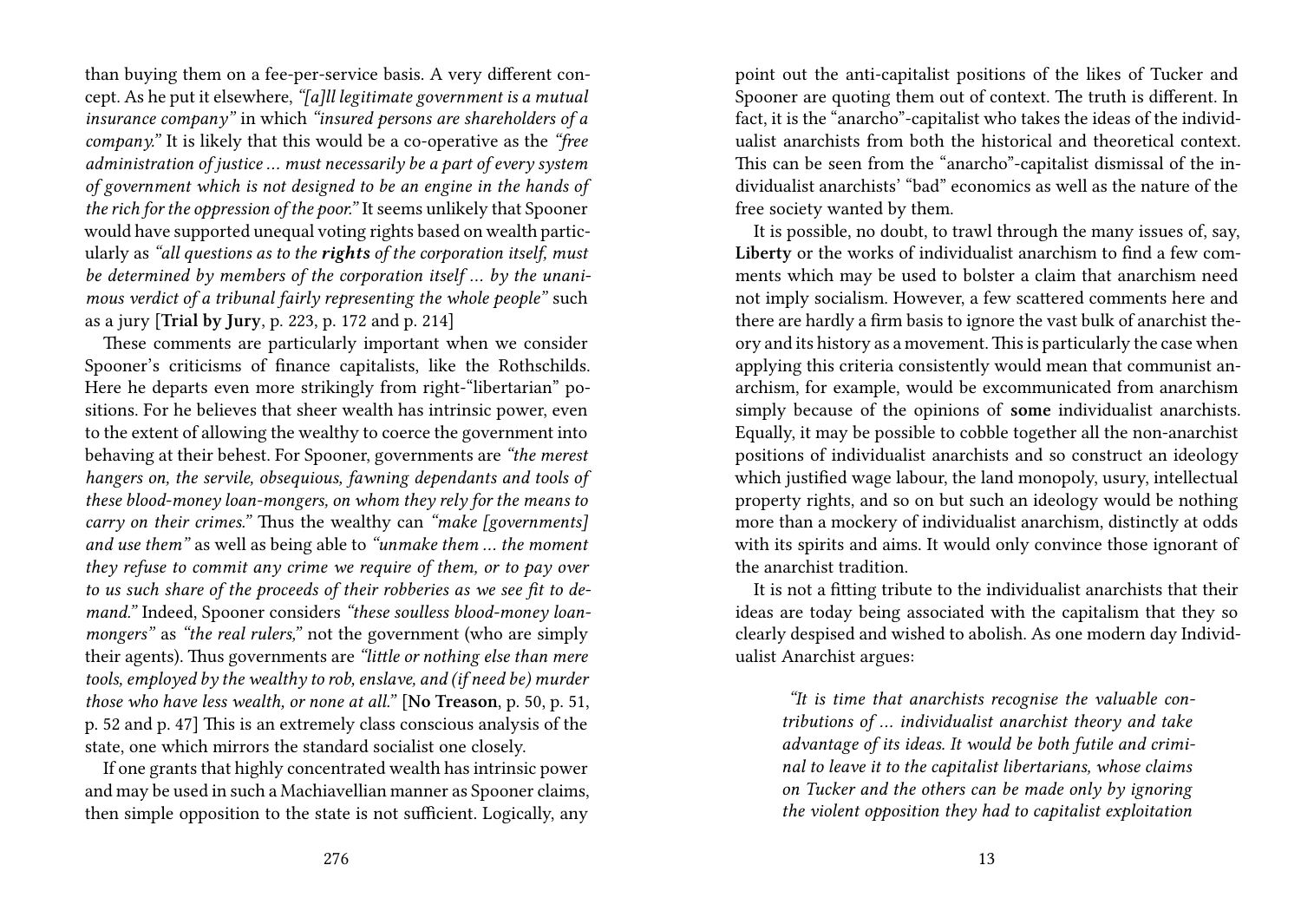than buying them on a fee-per-service basis. A very different concept. As he put it elsewhere, *"[a]ll legitimate government is a mutual insurance company"* in which *"insured persons are shareholders of a company."* It is likely that this would be a co-operative as the *"free administration of justice … must necessarily be a part of every system of government which is not designed to be an engine in the hands of the rich for the oppression of the poor."* It seems unlikely that Spooner would have supported unequal voting rights based on wealth particularly as *"all questions as to the **rights** of the corporation itself, must be determined by members of the corporation itself … by the unanimous verdict of a tribunal fairly representing the whole people"* such as a jury [**Trial by Jury**, p. 223, p. 172 and p. 214]

These comments are particularly important when we consider Spooner's criticisms of finance capitalists, like the Rothschilds. Here he departs even more strikingly from right-"libertarian" positions. For he believes that sheer wealth has intrinsic power, even to the extent of allowing the wealthy to coerce the government into behaving at their behest. For Spooner, governments are *"the merest hangers on, the servile, obsequious, fawning dependants and tools of these blood-money loan-mongers, on whom they rely for the means to carry on their crimes."* Thus the wealthy can *"make [governments] and use them"* as well as being able to *"unmake them … the moment they refuse to commit any crime we require of them, or to pay over to us such share of the proceeds of their robberies as we see fit to demand."* Indeed, Spooner considers *"these soulless blood-money loan-mongers"* as *"the real rulers,"* not the government (who are simply their agents). Thus governments are *"little or nothing else than mere tools, employed by the wealthy to rob, enslave, and (if need be) murder those who have less wealth, or none at all."* [**No Treason**, p. 50, p. 51, p. 52 and p. 47] This is an extremely class conscious analysis of the state, one which mirrors the standard socialist one closely.

If one grants that highly concentrated wealth has intrinsic power and may be used in such a Machiavellian manner as Spooner claims, then simple opposition to the state is not sufficient. Logically, any

point out the anti-capitalist positions of the likes of Tucker and Spooner are quoting them out of context. The truth is different. In fact, it is the "anarcho"-capitalist who takes the ideas of the individualist anarchists from both the historical and theoretical context. This can be seen from the "anarcho"-capitalist dismissal of the individualist anarchists' "bad" economics as well as the nature of the free society wanted by them.

It is possible, no doubt, to trawl through the many issues of, say, **Liberty** or the works of individualist anarchism to find a few comments which may be used to bolster a claim that anarchism need not imply socialism. However, a few scattered comments here and there are hardly a firm basis to ignore the vast bulk of anarchist theory and its history as a movement. This is particularly the case when applying this criteria consistently would mean that communist anarchism, for example, would be excommunicated from anarchism simply because of the opinions of **some** individualist anarchists. Equally, it may be possible to cobble together all the non-anarchist positions of individualist anarchists and so construct an ideology which justified wage labour, the land monopoly, usury, intellectual property rights, and so on but such an ideology would be nothing more than a mockery of individualist anarchism, distinctly at odds with its spirits and aims. It would only convince those ignorant of the anarchist tradition.

It is not a fitting tribute to the individualist anarchists that their ideas are today being associated with the capitalism that they so clearly despised and wished to abolish. As one modern day Individualist Anarchist argues:

> *"It is time that anarchists recognise the valuable contributions of … individualist anarchist theory and take advantage of its ideas. It would be both futile and criminal to leave it to the capitalist libertarians, whose claims on Tucker and the others can be made only by ignoring the violent opposition they had to capitalist exploitation*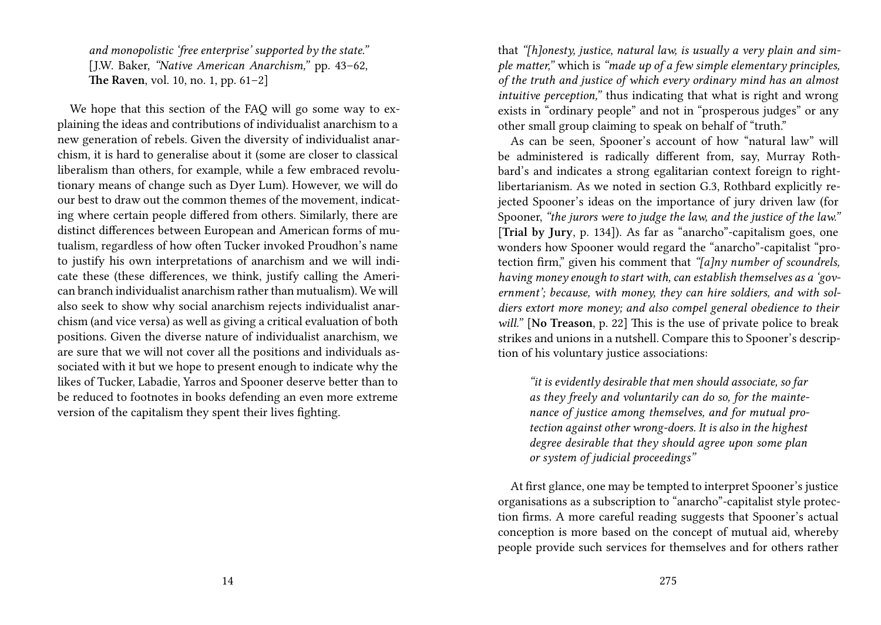*and monopolistic 'free enterprise' supported by the state."* [J.W. Baker, *"Native American Anarchism,"* pp. 43–62, **The Raven**, vol. 10, no. 1, pp. 61–2]

We hope that this section of the FAQ will go some way to explaining the ideas and contributions of individualist anarchism to a new generation of rebels. Given the diversity of individualist anarchism, it is hard to generalise about it (some are closer to classical liberalism than others, for example, while a few embraced revolutionary means of change such as Dyer Lum). However, we will do our best to draw out the common themes of the movement, indicating where certain people differed from others. Similarly, there are distinct differences between European and American forms of mutualism, regardless of how often Tucker invoked Proudhon's name to justify his own interpretations of anarchism and we will indicate these (these differences, we think, justify calling the American branch individualist anarchism rather than mutualism). We will also seek to show why social anarchism rejects individualist anarchism (and vice versa) as well as giving a critical evaluation of both positions. Given the diverse nature of individualist anarchism, we are sure that we will not cover all the positions and individuals associated with it but we hope to present enough to indicate why the likes of Tucker, Labadie, Yarros and Spooner deserve better than to be reduced to footnotes in books defending an even more extreme version of the capitalism they spent their lives fighting.

that *"[h]onesty, justice, natural law, is usually a very plain and simple matter,"* which is *"made up of a few simple elementary principles, of the truth and justice of which every ordinary mind has an almost intuitive perception,"* thus indicating that what is right and wrong exists in "ordinary people" and not in "prosperous judges" or any other small group claiming to speak on behalf of "truth."

As can be seen, Spooner's account of how "natural law" will be administered is radically different from, say, Murray Rothbard's and indicates a strong egalitarian context foreign to right-libertarianism. As we noted in section G.3, Rothbard explicitly rejected Spooner's ideas on the importance of jury driven law (for Spooner, *"the jurors were to judge the law, and the justice of the law."* [**Trial by Jury**, p. 134]). As far as "anarcho"-capitalism goes, one wonders how Spooner would regard the "anarcho"-capitalist "protection firm," given his comment that *"[a]ny number of scoundrels, having money enough to start with, can establish themselves as a 'government'; because, with money, they can hire soldiers, and with soldiers extort more money; and also compel general obedience to their will."* [**No Treason**, p. 22] This is the use of private police to break strikes and unions in a nutshell. Compare this to Spooner's description of his voluntary justice associations:

> *"it is evidently desirable that men should associate, so far as they freely and voluntarily can do so, for the maintenance of justice among themselves, and for mutual protection against other wrong-doers. It is also in the highest degree desirable that they should agree upon some plan or system of judicial proceedings"*

At first glance, one may be tempted to interpret Spooner's justice organisations as a subscription to "anarcho"-capitalist style protection firms. A more careful reading suggests that Spooner's actual conception is more based on the concept of mutual aid, whereby people provide such services for themselves and for others rather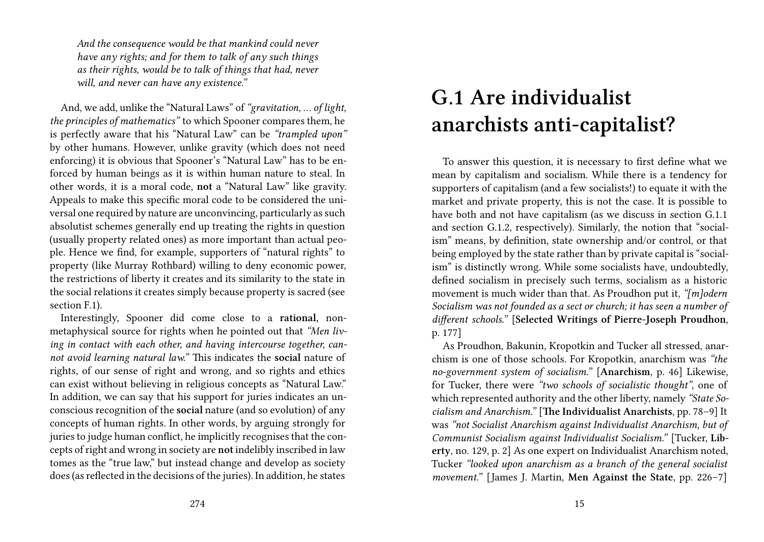*And the consequence would be that mankind could never have any rights; and for them to talk of any such things as their rights, would be to talk of things that had, never will, and never can have any existence."*

And, we add, unlike the "Natural Laws" of *"gravitation, ... of light, the principles of mathematics"* to which Spooner compares them, he is perfectly aware that his "Natural Law" can be *"trampled upon"* by other humans. However, unlike gravity (which does not need enforcing) it is obvious that Spooner's "Natural Law" has to be enforced by human beings as it is within human nature to steal. In other words, it is a moral code, **not** a "Natural Law" like gravity. Appeals to make this specific moral code to be considered the universal one required by nature are unconvincing, particularly as such absolutist schemes generally end up treating the rights in question (usually property related ones) as more important than actual people. Hence we find, for example, supporters of "natural rights" to property (like Murray Rothbard) willing to deny economic power, the restrictions of liberty it creates and its similarity to the state in the social relations it creates simply because property is sacred (see section F.1).

Interestingly, Spooner did come close to a **rational**, non-metaphysical source for rights when he pointed out that *"Men living in contact with each other, and having intercourse together, cannot avoid learning natural law."* This indicates the **social** nature of rights, of our sense of right and wrong, and so rights and ethics can exist without believing in religious concepts as "Natural Law." In addition, we can say that his support for juries indicates an unconscious recognition of the **social** nature (and so evolution) of any concepts of human rights. In other words, by arguing strongly for juries to judge human conflict, he implicitly recognises that the concepts of right and wrong in society are **not** indelibly inscribed in law tomes as the "true law," but instead change and develop as society does (as reflected in the decisions of the juries). In addition, he states

# G.1 Are individualist anarchists anti-capitalist?

To answer this question, it is necessary to first define what we mean by capitalism and socialism. While there is a tendency for supporters of capitalism (and a few socialists!) to equate it with the market and private property, this is not the case. It is possible to have both and not have capitalism (as we discuss in section G.1.1 and section G.1.2, respectively). Similarly, the notion that "socialism" means, by definition, state ownership and/or control, or that being employed by the state rather than by private capital is "socialism" is distinctly wrong. While some socialists have, undoubtedly, defined socialism in precisely such terms, socialism as a historic movement is much wider than that. As Proudhon put it, *"[m]odern Socialism was not founded as a sect or church; it has seen a number of different schools."* [**Selected Writings of Pierre-Joseph Proudhon**, p. 177]

As Proudhon, Bakunin, Kropotkin and Tucker all stressed, anarchism is one of those schools. For Kropotkin, anarchism was *"the no-government system of socialism."* [**Anarchism**, p. 46] Likewise, for Tucker, there were *"two schools of socialistic thought"*, one of which represented authority and the other liberty, namely *"State Socialism and Anarchism."* [**The Individualist Anarchists**, pp. 78–9] It was *"not Socialist Anarchism against Individualist Anarchism, but of Communist Socialism against Individualist Socialism."* [Tucker, **Liberty**, no. 129, p. 2] As one expert on Individualist Anarchism noted, Tucker *"looked upon anarchism as a branch of the general socialist movement."* [James J. Martin, **Men Against the State**, pp. 226–7]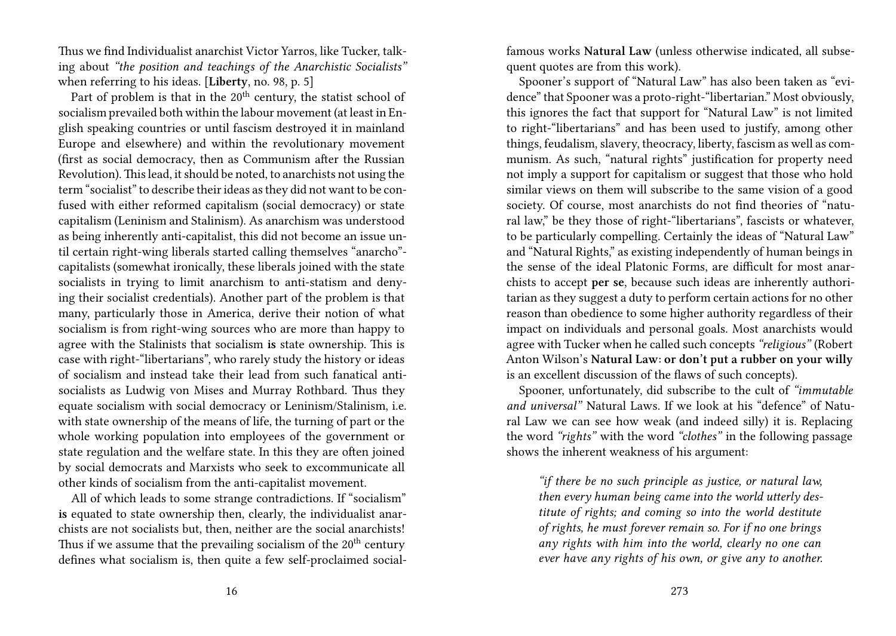Thus we find Individualist anarchist Victor Yarros, like Tucker, talking about *"the position and teachings of the Anarchistic Socialists"* when referring to his ideas. [**Liberty**, no. 98, p. 5]

Part of problem is that in the 20th century, the statist school of socialism prevailed both within the labour movement (at least in English speaking countries or until fascism destroyed it in mainland Europe and elsewhere) and within the revolutionary movement (first as social democracy, then as Communism after the Russian Revolution). This lead, it should be noted, to anarchists not using the term "socialist" to describe their ideas as they did not want to be confused with either reformed capitalism (social democracy) or state capitalism (Leninism and Stalinism). As anarchism was understood as being inherently anti-capitalist, this did not become an issue until certain right-wing liberals started calling themselves "anarcho"-capitalists (somewhat ironically, these liberals joined with the state socialists in trying to limit anarchism to anti-statism and denying their socialist credentials). Another part of the problem is that many, particularly those in America, derive their notion of what socialism is from right-wing sources who are more than happy to agree with the Stalinists that socialism **is** state ownership. This is case with right-"libertarians", who rarely study the history or ideas of socialism and instead take their lead from such fanatical anti-socialists as Ludwig von Mises and Murray Rothbard. Thus they equate socialism with social democracy or Leninism/Stalinism, i.e. with state ownership of the means of life, the turning of part or the whole working population into employees of the government or state regulation and the welfare state. In this they are often joined by social democrats and Marxists who seek to excommunicate all other kinds of socialism from the anti-capitalist movement.

All of which leads to some strange contradictions. If "socialism" **is** equated to state ownership then, clearly, the individualist anarchists are not socialists but, then, neither are the social anarchists! Thus if we assume that the prevailing socialism of the 20th century defines what socialism is, then quite a few self-proclaimed social-

famous works **Natural Law** (unless otherwise indicated, all subsequent quotes are from this work).

Spooner's support of "Natural Law" has also been taken as "evidence" that Spooner was a proto-right-"libertarian." Most obviously, this ignores the fact that support for "Natural Law" is not limited to right-"libertarians" and has been used to justify, among other things, feudalism, slavery, theocracy, liberty, fascism as well as communism. As such, "natural rights" justification for property need not imply a support for capitalism or suggest that those who hold similar views on them will subscribe to the same vision of a good society. Of course, most anarchists do not find theories of "natural law," be they those of right-"libertarians", fascists or whatever, to be particularly compelling. Certainly the ideas of "Natural Law" and "Natural Rights," as existing independently of human beings in the sense of the ideal Platonic Forms, are difficult for most anarchists to accept **per se**, because such ideas are inherently authoritarian as they suggest a duty to perform certain actions for no other reason than obedience to some higher authority regardless of their impact on individuals and personal goals. Most anarchists would agree with Tucker when he called such concepts *"religious"* (Robert Anton Wilson's **Natural Law: or don't put a rubber on your willy** is an excellent discussion of the flaws of such concepts).

Spooner, unfortunately, did subscribe to the cult of *"immutable and universal"* Natural Laws. If we look at his "defence" of Natural Law we can see how weak (and indeed silly) it is. Replacing the word *"rights"* with the word *"clothes"* in the following passage shows the inherent weakness of his argument:

> *"if there be no such principle as justice, or natural law, then every human being came into the world utterly destitute of rights; and coming so into the world destitute of rights, he must forever remain so. For if no one brings any rights with him into the world, clearly no one can ever have any rights of his own, or give any to another.*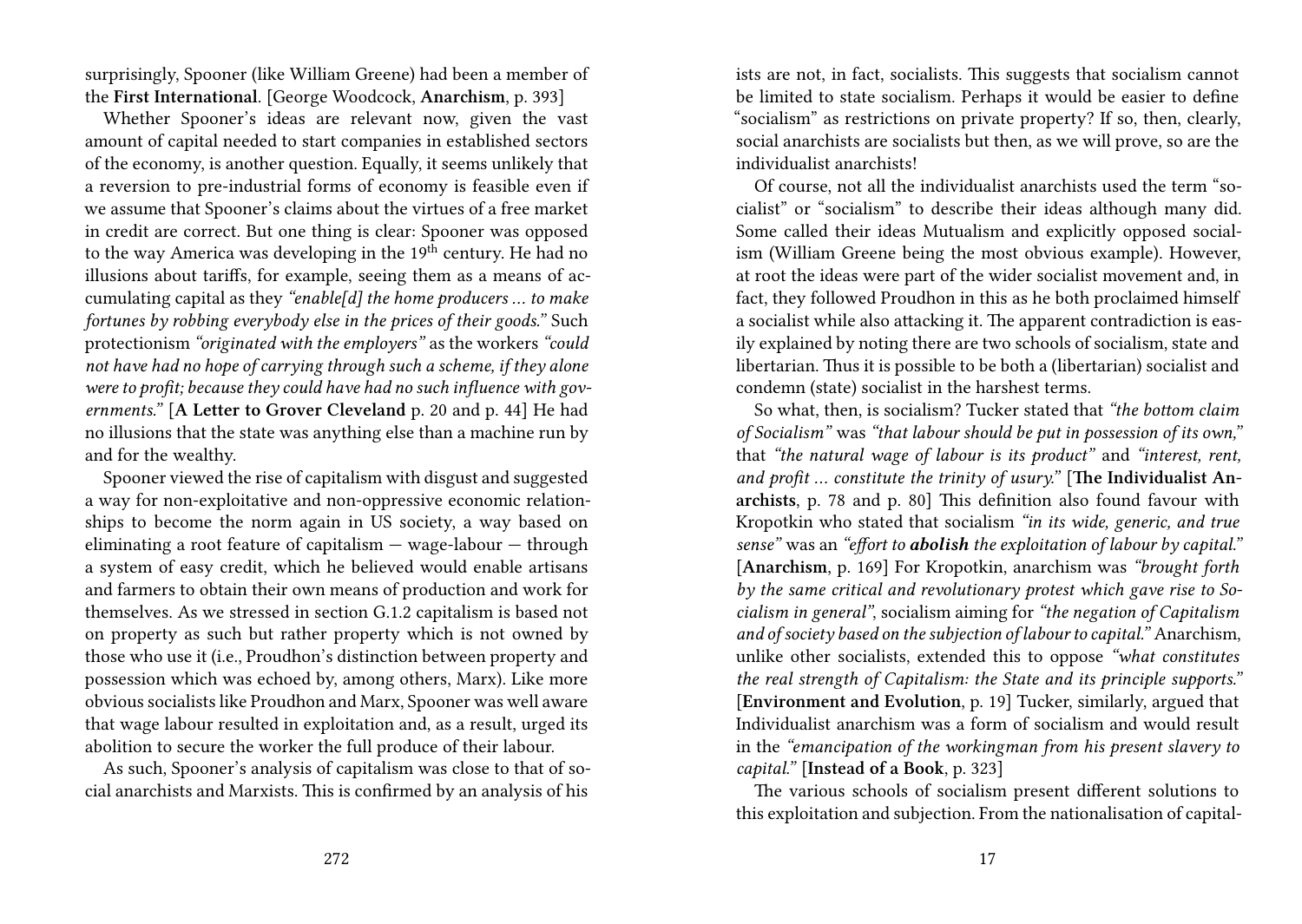surprisingly, Spooner (like William Greene) had been a member of the **First International**. [George Woodcock, **Anarchism**, p. 393]

Whether Spooner's ideas are relevant now, given the vast amount of capital needed to start companies in established sectors of the economy, is another question. Equally, it seems unlikely that a reversion to pre-industrial forms of economy is feasible even if we assume that Spooner's claims about the virtues of a free market in credit are correct. But one thing is clear: Spooner was opposed to the way America was developing in the 19th century. He had no illusions about tariffs, for example, seeing them as a means of accumulating capital as they *"enable[d] the home producers … to make fortunes by robbing everybody else in the prices of their goods."* Such protectionism *"originated with the employers"* as the workers *"could not have had no hope of carrying through such a scheme, if they alone were to profit; because they could have had no such influence with governments."* [**A Letter to Grover Cleveland** p. 20 and p. 44] He had no illusions that the state was anything else than a machine run by and for the wealthy.

Spooner viewed the rise of capitalism with disgust and suggested a way for non-exploitative and non-oppressive economic relationships to become the norm again in US society, a way based on eliminating a root feature of capitalism — wage-labour — through a system of easy credit, which he believed would enable artisans and farmers to obtain their own means of production and work for themselves. As we stressed in section G.1.2 capitalism is based not on property as such but rather property which is not owned by those who use it (i.e., Proudhon's distinction between property and possession which was echoed by, among others, Marx). Like more obvious socialists like Proudhon and Marx, Spooner was well aware that wage labour resulted in exploitation and, as a result, urged its abolition to secure the worker the full produce of their labour.

As such, Spooner's analysis of capitalism was close to that of social anarchists and Marxists. This is confirmed by an analysis of his

ists are not, in fact, socialists. This suggests that socialism cannot be limited to state socialism. Perhaps it would be easier to define "socialism" as restrictions on private property? If so, then, clearly, social anarchists are socialists but then, as we will prove, so are the individualist anarchists!

Of course, not all the individualist anarchists used the term "socialist" or "socialism" to describe their ideas although many did. Some called their ideas Mutualism and explicitly opposed socialism (William Greene being the most obvious example). However, at root the ideas were part of the wider socialist movement and, in fact, they followed Proudhon in this as he both proclaimed himself a socialist while also attacking it. The apparent contradiction is easily explained by noting there are two schools of socialism, state and libertarian. Thus it is possible to be both a (libertarian) socialist and condemn (state) socialist in the harshest terms.

So what, then, is socialism? Tucker stated that *"the bottom claim of Socialism"* was *"that labour should be put in possession of its own,"* that *"the natural wage of labour is its product"* and *"interest, rent, and profit … constitute the trinity of usury."* [**The Individualist Anarchists**, p. 78 and p. 80] This definition also found favour with Kropotkin who stated that socialism *"in its wide, generic, and true sense"* was an *"effort to **abolish** the exploitation of labour by capital."* [**Anarchism**, p. 169] For Kropotkin, anarchism was *"brought forth by the same critical and revolutionary protest which gave rise to Socialism in general"*, socialism aiming for *"the negation of Capitalism and of society based on the subjection of labour to capital."* Anarchism, unlike other socialists, extended this to oppose *"what constitutes the real strength of Capitalism: the State and its principle supports."* [**Environment and Evolution**, p. 19] Tucker, similarly, argued that Individualist anarchism was a form of socialism and would result in the *"emancipation of the workingman from his present slavery to capital."* [**Instead of a Book**, p. 323]

The various schools of socialism present different solutions to this exploitation and subjection. From the nationalisation of capital-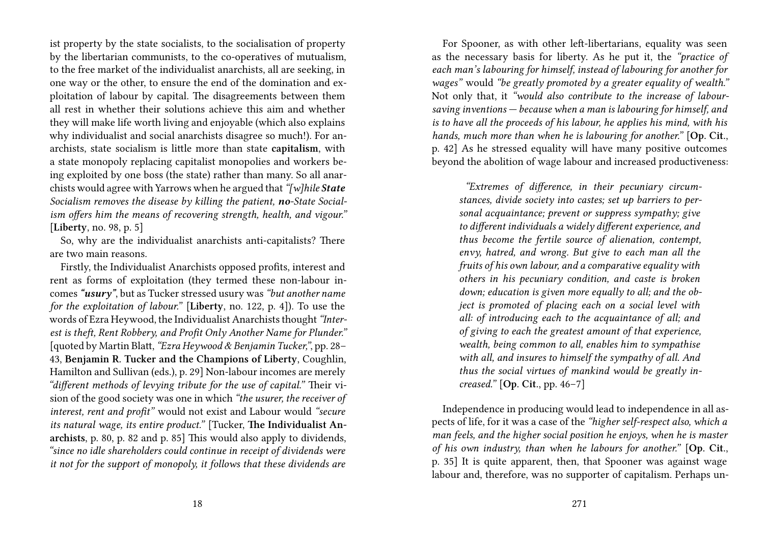ist property by the state socialists, to the socialisation of property by the libertarian communists, to the co-operatives of mutualism, to the free market of the individualist anarchists, all are seeking, in one way or the other, to ensure the end of the domination and exploitation of labour by capital. The disagreements between them all rest in whether their solutions achieve this aim and whether they will make life worth living and enjoyable (which also explains why individualist and social anarchists disagree so much!). For anarchists, state socialism is little more than state **capitalism**, with a state monopoly replacing capitalist monopolies and workers being exploited by one boss (the state) rather than many. So all anarchists would agree with Yarrows when he argued that *"[w]hile **State** Socialism removes the disease by killing the patient, **no**-State Socialism offers him the means of recovering strength, health, and vigour."* [**Liberty**, no. 98, p. 5]

So, why are the individualist anarchists anti-capitalists? There are two main reasons.

Firstly, the Individualist Anarchists opposed profits, interest and rent as forms of exploitation (they termed these non-labour incomes ***"usury"***, but as Tucker stressed usury was *"but another name for the exploitation of labour."* [**Liberty**, no. 122, p. 4]). To use the words of Ezra Heywood, the Individualist Anarchists thought *"Interest is theft, Rent Robbery, and Profit Only Another Name for Plunder."* [quoted by Martin Blatt, *"Ezra Heywood & Benjamin Tucker,"*, pp. 28–43, **Benjamin R. Tucker and the Champions of Liberty**, Coughlin, Hamilton and Sullivan (eds.), p. 29] Non-labour incomes are merely *"different methods of levying tribute for the use of capital."* Their vision of the good society was one in which *"the usurer, the receiver of interest, rent and profit"* would not exist and Labour would *"secure its natural wage, its entire product."* [Tucker, **The Individualist Anarchists**, p. 80, p. 82 and p. 85] This would also apply to dividends, *"since no idle shareholders could continue in receipt of dividends were it not for the support of monopoly, it follows that these dividends are*

For Spooner, as with other left-libertarians, equality was seen as the necessary basis for liberty. As he put it, the *"practice of each man's labouring for himself, instead of labouring for another for wages"* would *"be greatly promoted by a greater equality of wealth."* Not only that, it *"would also contribute to the increase of labour-saving inventions — because when a man is labouring for himself, and is to have all the proceeds of his labour, he applies his mind, with his hands, much more than when he is labouring for another."* [**Op. Cit.**, p. 42] As he stressed equality will have many positive outcomes beyond the abolition of wage labour and increased productiveness:

> *"Extremes of difference, in their pecuniary circumstances, divide society into castes; set up barriers to personal acquaintance; prevent or suppress sympathy; give to different individuals a widely different experience, and thus become the fertile source of alienation, contempt, envy, hatred, and wrong. But give to each man all the fruits of his own labour, and a comparative equality with others in his pecuniary condition, and caste is broken down; education is given more equally to all; and the object is promoted of placing each on a social level with all: of introducing each to the acquaintance of all; and of giving to each the greatest amount of that experience, wealth, being common to all, enables him to sympathise with all, and insures to himself the sympathy of all. And thus the social virtues of mankind would be greatly increased."* [**Op. Cit.**, pp. 46–7]

Independence in producing would lead to independence in all aspects of life, for it was a case of the *"higher self-respect also, which a man feels, and the higher social position he enjoys, when he is master of his own industry, than when he labours for another."* [**Op. Cit.**, p. 35] It is quite apparent, then, that Spooner was against wage labour and, therefore, was no supporter of capitalism. Perhaps un-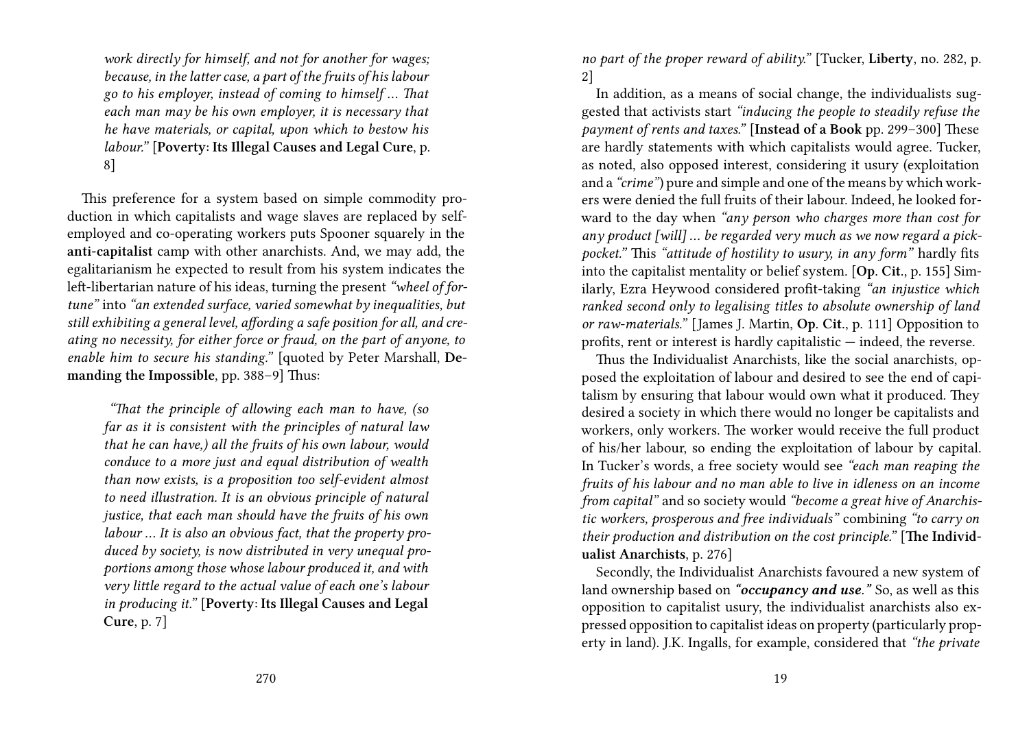*work directly for himself, and not for another for wages; because, in the latter case, a part of the fruits of his labour go to his employer, instead of coming to himself … That each man may be his own employer, it is necessary that he have materials, or capital, upon which to bestow his labour."* [**Poverty: Its Illegal Causes and Legal Cure**, p. 8]

This preference for a system based on simple commodity production in which capitalists and wage slaves are replaced by self-employed and co-operating workers puts Spooner squarely in the **anti-capitalist** camp with other anarchists. And, we may add, the egalitarianism he expected to result from his system indicates the left-libertarian nature of his ideas, turning the present *"wheel of fortune"* into *"an extended surface, varied somewhat by inequalities, but still exhibiting a general level, affording a safe position for all, and creating no necessity, for either force or fraud, on the part of anyone, to enable him to secure his standing."* [quoted by Peter Marshall, **Demanding the Impossible**, pp. 388–9] Thus:

> *"That the principle of allowing each man to have, (so far as it is consistent with the principles of natural law that he can have,) all the fruits of his own labour, would conduce to a more just and equal distribution of wealth than now exists, is a proposition too self-evident almost to need illustration. It is an obvious principle of natural justice, that each man should have the fruits of his own labour … It is also an obvious fact, that the property produced by society, is now distributed in very unequal proportions among those whose labour produced it, and with very little regard to the actual value of each one's labour in producing it."* [**Poverty: Its Illegal Causes and Legal Cure**, p. 7]

*no part of the proper reward of ability."* [Tucker, **Liberty**, no. 282, p. 2]

In addition, as a means of social change, the individualists suggested that activists start *"inducing the people to steadily refuse the payment of rents and taxes."* [**Instead of a Book** pp. 299–300] These are hardly statements with which capitalists would agree. Tucker, as noted, also opposed interest, considering it usury (exploitation and a *"crime"*) pure and simple and one of the means by which workers were denied the full fruits of their labour. Indeed, he looked forward to the day when *"any person who charges more than cost for any product [will] … be regarded very much as we now regard a pickpocket."* This *"attitude of hostility to usury, in any form"* hardly fits into the capitalist mentality or belief system. [**Op. Cit.**, p. 155] Similarly, Ezra Heywood considered profit-taking *"an injustice which ranked second only to legalising titles to absolute ownership of land or raw-materials."* [James J. Martin, **Op. Cit.**, p. 111] Opposition to profits, rent or interest is hardly capitalistic — indeed, the reverse.

Thus the Individualist Anarchists, like the social anarchists, opposed the exploitation of labour and desired to see the end of capitalism by ensuring that labour would own what it produced. They desired a society in which there would no longer be capitalists and workers, only workers. The worker would receive the full product of his/her labour, so ending the exploitation of labour by capital. In Tucker's words, a free society would see *"each man reaping the fruits of his labour and no man able to live in idleness on an income from capital"* and so society would *"become a great hive of Anarchistic workers, prosperous and free individuals"* combining *"to carry on their production and distribution on the cost principle."* [**The Individualist Anarchists**, p. 276]

Secondly, the Individualist Anarchists favoured a new system of land ownership based on ***"occupancy and use."*** So, as well as this opposition to capitalist usury, the individualist anarchists also expressed opposition to capitalist ideas on property (particularly property in land). J.K. Ingalls, for example, considered that *"the private*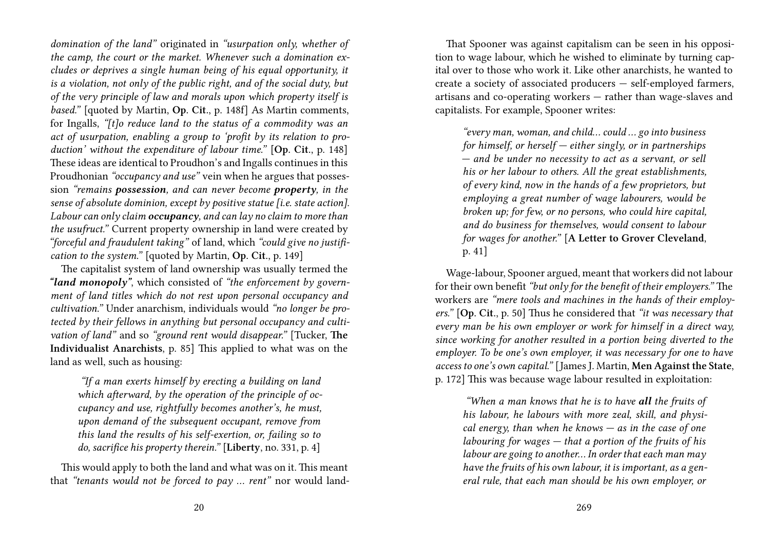*domination of the land"* originated in *"usurpation only, whether of the camp, the court or the market. Whenever such a domination excludes or deprives a single human being of his equal opportunity, it is a violation, not only of the public right, and of the social duty, but of the very principle of law and morals upon which property itself is based."* [quoted by Martin, **Op. Cit.**, p. 148f] As Martin comments, for Ingalls, *"[t]o reduce land to the status of a commodity was an act of usurpation, enabling a group to 'profit by its relation to production' without the expenditure of labour time."* [**Op. Cit.**, p. 148] These ideas are identical to Proudhon's and Ingalls continues in this Proudhonian *"occupancy and use"* vein when he argues that possession *"remains **possession**, and can never become **property**, in the sense of absolute dominion, except by positive statue [i.e. state action]. Labour can only claim **occupancy**, and can lay no claim to more than the usufruct."* Current property ownership in land were created by *"forceful and fraudulent taking"* of land, which *"could give no justification to the system."* [quoted by Martin, **Op. Cit.**, p. 149]

The capitalist system of land ownership was usually termed the ***"land monopoly"***, which consisted of *"the enforcement by government of land titles which do not rest upon personal occupancy and cultivation."* Under anarchism, individuals would *"no longer be protected by their fellows in anything but personal occupancy and cultivation of land"* and so *"ground rent would disappear."* [Tucker, **The Individualist Anarchists**, p. 85] This applied to what was on the land as well, such as housing:

> *"If a man exerts himself by erecting a building on land which afterward, by the operation of the principle of occupancy and use, rightfully becomes another's, he must, upon demand of the subsequent occupant, remove from this land the results of his self-exertion, or, failing so to do, sacrifice his property therein."* [**Liberty**, no. 331, p. 4]

This would apply to both the land and what was on it. This meant that *"tenants would not be forced to pay ... rent"* nor would land-

That Spooner was against capitalism can be seen in his opposition to wage labour, which he wished to eliminate by turning capital over to those who work it. Like other anarchists, he wanted to create a society of associated producers — self-employed farmers, artisans and co-operating workers — rather than wage-slaves and capitalists. For example, Spooner writes:

> *"every man, woman, and child... could ... go into business for himself, or herself — either singly, or in partnerships — and be under no necessity to act as a servant, or sell his or her labour to others. All the great establishments, of every kind, now in the hands of a few proprietors, but employing a great number of wage labourers, would be broken up; for few, or no persons, who could hire capital, and do business for themselves, would consent to labour for wages for another."* [**A Letter to Grover Cleveland**, p. 41]

Wage-labour, Spooner argued, meant that workers did not labour for their own benefit *"but only for the benefit of their employers."* The workers are *"mere tools and machines in the hands of their employers."* [**Op. Cit.**, p. 50] Thus he considered that *"it was necessary that every man be his own employer or work for himself in a direct way, since working for another resulted in a portion being diverted to the employer. To be one's own employer, it was necessary for one to have access to one's own capital."* [James J. Martin, **Men Against the State**, p. 172] This was because wage labour resulted in exploitation:

> *"When a man knows that he is to have **all** the fruits of his labour, he labours with more zeal, skill, and physical energy, than when he knows — as in the case of one labouring for wages — that a portion of the fruits of his labour are going to another... In order that each man may have the fruits of his own labour, it is important, as a general rule, that each man should be his own employer, or*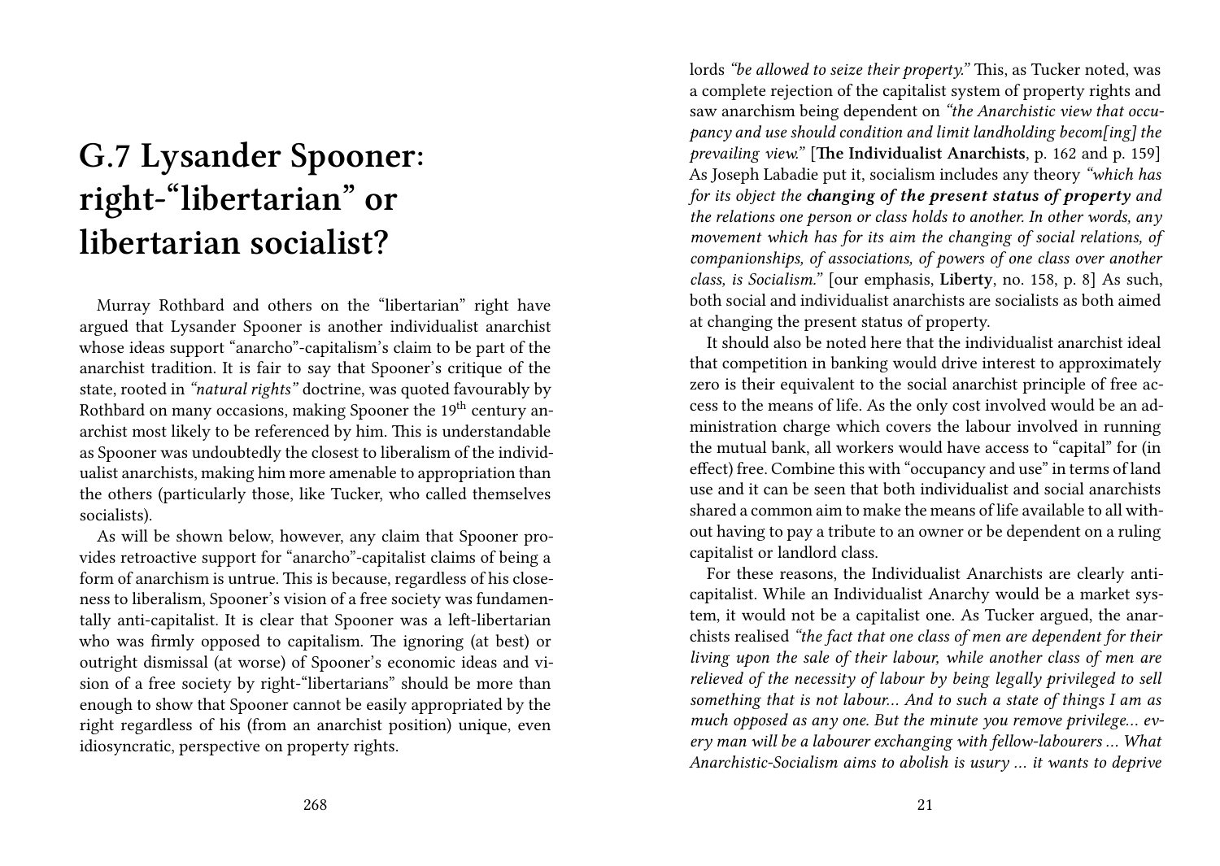# G.7 Lysander Spooner: right-"libertarian" or libertarian socialist?

Murray Rothbard and others on the "libertarian" right have argued that Lysander Spooner is another individualist anarchist whose ideas support "anarcho"-capitalism's claim to be part of the anarchist tradition. It is fair to say that Spooner's critique of the state, rooted in *"natural rights"* doctrine, was quoted favourably by Rothbard on many occasions, making Spooner the 19th century anarchist most likely to be referenced by him. This is understandable as Spooner was undoubtedly the closest to liberalism of the individualist anarchists, making him more amenable to appropriation than the others (particularly those, like Tucker, who called themselves socialists).

As will be shown below, however, any claim that Spooner provides retroactive support for "anarcho"-capitalist claims of being a form of anarchism is untrue. This is because, regardless of his closeness to liberalism, Spooner's vision of a free society was fundamentally anti-capitalist. It is clear that Spooner was a left-libertarian who was firmly opposed to capitalism. The ignoring (at best) or outright dismissal (at worse) of Spooner's economic ideas and vision of a free society by right-"libertarians" should be more than enough to show that Spooner cannot be easily appropriated by the right regardless of his (from an anarchist position) unique, even idiosyncratic, perspective on property rights.

lords *"be allowed to seize their property."* This, as Tucker noted, was a complete rejection of the capitalist system of property rights and saw anarchism being dependent on *"the Anarchistic view that occupancy and use should condition and limit landholding becom[ing] the prevailing view."* [**The Individualist Anarchists**, p. 162 and p. 159] As Joseph Labadie put it, socialism includes any theory *"which has for its object the **changing of the present status of property** and the relations one person or class holds to another. In other words, any movement which has for its aim the changing of social relations, of companionships, of associations, of powers of one class over another class, is Socialism."* [our emphasis, **Liberty**, no. 158, p. 8] As such, both social and individualist anarchists are socialists as both aimed at changing the present status of property.

It should also be noted here that the individualist anarchist ideal that competition in banking would drive interest to approximately zero is their equivalent to the social anarchist principle of free access to the means of life. As the only cost involved would be an administration charge which covers the labour involved in running the mutual bank, all workers would have access to "capital" for (in effect) free. Combine this with "occupancy and use" in terms of land use and it can be seen that both individualist and social anarchists shared a common aim to make the means of life available to all without having to pay a tribute to an owner or be dependent on a ruling capitalist or landlord class.

For these reasons, the Individualist Anarchists are clearly anti-capitalist. While an Individualist Anarchy would be a market system, it would not be a capitalist one. As Tucker argued, the anarchists realised *"the fact that one class of men are dependent for their living upon the sale of their labour, while another class of men are relieved of the necessity of labour by being legally privileged to sell something that is not labour... And to such a state of things I am as much opposed as any one. But the minute you remove privilege... every man will be a labourer exchanging with fellow-labourers ... What Anarchistic-Socialism aims to abolish is usury ... it wants to deprive*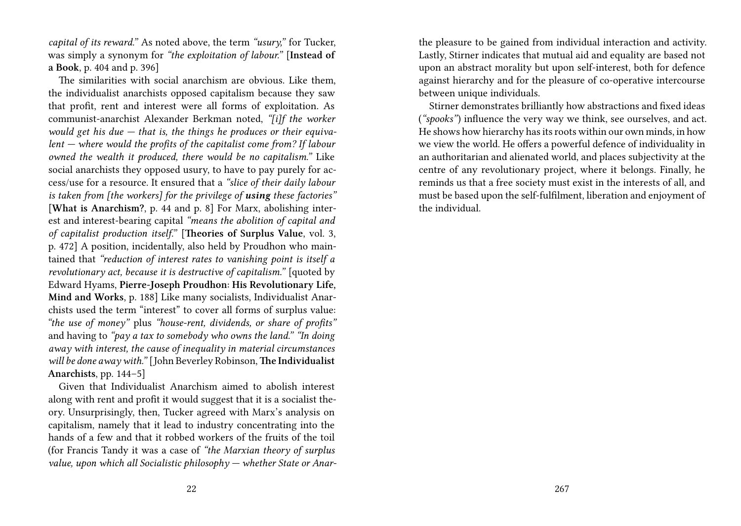*capital of its reward."* As noted above, the term *"usury,"* for Tucker, was simply a synonym for *"the exploitation of labour."* [**Instead of a Book**, p. 404 and p. 396]

The similarities with social anarchism are obvious. Like them, the individualist anarchists opposed capitalism because they saw that profit, rent and interest were all forms of exploitation. As communist-anarchist Alexander Berkman noted, *"[i]f the worker would get his due — that is, the things he produces or their equivalent — where would the profits of the capitalist come from? If labour owned the wealth it produced, there would be no capitalism."* Like social anarchists they opposed usury, to have to pay purely for access/use for a resource. It ensured that a *"slice of their daily labour is taken from [the workers] for the privilege of* ***using*** *these factories"* [**What is Anarchism?**, p. 44 and p. 8] For Marx, abolishing interest and interest-bearing capital *"means the abolition of capital and of capitalist production itself."* [**Theories of Surplus Value**, vol. 3, p. 472] A position, incidentally, also held by Proudhon who maintained that *"reduction of interest rates to vanishing point is itself a revolutionary act, because it is destructive of capitalism."* [quoted by Edward Hyams, **Pierre-Joseph Proudhon: His Revolutionary Life, Mind and Works**, p. 188] Like many socialists, Individualist Anarchists used the term "interest" to cover all forms of surplus value: *"the use of money"* plus *"house-rent, dividends, or share of profits"* and having to *"pay a tax to somebody who owns the land." "In doing away with interest, the cause of inequality in material circumstances will be done away with."* [John Beverley Robinson, **The Individualist Anarchists**, pp. 144–5]

Given that Individualist Anarchism aimed to abolish interest along with rent and profit it would suggest that it is a socialist theory. Unsurprisingly, then, Tucker agreed with Marx's analysis on capitalism, namely that it lead to industry concentrating into the hands of a few and that it robbed workers of the fruits of the toil (for Francis Tandy it was a case of *"the Marxian theory of surplus value, upon which all Socialistic philosophy — whether State or Anar-*

the pleasure to be gained from individual interaction and activity. Lastly, Stirner indicates that mutual aid and equality are based not upon an abstract morality but upon self-interest, both for defence against hierarchy and for the pleasure of co-operative intercourse between unique individuals.

Stirner demonstrates brilliantly how abstractions and fixed ideas (*"spooks"*) influence the very way we think, see ourselves, and act. He shows how hierarchy has its roots within our own minds, in how we view the world. He offers a powerful defence of individuality in an authoritarian and alienated world, and places subjectivity at the centre of any revolutionary project, where it belongs. Finally, he reminds us that a free society must exist in the interests of all, and must be based upon the self-fulfilment, liberation and enjoyment of the individual.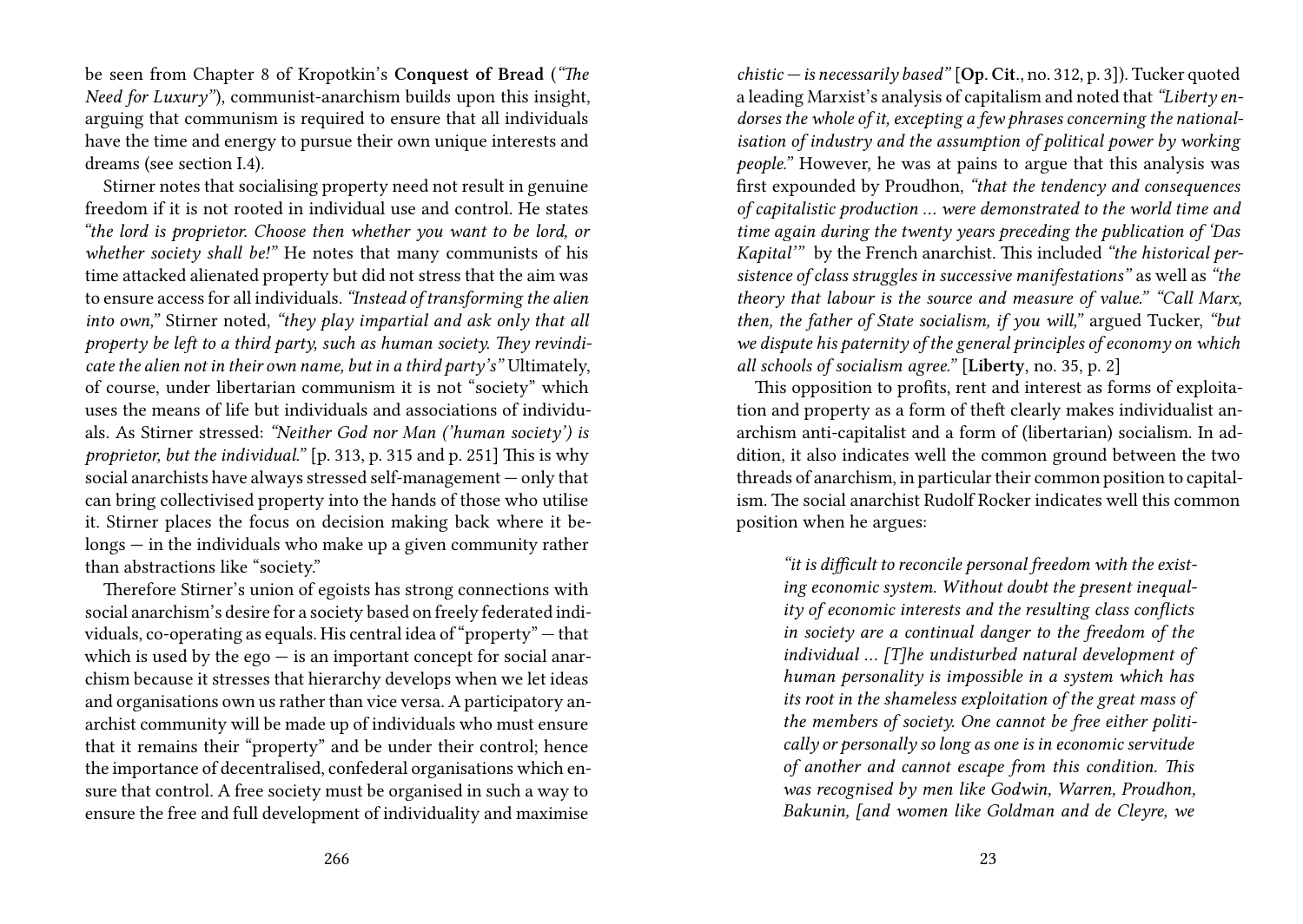be seen from Chapter 8 of Kropotkin's **Conquest of Bread** (*"The Need for Luxury"*), communist-anarchism builds upon this insight, arguing that communism is required to ensure that all individuals have the time and energy to pursue their own unique interests and dreams (see section I.4).

Stirner notes that socialising property need not result in genuine freedom if it is not rooted in individual use and control. He states *"the lord is proprietor. Choose then whether you want to be lord, or whether society shall be!"* He notes that many communists of his time attacked alienated property but did not stress that the aim was to ensure access for all individuals. *"Instead of transforming the alien into own,"* Stirner noted, *"they play impartial and ask only that all property be left to a third party, such as human society. They revindicate the alien not in their own name, but in a third party's"* Ultimately, of course, under libertarian communism it is not "society" which uses the means of life but individuals and associations of individuals. As Stirner stressed: *"Neither God nor Man ('human society') is proprietor, but the individual."* [p. 313, p. 315 and p. 251] This is why social anarchists have always stressed self-management — only that can bring collectivised property into the hands of those who utilise it. Stirner places the focus on decision making back where it belongs — in the individuals who make up a given community rather than abstractions like "society."

Therefore Stirner's union of egoists has strong connections with social anarchism's desire for a society based on freely federated individuals, co-operating as equals. His central idea of "property" — that which is used by the ego — is an important concept for social anarchism because it stresses that hierarchy develops when we let ideas and organisations own us rather than vice versa. A participatory anarchist community will be made up of individuals who must ensure that it remains their "property" and be under their control; hence the importance of decentralised, confederal organisations which ensure that control. A free society must be organised in such a way to ensure the free and full development of individuality and maximise

*chistic — is necessarily based"* [**Op. Cit.**, no. 312, p. 3]). Tucker quoted a leading Marxist's analysis of capitalism and noted that *"Liberty endorses the whole of it, excepting a few phrases concerning the nationalisation of industry and the assumption of political power by working people."* However, he was at pains to argue that this analysis was first expounded by Proudhon, *"that the tendency and consequences of capitalistic production ... were demonstrated to the world time and time again during the twenty years preceding the publication of 'Das Kapital'"* by the French anarchist. This included *"the historical persistence of class struggles in successive manifestations"* as well as *"the theory that labour is the source and measure of value." "Call Marx, then, the father of State socialism, if you will,"* argued Tucker, *"but we dispute his paternity of the general principles of economy on which all schools of socialism agree."* [**Liberty**, no. 35, p. 2]

This opposition to profits, rent and interest as forms of exploitation and property as a form of theft clearly makes individualist anarchism anti-capitalist and a form of (libertarian) socialism. In addition, it also indicates well the common ground between the two threads of anarchism, in particular their common position to capitalism. The social anarchist Rudolf Rocker indicates well this common position when he argues:

> *"it is difficult to reconcile personal freedom with the existing economic system. Without doubt the present inequality of economic interests and the resulting class conflicts in society are a continual danger to the freedom of the individual ... [T]he undisturbed natural development of human personality is impossible in a system which has its root in the shameless exploitation of the great mass of the members of society. One cannot be free either politically or personally so long as one is in economic servitude of another and cannot escape from this condition. This was recognised by men like Godwin, Warren, Proudhon, Bakunin, [and women like Goldman and de Cleyre, we*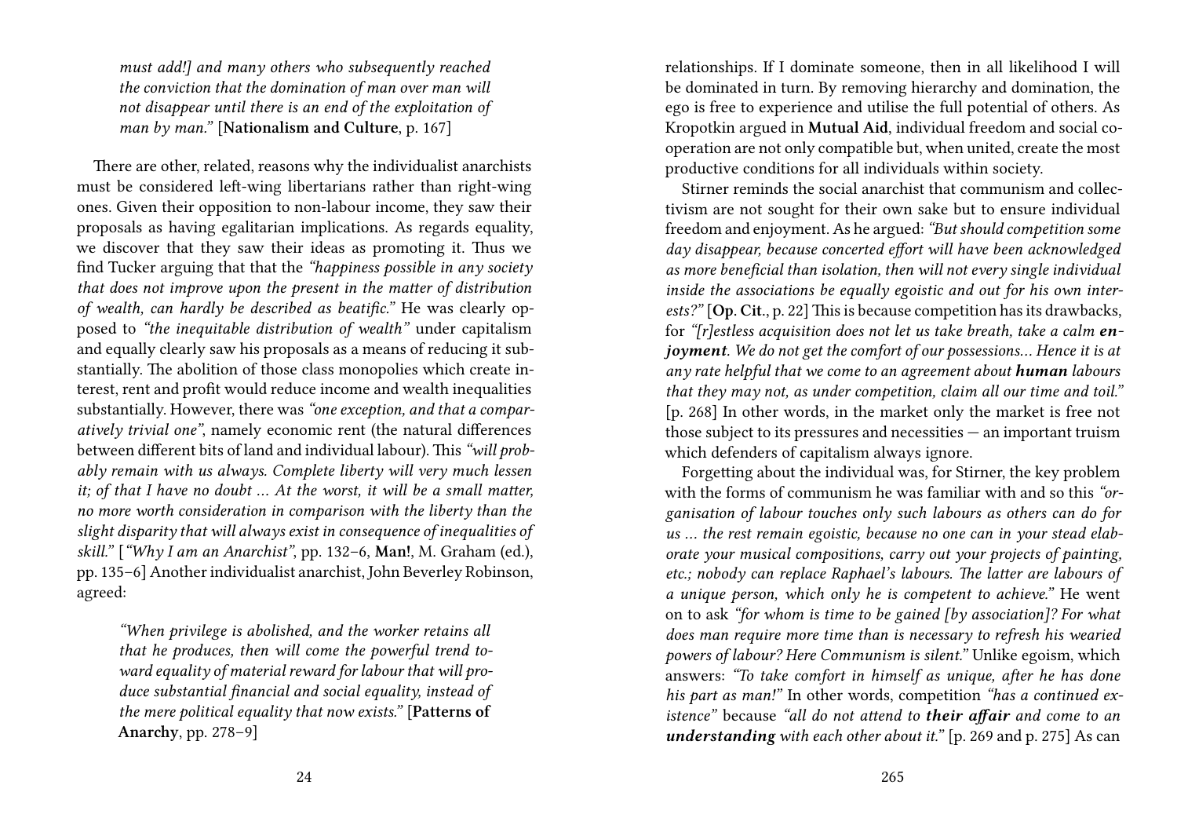*must add!] and many others who subsequently reached the conviction that the domination of man over man will not disappear until there is an end of the exploitation of man by man."* [**Nationalism and Culture**, p. 167]

There are other, related, reasons why the individualist anarchists must be considered left-wing libertarians rather than right-wing ones. Given their opposition to non-labour income, they saw their proposals as having egalitarian implications. As regards equality, we discover that they saw their ideas as promoting it. Thus we find Tucker arguing that that the *"happiness possible in any society that does not improve upon the present in the matter of distribution of wealth, can hardly be described as beatific."* He was clearly opposed to *"the inequitable distribution of wealth"* under capitalism and equally clearly saw his proposals as a means of reducing it substantially. The abolition of those class monopolies which create interest, rent and profit would reduce income and wealth inequalities substantially. However, there was *"one exception, and that a comparatively trivial one"*, namely economic rent (the natural differences between different bits of land and individual labour). This *"will probably remain with us always. Complete liberty will very much lessen it; of that I have no doubt ... At the worst, it will be a small matter, no more worth consideration in comparison with the liberty than the slight disparity that will always exist in consequence of inequalities of skill."* [*"Why I am an Anarchist"*, pp. 132–6, **Man!**, M. Graham (ed.), pp. 135–6] Another individualist anarchist, John Beverley Robinson, agreed:

> *"When privilege is abolished, and the worker retains all that he produces, then will come the powerful trend toward equality of material reward for labour that will produce substantial financial and social equality, instead of the mere political equality that now exists."* [**Patterns of Anarchy**, pp. 278–9]

relationships. If I dominate someone, then in all likelihood I will be dominated in turn. By removing hierarchy and domination, the ego is free to experience and utilise the full potential of others. As Kropotkin argued in **Mutual Aid**, individual freedom and social co-operation are not only compatible but, when united, create the most productive conditions for all individuals within society.

Stirner reminds the social anarchist that communism and collectivism are not sought for their own sake but to ensure individual freedom and enjoyment. As he argued: *"But should competition some day disappear, because concerted effort will have been acknowledged as more beneficial than isolation, then will not every single individual inside the associations be equally egoistic and out for his own interests?"* [**Op. Cit.**, p. 22] This is because competition has its drawbacks, for *"[r]estless acquisition does not let us take breath, take a calm **enjoyment**. We do not get the comfort of our possessions... Hence it is at any rate helpful that we come to an agreement about **human** labours that they may not, as under competition, claim all our time and toil."* [p. 268] In other words, in the market only the market is free not those subject to its pressures and necessities — an important truism which defenders of capitalism always ignore.

Forgetting about the individual was, for Stirner, the key problem with the forms of communism he was familiar with and so this *"organisation of labour touches only such labours as others can do for us ... the rest remain egoistic, because no one can in your stead elaborate your musical compositions, carry out your projects of painting, etc.; nobody can replace Raphael's labours. The latter are labours of a unique person, which only he is competent to achieve."* He went on to ask *"for whom is time to be gained [by association]? For what does man require more time than is necessary to refresh his wearied powers of labour? Here Communism is silent."* Unlike egoism, which answers: *"To take comfort in himself as unique, after he has done his part as man!"* In other words, competition *"has a continued existence"* because *"all do not attend to **their affair** and come to an **understanding** with each other about it."* [p. 269 and p. 275] As can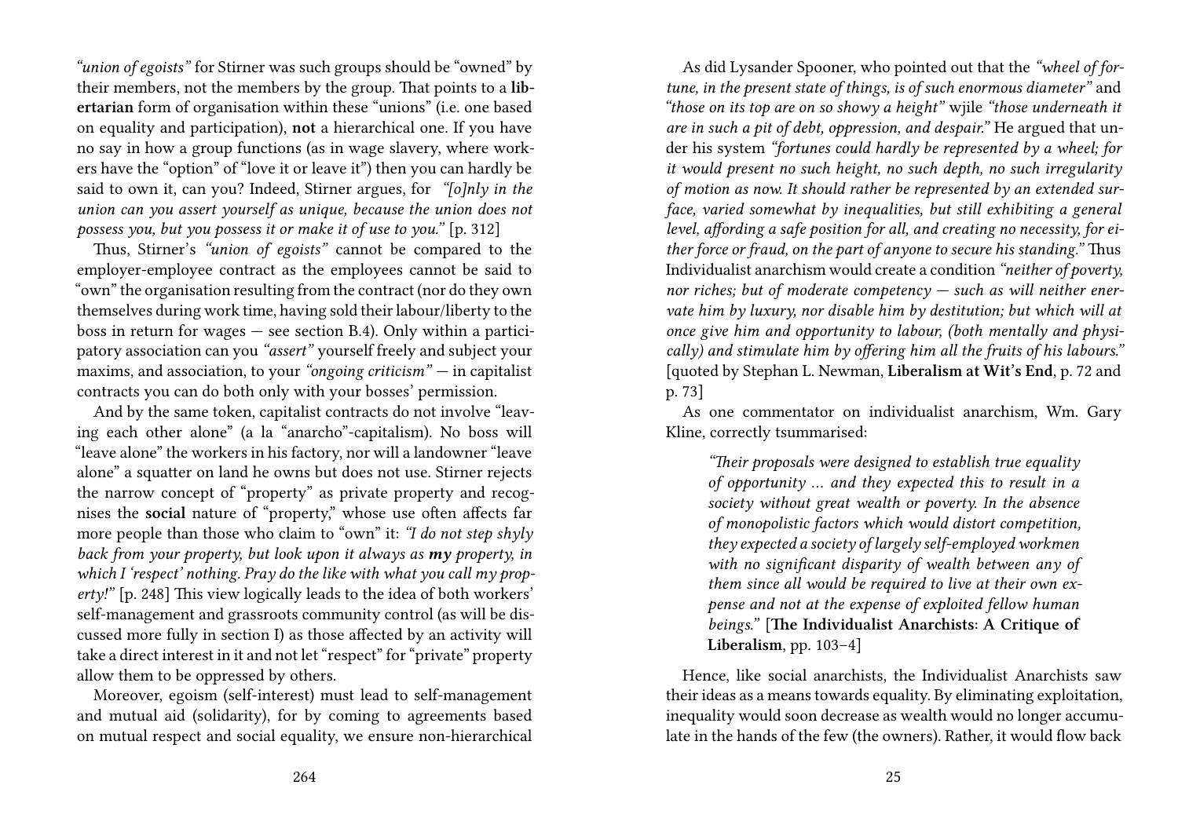*"union of egoists"* for Stirner was such groups should be "owned" by their members, not the members by the group. That points to a **libertarian** form of organisation within these "unions" (i.e. one based on equality and participation), **not** a hierarchical one. If you have no say in how a group functions (as in wage slavery, where workers have the "option" of "love it or leave it") then you can hardly be said to own it, can you? Indeed, Stirner argues, for *"[o]nly in the union can you assert yourself as unique, because the union does not possess you, but you possess it or make it of use to you."* [p. 312]

Thus, Stirner's *"union of egoists"* cannot be compared to the employer-employee contract as the employees cannot be said to "own" the organisation resulting from the contract (nor do they own themselves during work time, having sold their labour/liberty to the boss in return for wages — see section B.4). Only within a participatory association can you *"assert"* yourself freely and subject your maxims, and association, to your *"ongoing criticism"* — in capitalist contracts you can do both only with your bosses' permission.

And by the same token, capitalist contracts do not involve "leaving each other alone" (a la "anarcho"-capitalism). No boss will "leave alone" the workers in his factory, nor will a landowner "leave alone" a squatter on land he owns but does not use. Stirner rejects the narrow concept of "property" as private property and recognises the **social** nature of "property," whose use often affects far more people than those who claim to "own" it: *"I do not step shyly back from your property, but look upon it always as **my** property, in which I 'respect' nothing. Pray do the like with what you call my property!"* [p. 248] This view logically leads to the idea of both workers' self-management and grassroots community control (as will be discussed more fully in section I) as those affected by an activity will take a direct interest in it and not let "respect" for "private" property allow them to be oppressed by others.

Moreover, egoism (self-interest) must lead to self-management and mutual aid (solidarity), for by coming to agreements based on mutual respect and social equality, we ensure non-hierarchical

As did Lysander Spooner, who pointed out that the *"wheel of fortune, in the present state of things, is of such enormous diameter"* and *"those on its top are on so showy a height"* wjile *"those underneath it are in such a pit of debt, oppression, and despair."* He argued that under his system *"fortunes could hardly be represented by a wheel; for it would present no such height, no such depth, no such irregularity of motion as now. It should rather be represented by an extended surface, varied somewhat by inequalities, but still exhibiting a general level, affording a safe position for all, and creating no necessity, for either force or fraud, on the part of anyone to secure his standing."* Thus Individualist anarchism would create a condition *"neither of poverty, nor riches; but of moderate competency — such as will neither enervate him by luxury, nor disable him by destitution; but which will at once give him and opportunity to labour, (both mentally and physically) and stimulate him by offering him all the fruits of his labours."* [quoted by Stephan L. Newman, **Liberalism at Wit's End**, p. 72 and p. 73]

As one commentator on individualist anarchism, Wm. Gary Kline, correctly tsummarised:

> *"Their proposals were designed to establish true equality of opportunity … and they expected this to result in a society without great wealth or poverty. In the absence of monopolistic factors which would distort competition, they expected a society of largely self-employed workmen with no significant disparity of wealth between any of them since all would be required to live at their own expense and not at the expense of exploited fellow human beings."* [**The Individualist Anarchists: A Critique of Liberalism**, pp. 103–4]

Hence, like social anarchists, the Individualist Anarchists saw their ideas as a means towards equality. By eliminating exploitation, inequality would soon decrease as wealth would no longer accumulate in the hands of the few (the owners). Rather, it would flow back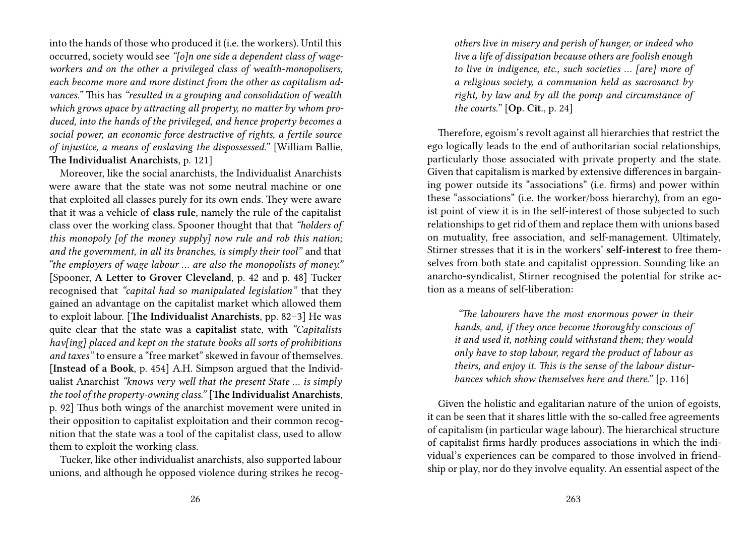into the hands of those who produced it (i.e. the workers). Until this occurred, society would see *"[o]n one side a dependent class of wage-workers and on the other a privileged class of wealth-monopolisers, each become more and more distinct from the other as capitalism advances."* This has *"resulted in a grouping and consolidation of wealth which grows apace by attracting all property, no matter by whom produced, into the hands of the privileged, and hence property becomes a social power, an economic force destructive of rights, a fertile source of injustice, a means of enslaving the dispossessed."* [William Ballie, **The Individualist Anarchists**, p. 121]

Moreover, like the social anarchists, the Individualist Anarchists were aware that the state was not some neutral machine or one that exploited all classes purely for its own ends. They were aware that it was a vehicle of **class rule**, namely the rule of the capitalist class over the working class. Spooner thought that that *"holders of this monopoly [of the money supply] now rule and rob this nation; and the government, in all its branches, is simply their tool"* and that *"the employers of wage labour … are also the monopolists of money."* [Spooner, **A Letter to Grover Cleveland**, p. 42 and p. 48] Tucker recognised that *"capital had so manipulated legislation"* that they gained an advantage on the capitalist market which allowed them to exploit labour. [**The Individualist Anarchists**, pp. 82–3] He was quite clear that the state was a **capitalist** state, with *"Capitalists hav[ing] placed and kept on the statute books all sorts of prohibitions and taxes"* to ensure a "free market" skewed in favour of themselves. [**Instead of a Book**, p. 454] A.H. Simpson argued that the Individualist Anarchist *"knows very well that the present State … is simply the tool of the property-owning class."* [**The Individualist Anarchists**, p. 92] Thus both wings of the anarchist movement were united in their opposition to capitalist exploitation and their common recognition that the state was a tool of the capitalist class, used to allow them to exploit the working class.

Tucker, like other individualist anarchists, also supported labour unions, and although he opposed violence during strikes he recog-

> *others live in misery and perish of hunger, or indeed who live a life of dissipation because others are foolish enough to live in indigence, etc., such societies … [are] more of a religious society, a communion held as sacrosanct by right, by law and by all the pomp and circumstance of the courts."* [**Op. Cit.**, p. 24]

Therefore, egoism's revolt against all hierarchies that restrict the ego logically leads to the end of authoritarian social relationships, particularly those associated with private property and the state. Given that capitalism is marked by extensive differences in bargaining power outside its "associations" (i.e. firms) and power within these "associations" (i.e. the worker/boss hierarchy), from an egoist point of view it is in the self-interest of those subjected to such relationships to get rid of them and replace them with unions based on mutuality, free association, and self-management. Ultimately, Stirner stresses that it is in the workers' **self-interest** to free themselves from both state and capitalist oppression. Sounding like an anarcho-syndicalist, Stirner recognised the potential for strike action as a means of self-liberation:

> *"The labourers have the most enormous power in their hands, and, if they once become thoroughly conscious of it and used it, nothing could withstand them; they would only have to stop labour, regard the product of labour as theirs, and enjoy it. This is the sense of the labour disturbances which show themselves here and there."* [p. 116]

Given the holistic and egalitarian nature of the union of egoists, it can be seen that it shares little with the so-called free agreements of capitalism (in particular wage labour). The hierarchical structure of capitalist firms hardly produces associations in which the individual's experiences can be compared to those involved in friendship or play, nor do they involve equality. An essential aspect of the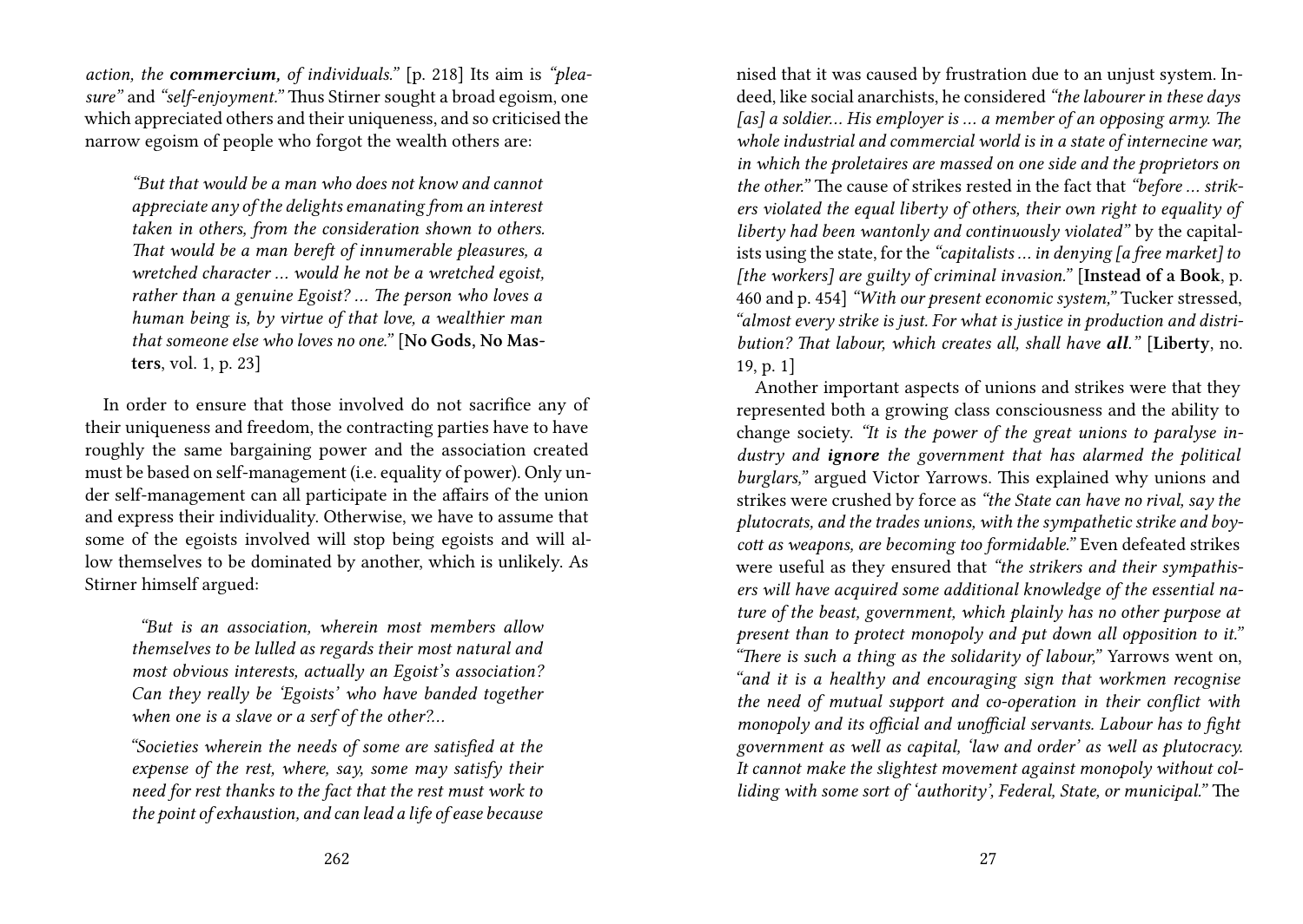*action, the **commercium,** of individuals."* [p. 218] Its aim is *"pleasure"* and *"self-enjoyment."* Thus Stirner sought a broad egoism, one which appreciated others and their uniqueness, and so criticised the narrow egoism of people who forgot the wealth others are:

> *"But that would be a man who does not know and cannot appreciate any of the delights emanating from an interest taken in others, from the consideration shown to others. That would be a man bereft of innumerable pleasures, a wretched character … would he not be a wretched egoist, rather than a genuine Egoist? … The person who loves a human being is, by virtue of that love, a wealthier man that someone else who loves no one."* [**No Gods, No Masters**, vol. 1, p. 23]

In order to ensure that those involved do not sacrifice any of their uniqueness and freedom, the contracting parties have to have roughly the same bargaining power and the association created must be based on self-management (i.e. equality of power). Only under self-management can all participate in the affairs of the union and express their individuality. Otherwise, we have to assume that some of the egoists involved will stop being egoists and will allow themselves to be dominated by another, which is unlikely. As Stirner himself argued:

> *"But is an association, wherein most members allow themselves to be lulled as regards their most natural and most obvious interests, actually an Egoist's association? Can they really be 'Egoists' who have banded together when one is a slave or a serf of the other?…*
>
> *"Societies wherein the needs of some are satisfied at the expense of the rest, where, say, some may satisfy their need for rest thanks to the fact that the rest must work to the point of exhaustion, and can lead a life of ease because*

nised that it was caused by frustration due to an unjust system. Indeed, like social anarchists, he considered *"the labourer in these days [as] a soldier… His employer is … a member of an opposing army. The whole industrial and commercial world is in a state of internecine war, in which the proletaires are massed on one side and the proprietors on the other."* The cause of strikes rested in the fact that *"before … strikers violated the equal liberty of others, their own right to equality of liberty had been wantonly and continuously violated"* by the capitalists using the state, for the *"capitalists … in denying [a free market] to [the workers] are guilty of criminal invasion."* [**Instead of a Book**, p. 460 and p. 454] *"With our present economic system,"* Tucker stressed, *"almost every strike is just. For what is justice in production and distribution? That labour, which creates all, shall have **all**."* [**Liberty**, no. 19, p. 1]

Another important aspects of unions and strikes were that they represented both a growing class consciousness and the ability to change society. *"It is the power of the great unions to paralyse industry and **ignore** the government that has alarmed the political burglars,"* argued Victor Yarrows. This explained why unions and strikes were crushed by force as *"the State can have no rival, say the plutocrats, and the trades unions, with the sympathetic strike and boycott as weapons, are becoming too formidable."* Even defeated strikes were useful as they ensured that *"the strikers and their sympathisers will have acquired some additional knowledge of the essential nature of the beast, government, which plainly has no other purpose at present than to protect monopoly and put down all opposition to it."* *"There is such a thing as the solidarity of labour,"* Yarrows went on, *"and it is a healthy and encouraging sign that workmen recognise the need of mutual support and co-operation in their conflict with monopoly and its official and unofficial servants. Labour has to fight government as well as capital, 'law and order' as well as plutocracy. It cannot make the slightest movement against monopoly without colliding with some sort of 'authority', Federal, State, or municipal."* The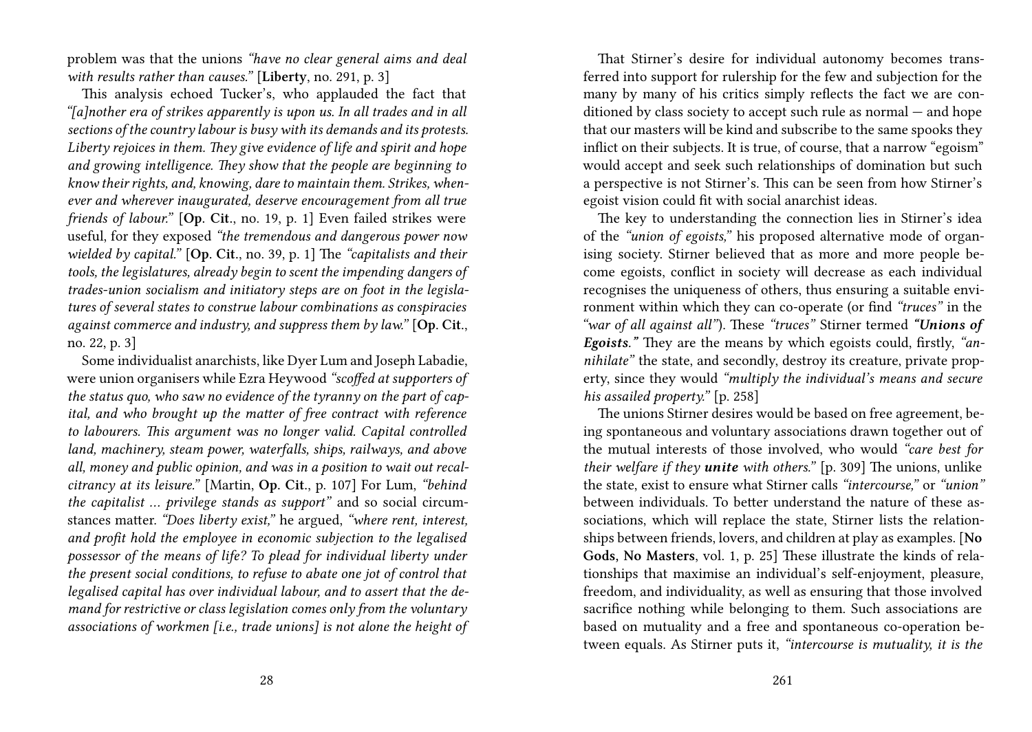problem was that the unions *"have no clear general aims and deal with results rather than causes."* [**Liberty**, no. 291, p. 3]

This analysis echoed Tucker's, who applauded the fact that *"[a]nother era of strikes apparently is upon us. In all trades and in all sections of the country labour is busy with its demands and its protests. Liberty rejoices in them. They give evidence of life and spirit and hope and growing intelligence. They show that the people are beginning to know their rights, and, knowing, dare to maintain them. Strikes, whenever and wherever inaugurated, deserve encouragement from all true friends of labour."* [**Op. Cit.**, no. 19, p. 1] Even failed strikes were useful, for they exposed *"the tremendous and dangerous power now wielded by capital."* [**Op. Cit.**, no. 39, p. 1] The *"capitalists and their tools, the legislatures, already begin to scent the impending dangers of trades-union socialism and initiatory steps are on foot in the legislatures of several states to construe labour combinations as conspiracies against commerce and industry, and suppress them by law."* [**Op. Cit.**, no. 22, p. 3]

Some individualist anarchists, like Dyer Lum and Joseph Labadie, were union organisers while Ezra Heywood *"scoffed at supporters of the status quo, who saw no evidence of the tyranny on the part of capital, and who brought up the matter of free contract with reference to labourers. This argument was no longer valid. Capital controlled land, machinery, steam power, waterfalls, ships, railways, and above all, money and public opinion, and was in a position to wait out recalcitrancy at its leisure."* [Martin, **Op. Cit.**, p. 107] For Lum, *"behind the capitalist … privilege stands as support"* and so social circumstances matter. *"Does liberty exist,"* he argued, *"where rent, interest, and profit hold the employee in economic subjection to the legalised possessor of the means of life? To plead for individual liberty under the present social conditions, to refuse to abate one jot of control that legalised capital has over individual labour, and to assert that the demand for restrictive or class legislation comes only from the voluntary associations of workmen [i.e., trade unions] is not alone the height of

That Stirner's desire for individual autonomy becomes transferred into support for rulership for the few and subjection for the many by many of his critics simply reflects the fact we are conditioned by class society to accept such rule as normal — and hope that our masters will be kind and subscribe to the same spooks they inflict on their subjects. It is true, of course, that a narrow "egoism" would accept and seek such relationships of domination but such a perspective is not Stirner's. This can be seen from how Stirner's egoist vision could fit with social anarchist ideas.

The key to understanding the connection lies in Stirner's idea of the *"union of egoists,"* his proposed alternative mode of organising society. Stirner believed that as more and more people become egoists, conflict in society will decrease as each individual recognises the uniqueness of others, thus ensuring a suitable environment within which they can co-operate (or find *"truces"* in the *"war of all against all"*). These *"truces"* Stirner termed ***"Unions of Egoists."*** They are the means by which egoists could, firstly, *"annihilate"* the state, and secondly, destroy its creature, private property, since they would *"multiply the individual's means and secure his assailed property."* [p. 258]

The unions Stirner desires would be based on free agreement, being spontaneous and voluntary associations drawn together out of the mutual interests of those involved, who would *"care best for their welfare if they **unite** with others."* [p. 309] The unions, unlike the state, exist to ensure what Stirner calls *"intercourse,"* or *"union"* between individuals. To better understand the nature of these associations, which will replace the state, Stirner lists the relationships between friends, lovers, and children at play as examples. [**No Gods, No Masters**, vol. 1, p. 25] These illustrate the kinds of relationships that maximise an individual's self-enjoyment, pleasure, freedom, and individuality, as well as ensuring that those involved sacrifice nothing while belonging to them. Such associations are based on mutuality and a free and spontaneous co-operation between equals. As Stirner puts it, *"intercourse is mutuality, it is the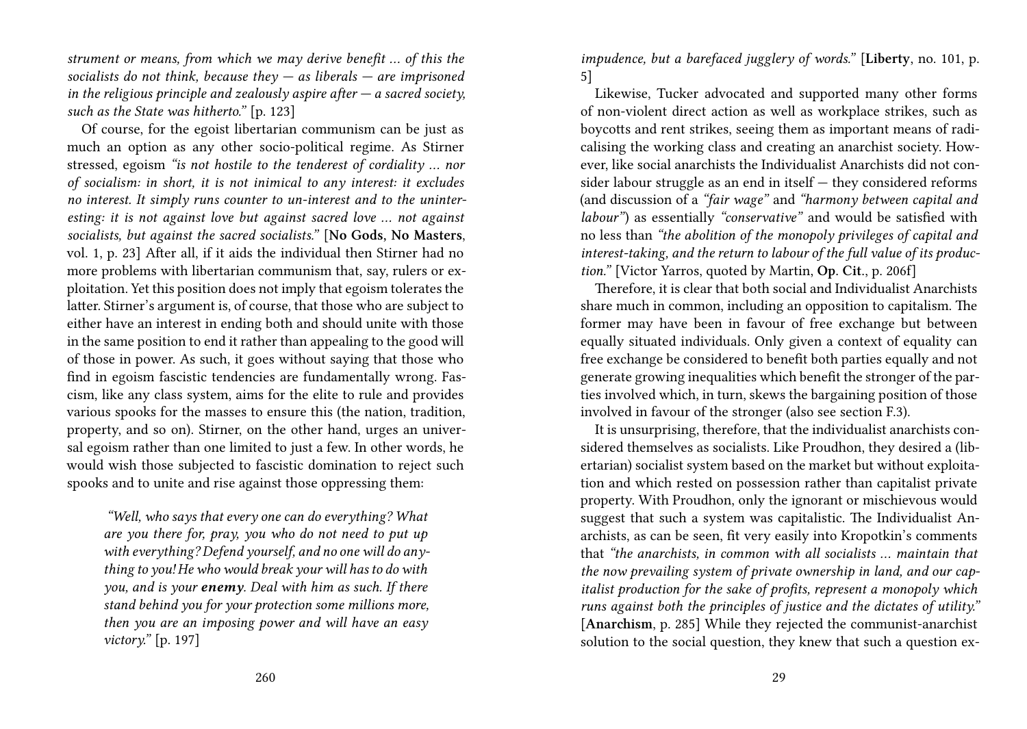*strument or means, from which we may derive benefit … of this the socialists do not think, because they — as liberals — are imprisoned in the religious principle and zealously aspire after — a sacred society, such as the State was hitherto."* [p. 123]

Of course, for the egoist libertarian communism can be just as much an option as any other socio-political regime. As Stirner stressed, egoism *"is not hostile to the tenderest of cordiality … nor of socialism: in short, it is not inimical to any interest: it excludes no interest. It simply runs counter to un-interest and to the uninteresting: it is not against love but against sacred love … not against socialists, but against the sacred socialists."* [**No Gods, No Masters**, vol. 1, p. 23] After all, if it aids the individual then Stirner had no more problems with libertarian communism that, say, rulers or exploitation. Yet this position does not imply that egoism tolerates the latter. Stirner's argument is, of course, that those who are subject to either have an interest in ending both and should unite with those in the same position to end it rather than appealing to the good will of those in power. As such, it goes without saying that those who find in egoism fascistic tendencies are fundamentally wrong. Fascism, like any class system, aims for the elite to rule and provides various spooks for the masses to ensure this (the nation, tradition, property, and so on). Stirner, on the other hand, urges an universal egoism rather than one limited to just a few. In other words, he would wish those subjected to fascistic domination to reject such spooks and to unite and rise against those oppressing them:

> *"Well, who says that every one can do everything? What are you there for, pray, you who do not need to put up with everything? Defend yourself, and no one will do anything to you! He who would break your will has to do with you, and is your **enemy**. Deal with him as such. If there stand behind you for your protection some millions more, then you are an imposing power and will have an easy victory."* [p. 197]

*impudence, but a barefaced jugglery of words."* [**Liberty**, no. 101, p. 5]

Likewise, Tucker advocated and supported many other forms of non-violent direct action as well as workplace strikes, such as boycotts and rent strikes, seeing them as important means of radicalising the working class and creating an anarchist society. However, like social anarchists the Individualist Anarchists did not consider labour struggle as an end in itself — they considered reforms (and discussion of a *"fair wage"* and *"harmony between capital and labour"*) as essentially *"conservative"* and would be satisfied with no less than *"the abolition of the monopoly privileges of capital and interest-taking, and the return to labour of the full value of its production."* [Victor Yarros, quoted by Martin, **Op. Cit.**, p. 206f]

Therefore, it is clear that both social and Individualist Anarchists share much in common, including an opposition to capitalism. The former may have been in favour of free exchange but between equally situated individuals. Only given a context of equality can free exchange be considered to benefit both parties equally and not generate growing inequalities which benefit the stronger of the parties involved which, in turn, skews the bargaining position of those involved in favour of the stronger (also see section F.3).

It is unsurprising, therefore, that the individualist anarchists considered themselves as socialists. Like Proudhon, they desired a (libertarian) socialist system based on the market but without exploitation and which rested on possession rather than capitalist private property. With Proudhon, only the ignorant or mischievous would suggest that such a system was capitalistic. The Individualist Anarchists, as can be seen, fit very easily into Kropotkin's comments that *"the anarchists, in common with all socialists … maintain that the now prevailing system of private ownership in land, and our capitalist production for the sake of profits, represent a monopoly which runs against both the principles of justice and the dictates of utility."* [**Anarchism**, p. 285] While they rejected the communist-anarchist solution to the social question, they knew that such a question ex-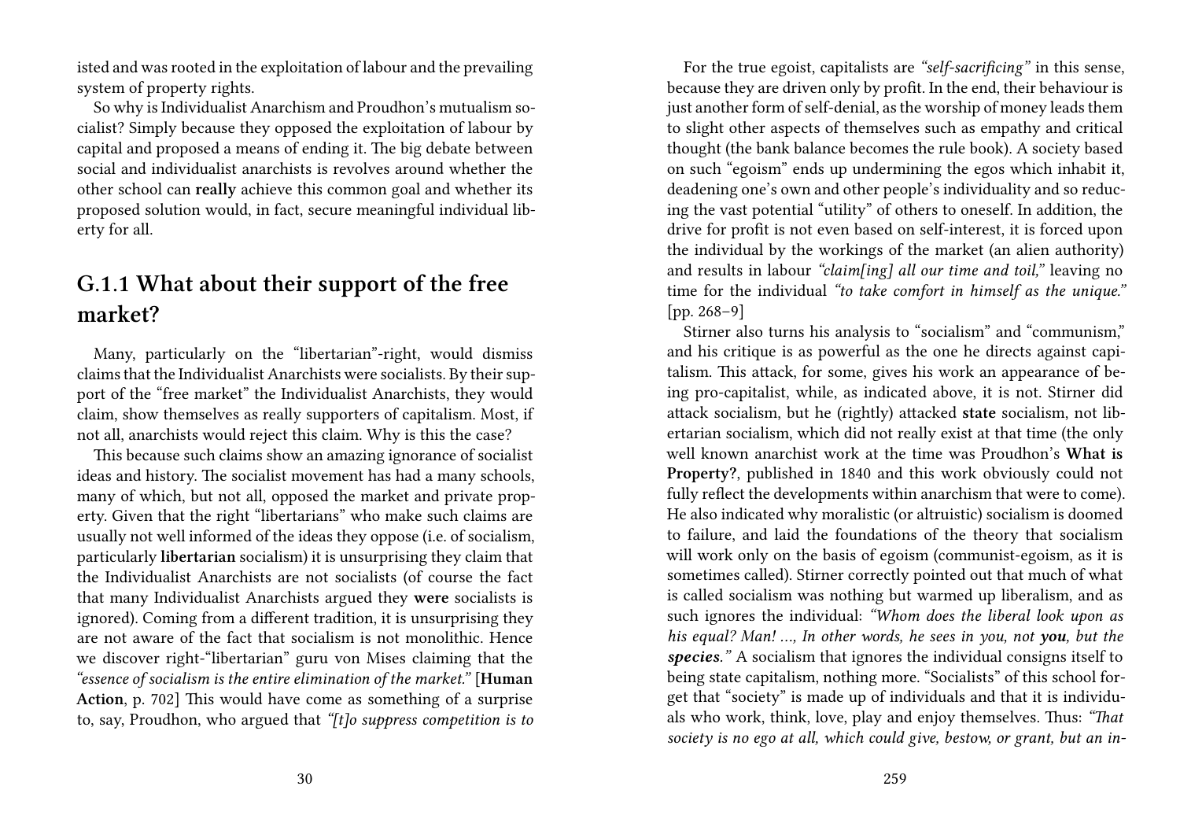isted and was rooted in the exploitation of labour and the prevailing system of property rights.

So why is Individualist Anarchism and Proudhon's mutualism socialist? Simply because they opposed the exploitation of labour by capital and proposed a means of ending it. The big debate between social and individualist anarchists is revolves around whether the other school can **really** achieve this common goal and whether its proposed solution would, in fact, secure meaningful individual liberty for all.

## G.1.1 What about their support of the free market?

Many, particularly on the "libertarian"-right, would dismiss claims that the Individualist Anarchists were socialists. By their support of the "free market" the Individualist Anarchists, they would claim, show themselves as really supporters of capitalism. Most, if not all, anarchists would reject this claim. Why is this the case?

This because such claims show an amazing ignorance of socialist ideas and history. The socialist movement has had a many schools, many of which, but not all, opposed the market and private property. Given that the right "libertarians" who make such claims are usually not well informed of the ideas they oppose (i.e. of socialism, particularly **libertarian** socialism) it is unsurprising they claim that the Individualist Anarchists are not socialists (of course the fact that many Individualist Anarchists argued they **were** socialists is ignored). Coming from a different tradition, it is unsurprising they are not aware of the fact that socialism is not monolithic. Hence we discover right-"libertarian" guru von Mises claiming that the *"essence of socialism is the entire elimination of the market."* [**Human Action**, p. 702] This would have come as something of a surprise to, say, Proudhon, who argued that *"[t]o suppress competition is to*

For the true egoist, capitalists are *"self-sacrificing"* in this sense, because they are driven only by profit. In the end, their behaviour is just another form of self-denial, as the worship of money leads them to slight other aspects of themselves such as empathy and critical thought (the bank balance becomes the rule book). A society based on such "egoism" ends up undermining the egos which inhabit it, deadening one's own and other people's individuality and so reducing the vast potential "utility" of others to oneself. In addition, the drive for profit is not even based on self-interest, it is forced upon the individual by the workings of the market (an alien authority) and results in labour *"claim[ing] all our time and toil,"* leaving no time for the individual *"to take comfort in himself as the unique."* [pp. 268–9]

Stirner also turns his analysis to "socialism" and "communism," and his critique is as powerful as the one he directs against capitalism. This attack, for some, gives his work an appearance of being pro-capitalist, while, as indicated above, it is not. Stirner did attack socialism, but he (rightly) attacked **state** socialism, not libertarian socialism, which did not really exist at that time (the only well known anarchist work at the time was Proudhon's **What is Property?**, published in 1840 and this work obviously could not fully reflect the developments within anarchism that were to come). He also indicated why moralistic (or altruistic) socialism is doomed to failure, and laid the foundations of the theory that socialism will work only on the basis of egoism (communist-egoism, as it is sometimes called). Stirner correctly pointed out that much of what is called socialism was nothing but warmed up liberalism, and as such ignores the individual: *"Whom does the liberal look upon as his equal? Man! …, In other words, he sees in you, not **you**, but the **species**."* A socialism that ignores the individual consigns itself to being state capitalism, nothing more. "Socialists" of this school forget that "society" is made up of individuals and that it is individuals who work, think, love, play and enjoy themselves. Thus: *"That society is no ego at all, which could give, bestow, or grant, but an in-*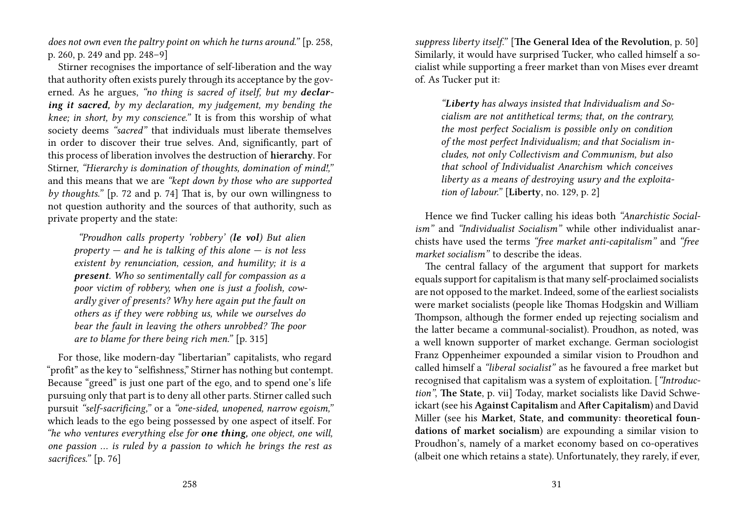*does not own even the paltry point on which he turns around."* [p. 258, p. 260, p. 249 and pp. 248–9]

Stirner recognises the importance of self-liberation and the way that authority often exists purely through its acceptance by the governed. As he argues, *"no thing is sacred of itself, but my **declaring it sacred,** by my declaration, my judgement, my bending the knee; in short, by my conscience."* It is from this worship of what society deems *"sacred"* that individuals must liberate themselves in order to discover their true selves. And, significantly, part of this process of liberation involves the destruction of **hierarchy**. For Stirner, *"Hierarchy is domination of thoughts, domination of mind!,"* and this means that we are *"kept down by those who are supported by thoughts."* [p. 72 and p. 74] That is, by our own willingness to not question authority and the sources of that authority, such as private property and the state:

> *"Proudhon calls property 'robbery' (**le vol**) But alien property — and he is talking of this alone — is not less existent by renunciation, cession, and humility; it is a **present**. Who so sentimentally call for compassion as a poor victim of robbery, when one is just a foolish, cowardly giver of presents? Why here again put the fault on others as if they were robbing us, while we ourselves do bear the fault in leaving the others unrobbed? The poor are to blame for there being rich men."* [p. 315]

For those, like modern-day "libertarian" capitalists, who regard "profit" as the key to "selfishness," Stirner has nothing but contempt. Because "greed" is just one part of the ego, and to spend one's life pursuing only that part is to deny all other parts. Stirner called such pursuit *"self-sacrificing,"* or a *"one-sided, unopened, narrow egoism,"* which leads to the ego being possessed by one aspect of itself. For *"he who ventures everything else for **one thing,** one object, one will, one passion … is ruled by a passion to which he brings the rest as sacrifices."* [p. 76]

*suppress liberty itself."* [**The General Idea of the Revolution**, p. 50] Similarly, it would have surprised Tucker, who called himself a socialist while supporting a freer market than von Mises ever dreamt of. As Tucker put it:

> *"**Liberty** has always insisted that Individualism and Socialism are not antithetical terms; that, on the contrary, the most perfect Socialism is possible only on condition of the most perfect Individualism; and that Socialism includes, not only Collectivism and Communism, but also that school of Individualist Anarchism which conceives liberty as a means of destroying usury and the exploitation of labour."* [**Liberty**, no. 129, p. 2]

Hence we find Tucker calling his ideas both *"Anarchistic Socialism"* and *"Individualist Socialism"* while other individualist anarchists have used the terms *"free market anti-capitalism"* and *"free market socialism"* to describe the ideas.

The central fallacy of the argument that support for markets equals support for capitalism is that many self-proclaimed socialists are not opposed to the market. Indeed, some of the earliest socialists were market socialists (people like Thomas Hodgskin and William Thompson, although the former ended up rejecting socialism and the latter became a communal-socialist). Proudhon, as noted, was a well known supporter of market exchange. German sociologist Franz Oppenheimer expounded a similar vision to Proudhon and called himself a *"liberal socialist"* as he favoured a free market but recognised that capitalism was a system of exploitation. [*"Introduction"*, **The State**, p. vii] Today, market socialists like David Schweickart (see his **Against Capitalism** and **After Capitalism**) and David Miller (see his **Market, State, and community: theoretical foundations of market socialism**) are expounding a similar vision to Proudhon's, namely of a market economy based on co-operatives (albeit one which retains a state). Unfortunately, they rarely, if ever,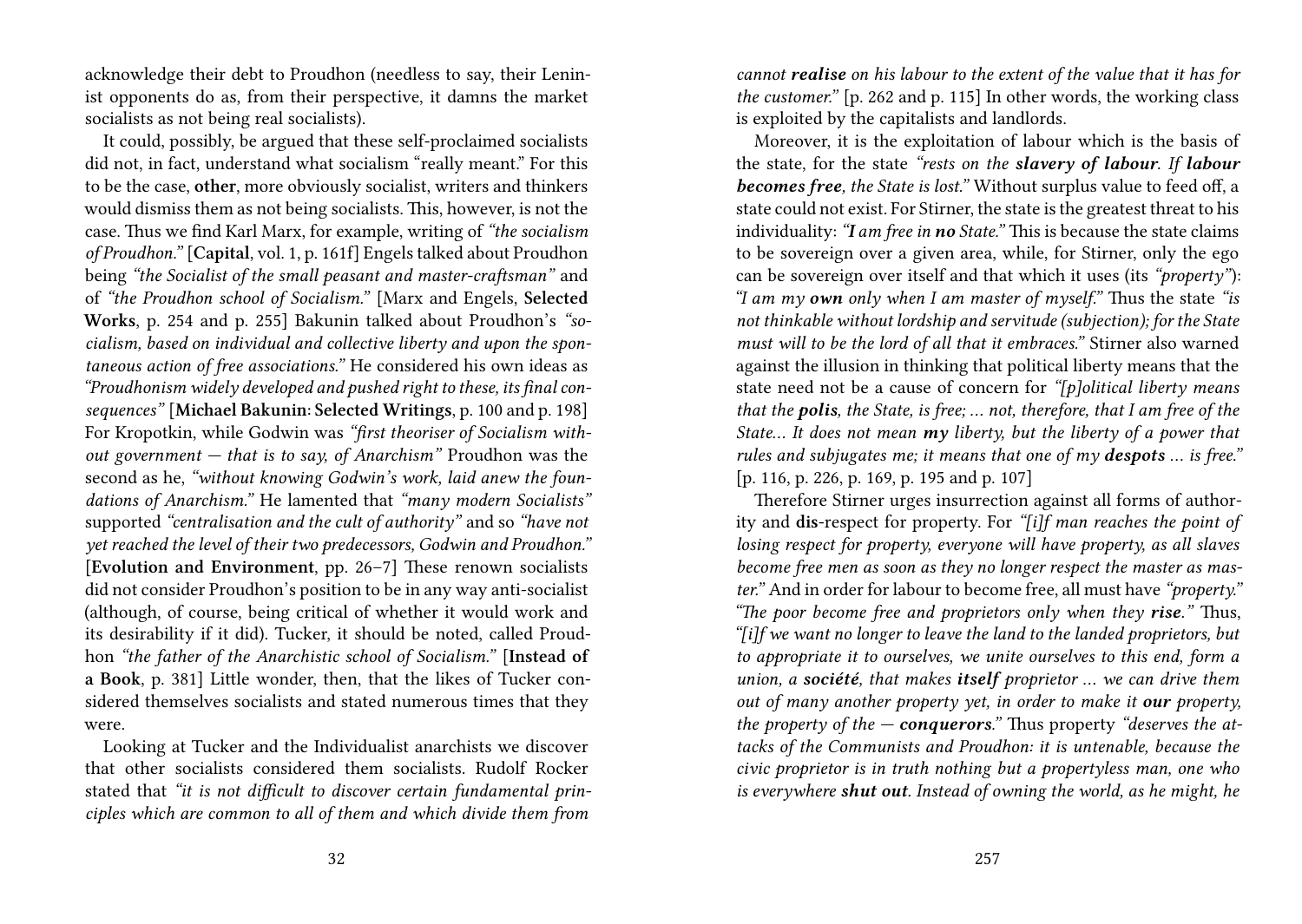acknowledge their debt to Proudhon (needless to say, their Leninist opponents do as, from their perspective, it damns the market socialists as not being real socialists).

It could, possibly, be argued that these self-proclaimed socialists did not, in fact, understand what socialism "really meant." For this to be the case, **other**, more obviously socialist, writers and thinkers would dismiss them as not being socialists. This, however, is not the case. Thus we find Karl Marx, for example, writing of *"the socialism of Proudhon."* [**Capital**, vol. 1, p. 161f] Engels talked about Proudhon being *"the Socialist of the small peasant and master-craftsman"* and of *"the Proudhon school of Socialism."* [Marx and Engels, **Selected Works**, p. 254 and p. 255] Bakunin talked about Proudhon's *"socialism, based on individual and collective liberty and upon the spontaneous action of free associations."* He considered his own ideas as *"Proudhonism widely developed and pushed right to these, its final consequences"* [**Michael Bakunin: Selected Writings**, p. 100 and p. 198] For Kropotkin, while Godwin was *"first theoriser of Socialism without government — that is to say, of Anarchism"* Proudhon was the second as he, *"without knowing Godwin's work, laid anew the foundations of Anarchism."* He lamented that *"many modern Socialists"* supported *"centralisation and the cult of authority"* and so *"have not yet reached the level of their two predecessors, Godwin and Proudhon."* [**Evolution and Environment**, pp. 26–7] These renown socialists did not consider Proudhon's position to be in any way anti-socialist (although, of course, being critical of whether it would work and its desirability if it did). Tucker, it should be noted, called Proudhon *"the father of the Anarchistic school of Socialism."* [**Instead of a Book**, p. 381] Little wonder, then, that the likes of Tucker considered themselves socialists and stated numerous times that they were.

Looking at Tucker and the Individualist anarchists we discover that other socialists considered them socialists. Rudolf Rocker stated that *"it is not difficult to discover certain fundamental principles which are common to all of them and which divide them from*

*cannot **realise** on his labour to the extent of the value that it has for the customer."* [p. 262 and p. 115] In other words, the working class is exploited by the capitalists and landlords.

Moreover, it is the exploitation of labour which is the basis of the state, for the state *"rests on the **slavery of labour**. If **labour becomes free**, the State is lost."* Without surplus value to feed off, a state could not exist. For Stirner, the state is the greatest threat to his individuality: *"**I** am free in **no** State."* This is because the state claims to be sovereign over a given area, while, for Stirner, only the ego can be sovereign over itself and that which it uses (its *"property"*): *"I am my **own** only when I am master of myself."* Thus the state *"is not thinkable without lordship and servitude (subjection); for the State must will to be the lord of all that it embraces."* Stirner also warned against the illusion in thinking that political liberty means that the state need not be a cause of concern for *"[p]olitical liberty means that the **polis**, the State, is free; … not, therefore, that I am free of the State… It does not mean **my** liberty, but the liberty of a power that rules and subjugates me; it means that one of my **despots** … is free."* [p. 116, p. 226, p. 169, p. 195 and p. 107]

Therefore Stirner urges insurrection against all forms of authority and **dis**-respect for property. For *"[i]f man reaches the point of losing respect for property, everyone will have property, as all slaves become free men as soon as they no longer respect the master as master."* And in order for labour to become free, all must have *"property."* *"The poor become free and proprietors only when they **rise**."* Thus, *"[i]f we want no longer to leave the land to the landed proprietors, but to appropriate it to ourselves, we unite ourselves to this end, form a union, a **société**, that makes **itself** proprietor … we can drive them out of many another property yet, in order to make it **our** property, the property of the — **conquerors**."* Thus property *"deserves the attacks of the Communists and Proudhon: it is untenable, because the civic proprietor is in truth nothing but a propertyless man, one who is everywhere **shut out**. Instead of owning the world, as he might, he*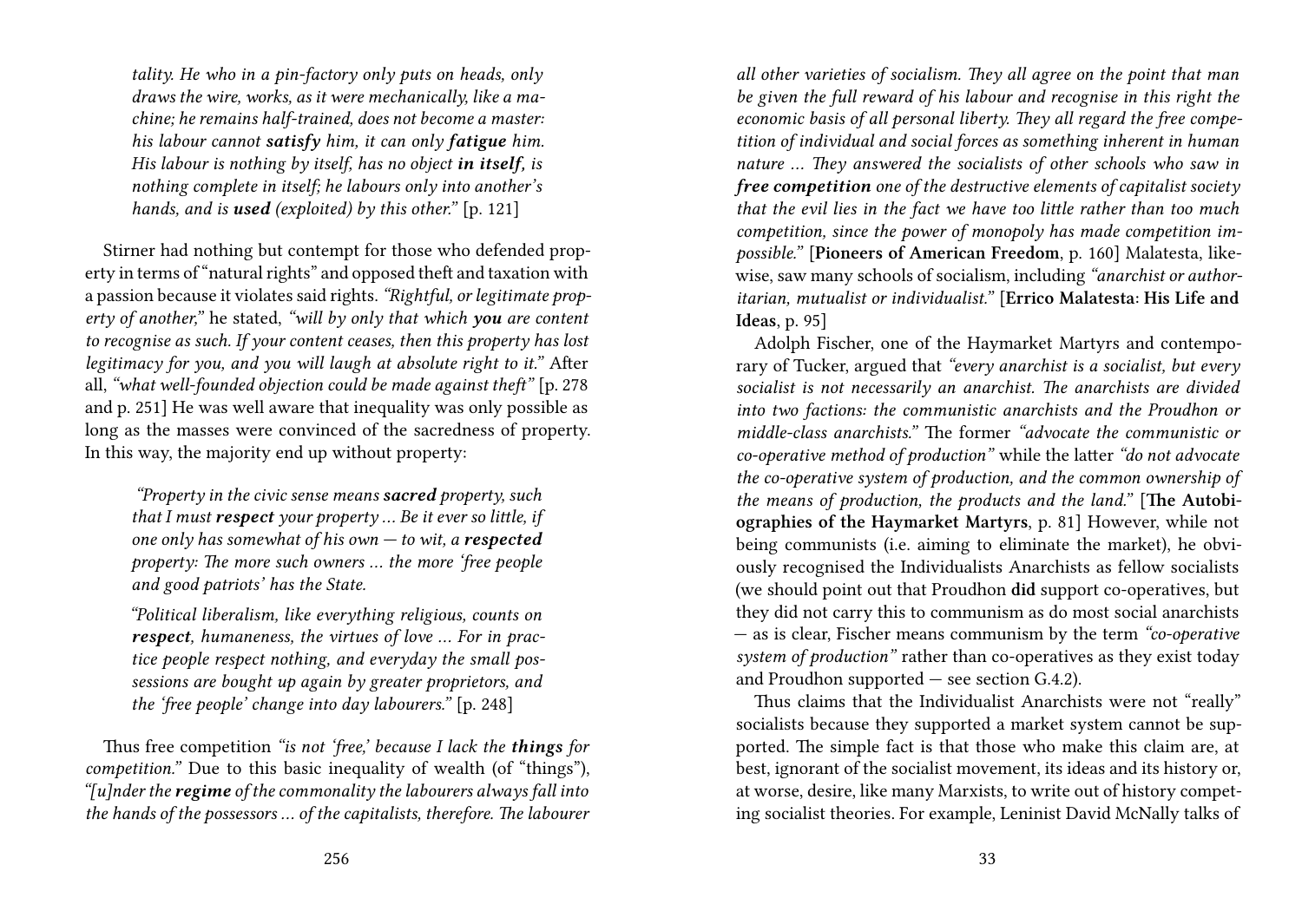*tality. He who in a pin-factory only puts on heads, only draws the wire, works, as it were mechanically, like a machine; he remains half-trained, does not become a master: his labour cannot **satisfy** him, it can only **fatigue** him. His labour is nothing by itself, has no object **in itself**, is nothing complete in itself; he labours only into another's hands, and is **used** (exploited) by this other."* [p. 121]

Stirner had nothing but contempt for those who defended property in terms of "natural rights" and opposed theft and taxation with a passion because it violates said rights. *"Rightful, or legitimate property of another,"* he stated, *"will by only that which **you** are content to recognise as such. If your content ceases, then this property has lost legitimacy for you, and you will laugh at absolute right to it."* After all, *"what well-founded objection could be made against theft"* [p. 278 and p. 251] He was well aware that inequality was only possible as long as the masses were convinced of the sacredness of property. In this way, the majority end up without property:

> *"Property in the civic sense means **sacred** property, such that I must **respect** your property ... Be it ever so little, if one only has somewhat of his own — to wit, a **respected** property: The more such owners ... the more 'free people and good patriots' has the State.*
>
> *"Political liberalism, like everything religious, counts on **respect**, humaneness, the virtues of love ... For in practice people respect nothing, and everyday the small possessions are bought up again by greater proprietors, and the 'free people' change into day labourers."* [p. 248]

Thus free competition *"is not 'free,' because I lack the **things** for competition."* Due to this basic inequality of wealth (of "things"), *"[u]nder the **regime** of the commonality the labourers always fall into the hands of the possessors ... of the capitalists, therefore. The labourer*

*all other varieties of socialism. They all agree on the point that man be given the full reward of his labour and recognise in this right the economic basis of all personal liberty. They all regard the free competition of individual and social forces as something inherent in human nature ... They answered the socialists of other schools who saw in **free competition** one of the destructive elements of capitalist society that the evil lies in the fact we have too little rather than too much competition, since the power of monopoly has made competition impossible."* [**Pioneers of American Freedom**, p. 160] Malatesta, likewise, saw many schools of socialism, including *"anarchist or authoritarian, mutualist or individualist."* [**Errico Malatesta: His Life and Ideas**, p. 95]

Adolph Fischer, one of the Haymarket Martyrs and contemporary of Tucker, argued that *"every anarchist is a socialist, but every socialist is not necessarily an anarchist. The anarchists are divided into two factions: the communistic anarchists and the Proudhon or middle-class anarchists."* The former *"advocate the communistic or co-operative method of production"* while the latter *"do not advocate the co-operative system of production, and the common ownership of the means of production, the products and the land."* [**The Autobiographies of the Haymarket Martyrs**, p. 81] However, while not being communists (i.e. aiming to eliminate the market), he obviously recognised the Individualists Anarchists as fellow socialists (we should point out that Proudhon **did** support co-operatives, but they did not carry this to communism as do most social anarchists — as is clear, Fischer means communism by the term *"co-operative system of production"* rather than co-operatives as they exist today and Proudhon supported — see section G.4.2).

Thus claims that the Individualist Anarchists were not "really" socialists because they supported a market system cannot be supported. The simple fact is that those who make this claim are, at best, ignorant of the socialist movement, its ideas and its history or, at worse, desire, like many Marxists, to write out of history competing socialist theories. For example, Leninist David McNally talks of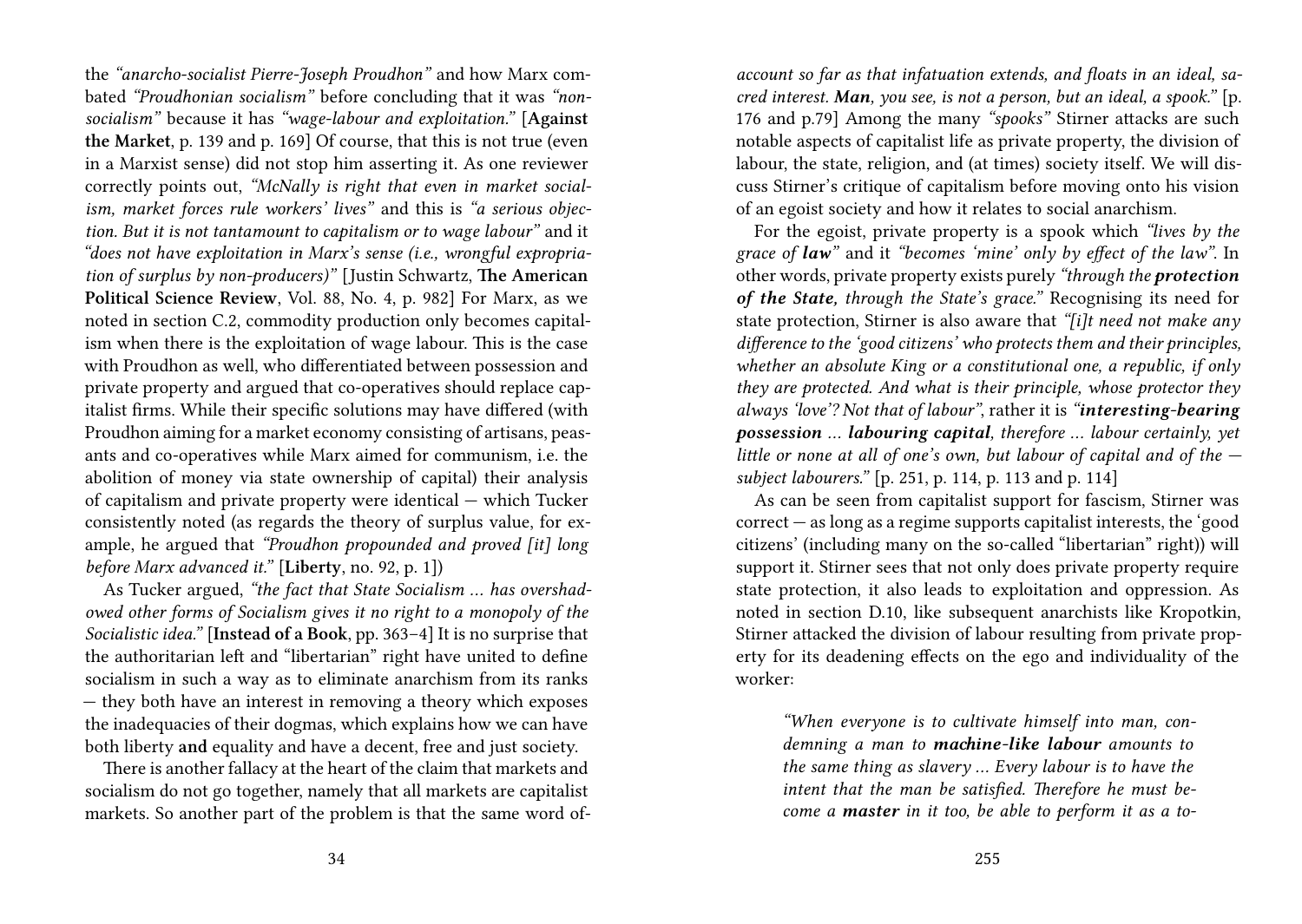the *"anarcho-socialist Pierre-Joseph Proudhon"* and how Marx combated *"Proudhonian socialism"* before concluding that it was *"non-socialism"* because it has *"wage-labour and exploitation."* [**Against the Market**, p. 139 and p. 169] Of course, that this is not true (even in a Marxist sense) did not stop him asserting it. As one reviewer correctly points out, *"McNally is right that even in market socialism, market forces rule workers' lives"* and this is *"a serious objection. But it is not tantamount to capitalism or to wage labour"* and it *"does not have exploitation in Marx's sense (i.e., wrongful expropriation of surplus by non-producers)"* [Justin Schwartz, **The American Political Science Review**, Vol. 88, No. 4, p. 982] For Marx, as we noted in section C.2, commodity production only becomes capitalism when there is the exploitation of wage labour. This is the case with Proudhon as well, who differentiated between possession and private property and argued that co-operatives should replace capitalist firms. While their specific solutions may have differed (with Proudhon aiming for a market economy consisting of artisans, peasants and co-operatives while Marx aimed for communism, i.e. the abolition of money via state ownership of capital) their analysis of capitalism and private property were identical — which Tucker consistently noted (as regards the theory of surplus value, for example, he argued that *"Proudhon propounded and proved [it] long before Marx advanced it."* [**Liberty**, no. 92, p. 1])

As Tucker argued, *"the fact that State Socialism … has overshadowed other forms of Socialism gives it no right to a monopoly of the Socialistic idea."* [**Instead of a Book**, pp. 363–4] It is no surprise that the authoritarian left and "libertarian" right have united to define socialism in such a way as to eliminate anarchism from its ranks — they both have an interest in removing a theory which exposes the inadequacies of their dogmas, which explains how we can have both liberty **and** equality and have a decent, free and just society.

There is another fallacy at the heart of the claim that markets and socialism do not go together, namely that all markets are capitalist markets. So another part of the problem is that the same word of-

*account so far as that infatuation extends, and floats in an ideal, sacred interest. **Man**, you see, is not a person, but an ideal, a spook."* [p. 176 and p.79] Among the many *"spooks"* Stirner attacks are such notable aspects of capitalist life as private property, the division of labour, the state, religion, and (at times) society itself. We will discuss Stirner's critique of capitalism before moving onto his vision of an egoist society and how it relates to social anarchism.

For the egoist, private property is a spook which *"lives by the grace of **law**"* and it *"becomes 'mine' only by effect of the law"*. In other words, private property exists purely *"through the **protection of the State**, through the State's grace."* Recognising its need for state protection, Stirner is also aware that *"[i]t need not make any difference to the 'good citizens' who protects them and their principles, whether an absolute King or a constitutional one, a republic, if only they are protected. And what is their principle, whose protector they always 'love'? Not that of labour"*, rather it is *"**interesting-bearing possession** … **labouring capital**, therefore … labour certainly, yet little or none at all of one's own, but labour of capital and of the — subject labourers."* [p. 251, p. 114, p. 113 and p. 114]

As can be seen from capitalist support for fascism, Stirner was correct — as long as a regime supports capitalist interests, the 'good citizens' (including many on the so-called "libertarian" right)) will support it. Stirner sees that not only does private property require state protection, it also leads to exploitation and oppression. As noted in section D.10, like subsequent anarchists like Kropotkin, Stirner attacked the division of labour resulting from private property for its deadening effects on the ego and individuality of the worker:

> *"When everyone is to cultivate himself into man, condemning a man to **machine-like labour** amounts to the same thing as slavery … Every labour is to have the intent that the man be satisfied. Therefore he must become a **master** in it too, be able to perform it as a to-*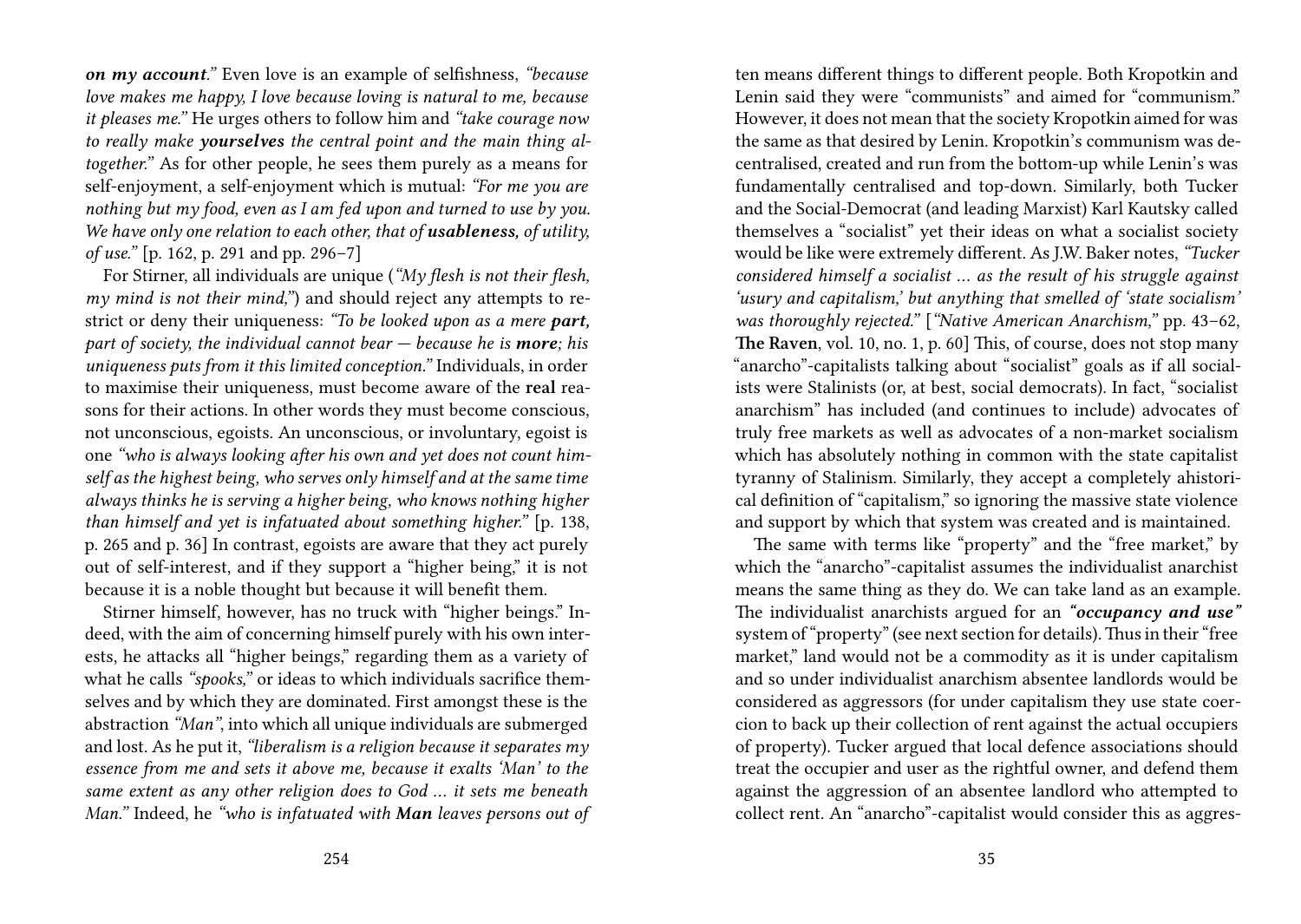*on my account*." Even love is an example of selfishness, *"because love makes me happy, I love because loving is natural to me, because it pleases me."* He urges others to follow him and *"take courage now to really make **yourselves** the central point and the main thing altogether."* As for other people, he sees them purely as a means for self-enjoyment, a self-enjoyment which is mutual: *"For me you are nothing but my food, even as I am fed upon and turned to use by you. We have only one relation to each other, that of **usableness**, of utility, of use."* [p. 162, p. 291 and pp. 296–7]

For Stirner, all individuals are unique (*"My flesh is not their flesh, my mind is not their mind,"*) and should reject any attempts to restrict or deny their uniqueness: *"To be looked upon as a mere **part**, part of society, the individual cannot bear — because he is **more**; his uniqueness puts from it this limited conception."* Individuals, in order to maximise their uniqueness, must become aware of the **real** reasons for their actions. In other words they must become conscious, not unconscious, egoists. An unconscious, or involuntary, egoist is one *"who is always looking after his own and yet does not count himself as the highest being, who serves only himself and at the same time always thinks he is serving a higher being, who knows nothing higher than himself and yet is infatuated about something higher."* [p. 138, p. 265 and p. 36] In contrast, egoists are aware that they act purely out of self-interest, and if they support a "higher being," it is not because it is a noble thought but because it will benefit them.

Stirner himself, however, has no truck with "higher beings." Indeed, with the aim of concerning himself purely with his own interests, he attacks all "higher beings," regarding them as a variety of what he calls *"spooks,"* or ideas to which individuals sacrifice themselves and by which they are dominated. First amongst these is the abstraction *"Man"*, into which all unique individuals are submerged and lost. As he put it, *"liberalism is a religion because it separates my essence from me and sets it above me, because it exalts 'Man' to the same extent as any other religion does to God … it sets me beneath Man."* Indeed, he *"who is infatuated with **Man** leaves persons out of*

ten means different things to different people. Both Kropotkin and Lenin said they were "communists" and aimed for "communism." However, it does not mean that the society Kropotkin aimed for was the same as that desired by Lenin. Kropotkin's communism was decentralised, created and run from the bottom-up while Lenin's was fundamentally centralised and top-down. Similarly, both Tucker and the Social-Democrat (and leading Marxist) Karl Kautsky called themselves a "socialist" yet their ideas on what a socialist society would be like were extremely different. As J.W. Baker notes, *"Tucker considered himself a socialist … as the result of his struggle against 'usury and capitalism,' but anything that smelled of 'state socialism' was thoroughly rejected."* [*"Native American Anarchism,"* pp. 43–62, **The Raven**, vol. 10, no. 1, p. 60] This, of course, does not stop many "anarcho"-capitalists talking about "socialist" goals as if all socialists were Stalinists (or, at best, social democrats). In fact, "socialist anarchism" has included (and continues to include) advocates of truly free markets as well as advocates of a non-market socialism which has absolutely nothing in common with the state capitalist tyranny of Stalinism. Similarly, they accept a completely ahistorical definition of "capitalism," so ignoring the massive state violence and support by which that system was created and is maintained.

The same with terms like "property" and the "free market," by which the "anarcho"-capitalist assumes the individualist anarchist means the same thing as they do. We can take land as an example. The individualist anarchists argued for an ***"occupancy and use"*** system of "property" (see next section for details). Thus in their "free market," land would not be a commodity as it is under capitalism and so under individualist anarchism absentee landlords would be considered as aggressors (for under capitalism they use state coercion to back up their collection of rent against the actual occupiers of property). Tucker argued that local defence associations should treat the occupier and user as the rightful owner, and defend them against the aggression of an absentee landlord who attempted to collect rent. An "anarcho"-capitalist would consider this as aggres-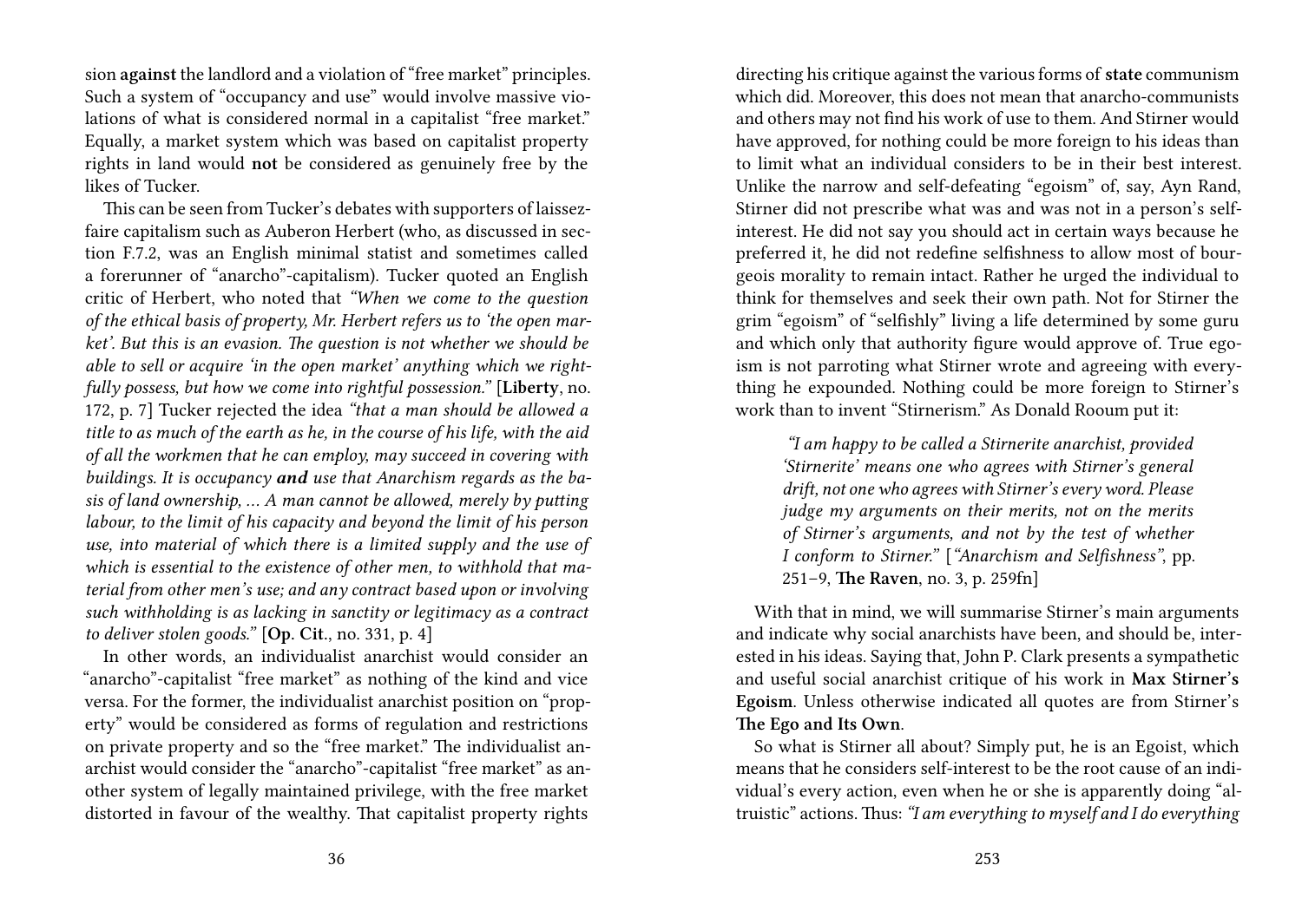sion **against** the landlord and a violation of "free market" principles. Such a system of "occupancy and use" would involve massive violations of what is considered normal in a capitalist "free market." Equally, a market system which was based on capitalist property rights in land would **not** be considered as genuinely free by the likes of Tucker.

This can be seen from Tucker's debates with supporters of laissez-faire capitalism such as Auberon Herbert (who, as discussed in section F.7.2, was an English minimal statist and sometimes called a forerunner of "anarcho"-capitalism). Tucker quoted an English critic of Herbert, who noted that *"When we come to the question of the ethical basis of property, Mr. Herbert refers us to 'the open market'. But this is an evasion. The question is not whether we should be able to sell or acquire 'in the open market' anything which we rightfully possess, but how we come into rightful possession."* [**Liberty**, no. 172, p. 7] Tucker rejected the idea *"that a man should be allowed a title to as much of the earth as he, in the course of his life, with the aid of all the workmen that he can employ, may succeed in covering with buildings. It is occupancy **and** use that Anarchism regards as the basis of land ownership, ... A man cannot be allowed, merely by putting labour, to the limit of his capacity and beyond the limit of his person use, into material of which there is a limited supply and the use of which is essential to the existence of other men, to withhold that material from other men's use; and any contract based upon or involving such withholding is as lacking in sanctity or legitimacy as a contract to deliver stolen goods."* [**Op. Cit.**, no. 331, p. 4]

In other words, an individualist anarchist would consider an "anarcho"-capitalist "free market" as nothing of the kind and vice versa. For the former, the individualist anarchist position on "property" would be considered as forms of regulation and restrictions on private property and so the "free market." The individualist anarchist would consider the "anarcho"-capitalist "free market" as another system of legally maintained privilege, with the free market distorted in favour of the wealthy. That capitalist property rights

directing his critique against the various forms of **state** communism which did. Moreover, this does not mean that anarcho-communists and others may not find his work of use to them. And Stirner would have approved, for nothing could be more foreign to his ideas than to limit what an individual considers to be in their best interest. Unlike the narrow and self-defeating "egoism" of, say, Ayn Rand, Stirner did not prescribe what was and was not in a person's self-interest. He did not say you should act in certain ways because he preferred it, he did not redefine selfishness to allow most of bourgeois morality to remain intact. Rather he urged the individual to think for themselves and seek their own path. Not for Stirner the grim "egoism" of "selfishly" living a life determined by some guru and which only that authority figure would approve of. True egoism is not parroting what Stirner wrote and agreeing with everything he expounded. Nothing could be more foreign to Stirner's work than to invent "Stirnerism." As Donald Rooum put it:

> *"I am happy to be called a Stirnerite anarchist, provided 'Stirnerite' means one who agrees with Stirner's general drift, not one who agrees with Stirner's every word. Please judge my arguments on their merits, not on the merits of Stirner's arguments, and not by the test of whether I conform to Stirner."* [*"Anarchism and Selfishness"*, pp. 251–9, **The Raven**, no. 3, p. 259fn]

With that in mind, we will summarise Stirner's main arguments and indicate why social anarchists have been, and should be, interested in his ideas. Saying that, John P. Clark presents a sympathetic and useful social anarchist critique of his work in **Max Stirner's Egoism**. Unless otherwise indicated all quotes are from Stirner's **The Ego and Its Own**.

So what is Stirner all about? Simply put, he is an Egoist, which means that he considers self-interest to be the root cause of an individual's every action, even when he or she is apparently doing "altruistic" actions. Thus: *"I am everything to myself and I do everything*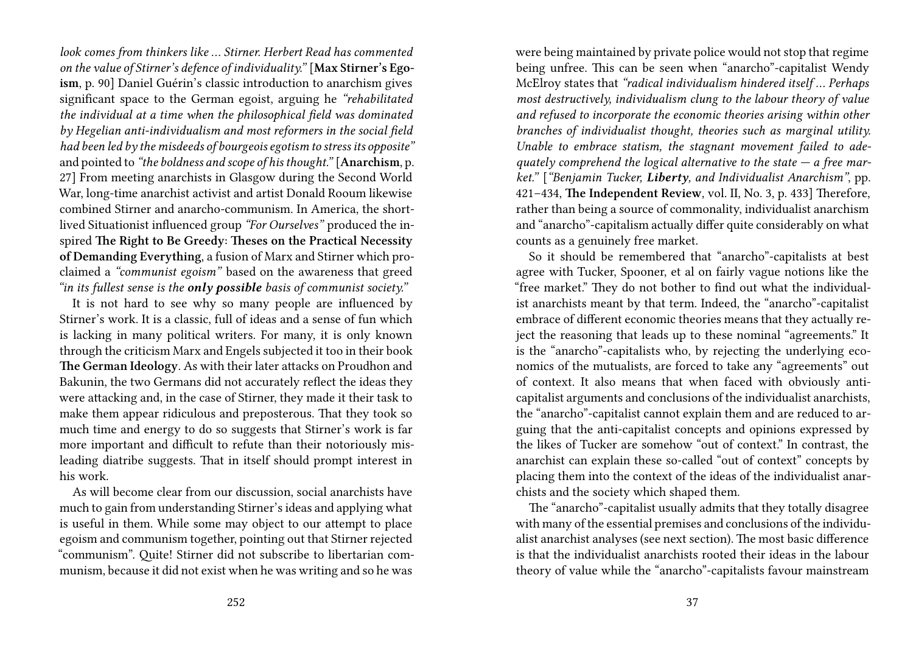*look comes from thinkers like … Stirner. Herbert Read has commented on the value of Stirner's defence of individuality."* [**Max Stirner's Egoism**, p. 90] Daniel Guérin's classic introduction to anarchism gives significant space to the German egoist, arguing he *"rehabilitated the individual at a time when the philosophical field was dominated by Hegelian anti-individualism and most reformers in the social field had been led by the misdeeds of bourgeois egotism to stress its opposite"* and pointed to *"the boldness and scope of his thought."* [**Anarchism**, p. 27] From meeting anarchists in Glasgow during the Second World War, long-time anarchist activist and artist Donald Rooum likewise combined Stirner and anarcho-communism. In America, the short-lived Situationist influenced group *"For Ourselves"* produced the inspired **The Right to Be Greedy: Theses on the Practical Necessity of Demanding Everything**, a fusion of Marx and Stirner which proclaimed a *"communist egoism"* based on the awareness that greed *"in its fullest sense is the **only possible** basis of communist society."*

It is not hard to see why so many people are influenced by Stirner's work. It is a classic, full of ideas and a sense of fun which is lacking in many political writers. For many, it is only known through the criticism Marx and Engels subjected it too in their book **The German Ideology**. As with their later attacks on Proudhon and Bakunin, the two Germans did not accurately reflect the ideas they were attacking and, in the case of Stirner, they made it their task to make them appear ridiculous and preposterous. That they took so much time and energy to do so suggests that Stirner's work is far more important and difficult to refute than their notoriously misleading diatribe suggests. That in itself should prompt interest in his work.

As will become clear from our discussion, social anarchists have much to gain from understanding Stirner's ideas and applying what is useful in them. While some may object to our attempt to place egoism and communism together, pointing out that Stirner rejected "communism". Quite! Stirner did not subscribe to libertarian communism, because it did not exist when he was writing and so he was

were being maintained by private police would not stop that regime being unfree. This can be seen when "anarcho"-capitalist Wendy McElroy states that *"radical individualism hindered itself … Perhaps most destructively, individualism clung to the labour theory of value and refused to incorporate the economic theories arising within other branches of individualist thought, theories such as marginal utility. Unable to embrace statism, the stagnant movement failed to adequately comprehend the logical alternative to the state — a free market."* [*"Benjamin Tucker, **Liberty**, and Individualist Anarchism"*, pp. 421–434, **The Independent Review**, vol. II, No. 3, p. 433] Therefore, rather than being a source of commonality, individualist anarchism and "anarcho"-capitalism actually differ quite considerably on what counts as a genuinely free market.

So it should be remembered that "anarcho"-capitalists at best agree with Tucker, Spooner, et al on fairly vague notions like the "free market." They do not bother to find out what the individualist anarchists meant by that term. Indeed, the "anarcho"-capitalist embrace of different economic theories means that they actually reject the reasoning that leads up to these nominal "agreements." It is the "anarcho"-capitalists who, by rejecting the underlying economics of the mutualists, are forced to take any "agreements" out of context. It also means that when faced with obviously anti-capitalist arguments and conclusions of the individualist anarchists, the "anarcho"-capitalist cannot explain them and are reduced to arguing that the anti-capitalist concepts and opinions expressed by the likes of Tucker are somehow "out of context." In contrast, the anarchist can explain these so-called "out of context" concepts by placing them into the context of the ideas of the individualist anarchists and the society which shaped them.

The "anarcho"-capitalist usually admits that they totally disagree with many of the essential premises and conclusions of the individualist anarchist analyses (see next section). The most basic difference is that the individualist anarchists rooted their ideas in the labour theory of value while the "anarcho"-capitalists favour mainstream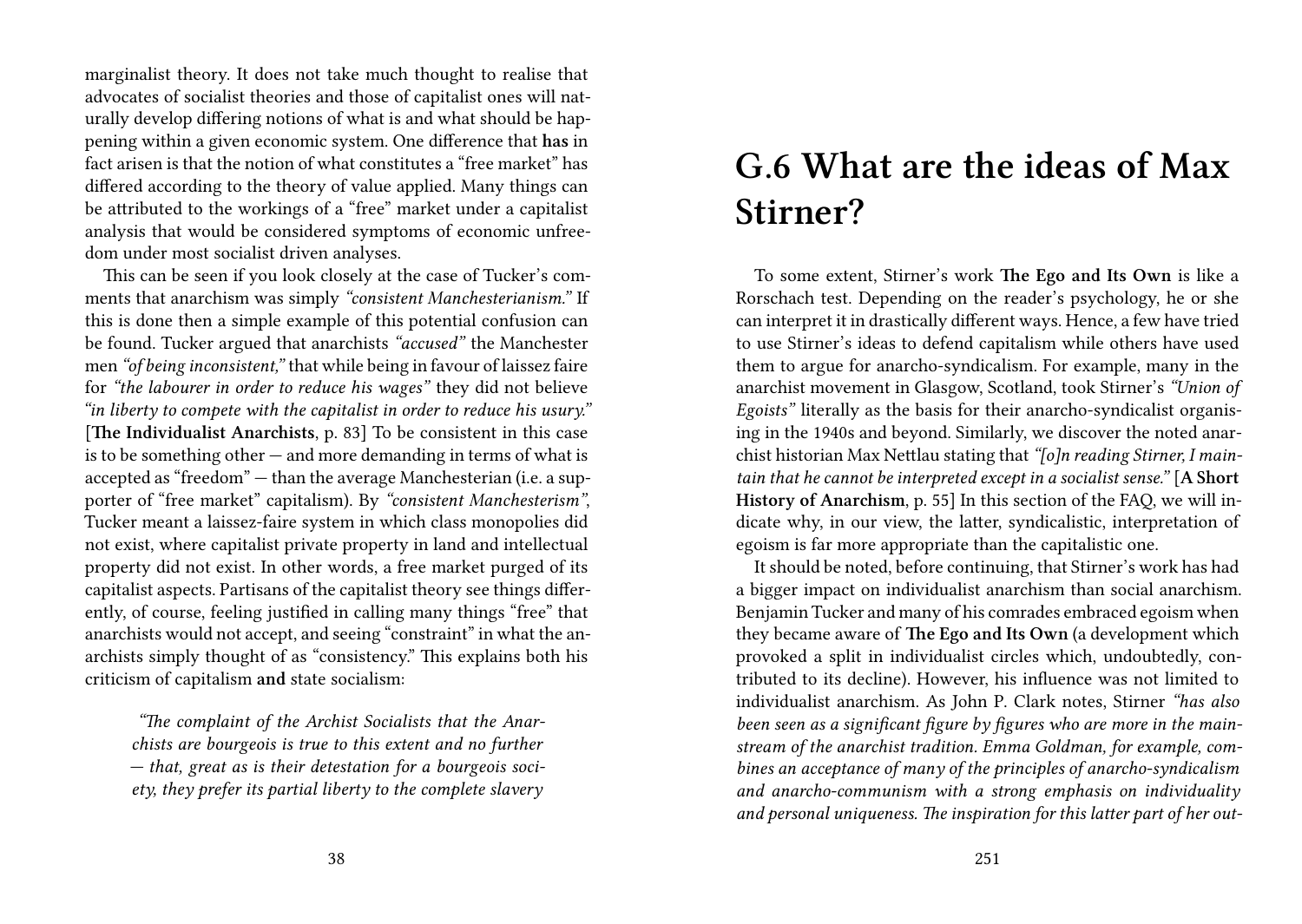marginalist theory. It does not take much thought to realise that advocates of socialist theories and those of capitalist ones will naturally develop differing notions of what is and what should be happening within a given economic system. One difference that **has** in fact arisen is that the notion of what constitutes a "free market" has differed according to the theory of value applied. Many things can be attributed to the workings of a "free" market under a capitalist analysis that would be considered symptoms of economic unfreedom under most socialist driven analyses.

This can be seen if you look closely at the case of Tucker's comments that anarchism was simply *"consistent Manchesterianism."* If this is done then a simple example of this potential confusion can be found. Tucker argued that anarchists *"accused"* the Manchester men *"of being inconsistent,"* that while being in favour of laissez faire for *"the labourer in order to reduce his wages"* they did not believe *"in liberty to compete with the capitalist in order to reduce his usury."* [**The Individualist Anarchists**, p. 83] To be consistent in this case is to be something other — and more demanding in terms of what is accepted as "freedom" — than the average Manchesterian (i.e. a supporter of "free market" capitalism). By *"consistent Manchesterism"*, Tucker meant a laissez-faire system in which class monopolies did not exist, where capitalist private property in land and intellectual property did not exist. In other words, a free market purged of its capitalist aspects. Partisans of the capitalist theory see things differently, of course, feeling justified in calling many things "free" that anarchists would not accept, and seeing "constraint" in what the anarchists simply thought of as "consistency." This explains both his criticism of capitalism **and** state socialism:

> *"The complaint of the Archist Socialists that the Anarchists are bourgeois is true to this extent and no further — that, great as is their detestation for a bourgeois society, they prefer its partial liberty to the complete slavery*

# G.6 What are the ideas of Max Stirner?

To some extent, Stirner's work **The Ego and Its Own** is like a Rorschach test. Depending on the reader's psychology, he or she can interpret it in drastically different ways. Hence, a few have tried to use Stirner's ideas to defend capitalism while others have used them to argue for anarcho-syndicalism. For example, many in the anarchist movement in Glasgow, Scotland, took Stirner's *"Union of Egoists"* literally as the basis for their anarcho-syndicalist organising in the 1940s and beyond. Similarly, we discover the noted anarchist historian Max Nettlau stating that *"[o]n reading Stirner, I maintain that he cannot be interpreted except in a socialist sense."* [**A Short History of Anarchism**, p. 55] In this section of the FAQ, we will indicate why, in our view, the latter, syndicalistic, interpretation of egoism is far more appropriate than the capitalistic one.

It should be noted, before continuing, that Stirner's work has had a bigger impact on individualist anarchism than social anarchism. Benjamin Tucker and many of his comrades embraced egoism when they became aware of **The Ego and Its Own** (a development which provoked a split in individualist circles which, undoubtedly, contributed to its decline). However, his influence was not limited to individualist anarchism. As John P. Clark notes, Stirner *"has also been seen as a significant figure by figures who are more in the mainstream of the anarchist tradition. Emma Goldman, for example, combines an acceptance of many of the principles of anarcho-syndicalism and anarcho-communism with a strong emphasis on individuality and personal uniqueness. The inspiration for this latter part of her out-*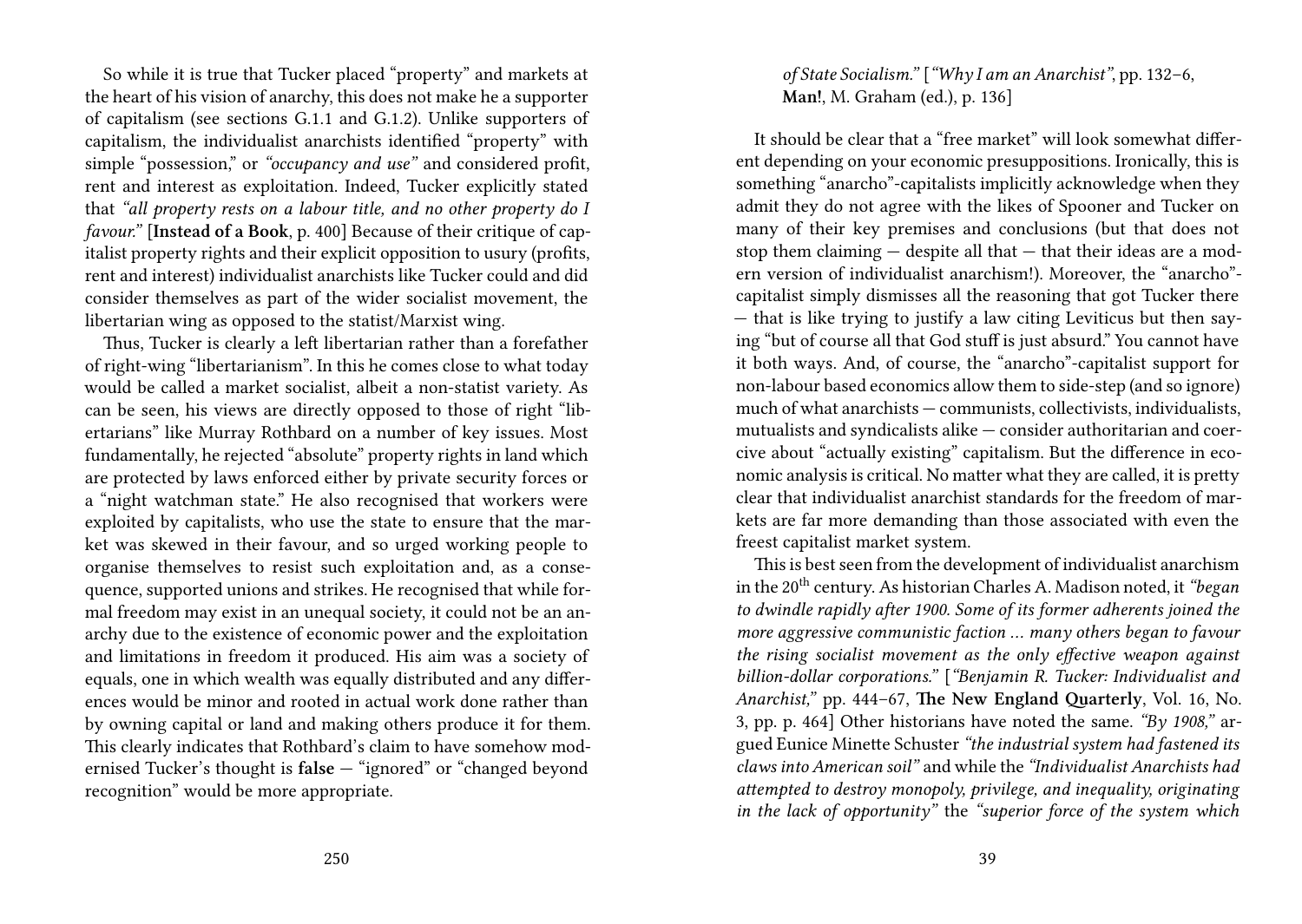So while it is true that Tucker placed "property" and markets at the heart of his vision of anarchy, this does not make he a supporter of capitalism (see sections G.1.1 and G.1.2). Unlike supporters of capitalism, the individualist anarchists identified "property" with simple "possession," or *"occupancy and use"* and considered profit, rent and interest as exploitation. Indeed, Tucker explicitly stated that *"all property rests on a labour title, and no other property do I favour."* [**Instead of a Book**, p. 400] Because of their critique of capitalist property rights and their explicit opposition to usury (profits, rent and interest) individualist anarchists like Tucker could and did consider themselves as part of the wider socialist movement, the libertarian wing as opposed to the statist/Marxist wing.

Thus, Tucker is clearly a left libertarian rather than a forefather of right-wing "libertarianism". In this he comes close to what today would be called a market socialist, albeit a non-statist variety. As can be seen, his views are directly opposed to those of right "libertarians" like Murray Rothbard on a number of key issues. Most fundamentally, he rejected "absolute" property rights in land which are protected by laws enforced either by private security forces or a "night watchman state." He also recognised that workers were exploited by capitalists, who use the state to ensure that the market was skewed in their favour, and so urged working people to organise themselves to resist such exploitation and, as a consequence, supported unions and strikes. He recognised that while formal freedom may exist in an unequal society, it could not be an anarchy due to the existence of economic power and the exploitation and limitations in freedom it produced. His aim was a society of equals, one in which wealth was equally distributed and any differences would be minor and rooted in actual work done rather than by owning capital or land and making others produce it for them. This clearly indicates that Rothbard's claim to have somehow modernised Tucker's thought is **false** — "ignored" or "changed beyond recognition" would be more appropriate.

*of State Socialism."* [*"Why I am an Anarchist"*, pp. 132–6, **Man!**, M. Graham (ed.), p. 136]

It should be clear that a "free market" will look somewhat different depending on your economic presuppositions. Ironically, this is something "anarcho"-capitalists implicitly acknowledge when they admit they do not agree with the likes of Spooner and Tucker on many of their key premises and conclusions (but that does not stop them claiming — despite all that — that their ideas are a modern version of individualist anarchism!). Moreover, the "anarcho"-capitalist simply dismisses all the reasoning that got Tucker there — that is like trying to justify a law citing Leviticus but then saying "but of course all that God stuff is just absurd." You cannot have it both ways. And, of course, the "anarcho"-capitalist support for non-labour based economics allow them to side-step (and so ignore) much of what anarchists — communists, collectivists, individualists, mutualists and syndicalists alike — consider authoritarian and coercive about "actually existing" capitalism. But the difference in economic analysis is critical. No matter what they are called, it is pretty clear that individualist anarchist standards for the freedom of markets are far more demanding than those associated with even the freest capitalist market system.

This is best seen from the development of individualist anarchism in the 20th century. As historian Charles A. Madison noted, it *"began to dwindle rapidly after 1900. Some of its former adherents joined the more aggressive communistic faction … many others began to favour the rising socialist movement as the only effective weapon against billion-dollar corporations."* [*"Benjamin R. Tucker: Individualist and Anarchist,"* pp. 444–67, **The New England Quarterly**, Vol. 16, No. 3, pp. p. 464] Other historians have noted the same. *"By 1908,"* argued Eunice Minette Schuster *"the industrial system had fastened its claws into American soil"* and while the *"Individualist Anarchists had attempted to destroy monopoly, privilege, and inequality, originating in the lack of opportunity"* the *"superior force of the system which*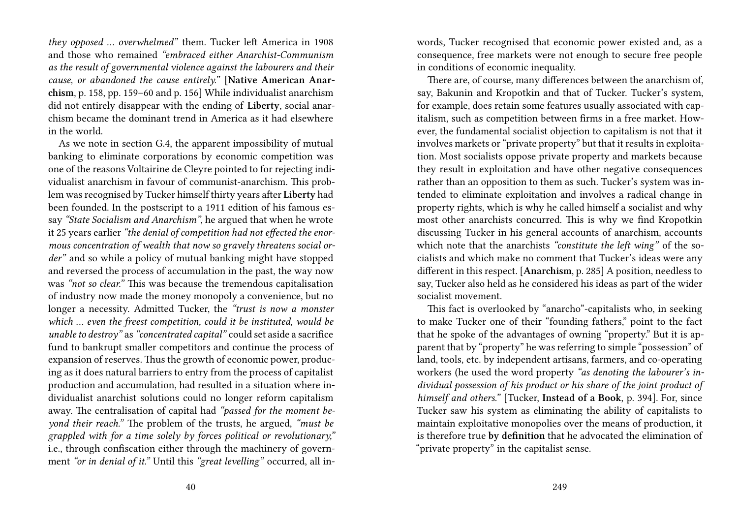*they opposed … overwhelmed"* them. Tucker left America in 1908 and those who remained *"embraced either Anarchist-Communism as the result of governmental violence against the labourers and their cause, or abandoned the cause entirely."* [**Native American Anarchism**, p. 158, pp. 159–60 and p. 156] While individualist anarchism did not entirely disappear with the ending of **Liberty**, social anarchism became the dominant trend in America as it had elsewhere in the world.

As we note in section G.4, the apparent impossibility of mutual banking to eliminate corporations by economic competition was one of the reasons Voltairine de Cleyre pointed to for rejecting individualist anarchism in favour of communist-anarchism. This problem was recognised by Tucker himself thirty years after **Liberty** had been founded. In the postscript to a 1911 edition of his famous essay *"State Socialism and Anarchism"*, he argued that when he wrote it 25 years earlier *"the denial of competition had not effected the enormous concentration of wealth that now so gravely threatens social order"* and so while a policy of mutual banking might have stopped and reversed the process of accumulation in the past, the way now was *"not so clear."* This was because the tremendous capitalisation of industry now made the money monopoly a convenience, but no longer a necessity. Admitted Tucker, the *"trust is now a monster which … even the freest competition, could it be instituted, would be unable to destroy"* as *"concentrated capital"* could set aside a sacrifice fund to bankrupt smaller competitors and continue the process of expansion of reserves. Thus the growth of economic power, producing as it does natural barriers to entry from the process of capitalist production and accumulation, had resulted in a situation where individualist anarchist solutions could no longer reform capitalism away. The centralisation of capital had *"passed for the moment beyond their reach."* The problem of the trusts, he argued, *"must be grappled with for a time solely by forces political or revolutionary,"* i.e., through confiscation either through the machinery of government *"or in denial of it."* Until this *"great levelling"* occurred, all in-

words, Tucker recognised that economic power existed and, as a consequence, free markets were not enough to secure free people in conditions of economic inequality.

There are, of course, many differences between the anarchism of, say, Bakunin and Kropotkin and that of Tucker. Tucker's system, for example, does retain some features usually associated with capitalism, such as competition between firms in a free market. However, the fundamental socialist objection to capitalism is not that it involves markets or "private property" but that it results in exploitation. Most socialists oppose private property and markets because they result in exploitation and have other negative consequences rather than an opposition to them as such. Tucker's system was intended to eliminate exploitation and involves a radical change in property rights, which is why he called himself a socialist and why most other anarchists concurred. This is why we find Kropotkin discussing Tucker in his general accounts of anarchism, accounts which note that the anarchists *"constitute the left wing"* of the socialists and which make no comment that Tucker's ideas were any different in this respect. [**Anarchism**, p. 285] A position, needless to say, Tucker also held as he considered his ideas as part of the wider socialist movement.

This fact is overlooked by "anarcho"-capitalists who, in seeking to make Tucker one of their "founding fathers," point to the fact that he spoke of the advantages of owning "property." But it is apparent that by "property" he was referring to simple "possession" of land, tools, etc. by independent artisans, farmers, and co-operating workers (he used the word property *"as denoting the labourer's individual possession of his product or his share of the joint product of himself and others."* [Tucker, **Instead of a Book**, p. 394]. For, since Tucker saw his system as eliminating the ability of capitalists to maintain exploitative monopolies over the means of production, it is therefore true **by definition** that he advocated the elimination of "private property" in the capitalist sense.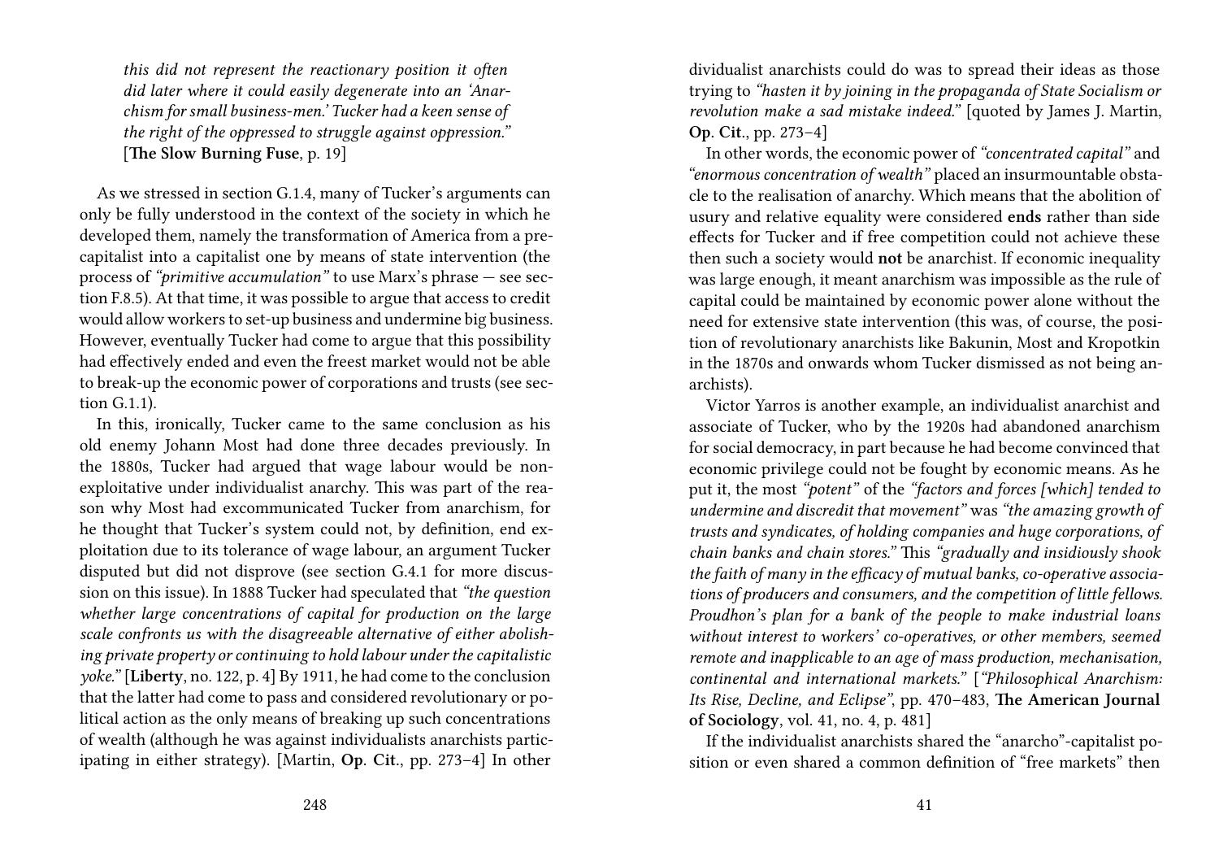*this did not represent the reactionary position it often did later where it could easily degenerate into an 'Anarchism for small business-men.' Tucker had a keen sense of the right of the oppressed to struggle against oppression."* [**The Slow Burning Fuse**, p. 19]

As we stressed in section G.1.4, many of Tucker's arguments can only be fully understood in the context of the society in which he developed them, namely the transformation of America from a pre-capitalist into a capitalist one by means of state intervention (the process of *"primitive accumulation"* to use Marx's phrase — see section F.8.5). At that time, it was possible to argue that access to credit would allow workers to set-up business and undermine big business. However, eventually Tucker had come to argue that this possibility had effectively ended and even the freest market would not be able to break-up the economic power of corporations and trusts (see section G.1.1).

In this, ironically, Tucker came to the same conclusion as his old enemy Johann Most had done three decades previously. In the 1880s, Tucker had argued that wage labour would be non-exploitative under individualist anarchy. This was part of the reason why Most had excommunicated Tucker from anarchism, for he thought that Tucker's system could not, by definition, end exploitation due to its tolerance of wage labour, an argument Tucker disputed but did not disprove (see section G.4.1 for more discussion on this issue). In 1888 Tucker had speculated that *"the question whether large concentrations of capital for production on the large scale confronts us with the disagreeable alternative of either abolishing private property or continuing to hold labour under the capitalistic yoke."* [**Liberty**, no. 122, p. 4] By 1911, he had come to the conclusion that the latter had come to pass and considered revolutionary or political action as the only means of breaking up such concentrations of wealth (although he was against individualists anarchists participating in either strategy). [Martin, **Op. Cit.**, pp. 273–4] In other dividualist anarchists could do was to spread their ideas as those trying to *"hasten it by joining in the propaganda of State Socialism or revolution make a sad mistake indeed."* [quoted by James J. Martin, **Op. Cit.**, pp. 273–4]

In other words, the economic power of *"concentrated capital"* and *"enormous concentration of wealth"* placed an insurmountable obstacle to the realisation of anarchy. Which means that the abolition of usury and relative equality were considered **ends** rather than side effects for Tucker and if free competition could not achieve these then such a society would **not** be anarchist. If economic inequality was large enough, it meant anarchism was impossible as the rule of capital could be maintained by economic power alone without the need for extensive state intervention (this was, of course, the position of revolutionary anarchists like Bakunin, Most and Kropotkin in the 1870s and onwards whom Tucker dismissed as not being anarchists).

Victor Yarros is another example, an individualist anarchist and associate of Tucker, who by the 1920s had abandoned anarchism for social democracy, in part because he had become convinced that economic privilege could not be fought by economic means. As he put it, the most *"potent"* of the *"factors and forces [which] tended to undermine and discredit that movement"* was *"the amazing growth of trusts and syndicates, of holding companies and huge corporations, of chain banks and chain stores."* This *"gradually and insidiously shook the faith of many in the efficacy of mutual banks, co-operative associations of producers and consumers, and the competition of little fellows. Proudhon's plan for a bank of the people to make industrial loans without interest to workers' co-operatives, or other members, seemed remote and inapplicable to an age of mass production, mechanisation, continental and international markets."* [*"Philosophical Anarchism: Its Rise, Decline, and Eclipse"*, pp. 470–483, **The American Journal of Sociology**, vol. 41, no. 4, p. 481]

If the individualist anarchists shared the "anarcho"-capitalist position or even shared a common definition of "free markets" then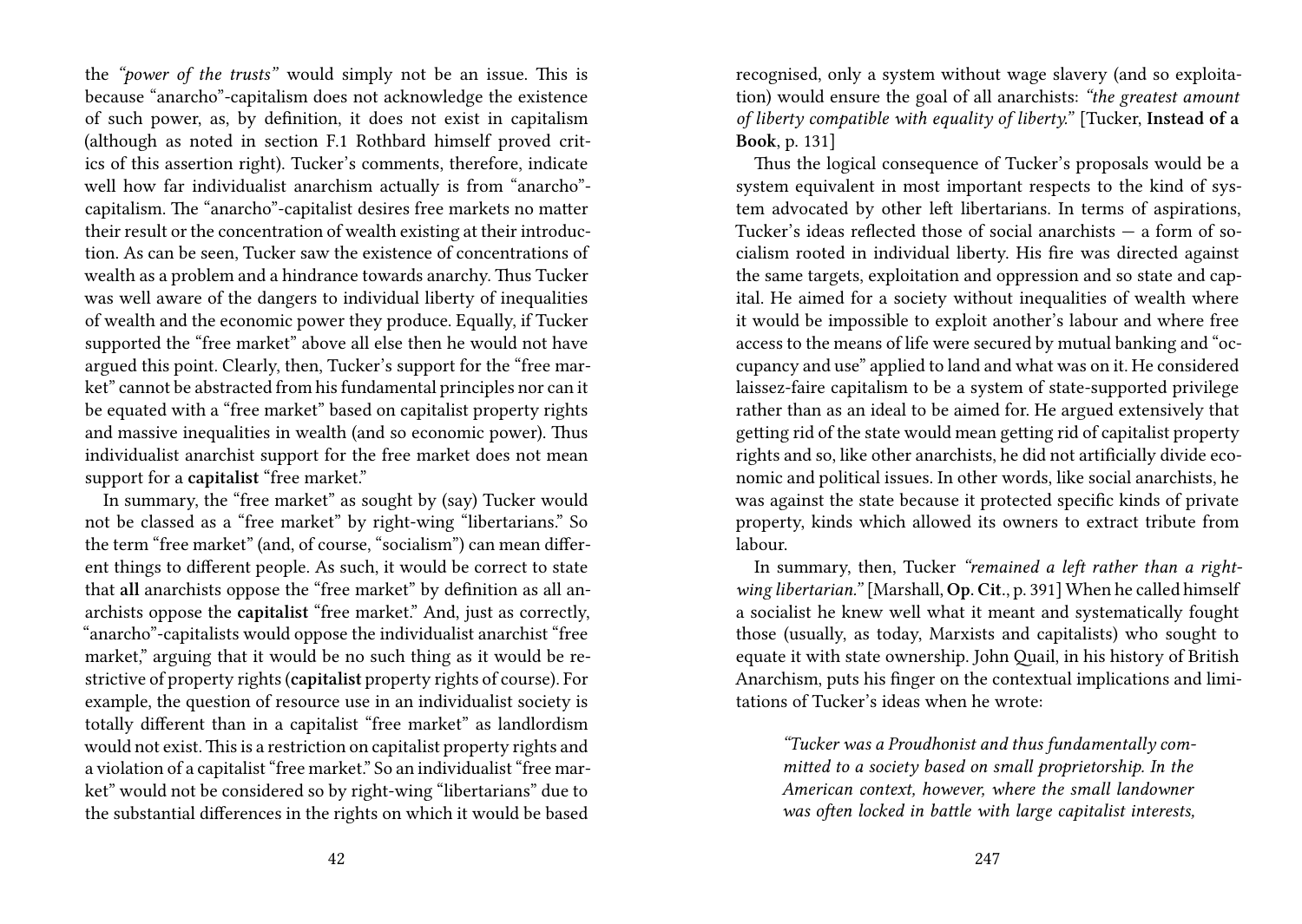the *"power of the trusts"* would simply not be an issue. This is because "anarcho"-capitalism does not acknowledge the existence of such power, as, by definition, it does not exist in capitalism (although as noted in section F.1 Rothbard himself proved critics of this assertion right). Tucker's comments, therefore, indicate well how far individualist anarchism actually is from "anarcho"-capitalism. The "anarcho"-capitalist desires free markets no matter their result or the concentration of wealth existing at their introduction. As can be seen, Tucker saw the existence of concentrations of wealth as a problem and a hindrance towards anarchy. Thus Tucker was well aware of the dangers to individual liberty of inequalities of wealth and the economic power they produce. Equally, if Tucker supported the "free market" above all else then he would not have argued this point. Clearly, then, Tucker's support for the "free market" cannot be abstracted from his fundamental principles nor can it be equated with a "free market" based on capitalist property rights and massive inequalities in wealth (and so economic power). Thus individualist anarchist support for the free market does not mean support for a **capitalist** "free market."

In summary, the "free market" as sought by (say) Tucker would not be classed as a "free market" by right-wing "libertarians." So the term "free market" (and, of course, "socialism") can mean different things to different people. As such, it would be correct to state that **all** anarchists oppose the "free market" by definition as all anarchists oppose the **capitalist** "free market." And, just as correctly, "anarcho"-capitalists would oppose the individualist anarchist "free market," arguing that it would be no such thing as it would be restrictive of property rights (**capitalist** property rights of course). For example, the question of resource use in an individualist society is totally different than in a capitalist "free market" as landlordism would not exist. This is a restriction on capitalist property rights and a violation of a capitalist "free market." So an individualist "free market" would not be considered so by right-wing "libertarians" due to the substantial differences in the rights on which it would be based recognised, only a system without wage slavery (and so exploitation) would ensure the goal of all anarchists: *"the greatest amount of liberty compatible with equality of liberty."* [Tucker, **Instead of a Book**, p. 131]

Thus the logical consequence of Tucker's proposals would be a system equivalent in most important respects to the kind of system advocated by other left libertarians. In terms of aspirations, Tucker's ideas reflected those of social anarchists — a form of socialism rooted in individual liberty. His fire was directed against the same targets, exploitation and oppression and so state and capital. He aimed for a society without inequalities of wealth where it would be impossible to exploit another's labour and where free access to the means of life were secured by mutual banking and "occupancy and use" applied to land and what was on it. He considered laissez-faire capitalism to be a system of state-supported privilege rather than as an ideal to be aimed for. He argued extensively that getting rid of the state would mean getting rid of capitalist property rights and so, like other anarchists, he did not artificially divide economic and political issues. In other words, like social anarchists, he was against the state because it protected specific kinds of private property, kinds which allowed its owners to extract tribute from labour.

In summary, then, Tucker *"remained a left rather than a right-wing libertarian."* [Marshall, **Op. Cit.**, p. 391] When he called himself a socialist he knew well what it meant and systematically fought those (usually, as today, Marxists and capitalists) who sought to equate it with state ownership. John Quail, in his history of British Anarchism, puts his finger on the contextual implications and limitations of Tucker's ideas when he wrote:

> *"Tucker was a Proudhonist and thus fundamentally committed to a society based on small proprietorship. In the American context, however, where the small landowner was often locked in battle with large capitalist interests,*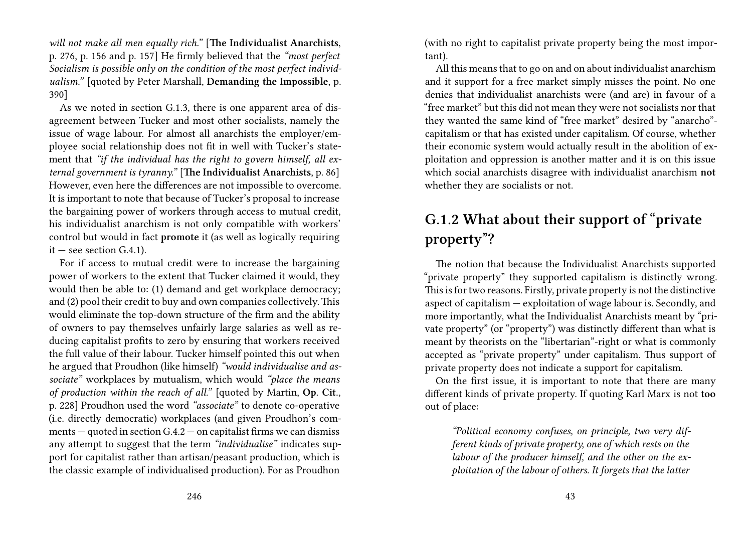*will not make all men equally rich."* [**The Individualist Anarchists**, p. 276, p. 156 and p. 157] He firmly believed that the *"most perfect Socialism is possible only on the condition of the most perfect individualism."* [quoted by Peter Marshall, **Demanding the Impossible**, p. 390]

As we noted in section G.1.3, there is one apparent area of disagreement between Tucker and most other socialists, namely the issue of wage labour. For almost all anarchists the employer/employee social relationship does not fit in well with Tucker's statement that *"if the individual has the right to govern himself, all external government is tyranny."* [**The Individualist Anarchists**, p. 86] However, even here the differences are not impossible to overcome. It is important to note that because of Tucker's proposal to increase the bargaining power of workers through access to mutual credit, his individualist anarchism is not only compatible with workers' control but would in fact **promote** it (as well as logically requiring it — see section G.4.1).

For if access to mutual credit were to increase the bargaining power of workers to the extent that Tucker claimed it would, they would then be able to: (1) demand and get workplace democracy; and (2) pool their credit to buy and own companies collectively. This would eliminate the top-down structure of the firm and the ability of owners to pay themselves unfairly large salaries as well as reducing capitalist profits to zero by ensuring that workers received the full value of their labour. Tucker himself pointed this out when he argued that Proudhon (like himself) *"would individualise and associate"* workplaces by mutualism, which would *"place the means of production within the reach of all."* [quoted by Martin, **Op. Cit.**, p. 228] Proudhon used the word *"associate"* to denote co-operative (i.e. directly democratic) workplaces (and given Proudhon's comments — quoted in section G.4.2 — on capitalist firms we can dismiss any attempt to suggest that the term *"individualise"* indicates support for capitalist rather than artisan/peasant production, which is the classic example of individualised production). For as Proudhon (with no right to capitalist private property being the most important).

All this means that to go on and on about individualist anarchism and it support for a free market simply misses the point. No one denies that individualist anarchists were (and are) in favour of a "free market" but this did not mean they were not socialists nor that they wanted the same kind of "free market" desired by "anarcho"-capitalism or that has existed under capitalism. Of course, whether their economic system would actually result in the abolition of exploitation and oppression is another matter and it is on this issue which social anarchists disagree with individualist anarchism **not** whether they are socialists or not.

## G.1.2 What about their support of "private property"?

The notion that because the Individualist Anarchists supported "private property" they supported capitalism is distinctly wrong. This is for two reasons. Firstly, private property is not the distinctive aspect of capitalism — exploitation of wage labour is. Secondly, and more importantly, what the Individualist Anarchists meant by "private property" (or "property") was distinctly different than what is meant by theorists on the "libertarian"-right or what is commonly accepted as "private property" under capitalism. Thus support of private property does not indicate a support for capitalism.

On the first issue, it is important to note that there are many different kinds of private property. If quoting Karl Marx is not **too** out of place:

> *"Political economy confuses, on principle, two very different kinds of private property, one of which rests on the labour of the producer himself, and the other on the exploitation of the labour of others. It forgets that the latter*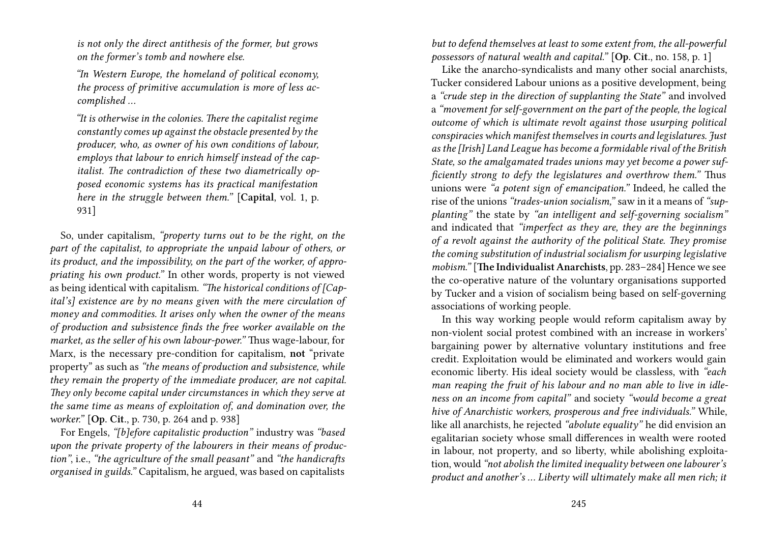*is not only the direct antithesis of the former, but grows on the former's tomb and nowhere else.*

*"In Western Europe, the homeland of political economy, the process of primitive accumulation is more of less accomplished …*

*"It is otherwise in the colonies. There the capitalist regime constantly comes up against the obstacle presented by the producer, who, as owner of his own conditions of labour, employs that labour to enrich himself instead of the capitalist. The contradiction of these two diametrically opposed economic systems has its practical manifestation here in the struggle between them."* [**Capital**, vol. 1, p. 931]

So, under capitalism, *"property turns out to be the right, on the part of the capitalist, to appropriate the unpaid labour of others, or its product, and the impossibility, on the part of the worker, of appropriating his own product."* In other words, property is not viewed as being identical with capitalism. *"The historical conditions of [Capital's] existence are by no means given with the mere circulation of money and commodities. It arises only when the owner of the means of production and subsistence finds the free worker available on the market, as the seller of his own labour-power."* Thus wage-labour, for Marx, is the necessary pre-condition for capitalism, **not** "private property" as such as *"the means of production and subsistence, while they remain the property of the immediate producer, are not capital. They only become capital under circumstances in which they serve at the same time as means of exploitation of, and domination over, the worker."* [**Op. Cit**., p. 730, p. 264 and p. 938]

For Engels, *"[b]efore capitalistic production"* industry was *"based upon the private property of the labourers in their means of production"*, i.e., *"the agriculture of the small peasant"* and *"the handicrafts organised in guilds."* Capitalism, he argued, was based on capitalists

*but to defend themselves at least to some extent from, the all-powerful possessors of natural wealth and capital."* [**Op. Cit**., no. 158, p. 1]

Like the anarcho-syndicalists and many other social anarchists, Tucker considered Labour unions as a positive development, being a *"crude step in the direction of supplanting the State"* and involved a *"movement for self-government on the part of the people, the logical outcome of which is ultimate revolt against those usurping political conspiracies which manifest themselves in courts and legislatures. Just as the [Irish] Land League has become a formidable rival of the British State, so the amalgamated trades unions may yet become a power sufficiently strong to defy the legislatures and overthrow them."* Thus unions were *"a potent sign of emancipation."* Indeed, he called the rise of the unions *"trades-union socialism,"* saw in it a means of *"supplanting"* the state by *"an intelligent and self-governing socialism"* and indicated that *"imperfect as they are, they are the beginnings of a revolt against the authority of the political State. They promise the coming substitution of industrial socialism for usurping legislative mobism."* [**The Individualist Anarchists**, pp. 283–284] Hence we see the co-operative nature of the voluntary organisations supported by Tucker and a vision of socialism being based on self-governing associations of working people.

In this way working people would reform capitalism away by non-violent social protest combined with an increase in workers' bargaining power by alternative voluntary institutions and free credit. Exploitation would be eliminated and workers would gain economic liberty. His ideal society would be classless, with *"each man reaping the fruit of his labour and no man able to live in idleness on an income from capital"* and society *"would become a great hive of Anarchistic workers, prosperous and free individuals."* While, like all anarchists, he rejected *"abolute equality"* he did envision an egalitarian society whose small differences in wealth were rooted in labour, not property, and so liberty, while abolishing exploitation, would *"not abolish the limited inequality between one labourer's product and another's … Liberty will ultimately make all men rich; it*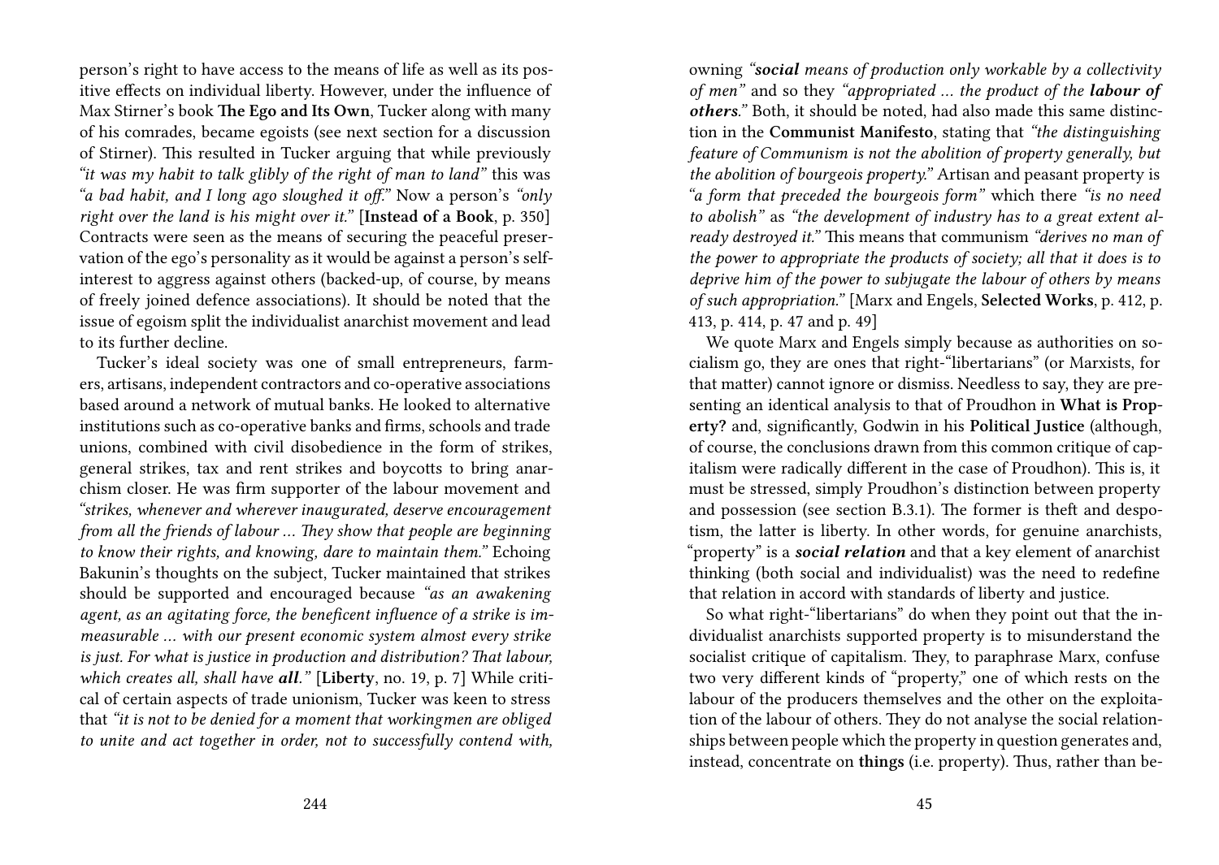person's right to have access to the means of life as well as its positive effects on individual liberty. However, under the influence of Max Stirner's book **The Ego and Its Own**, Tucker along with many of his comrades, became egoists (see next section for a discussion of Stirner). This resulted in Tucker arguing that while previously *"it was my habit to talk glibly of the right of man to land"* this was *"a bad habit, and I long ago sloughed it off."* Now a person's *"only right over the land is his might over it."* [**Instead of a Book**, p. 350] Contracts were seen as the means of securing the peaceful preservation of the ego's personality as it would be against a person's self-interest to aggress against others (backed-up, of course, by means of freely joined defence associations). It should be noted that the issue of egoism split the individualist anarchist movement and lead to its further decline.

Tucker's ideal society was one of small entrepreneurs, farmers, artisans, independent contractors and co-operative associations based around a network of mutual banks. He looked to alternative institutions such as co-operative banks and firms, schools and trade unions, combined with civil disobedience in the form of strikes, general strikes, tax and rent strikes and boycotts to bring anarchism closer. He was firm supporter of the labour movement and *"strikes, whenever and wherever inaugurated, deserve encouragement from all the friends of labour … They show that people are beginning to know their rights, and knowing, dare to maintain them."* Echoing Bakunin's thoughts on the subject, Tucker maintained that strikes should be supported and encouraged because *"as an awakening agent, as an agitating force, the beneficent influence of a strike is immeasurable … with our present economic system almost every strike is just. For what is justice in production and distribution? That labour, which creates all, shall have **all**."* [**Liberty**, no. 19, p. 7] While critical of certain aspects of trade unionism, Tucker was keen to stress that *"it is not to be denied for a moment that workingmen are obliged to unite and act together in order, not to successfully contend with,*

owning *"**social** means of production only workable by a collectivity of men"* and so they *"appropriated … the product of the **labour of others**."* Both, it should be noted, had also made this same distinction in the **Communist Manifesto**, stating that *"the distinguishing feature of Communism is not the abolition of property generally, but the abolition of bourgeois property."* Artisan and peasant property is *"a form that preceded the bourgeois form"* which there *"is no need to abolish"* as *"the development of industry has to a great extent already destroyed it."* This means that communism *"derives no man of the power to appropriate the products of society; all that it does is to deprive him of the power to subjugate the labour of others by means of such appropriation."* [Marx and Engels, **Selected Works**, p. 412, p. 413, p. 414, p. 47 and p. 49]

We quote Marx and Engels simply because as authorities on socialism go, they are ones that right-"libertarians" (or Marxists, for that matter) cannot ignore or dismiss. Needless to say, they are presenting an identical analysis to that of Proudhon in **What is Property?** and, significantly, Godwin in his **Political Justice** (although, of course, the conclusions drawn from this common critique of capitalism were radically different in the case of Proudhon). This is, it must be stressed, simply Proudhon's distinction between property and possession (see section B.3.1). The former is theft and despotism, the latter is liberty. In other words, for genuine anarchists, "property" is a ***social relation*** and that a key element of anarchist thinking (both social and individualist) was the need to redefine that relation in accord with standards of liberty and justice.

So what right-"libertarians" do when they point out that the individualist anarchists supported property is to misunderstand the socialist critique of capitalism. They, to paraphrase Marx, confuse two very different kinds of "property," one of which rests on the labour of the producers themselves and the other on the exploitation of the labour of others. They do not analyse the social relationships between people which the property in question generates and, instead, concentrate on **things** (i.e. property). Thus, rather than be-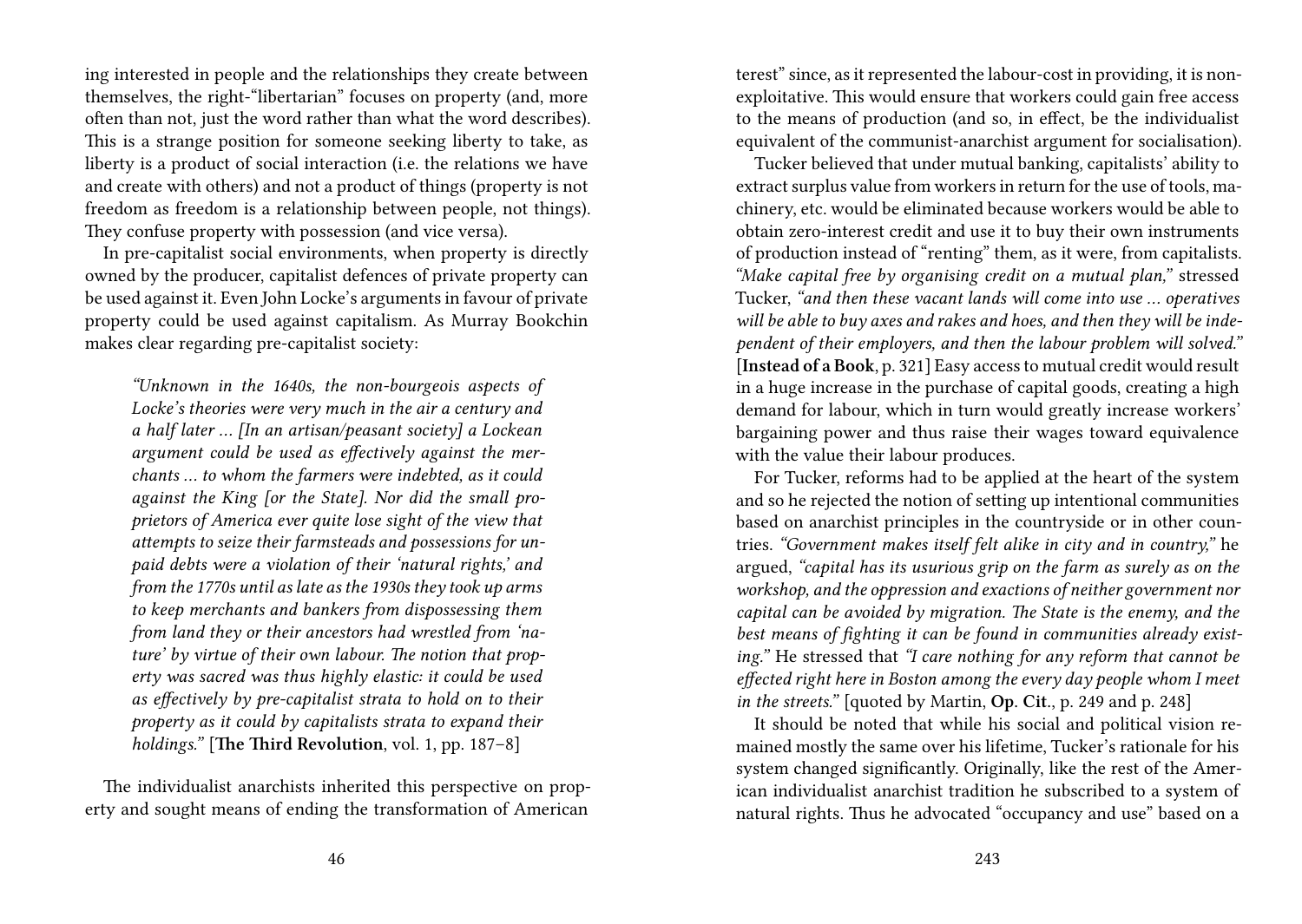ing interested in people and the relationships they create between themselves, the right-"libertarian" focuses on property (and, more often than not, just the word rather than what the word describes). This is a strange position for someone seeking liberty to take, as liberty is a product of social interaction (i.e. the relations we have and create with others) and not a product of things (property is not freedom as freedom is a relationship between people, not things). They confuse property with possession (and vice versa).

In pre-capitalist social environments, when property is directly owned by the producer, capitalist defences of private property can be used against it. Even John Locke's arguments in favour of private property could be used against capitalism. As Murray Bookchin makes clear regarding pre-capitalist society:

> *"Unknown in the 1640s, the non-bourgeois aspects of Locke's theories were very much in the air a century and a half later … [In an artisan/peasant society] a Lockean argument could be used as effectively against the merchants … to whom the farmers were indebted, as it could against the King [or the State]. Nor did the small proprietors of America ever quite lose sight of the view that attempts to seize their farmsteads and possessions for unpaid debts were a violation of their 'natural rights,' and from the 1770s until as late as the 1930s they took up arms to keep merchants and bankers from dispossessing them from land they or their ancestors had wrestled from 'nature' by virtue of their own labour. The notion that property was sacred was thus highly elastic: it could be used as effectively by pre-capitalist strata to hold on to their property as it could by capitalists strata to expand their holdings."* [**The Third Revolution**, vol. 1, pp. 187–8]

The individualist anarchists inherited this perspective on property and sought means of ending the transformation of American

terest" since, as it represented the labour-cost in providing, it is non-exploitative. This would ensure that workers could gain free access to the means of production (and so, in effect, be the individualist equivalent of the communist-anarchist argument for socialisation).

Tucker believed that under mutual banking, capitalists' ability to extract surplus value from workers in return for the use of tools, machinery, etc. would be eliminated because workers would be able to obtain zero-interest credit and use it to buy their own instruments of production instead of "renting" them, as it were, from capitalists. *"Make capital free by organising credit on a mutual plan,"* stressed Tucker, *"and then these vacant lands will come into use … operatives will be able to buy axes and rakes and hoes, and then they will be independent of their employers, and then the labour problem will solved."* [**Instead of a Book**, p. 321] Easy access to mutual credit would result in a huge increase in the purchase of capital goods, creating a high demand for labour, which in turn would greatly increase workers' bargaining power and thus raise their wages toward equivalence with the value their labour produces.

For Tucker, reforms had to be applied at the heart of the system and so he rejected the notion of setting up intentional communities based on anarchist principles in the countryside or in other countries. *"Government makes itself felt alike in city and in country,"* he argued, *"capital has its usurious grip on the farm as surely as on the workshop, and the oppression and exactions of neither government nor capital can be avoided by migration. The State is the enemy, and the best means of fighting it can be found in communities already existing."* He stressed that *"I care nothing for any reform that cannot be effected right here in Boston among the every day people whom I meet in the streets."* [quoted by Martin, **Op. Cit.**, p. 249 and p. 248]

It should be noted that while his social and political vision remained mostly the same over his lifetime, Tucker's rationale for his system changed significantly. Originally, like the rest of the American individualist anarchist tradition he subscribed to a system of natural rights. Thus he advocated "occupancy and use" based on a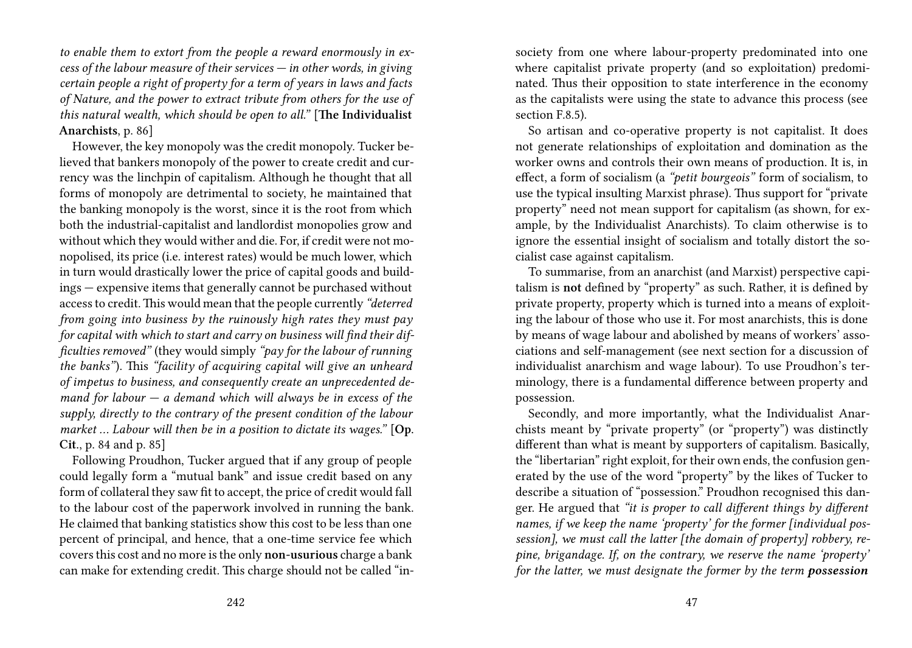*to enable them to extort from the people a reward enormously in excess of the labour measure of their services — in other words, in giving certain people a right of property for a term of years in laws and facts of Nature, and the power to extract tribute from others for the use of this natural wealth, which should be open to all."* [**The Individualist Anarchists**, p. 86]

However, the key monopoly was the credit monopoly. Tucker believed that bankers monopoly of the power to create credit and currency was the linchpin of capitalism. Although he thought that all forms of monopoly are detrimental to society, he maintained that the banking monopoly is the worst, since it is the root from which both the industrial-capitalist and landlordist monopolies grow and without which they would wither and die. For, if credit were not monopolised, its price (i.e. interest rates) would be much lower, which in turn would drastically lower the price of capital goods and buildings — expensive items that generally cannot be purchased without access to credit. This would mean that the people currently *"deterred from going into business by the ruinously high rates they must pay for capital with which to start and carry on business will find their difficulties removed"* (they would simply *"pay for the labour of running the banks"*). This *"facility of acquiring capital will give an unheard of impetus to business, and consequently create an unprecedented demand for labour — a demand which will always be in excess of the supply, directly to the contrary of the present condition of the labour market … Labour will then be in a position to dictate its wages."* [**Op. Cit.**, p. 84 and p. 85]

Following Proudhon, Tucker argued that if any group of people could legally form a "mutual bank" and issue credit based on any form of collateral they saw fit to accept, the price of credit would fall to the labour cost of the paperwork involved in running the bank. He claimed that banking statistics show this cost to be less than one percent of principal, and hence, that a one-time service fee which covers this cost and no more is the only **non-usurious** charge a bank can make for extending credit. This charge should not be called "in-

society from one where labour-property predominated into one where capitalist private property (and so exploitation) predominated. Thus their opposition to state interference in the economy as the capitalists were using the state to advance this process (see section F.8.5).

So artisan and co-operative property is not capitalist. It does not generate relationships of exploitation and domination as the worker owns and controls their own means of production. It is, in effect, a form of socialism (a *"petit bourgeois"* form of socialism, to use the typical insulting Marxist phrase). Thus support for "private property" need not mean support for capitalism (as shown, for example, by the Individualist Anarchists). To claim otherwise is to ignore the essential insight of socialism and totally distort the socialist case against capitalism.

To summarise, from an anarchist (and Marxist) perspective capitalism is **not** defined by "property" as such. Rather, it is defined by private property, property which is turned into a means of exploiting the labour of those who use it. For most anarchists, this is done by means of wage labour and abolished by means of workers' associations and self-management (see next section for a discussion of individualist anarchism and wage labour). To use Proudhon's terminology, there is a fundamental difference between property and possession.

Secondly, and more importantly, what the Individualist Anarchists meant by "private property" (or "property") was distinctly different than what is meant by supporters of capitalism. Basically, the "libertarian" right exploit, for their own ends, the confusion generated by the use of the word "property" by the likes of Tucker to describe a situation of "possession." Proudhon recognised this danger. He argued that *"it is proper to call different things by different names, if we keep the name 'property' for the former [individual possession], we must call the latter [the domain of property] robbery, repine, brigandage. If, on the contrary, we reserve the name 'property' for the latter, we must designate the former by the term **possession***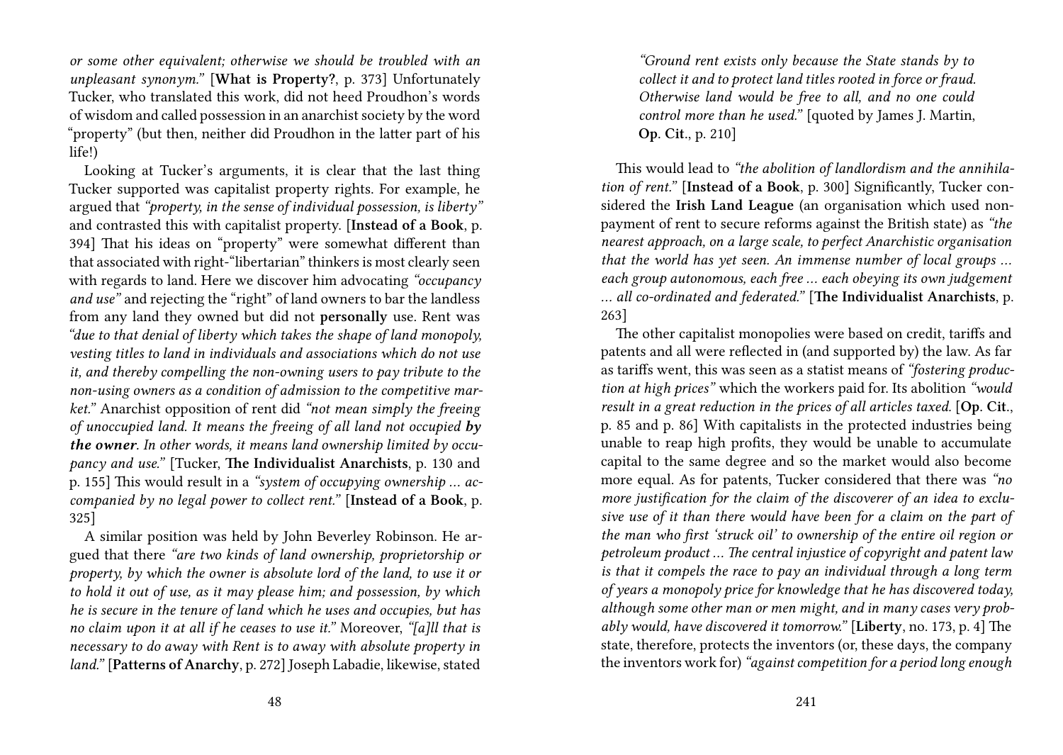*or some other equivalent; otherwise we should be troubled with an unpleasant synonym."* [**What is Property?**, p. 373] Unfortunately Tucker, who translated this work, did not heed Proudhon's words of wisdom and called possession in an anarchist society by the word "property" (but then, neither did Proudhon in the latter part of his life!)

Looking at Tucker's arguments, it is clear that the last thing Tucker supported was capitalist property rights. For example, he argued that *"property, in the sense of individual possession, is liberty"* and contrasted this with capitalist property. [**Instead of a Book**, p. 394] That his ideas on "property" were somewhat different than that associated with right-"libertarian" thinkers is most clearly seen with regards to land. Here we discover him advocating *"occupancy and use"* and rejecting the "right" of land owners to bar the landless from any land they owned but did not **personally** use. Rent was *"due to that denial of liberty which takes the shape of land monopoly, vesting titles to land in individuals and associations which do not use it, and thereby compelling the non-owning users to pay tribute to the non-using owners as a condition of admission to the competitive market."* Anarchist opposition of rent did *"not mean simply the freeing of unoccupied land. It means the freeing of all land not occupied **by the owner**. In other words, it means land ownership limited by occupancy and use."* [Tucker, **The Individualist Anarchists**, p. 130 and p. 155] This would result in a *"system of occupying ownership … accompanied by no legal power to collect rent."* [**Instead of a Book**, p. 325]

A similar position was held by John Beverley Robinson. He argued that there *"are two kinds of land ownership, proprietorship or property, by which the owner is absolute lord of the land, to use it or to hold it out of use, as it may please him; and possession, by which he is secure in the tenure of land which he uses and occupies, but has no claim upon it at all if he ceases to use it."* Moreover, *"[a]ll that is necessary to do away with Rent is to away with absolute property in land."* [**Patterns of Anarchy**, p. 272] Joseph Labadie, likewise, stated

> *"Ground rent exists only because the State stands by to collect it and to protect land titles rooted in force or fraud. Otherwise land would be free to all, and no one could control more than he used."* [quoted by James J. Martin, **Op. Cit.**, p. 210]

This would lead to *"the abolition of landlordism and the annihilation of rent."* [**Instead of a Book**, p. 300] Significantly, Tucker considered the **Irish Land League** (an organisation which used non-payment of rent to secure reforms against the British state) as *"the nearest approach, on a large scale, to perfect Anarchistic organisation that the world has yet seen. An immense number of local groups … each group autonomous, each free … each obeying its own judgement … all co-ordinated and federated."* [**The Individualist Anarchists**, p. 263]

The other capitalist monopolies were based on credit, tariffs and patents and all were reflected in (and supported by) the law. As far as tariffs went, this was seen as a statist means of *"fostering production at high prices"* which the workers paid for. Its abolition *"would result in a great reduction in the prices of all articles taxed.* [**Op. Cit.**, p. 85 and p. 86] With capitalists in the protected industries being unable to reap high profits, they would be unable to accumulate capital to the same degree and so the market would also become more equal. As for patents, Tucker considered that there was *"no more justification for the claim of the discoverer of an idea to exclusive use of it than there would have been for a claim on the part of the man who first 'struck oil' to ownership of the entire oil region or petroleum product … The central injustice of copyright and patent law is that it compels the race to pay an individual through a long term of years a monopoly price for knowledge that he has discovered today, although some other man or men might, and in many cases very probably would, have discovered it tomorrow."* [**Liberty**, no. 173, p. 4] The state, therefore, protects the inventors (or, these days, the company the inventors work for) *"against competition for a period long enough*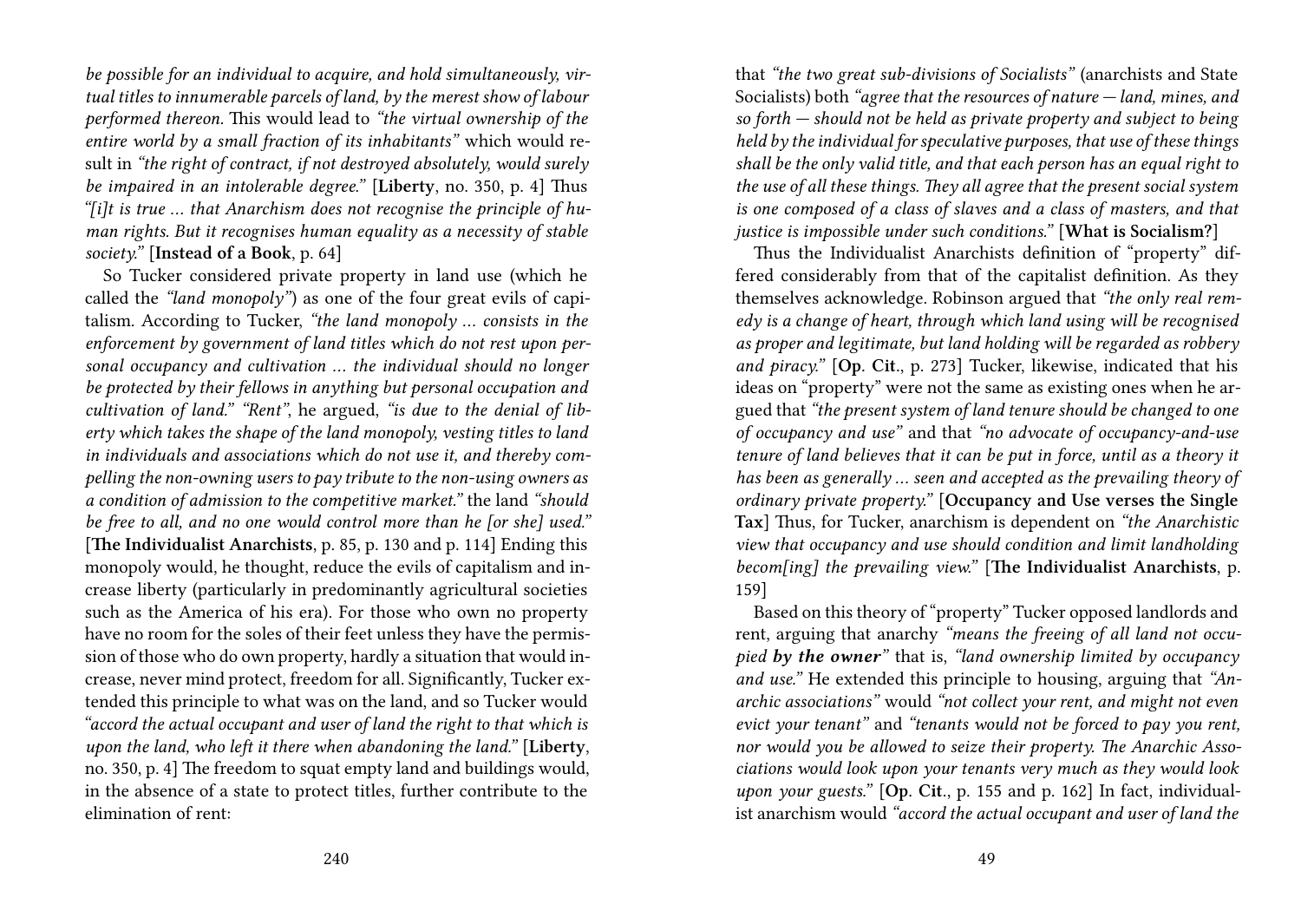*be possible for an individual to acquire, and hold simultaneously, virtual titles to innumerable parcels of land, by the merest show of labour performed thereon.* This would lead to *"the virtual ownership of the entire world by a small fraction of its inhabitants"* which would result in *"the right of contract, if not destroyed absolutely, would surely be impaired in an intolerable degree."* [**Liberty**, no. 350, p. 4] Thus *"[i]t is true … that Anarchism does not recognise the principle of human rights. But it recognises human equality as a necessity of stable society."* [**Instead of a Book**, p. 64]

So Tucker considered private property in land use (which he called the *"land monopoly"*) as one of the four great evils of capitalism. According to Tucker, *"the land monopoly … consists in the enforcement by government of land titles which do not rest upon personal occupancy and cultivation … the individual should no longer be protected by their fellows in anything but personal occupation and cultivation of land." "Rent"*, he argued, *"is due to the denial of liberty which takes the shape of the land monopoly, vesting titles to land in individuals and associations which do not use it, and thereby compelling the non-owning users to pay tribute to the non-using owners as a condition of admission to the competitive market."* the land *"should be free to all, and no one would control more than he [or she] used."* [**The Individualist Anarchists**, p. 85, p. 130 and p. 114] Ending this monopoly would, he thought, reduce the evils of capitalism and increase liberty (particularly in predominantly agricultural societies such as the America of his era). For those who own no property have no room for the soles of their feet unless they have the permission of those who do own property, hardly a situation that would increase, never mind protect, freedom for all. Significantly, Tucker extended this principle to what was on the land, and so Tucker would *"accord the actual occupant and user of land the right to that which is upon the land, who left it there when abandoning the land."* [**Liberty**, no. 350, p. 4] The freedom to squat empty land and buildings would, in the absence of a state to protect titles, further contribute to the elimination of rent:

that *"the two great sub-divisions of Socialists"* (anarchists and State Socialists) both *"agree that the resources of nature — land, mines, and so forth — should not be held as private property and subject to being held by the individual for speculative purposes, that use of these things shall be the only valid title, and that each person has an equal right to the use of all these things. They all agree that the present social system is one composed of a class of slaves and a class of masters, and that justice is impossible under such conditions."* [**What is Socialism?**]

Thus the Individualist Anarchists definition of "property" differed considerably from that of the capitalist definition. As they themselves acknowledge. Robinson argued that *"the only real remedy is a change of heart, through which land using will be recognised as proper and legitimate, but land holding will be regarded as robbery and piracy."* [**Op. Cit.**, p. 273] Tucker, likewise, indicated that his ideas on "property" were not the same as existing ones when he argued that *"the present system of land tenure should be changed to one of occupancy and use"* and that *"no advocate of occupancy-and-use tenure of land believes that it can be put in force, until as a theory it has been as generally … seen and accepted as the prevailing theory of ordinary private property."* [**Occupancy and Use verses the Single Tax**] Thus, for Tucker, anarchism is dependent on *"the Anarchistic view that occupancy and use should condition and limit landholding becom[ing] the prevailing view."* [**The Individualist Anarchists**, p. 159]

Based on this theory of "property" Tucker opposed landlords and rent, arguing that anarchy *"means the freeing of all land not occupied **by the owner**"* that is, *"land ownership limited by occupancy and use."* He extended this principle to housing, arguing that *"Anarchic associations"* would *"not collect your rent, and might not even evict your tenant"* and *"tenants would not be forced to pay you rent, nor would you be allowed to seize their property. The Anarchic Associations would look upon your tenants very much as they would look upon your guests."* [**Op. Cit.**, p. 155 and p. 162] In fact, individualist anarchism would *"accord the actual occupant and user of land the*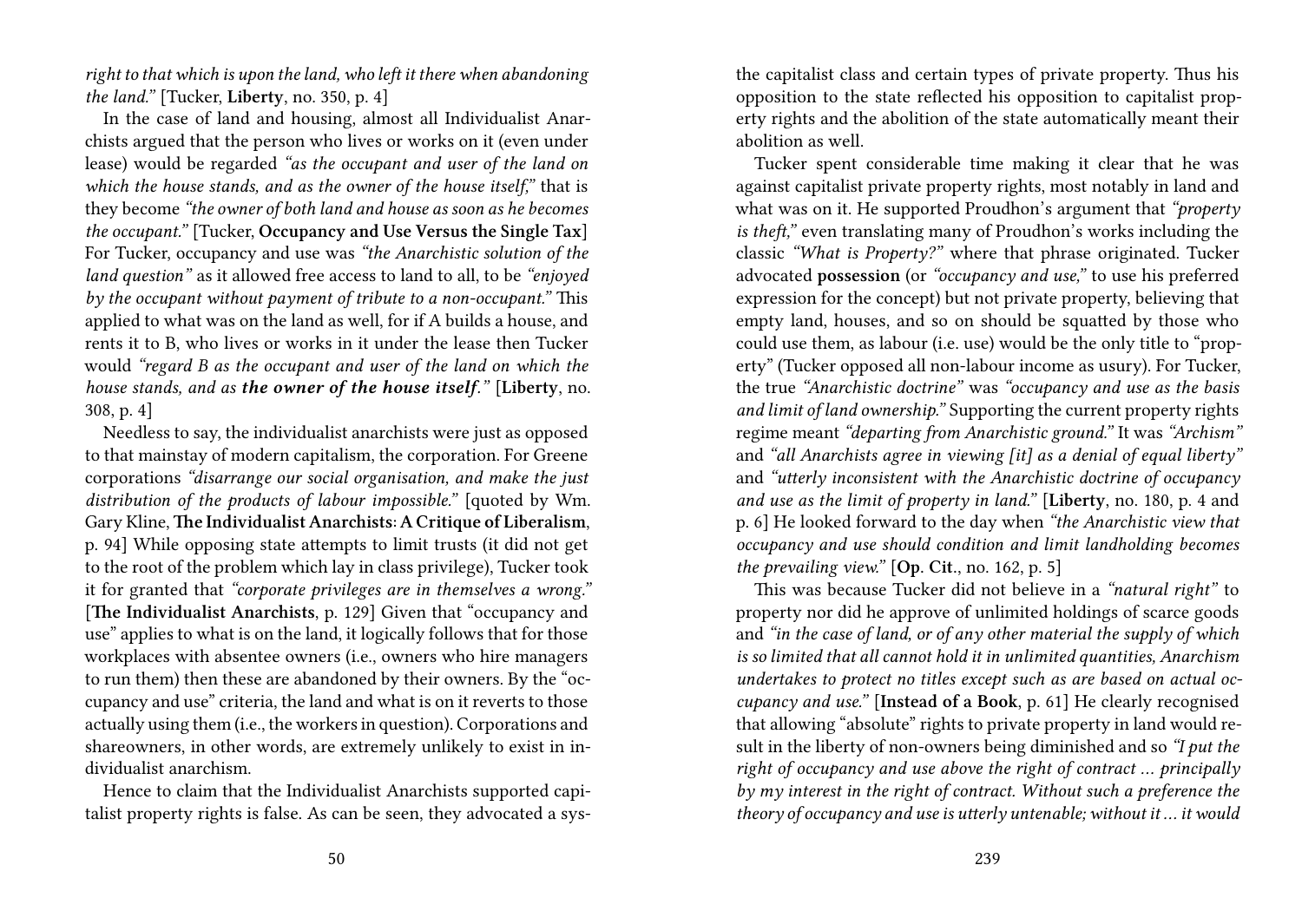*right to that which is upon the land, who left it there when abandoning the land."* [Tucker, **Liberty**, no. 350, p. 4]

In the case of land and housing, almost all Individualist Anarchists argued that the person who lives or works on it (even under lease) would be regarded *"as the occupant and user of the land on which the house stands, and as the owner of the house itself,"* that is they become *"the owner of both land and house as soon as he becomes the occupant."* [Tucker, **Occupancy and Use Versus the Single Tax**] For Tucker, occupancy and use was *"the Anarchistic solution of the land question"* as it allowed free access to land to all, to be *"enjoyed by the occupant without payment of tribute to a non-occupant."* This applied to what was on the land as well, for if A builds a house, and rents it to B, who lives or works in it under the lease then Tucker would *"regard B as the occupant and user of the land on which the house stands, and as* ***the owner of the house itself****."* [**Liberty**, no. 308, p. 4]

Needless to say, the individualist anarchists were just as opposed to that mainstay of modern capitalism, the corporation. For Greene corporations *"disarrange our social organisation, and make the just distribution of the products of labour impossible."* [quoted by Wm. Gary Kline, **The Individualist Anarchists: A Critique of Liberalism**, p. 94] While opposing state attempts to limit trusts (it did not get to the root of the problem which lay in class privilege), Tucker took it for granted that *"corporate privileges are in themselves a wrong."* [**The Individualist Anarchists**, p. 129] Given that "occupancy and use" applies to what is on the land, it logically follows that for those workplaces with absentee owners (i.e., owners who hire managers to run them) then these are abandoned by their owners. By the "occupancy and use" criteria, the land and what is on it reverts to those actually using them (i.e., the workers in question). Corporations and shareowners, in other words, are extremely unlikely to exist in individualist anarchism.

Hence to claim that the Individualist Anarchists supported capitalist property rights is false. As can be seen, they advocated a system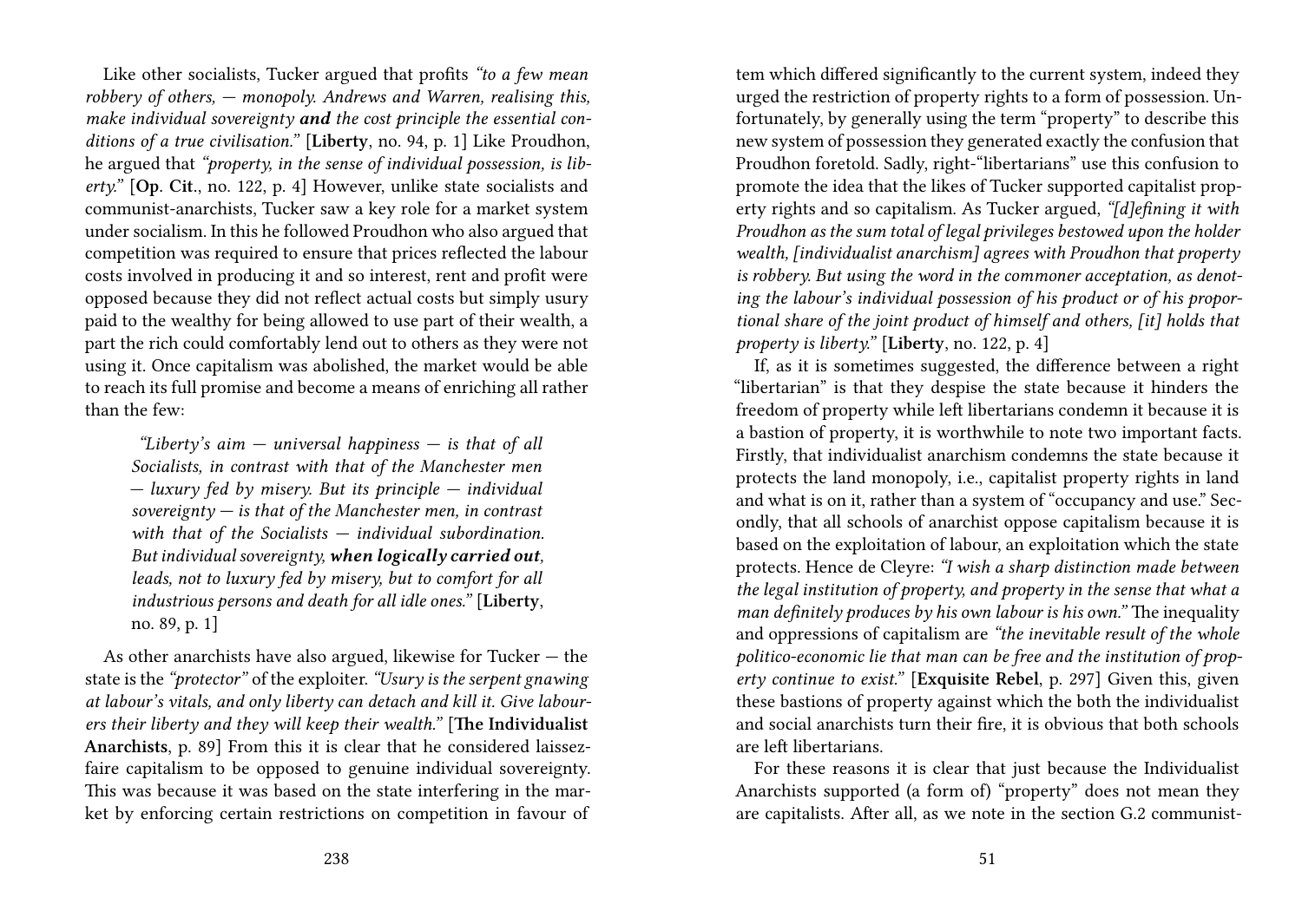Like other socialists, Tucker argued that profits *"to a few mean robbery of others, — monopoly. Andrews and Warren, realising this, make individual sovereignty **and** the cost principle the essential conditions of a true civilisation."* [**Liberty**, no. 94, p. 1] Like Proudhon, he argued that *"property, in the sense of individual possession, is liberty."* [**Op. Cit**., no. 122, p. 4] However, unlike state socialists and communist-anarchists, Tucker saw a key role for a market system under socialism. In this he followed Proudhon who also argued that competition was required to ensure that prices reflected the labour costs involved in producing it and so interest, rent and profit were opposed because they did not reflect actual costs but simply usury paid to the wealthy for being allowed to use part of their wealth, a part the rich could comfortably lend out to others as they were not using it. Once capitalism was abolished, the market would be able to reach its full promise and become a means of enriching all rather than the few:

> *"Liberty's aim — universal happiness — is that of all Socialists, in contrast with that of the Manchester men — luxury fed by misery. But its principle — individual sovereignty — is that of the Manchester men, in contrast with that of the Socialists — individual subordination. But individual sovereignty, **when logically carried out**, leads, not to luxury fed by misery, but to comfort for all industrious persons and death for all idle ones."* [**Liberty**, no. 89, p. 1]

As other anarchists have also argued, likewise for Tucker — the state is the *"protector"* of the exploiter. *"Usury is the serpent gnawing at labour's vitals, and only liberty can detach and kill it. Give labourers their liberty and they will keep their wealth."* [**The Individualist Anarchists**, p. 89] From this it is clear that he considered laissez-faire capitalism to be opposed to genuine individual sovereignty. This was because it was based on the state interfering in the market by enforcing certain restrictions on competition in favour of tem which differed significantly to the current system, indeed they urged the restriction of property rights to a form of possession. Unfortunately, by generally using the term "property" to describe this new system of possession they generated exactly the confusion that Proudhon foretold. Sadly, right-"libertarians" use this confusion to promote the idea that the likes of Tucker supported capitalist property rights and so capitalism. As Tucker argued, *"[d]efining it with Proudhon as the sum total of legal privileges bestowed upon the holder wealth, [individualist anarchism] agrees with Proudhon that property is robbery. But using the word in the commoner acceptation, as denoting the labour's individual possession of his product or of his proportional share of the joint product of himself and others, [it] holds that property is liberty."* [**Liberty**, no. 122, p. 4]

If, as it is sometimes suggested, the difference between a right "libertarian" is that they despise the state because it hinders the freedom of property while left libertarians condemn it because it is a bastion of property, it is worthwhile to note two important facts. Firstly, that individualist anarchism condemns the state because it protects the land monopoly, i.e., capitalist property rights in land and what is on it, rather than a system of "occupancy and use." Secondly, that all schools of anarchist oppose capitalism because it is based on the exploitation of labour, an exploitation which the state protects. Hence de Cleyre: *"I wish a sharp distinction made between the legal institution of property, and property in the sense that what a man definitely produces by his own labour is his own."* The inequality and oppressions of capitalism are *"the inevitable result of the whole politico-economic lie that man can be free and the institution of property continue to exist."* [**Exquisite Rebel**, p. 297] Given this, given these bastions of property against which the both the individualist and social anarchists turn their fire, it is obvious that both schools are left libertarians.

For these reasons it is clear that just because the Individualist Anarchists supported (a form of) "property" does not mean they are capitalists. After all, as we note in the section G.2 communist-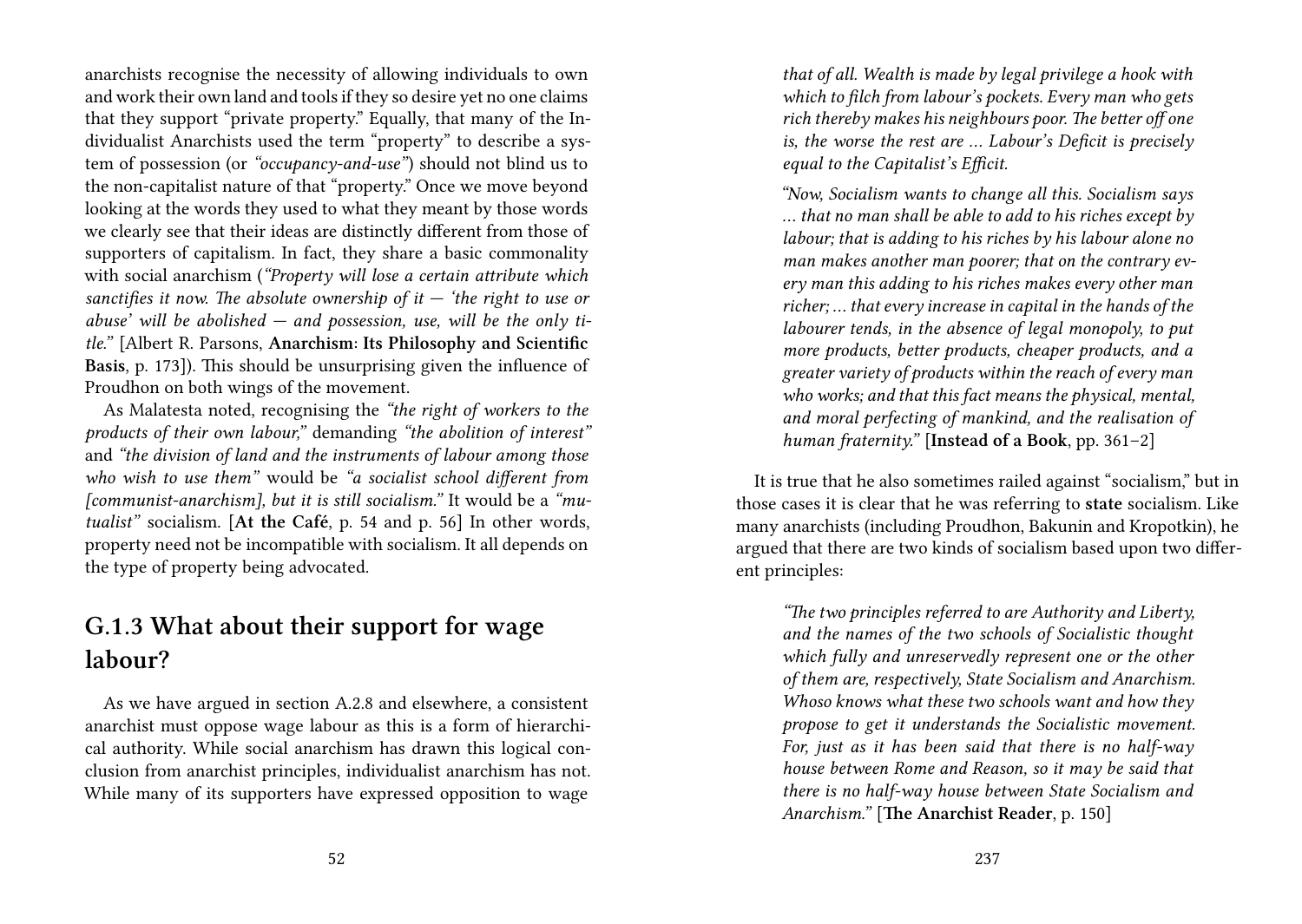anarchists recognise the necessity of allowing individuals to own and work their own land and tools if they so desire yet no one claims that they support "private property." Equally, that many of the Individualist Anarchists used the term "property" to describe a system of possession (or *"occupancy-and-use"*) should not blind us to the non-capitalist nature of that "property." Once we move beyond looking at the words they used to what they meant by those words we clearly see that their ideas are distinctly different from those of supporters of capitalism. In fact, they share a basic commonality with social anarchism (*"Property will lose a certain attribute which sanctifies it now. The absolute ownership of it — 'the right to use or abuse' will be abolished — and possession, use, will be the only title."* [Albert R. Parsons, **Anarchism: Its Philosophy and Scientific Basis**, p. 173]). This should be unsurprising given the influence of Proudhon on both wings of the movement.

As Malatesta noted, recognising the *"the right of workers to the products of their own labour,"* demanding *"the abolition of interest"* and *"the division of land and the instruments of labour among those who wish to use them"* would be *"a socialist school different from [communist-anarchism], but it is still socialism."* It would be a *"mutualist"* socialism. [**At the Café**, p. 54 and p. 56] In other words, property need not be incompatible with socialism. It all depends on the type of property being advocated.

## G.1.3 What about their support for wage labour?

As we have argued in section A.2.8 and elsewhere, a consistent anarchist must oppose wage labour as this is a form of hierarchical authority. While social anarchism has drawn this logical conclusion from anarchist principles, individualist anarchism has not. While many of its supporters have expressed opposition to wage

> *that of all. Wealth is made by legal privilege a hook with which to filch from labour's pockets. Every man who gets rich thereby makes his neighbours poor. The better off one is, the worse the rest are ... Labour's Deficit is precisely equal to the Capitalist's Efficit.*
>
> *"Now, Socialism wants to change all this. Socialism says ... that no man shall be able to add to his riches except by labour; that is adding to his riches by his labour alone no man makes another man poorer; that on the contrary every man this adding to his riches makes every other man richer; ... that every increase in capital in the hands of the labourer tends, in the absence of legal monopoly, to put more products, better products, cheaper products, and a greater variety of products within the reach of every man who works; and that this fact means the physical, mental, and moral perfecting of mankind, and the realisation of human fraternity."* [**Instead of a Book**, pp. 361–2]

It is true that he also sometimes railed against "socialism," but in those cases it is clear that he was referring to **state** socialism. Like many anarchists (including Proudhon, Bakunin and Kropotkin), he argued that there are two kinds of socialism based upon two different principles:

> *"The two principles referred to are Authority and Liberty, and the names of the two schools of Socialistic thought which fully and unreservedly represent one or the other of them are, respectively, State Socialism and Anarchism. Whoso knows what these two schools want and how they propose to get it understands the Socialistic movement. For, just as it has been said that there is no half-way house between Rome and Reason, so it may be said that there is no half-way house between State Socialism and Anarchism."* [**The Anarchist Reader**, p. 150]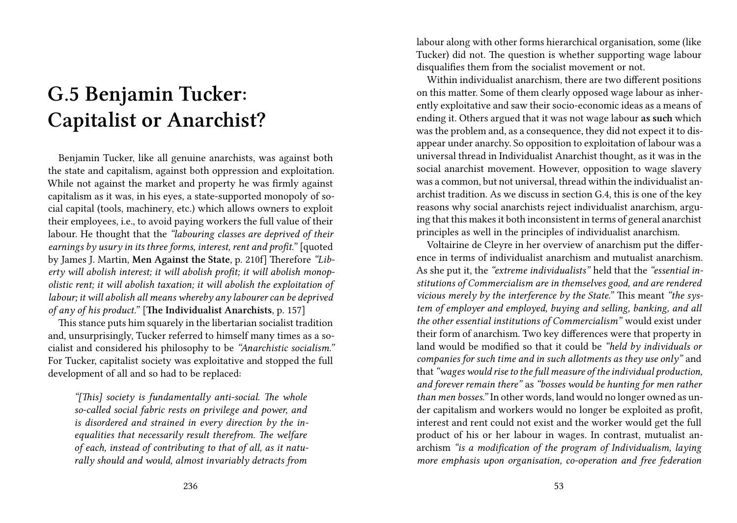# G.5 Benjamin Tucker: Capitalist or Anarchist?

Benjamin Tucker, like all genuine anarchists, was against both the state and capitalism, against both oppression and exploitation. While not against the market and property he was firmly against capitalism as it was, in his eyes, a state-supported monopoly of social capital (tools, machinery, etc.) which allows owners to exploit their employees, i.e., to avoid paying workers the full value of their labour. He thought that the *"labouring classes are deprived of their earnings by usury in its three forms, interest, rent and profit."* [quoted by James J. Martin, **Men Against the State**, p. 210f] Therefore *"Liberty will abolish interest; it will abolish profit; it will abolish monopolistic rent; it will abolish taxation; it will abolish the exploitation of labour; it will abolish all means whereby any labourer can be deprived of any of his product."* [**The Individualist Anarchists**, p. 157]

This stance puts him squarely in the libertarian socialist tradition and, unsurprisingly, Tucker referred to himself many times as a socialist and considered his philosophy to be *"Anarchistic socialism."* For Tucker, capitalist society was exploitative and stopped the full development of all and so had to be replaced:

> *"[This] society is fundamentally anti-social. The whole so-called social fabric rests on privilege and power, and is disordered and strained in every direction by the inequalities that necessarily result therefrom. The welfare of each, instead of contributing to that of all, as it naturally should and would, almost invariably detracts from*

labour along with other forms hierarchical organisation, some (like Tucker) did not. The question is whether supporting wage labour disqualifies them from the socialist movement or not.

Within individualist anarchism, there are two different positions on this matter. Some of them clearly opposed wage labour as inherently exploitative and saw their socio-economic ideas as a means of ending it. Others argued that it was not wage labour **as such** which was the problem and, as a consequence, they did not expect it to disappear under anarchy. So opposition to exploitation of labour was a universal thread in Individualist Anarchist thought, as it was in the social anarchist movement. However, opposition to wage slavery was a common, but not universal, thread within the individualist anarchist tradition. As we discuss in section G.4, this is one of the key reasons why social anarchists reject individualist anarchism, arguing that this makes it both inconsistent in terms of general anarchist principles as well in the principles of individualist anarchism.

Voltairine de Cleyre in her overview of anarchism put the difference in terms of individualist anarchism and mutualist anarchism. As she put it, the *"extreme individualists"* held that the *"essential institutions of Commercialism are in themselves good, and are rendered vicious merely by the interference by the State."* This meant *"the system of employer and employed, buying and selling, banking, and all the other essential institutions of Commercialism"* would exist under their form of anarchism. Two key differences were that property in land would be modified so that it could be *"held by individuals or companies for such time and in such allotments as they use only"* and that *"wages would rise to the full measure of the individual production, and forever remain there"* as *"bosses would be hunting for men rather than men bosses."* In other words, land would no longer owned as under capitalism and workers would no longer be exploited as profit, interest and rent could not exist and the worker would get the full product of his or her labour in wages. In contrast, mutualist anarchism *"is a modification of the program of Individualism, laying more emphasis upon organisation, co-operation and free federation*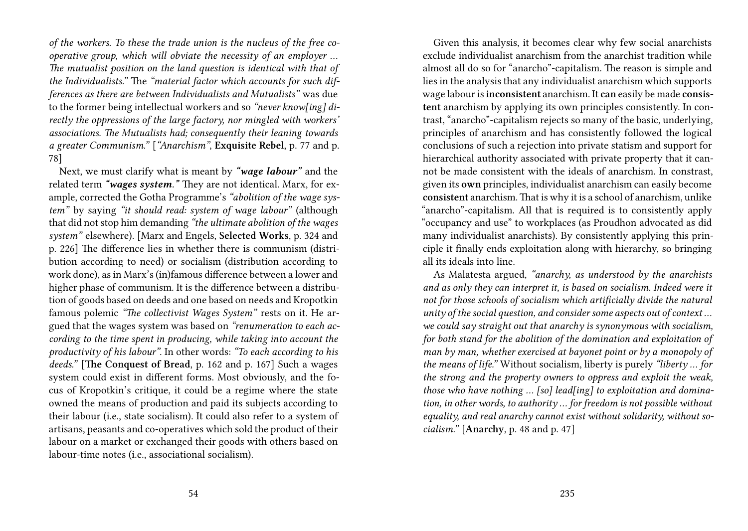*of the workers. To these the trade union is the nucleus of the free co-operative group, which will obviate the necessity of an employer … The mutualist position on the land question is identical with that of the Individualists."* The *"material factor which accounts for such differences as there are between Individualists and Mutualists"* was due to the former being intellectual workers and so *"never know[ing] directly the oppressions of the large factory, nor mingled with workers' associations. The Mutualists had; consequently their leaning towards a greater Communism."* [*"Anarchism"*, **Exquisite Rebel**, p. 77 and p. 78]

Next, we must clarify what is meant by ***"wage labour"*** and the related term ***"wages system."*** They are not identical. Marx, for example, corrected the Gotha Programme's *"abolition of the wage system"* by saying *"it should read: system of wage labour"* (although that did not stop him demanding *"the ultimate abolition of the wages system"* elsewhere). [Marx and Engels, **Selected Works**, p. 324 and p. 226] The difference lies in whether there is communism (distribution according to need) or socialism (distribution according to work done), as in Marx's (in)famous difference between a lower and higher phase of communism. It is the difference between a distribution of goods based on deeds and one based on needs and Kropotkin famous polemic *"The collectivist Wages System"* rests on it. He argued that the wages system was based on *"renumeration to each according to the time spent in producing, while taking into account the productivity of his labour"*. In other words: *"To each according to his deeds."* [**The Conquest of Bread**, p. 162 and p. 167] Such a wages system could exist in different forms. Most obviously, and the focus of Kropotkin's critique, it could be a regime where the state owned the means of production and paid its subjects according to their labour (i.e., state socialism). It could also refer to a system of artisans, peasants and co-operatives which sold the product of their labour on a market or exchanged their goods with others based on labour-time notes (i.e., associational socialism).

Given this analysis, it becomes clear why few social anarchists exclude individualist anarchism from the anarchist tradition while almost all do so for "anarcho"-capitalism. The reason is simple and lies in the analysis that any individualist anarchism which supports wage labour is **inconsistent** anarchism. It **can** easily be made **consistent** anarchism by applying its own principles consistently. In contrast, "anarcho"-capitalism rejects so many of the basic, underlying, principles of anarchism and has consistently followed the logical conclusions of such a rejection into private statism and support for hierarchical authority associated with private property that it cannot be made consistent with the ideals of anarchism. In constrast, given its **own** principles, individualist anarchism can easily become **consistent** anarchism. That is why it is a school of anarchism, unlike "anarcho"-capitalism. All that is required is to consistently apply "occupancy and use" to workplaces (as Proudhon advocated as did many individualist anarchists). By consistently applying this principle it finally ends exploitation along with hierarchy, so bringing all its ideals into line.

As Malatesta argued, *"anarchy, as understood by the anarchists and as only they can interpret it, is based on socialism. Indeed were it not for those schools of socialism which artificially divide the natural unity of the social question, and consider some aspects out of context … we could say straight out that anarchy is synonymous with socialism, for both stand for the abolition of the domination and exploitation of man by man, whether exercised at bayonet point or by a monopoly of the means of life."* Without socialism, liberty is purely *"liberty … for the strong and the property owners to oppress and exploit the weak, those who have nothing … [so] lead[ing] to exploitation and domination, in other words, to authority … for freedom is not possible without equality, and real anarchy cannot exist without solidarity, without socialism."* [**Anarchy**, p. 48 and p. 47]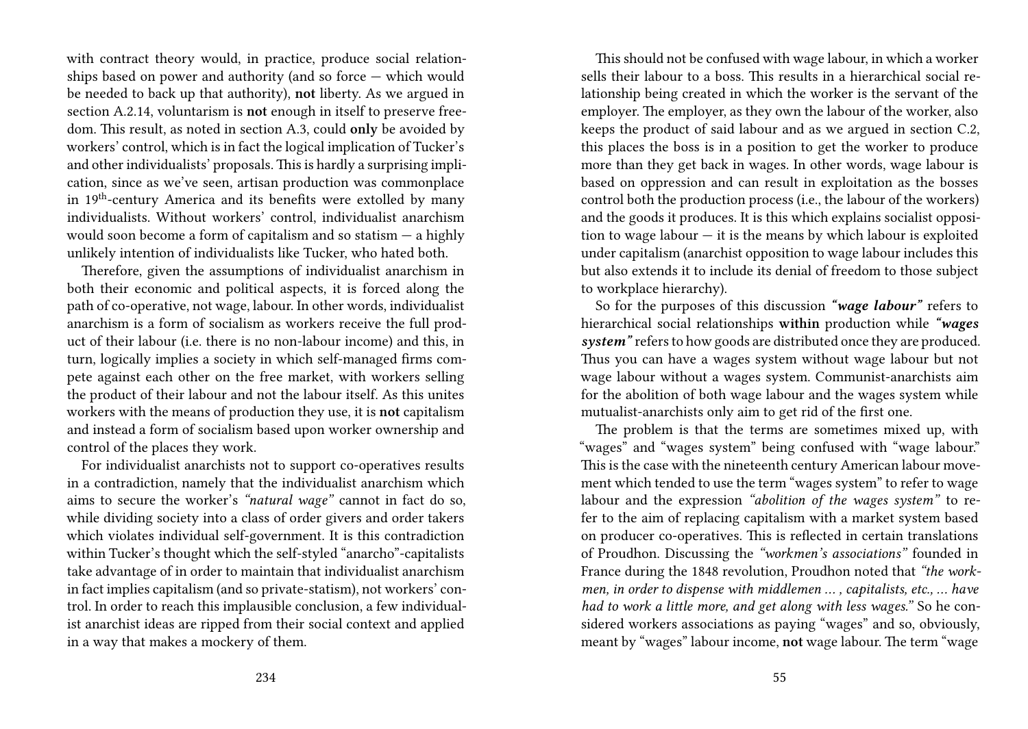with contract theory would, in practice, produce social relationships based on power and authority (and so force — which would be needed to back up that authority), **not** liberty. As we argued in section A.2.14, voluntarism is **not** enough in itself to preserve freedom. This result, as noted in section A.3, could **only** be avoided by workers' control, which is in fact the logical implication of Tucker's and other individualists' proposals. This is hardly a surprising implication, since as we've seen, artisan production was commonplace in 19th-century America and its benefits were extolled by many individualists. Without workers' control, individualist anarchism would soon become a form of capitalism and so statism — a highly unlikely intention of individualists like Tucker, who hated both.

Therefore, given the assumptions of individualist anarchism in both their economic and political aspects, it is forced along the path of co-operative, not wage, labour. In other words, individualist anarchism is a form of socialism as workers receive the full product of their labour (i.e. there is no non-labour income) and this, in turn, logically implies a society in which self-managed firms compete against each other on the free market, with workers selling the product of their labour and not the labour itself. As this unites workers with the means of production they use, it is **not** capitalism and instead a form of socialism based upon worker ownership and control of the places they work.

For individualist anarchists not to support co-operatives results in a contradiction, namely that the individualist anarchism which aims to secure the worker's *"natural wage"* cannot in fact do so, while dividing society into a class of order givers and order takers which violates individual self-government. It is this contradiction within Tucker's thought which the self-styled "anarcho"-capitalists take advantage of in order to maintain that individualist anarchism in fact implies capitalism (and so private-statism), not workers' control. In order to reach this implausible conclusion, a few individualist anarchist ideas are ripped from their social context and applied in a way that makes a mockery of them.

This should not be confused with wage labour, in which a worker sells their labour to a boss. This results in a hierarchical social relationship being created in which the worker is the servant of the employer. The employer, as they own the labour of the worker, also keeps the product of said labour and as we argued in section C.2, this places the boss is in a position to get the worker to produce more than they get back in wages. In other words, wage labour is based on oppression and can result in exploitation as the bosses control both the production process (i.e., the labour of the workers) and the goods it produces. It is this which explains socialist opposition to wage labour — it is the means by which labour is exploited under capitalism (anarchist opposition to wage labour includes this but also extends it to include its denial of freedom to those subject to workplace hierarchy).

So for the purposes of this discussion ***"wage labour"*** refers to hierarchical social relationships **within** production while ***"wages system"*** refers to how goods are distributed once they are produced. Thus you can have a wages system without wage labour but not wage labour without a wages system. Communist-anarchists aim for the abolition of both wage labour and the wages system while mutualist-anarchists only aim to get rid of the first one.

The problem is that the terms are sometimes mixed up, with "wages" and "wages system" being confused with "wage labour." This is the case with the nineteenth century American labour movement which tended to use the term "wages system" to refer to wage labour and the expression *"abolition of the wages system"* to refer to the aim of replacing capitalism with a market system based on producer co-operatives. This is reflected in certain translations of Proudhon. Discussing the *"workmen's associations"* founded in France during the 1848 revolution, Proudhon noted that *"the workmen, in order to dispense with middlemen … , capitalists, etc., … have had to work a little more, and get along with less wages."* So he considered workers associations as paying "wages" and so, obviously, meant by "wages" labour income, **not** wage labour. The term "wage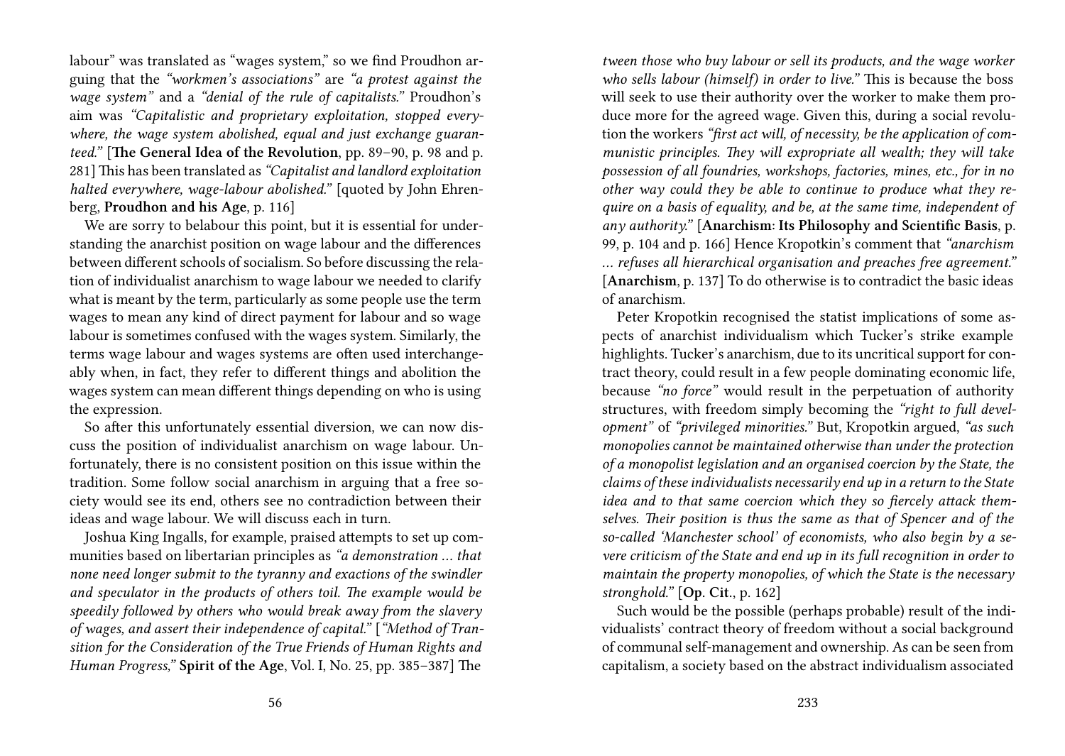labour" was translated as "wages system," so we find Proudhon arguing that the *"workmen's associations"* are *"a protest against the wage system"* and a *"denial of the rule of capitalists."* Proudhon's aim was *"Capitalistic and proprietary exploitation, stopped everywhere, the wage system abolished, equal and just exchange guaranteed."* [**The General Idea of the Revolution**, pp. 89–90, p. 98 and p. 281] This has been translated as *"Capitalist and landlord exploitation halted everywhere, wage-labour abolished."* [quoted by John Ehrenberg, **Proudhon and his Age**, p. 116]

We are sorry to belabour this point, but it is essential for understanding the anarchist position on wage labour and the differences between different schools of socialism. So before discussing the relation of individualist anarchism to wage labour we needed to clarify what is meant by the term, particularly as some people use the term wages to mean any kind of direct payment for labour and so wage labour is sometimes confused with the wages system. Similarly, the terms wage labour and wages systems are often used interchangeably when, in fact, they refer to different things and abolition the wages system can mean different things depending on who is using the expression.

So after this unfortunately essential diversion, we can now discuss the position of individualist anarchism on wage labour. Unfortunately, there is no consistent position on this issue within the tradition. Some follow social anarchism in arguing that a free society would see its end, others see no contradiction between their ideas and wage labour. We will discuss each in turn.

Joshua King Ingalls, for example, praised attempts to set up communities based on libertarian principles as *"a demonstration … that none need longer submit to the tyranny and exactions of the swindler and speculator in the products of others toil. The example would be speedily followed by others who would break away from the slavery of wages, and assert their independence of capital."* [*"Method of Transition for the Consideration of the True Friends of Human Rights and Human Progress,"* **Spirit of the Age**, Vol. I, No. 25, pp. 385–387] The

*tween those who buy labour or sell its products, and the wage worker who sells labour (himself) in order to live."* This is because the boss will seek to use their authority over the worker to make them produce more for the agreed wage. Given this, during a social revolution the workers *"first act will, of necessity, be the application of communistic principles. They will expropriate all wealth; they will take possession of all foundries, workshops, factories, mines, etc., for in no other way could they be able to continue to produce what they require on a basis of equality, and be, at the same time, independent of any authority."* [**Anarchism: Its Philosophy and Scientific Basis**, p. 99, p. 104 and p. 166] Hence Kropotkin's comment that *"anarchism … refuses all hierarchical organisation and preaches free agreement."* [**Anarchism**, p. 137] To do otherwise is to contradict the basic ideas of anarchism.

Peter Kropotkin recognised the statist implications of some aspects of anarchist individualism which Tucker's strike example highlights. Tucker's anarchism, due to its uncritical support for contract theory, could result in a few people dominating economic life, because *"no force"* would result in the perpetuation of authority structures, with freedom simply becoming the *"right to full development"* of *"privileged minorities."* But, Kropotkin argued, *"as such monopolies cannot be maintained otherwise than under the protection of a monopolist legislation and an organised coercion by the State, the claims of these individualists necessarily end up in a return to the State idea and to that same coercion which they so fiercely attack themselves. Their position is thus the same as that of Spencer and of the so-called 'Manchester school' of economists, who also begin by a severe criticism of the State and end up in its full recognition in order to maintain the property monopolies, of which the State is the necessary stronghold."* [**Op. Cit.**, p. 162]

Such would be the possible (perhaps probable) result of the individualists' contract theory of freedom without a social background of communal self-management and ownership. As can be seen from capitalism, a society based on the abstract individualism associated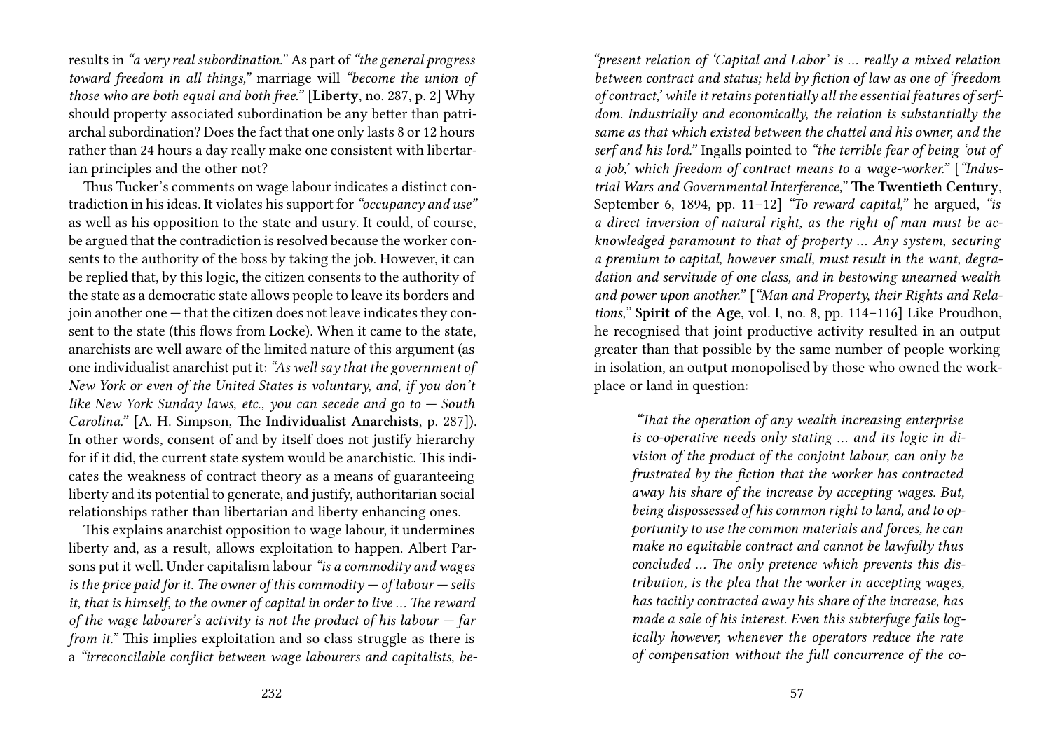results in *"a very real subordination."* As part of *"the general progress toward freedom in all things,"* marriage will *"become the union of those who are both equal and both free."* [**Liberty**, no. 287, p. 2] Why should property associated subordination be any better than patriarchal subordination? Does the fact that one only lasts 8 or 12 hours rather than 24 hours a day really make one consistent with libertarian principles and the other not?

Thus Tucker's comments on wage labour indicates a distinct contradiction in his ideas. It violates his support for *"occupancy and use"* as well as his opposition to the state and usury. It could, of course, be argued that the contradiction is resolved because the worker consents to the authority of the boss by taking the job. However, it can be replied that, by this logic, the citizen consents to the authority of the state as a democratic state allows people to leave its borders and join another one — that the citizen does not leave indicates they consent to the state (this flows from Locke). When it came to the state, anarchists are well aware of the limited nature of this argument (as one individualist anarchist put it: *"As well say that the government of New York or even of the United States is voluntary, and, if you don't like New York Sunday laws, etc., you can secede and go to — South Carolina."* [A. H. Simpson, **The Individualist Anarchists**, p. 287]). In other words, consent of and by itself does not justify hierarchy for if it did, the current state system would be anarchistic. This indicates the weakness of contract theory as a means of guaranteeing liberty and its potential to generate, and justify, authoritarian social relationships rather than libertarian and liberty enhancing ones.

This explains anarchist opposition to wage labour, it undermines liberty and, as a result, allows exploitation to happen. Albert Parsons put it well. Under capitalism labour *"is a commodity and wages is the price paid for it. The owner of this commodity — of labour — sells it, that is himself, to the owner of capital in order to live ... The reward of the wage labourer's activity is not the product of his labour — far from it."* This implies exploitation and so class struggle as there is a *"irreconcilable conflict between wage labourers and capitalists, be-*

*"present relation of 'Capital and Labor' is ... really a mixed relation between contract and status; held by fiction of law as one of 'freedom of contract,' while it retains potentially all the essential features of serfdom. Industrially and economically, the relation is substantially the same as that which existed between the chattel and his owner, and the serf and his lord."* Ingalls pointed to *"the terrible fear of being 'out of a job,' which freedom of contract means to a wage-worker."* [*"Industrial Wars and Governmental Interference,"* **The Twentieth Century**, September 6, 1894, pp. 11–12] *"To reward capital,"* he argued, *"is a direct inversion of natural right, as the right of man must be acknowledged paramount to that of property ... Any system, securing a premium to capital, however small, must result in the want, degradation and servitude of one class, and in bestowing unearned wealth and power upon another."* [*"Man and Property, their Rights and Relations,"* **Spirit of the Age**, vol. I, no. 8, pp. 114–116] Like Proudhon, he recognised that joint productive activity resulted in an output greater than that possible by the same number of people working in isolation, an output monopolised by those who owned the workplace or land in question:

> *"That the operation of any wealth increasing enterprise is co-operative needs only stating ... and its logic in division of the product of the conjoint labour, can only be frustrated by the fiction that the worker has contracted away his share of the increase by accepting wages. But, being dispossessed of his common right to land, and to opportunity to use the common materials and forces, he can make no equitable contract and cannot be lawfully thus concluded ... The only pretence which prevents this distribution, is the plea that the worker in accepting wages, has tacitly contracted away his share of the increase, has made a sale of his interest. Even this subterfuge fails logically however, whenever the operators reduce the rate of compensation without the full concurrence of the co-*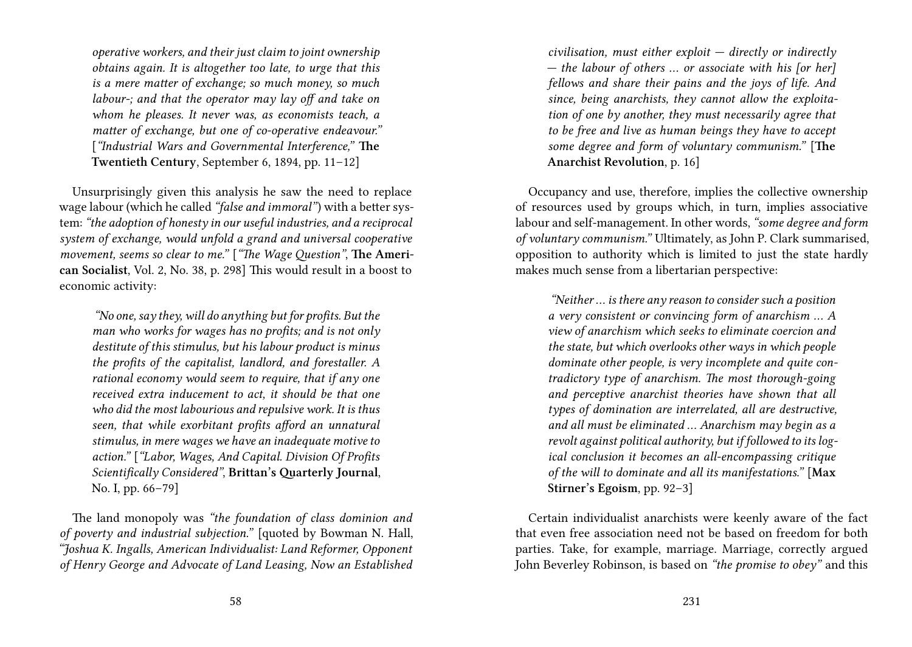*operative workers, and their just claim to joint ownership obtains again. It is altogether too late, to urge that this is a mere matter of exchange; so much money, so much labour-; and that the operator may lay off and take on whom he pleases. It never was, as economists teach, a matter of exchange, but one of co-operative endeavour."* [*"Industrial Wars and Governmental Interference,"* **The Twentieth Century**, September 6, 1894, pp. 11–12]

Unsurprisingly given this analysis he saw the need to replace wage labour (which he called *"false and immoral"*) with a better system: *"the adoption of honesty in our useful industries, and a reciprocal system of exchange, would unfold a grand and universal cooperative movement, seems so clear to me."* [*"The Wage Question"*, **The American Socialist**, Vol. 2, No. 38, p. 298] This would result in a boost to economic activity:

> *"No one, say they, will do anything but for profits. But the man who works for wages has no profits; and is not only destitute of this stimulus, but his labour product is minus the profits of the capitalist, landlord, and forestaller. A rational economy would seem to require, that if any one received extra inducement to act, it should be that one who did the most labourious and repulsive work. It is thus seen, that while exorbitant profits afford an unnatural stimulus, in mere wages we have an inadequate motive to action."* [*"Labor, Wages, And Capital. Division Of Profits Scientifically Considered"*, **Brittan's Quarterly Journal**, No. I, pp. 66–79]

The land monopoly was *"the foundation of class dominion and of poverty and industrial subjection."* [quoted by Bowman N. Hall, *"Joshua K. Ingalls, American Individualist: Land Reformer, Opponent of Henry George and Advocate of Land Leasing, Now an Established*

*civilisation, must either exploit — directly or indirectly — the labour of others … or associate with his [or her] fellows and share their pains and the joys of life. And since, being anarchists, they cannot allow the exploitation of one by another, they must necessarily agree that to be free and live as human beings they have to accept some degree and form of voluntary communism."* [**The Anarchist Revolution**, p. 16]

Occupancy and use, therefore, implies the collective ownership of resources used by groups which, in turn, implies associative labour and self-management. In other words, *"some degree and form of voluntary communism."* Ultimately, as John P. Clark summarised, opposition to authority which is limited to just the state hardly makes much sense from a libertarian perspective:

> *"Neither … is there any reason to consider such a position a very consistent or convincing form of anarchism … A view of anarchism which seeks to eliminate coercion and the state, but which overlooks other ways in which people dominate other people, is very incomplete and quite contradictory type of anarchism. The most thorough-going and perceptive anarchist theories have shown that all types of domination are interrelated, all are destructive, and all must be eliminated … Anarchism may begin as a revolt against political authority, but if followed to its logical conclusion it becomes an all-encompassing critique of the will to dominate and all its manifestations."* [**Max Stirner's Egoism**, pp. 92–3]

Certain individualist anarchists were keenly aware of the fact that even free association need not be based on freedom for both parties. Take, for example, marriage. Marriage, correctly argued John Beverley Robinson, is based on *"the promise to obey"* and this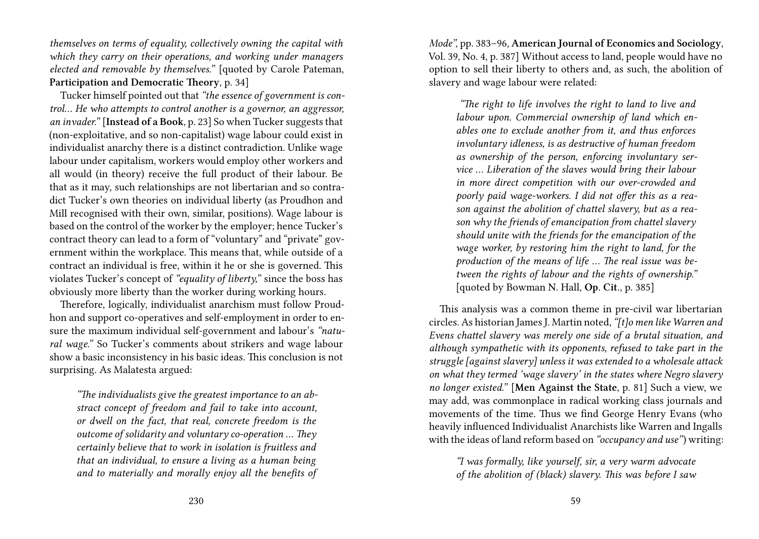*themselves on terms of equality, collectively owning the capital with which they carry on their operations, and working under managers elected and removable by themselves."* [quoted by Carole Pateman, **Participation and Democratic Theory**, p. 34]

Tucker himself pointed out that *"the essence of government is control… He who attempts to control another is a governor, an aggressor, an invader."* [**Instead of a Book**, p. 23] So when Tucker suggests that (non-exploitative, and so non-capitalist) wage labour could exist in individualist anarchy there is a distinct contradiction. Unlike wage labour under capitalism, workers would employ other workers and all would (in theory) receive the full product of their labour. Be that as it may, such relationships are not libertarian and so contradict Tucker's own theories on individual liberty (as Proudhon and Mill recognised with their own, similar, positions). Wage labour is based on the control of the worker by the employer; hence Tucker's contract theory can lead to a form of "voluntary" and "private" government within the workplace. This means that, while outside of a contract an individual is free, within it he or she is governed. This violates Tucker's concept of *"equality of liberty,"* since the boss has obviously more liberty than the worker during working hours.

Therefore, logically, individualist anarchism must follow Proudhon and support co-operatives and self-employment in order to ensure the maximum individual self-government and labour's *"natural wage."* So Tucker's comments about strikers and wage labour show a basic inconsistency in his basic ideas. This conclusion is not surprising. As Malatesta argued:

> *"The individualists give the greatest importance to an abstract concept of freedom and fail to take into account, or dwell on the fact, that real, concrete freedom is the outcome of solidarity and voluntary co-operation … They certainly believe that to work in isolation is fruitless and that an individual, to ensure a living as a human being and to materially and morally enjoy all the benefits of*

*Mode",* pp. 383–96, **American Journal of Economics and Sociology**, Vol. 39, No. 4, p. 387] Without access to land, people would have no option to sell their liberty to others and, as such, the abolition of slavery and wage labour were related:

> *"The right to life involves the right to land to live and labour upon. Commercial ownership of land which enables one to exclude another from it, and thus enforces involuntary idleness, is as destructive of human freedom as ownership of the person, enforcing involuntary service … Liberation of the slaves would bring their labour in more direct competition with our over-crowded and poorly paid wage-workers. I did not offer this as a reason against the abolition of chattel slavery, but as a reason why the friends of emancipation from chattel slavery should unite with the friends for the emancipation of the wage worker, by restoring him the right to land, for the production of the means of life … The real issue was between the rights of labour and the rights of ownership."* [quoted by Bowman N. Hall, **Op. Cit.**, p. 385]

This analysis was a common theme in pre-civil war libertarian circles. As historian James J. Martin noted, *"[t]o men like Warren and Evens chattel slavery was merely one side of a brutal situation, and although sympathetic with its opponents, refused to take part in the struggle [against slavery] unless it was extended to a wholesale attack on what they termed 'wage slavery' in the states where Negro slavery no longer existed."* [**Men Against the State**, p. 81] Such a view, we may add, was commonplace in radical working class journals and movements of the time. Thus we find George Henry Evans (who heavily influenced Individualist Anarchists like Warren and Ingalls with the ideas of land reform based on *"occupancy and use"*) writing:

> *"I was formally, like yourself, sir, a very warm advocate of the abolition of (black) slavery. This was before I saw*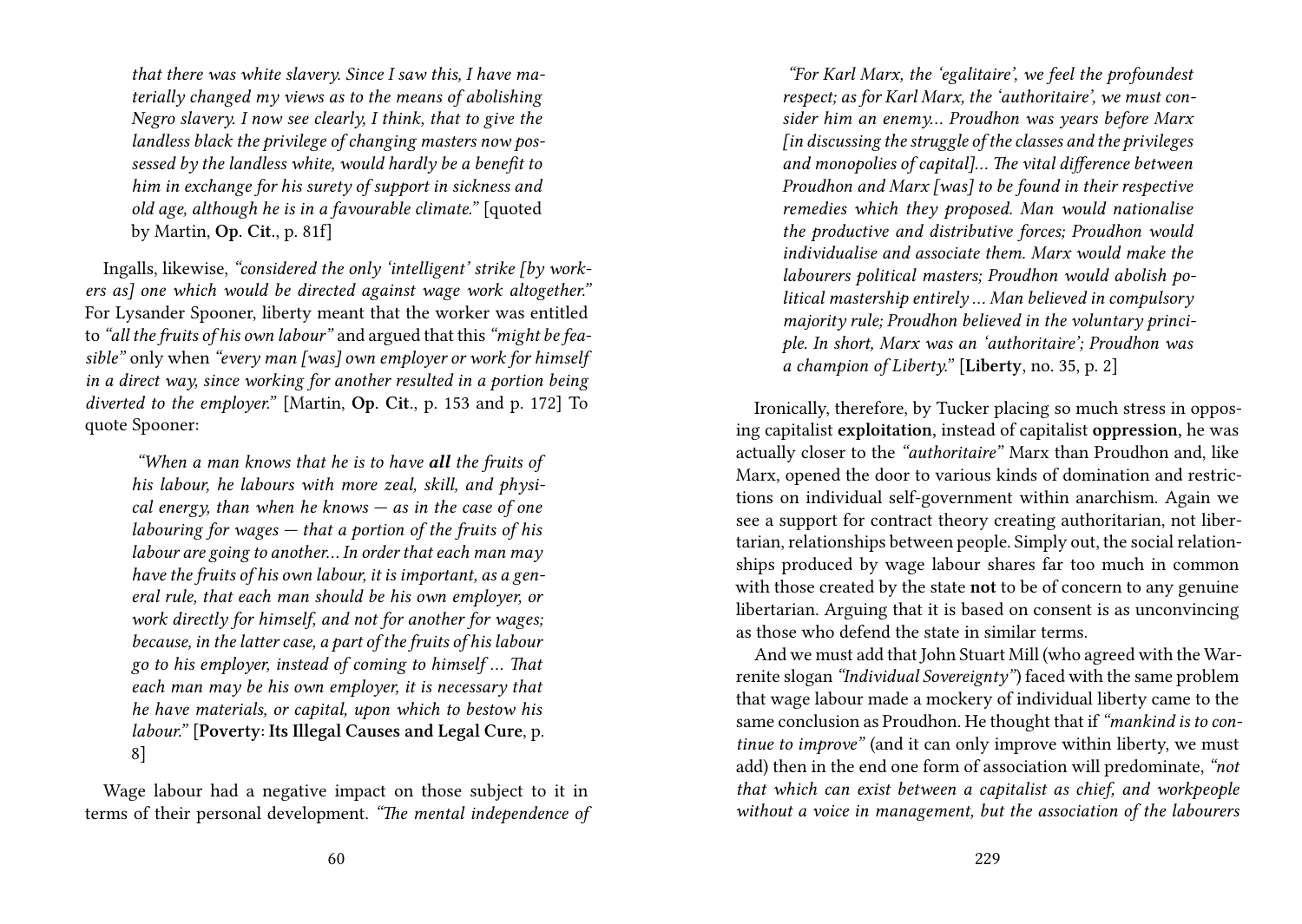*that there was white slavery. Since I saw this, I have materially changed my views as to the means of abolishing Negro slavery. I now see clearly, I think, that to give the landless black the privilege of changing masters now possessed by the landless white, would hardly be a benefit to him in exchange for his surety of support in sickness and old age, although he is in a favourable climate."* [quoted by Martin, **Op. Cit.**, p. 81f]

Ingalls, likewise, *"considered the only 'intelligent' strike [by workers as] one which would be directed against wage work altogether."* For Lysander Spooner, liberty meant that the worker was entitled to *"all the fruits of his own labour"* and argued that this *"might be feasible"* only when *"every man [was] own employer or work for himself in a direct way, since working for another resulted in a portion being diverted to the employer."* [Martin, **Op. Cit.**, p. 153 and p. 172] To quote Spooner:

> *"When a man knows that he is to have **all** the fruits of his labour, he labours with more zeal, skill, and physical energy, than when he knows — as in the case of one labouring for wages — that a portion of the fruits of his labour are going to another… In order that each man may have the fruits of his own labour, it is important, as a general rule, that each man should be his own employer, or work directly for himself, and not for another for wages; because, in the latter case, a part of the fruits of his labour go to his employer, instead of coming to himself … That each man may be his own employer, it is necessary that he have materials, or capital, upon which to bestow his labour."* [**Poverty: Its Illegal Causes and Legal Cure**, p. 8]

Wage labour had a negative impact on those subject to it in terms of their personal development. *"The mental independence of*

> *"For Karl Marx, the 'egalitaire', we feel the profoundest respect; as for Karl Marx, the 'authoritaire', we must consider him an enemy… Proudhon was years before Marx [in discussing the struggle of the classes and the privileges and monopolies of capital]… The vital difference between Proudhon and Marx [was] to be found in their respective remedies which they proposed. Man would nationalise the productive and distributive forces; Proudhon would individualise and associate them. Marx would make the labourers political masters; Proudhon would abolish political mastership entirely … Man believed in compulsory majority rule; Proudhon believed in the voluntary principle. In short, Marx was an 'authoritaire'; Proudhon was a champion of Liberty."* [**Liberty**, no. 35, p. 2]

Ironically, therefore, by Tucker placing so much stress in opposing capitalist **exploitation**, instead of capitalist **oppression**, he was actually closer to the *"authoritaire"* Marx than Proudhon and, like Marx, opened the door to various kinds of domination and restrictions on individual self-government within anarchism. Again we see a support for contract theory creating authoritarian, not libertarian, relationships between people. Simply out, the social relationships produced by wage labour shares far too much in common with those created by the state **not** to be of concern to any genuine libertarian. Arguing that it is based on consent is as unconvincing as those who defend the state in similar terms.

And we must add that John Stuart Mill (who agreed with the Warrenite slogan *"Individual Sovereignty"*) faced with the same problem that wage labour made a mockery of individual liberty came to the same conclusion as Proudhon. He thought that if *"mankind is to continue to improve"* (and it can only improve within liberty, we must add) then in the end one form of association will predominate, *"not that which can exist between a capitalist as chief, and workpeople without a voice in management, but the association of the labourers*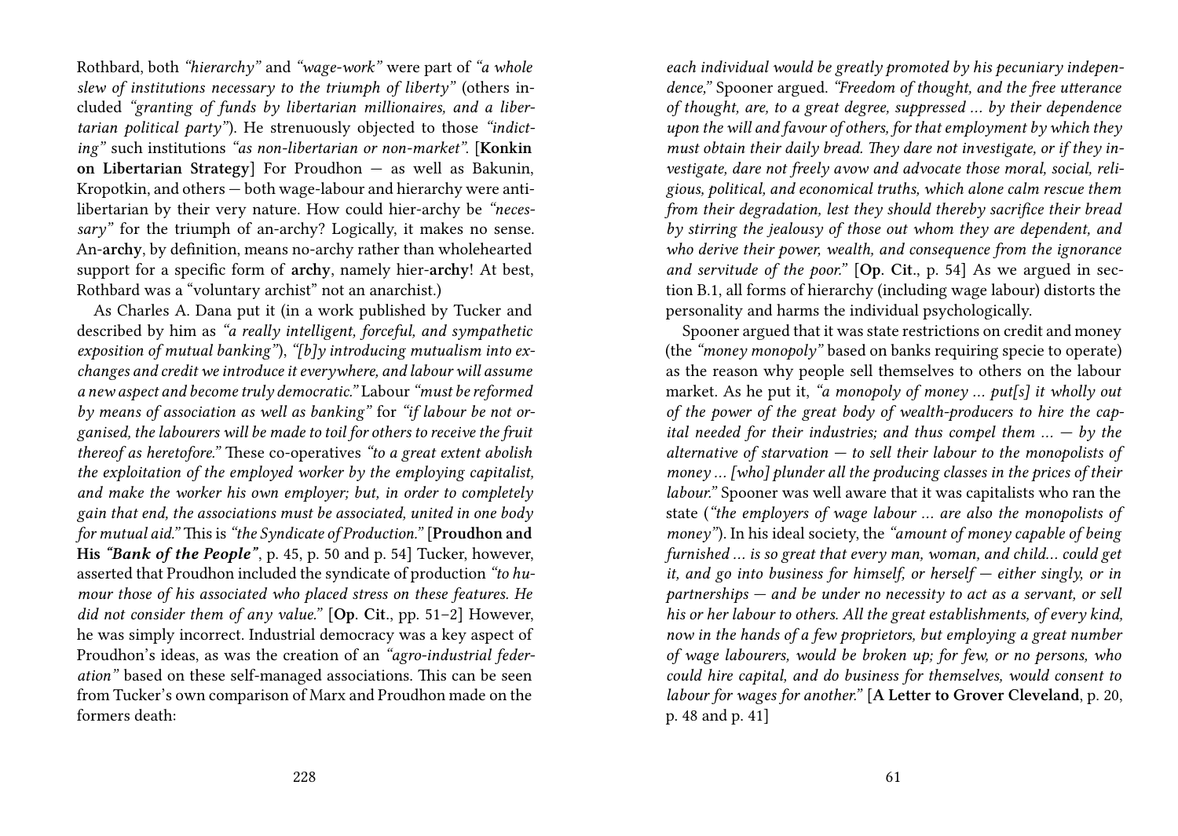Rothbard, both *"hierarchy"* and *"wage-work"* were part of *"a whole slew of institutions necessary to the triumph of liberty"* (others included *"granting of funds by libertarian millionaires, and a libertarian political party"*). He strenuously objected to those *"indicting"* such institutions *"as non-libertarian or non-market"*. [**Konkin on Libertarian Strategy**] For Proudhon — as well as Bakunin, Kropotkin, and others — both wage-labour and hierarchy were anti-libertarian by their very nature. How could hier-archy be *"necessary"* for the triumph of an-archy? Logically, it makes no sense. An-**archy**, by definition, means no-archy rather than wholehearted support for a specific form of **archy**, namely hier-**archy**! At best, Rothbard was a "voluntary archist" not an anarchist.)

As Charles A. Dana put it (in a work published by Tucker and described by him as *"a really intelligent, forceful, and sympathetic exposition of mutual banking"*), *"[b]y introducing mutualism into exchanges and credit we introduce it everywhere, and labour will assume a new aspect and become truly democratic."* Labour *"must be reformed by means of association as well as banking"* for *"if labour be not organised, the labourers will be made to toil for others to receive the fruit thereof as heretofore."* These co-operatives *"to a great extent abolish the exploitation of the employed worker by the employing capitalist, and make the worker his own employer; but, in order to completely gain that end, the associations must be associated, united in one body for mutual aid."* This is *"the Syndicate of Production."* [**Proudhon and His *"Bank of the People"***, p. 45, p. 50 and p. 54] Tucker, however, asserted that Proudhon included the syndicate of production *"to humour those of his associated who placed stress on these features. He did not consider them of any value."* [**Op. Cit.**, pp. 51–2] However, he was simply incorrect. Industrial democracy was a key aspect of Proudhon's ideas, as was the creation of an *"agro-industrial federation"* based on these self-managed associations. This can be seen from Tucker's own comparison of Marx and Proudhon made on the formers death:

*each individual would be greatly promoted by his pecuniary independence,"* Spooner argued. *"Freedom of thought, and the free utterance of thought, are, to a great degree, suppressed … by their dependence upon the will and favour of others, for that employment by which they must obtain their daily bread. They dare not investigate, or if they investigate, dare not freely avow and advocate those moral, social, religious, political, and economical truths, which alone calm rescue them from their degradation, lest they should thereby sacrifice their bread by stirring the jealousy of those out whom they are dependent, and who derive their power, wealth, and consequence from the ignorance and servitude of the poor."* [**Op. Cit.**, p. 54] As we argued in section B.1, all forms of hierarchy (including wage labour) distorts the personality and harms the individual psychologically.

Spooner argued that it was state restrictions on credit and money (the *"money monopoly"* based on banks requiring specie to operate) as the reason why people sell themselves to others on the labour market. As he put it, *"a monopoly of money … put[s] it wholly out of the power of the great body of wealth-producers to hire the capital needed for their industries; and thus compel them … — by the alternative of starvation — to sell their labour to the monopolists of money … [who] plunder all the producing classes in the prices of their labour."* Spooner was well aware that it was capitalists who ran the state (*"the employers of wage labour … are also the monopolists of money"*). In his ideal society, the *"amount of money capable of being furnished … is so great that every man, woman, and child… could get it, and go into business for himself, or herself — either singly, or in partnerships — and be under no necessity to act as a servant, or sell his or her labour to others. All the great establishments, of every kind, now in the hands of a few proprietors, but employing a great number of wage labourers, would be broken up; for few, or no persons, who could hire capital, and do business for themselves, would consent to labour for wages for another."* [**A Letter to Grover Cleveland**, p. 20, p. 48 and p. 41]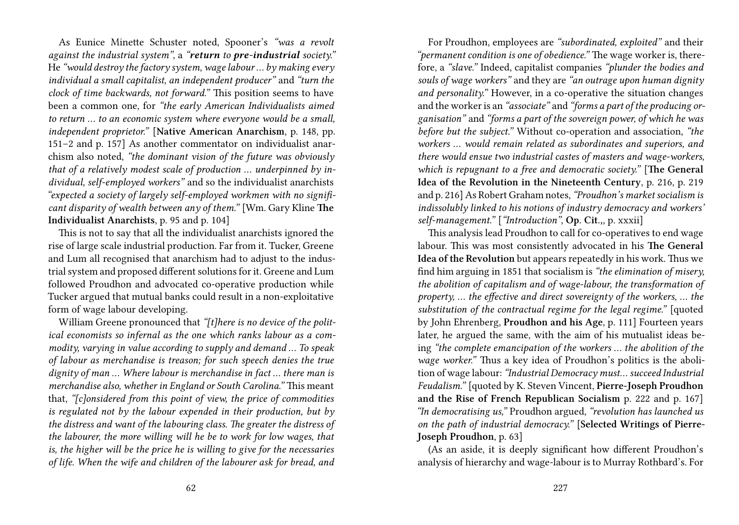As Eunice Minette Schuster noted, Spooner's *"was a revolt against the industrial system"*, a *"**return** to **pre-industrial** society."* He *"would destroy the factory system, wage labour … by making every individual a small capitalist, an independent producer"* and *"turn the clock of time backwards, not forward."* This position seems to have been a common one, for *"the early American Individualists aimed to return … to an economic system where everyone would be a small, independent proprietor."* [**Native American Anarchism**, p. 148, pp. 151–2 and p. 157] As another commentator on individualist anarchism also noted, *"the dominant vision of the future was obviously that of a relatively modest scale of production … underpinned by individual, self-employed workers"* and so the individualist anarchists *"expected a society of largely self-employed workmen with no significant disparity of wealth between any of them."* [Wm. Gary Kline **The Individualist Anarchists**, p. 95 and p. 104]

This is not to say that all the individualist anarchists ignored the rise of large scale industrial production. Far from it. Tucker, Greene and Lum all recognised that anarchism had to adjust to the industrial system and proposed different solutions for it. Greene and Lum followed Proudhon and advocated co-operative production while Tucker argued that mutual banks could result in a non-exploitative form of wage labour developing.

William Greene pronounced that *"[t]here is no device of the political economists so infernal as the one which ranks labour as a commodity, varying in value according to supply and demand … To speak of labour as merchandise is treason; for such speech denies the true dignity of man … Where labour is merchandise in fact … there man is merchandise also, whether in England or South Carolina."* This meant that, *"[c]onsidered from this point of view, the price of commodities is regulated not by the labour expended in their production, but by the distress and want of the labouring class. The greater the distress of the labourer, the more willing will he be to work for low wages, that is, the higher will be the price he is willing to give for the necessaries of life. When the wife and children of the labourer ask for bread, and*

For Proudhon, employees are *"subordinated, exploited"* and their *"permanent condition is one of obedience."* The wage worker is, therefore, a *"slave."* Indeed, capitalist companies *"plunder the bodies and souls of wage workers"* and they are *"an outrage upon human dignity and personality."* However, in a co-operative the situation changes and the worker is an *"associate"* and *"forms a part of the producing organisation"* and *"forms a part of the sovereign power, of which he was before but the subject."* Without co-operation and association, *"the workers … would remain related as subordinates and superiors, and there would ensue two industrial castes of masters and wage-workers, which is repugnant to a free and democratic society."* [**The General Idea of the Revolution in the Nineteenth Century**, p. 216, p. 219 and p. 216] As Robert Graham notes, *"Proudhon's market socialism is indissolubly linked to his notions of industry democracy and workers' self-management."* [*"Introduction"*, **Op. Cit.**,, p. xxxii]

This analysis lead Proudhon to call for co-operatives to end wage labour. This was most consistently advocated in his **The General Idea of the Revolution** but appears repeatedly in his work. Thus we find him arguing in 1851 that socialism is *"the elimination of misery, the abolition of capitalism and of wage-labour, the transformation of property, … the effective and direct sovereignty of the workers, … the substitution of the contractual regime for the legal regime."* [quoted by John Ehrenberg, **Proudhon and his Age**, p. 111] Fourteen years later, he argued the same, with the aim of his mutualist ideas being *"the complete emancipation of the workers … the abolition of the wage worker."* Thus a key idea of Proudhon's politics is the abolition of wage labour: *"Industrial Democracy must… succeed Industrial Feudalism."* [quoted by K. Steven Vincent, **Pierre-Joseph Proudhon and the Rise of French Republican Socialism** p. 222 and p. 167] *"In democratising us,"* Proudhon argued, *"revolution has launched us on the path of industrial democracy."* [**Selected Writings of Pierre-Joseph Proudhon**, p. 63]

(As an aside, it is deeply significant how different Proudhon's analysis of hierarchy and wage-labour is to Murray Rothbard's. For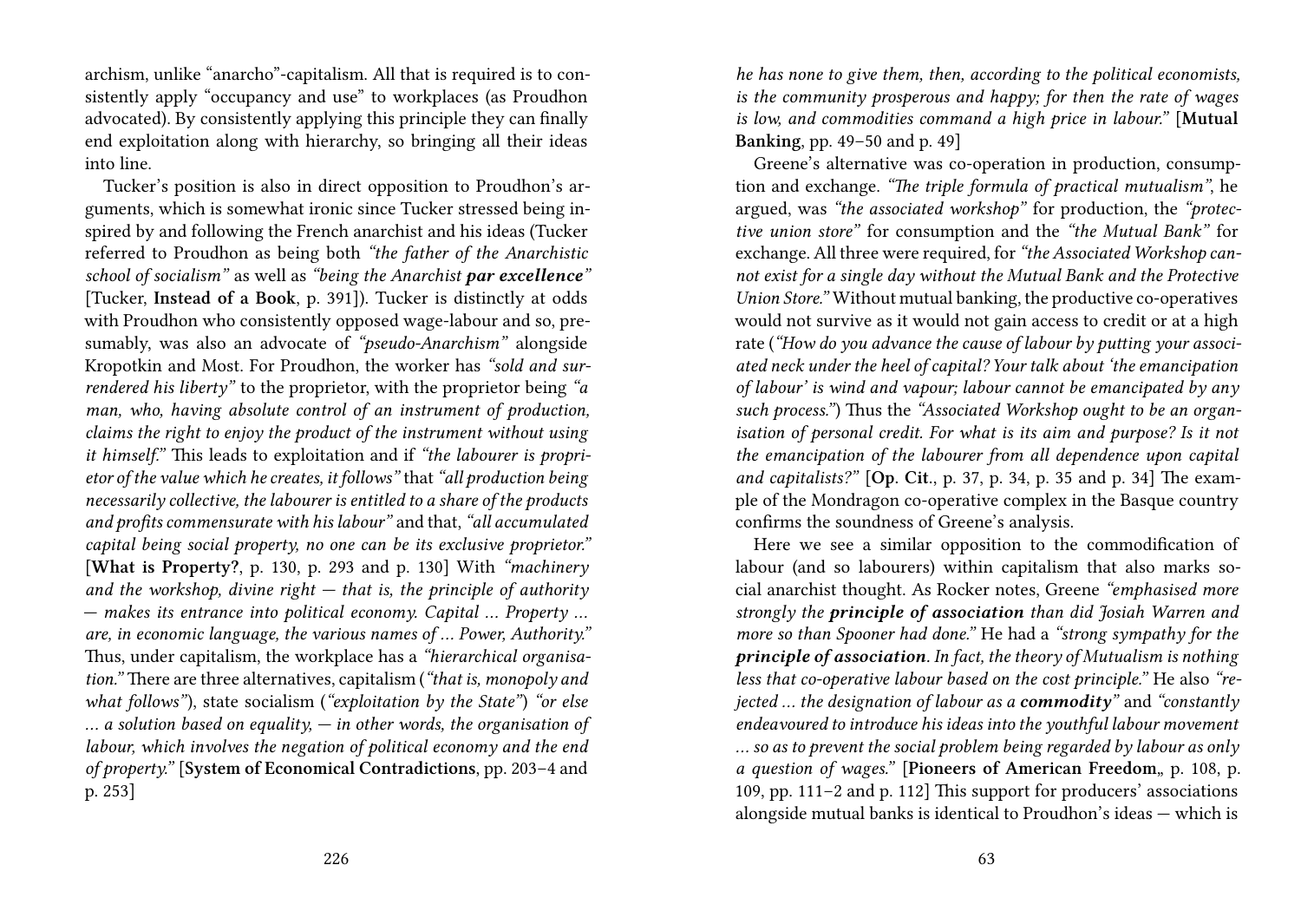archism, unlike "anarcho"-capitalism. All that is required is to consistently apply "occupancy and use" to workplaces (as Proudhon advocated). By consistently applying this principle they can finally end exploitation along with hierarchy, so bringing all their ideas into line.

Tucker's position is also in direct opposition to Proudhon's arguments, which is somewhat ironic since Tucker stressed being inspired by and following the French anarchist and his ideas (Tucker referred to Proudhon as being both *"the father of the Anarchistic school of socialism"* as well as *"being the Anarchist **par excellence**"* [Tucker, **Instead of a Book**, p. 391]). Tucker is distinctly at odds with Proudhon who consistently opposed wage-labour and so, presumably, was also an advocate of *"pseudo-Anarchism"* alongside Kropotkin and Most. For Proudhon, the worker has *"sold and surrendered his liberty"* to the proprietor, with the proprietor being *"a man, who, having absolute control of an instrument of production, claims the right to enjoy the product of the instrument without using it himself."* This leads to exploitation and if *"the labourer is proprietor of the value which he creates, it follows"* that *"all production being necessarily collective, the labourer is entitled to a share of the products and profits commensurate with his labour"* and that, *"all accumulated capital being social property, no one can be its exclusive proprietor."* [**What is Property?**, p. 130, p. 293 and p. 130] With *"machinery and the workshop, divine right — that is, the principle of authority — makes its entrance into political economy. Capital … Property … are, in economic language, the various names of … Power, Authority."* Thus, under capitalism, the workplace has a *"hierarchical organisation."* There are three alternatives, capitalism (*"that is, monopoly and what follows"*), state socialism (*"exploitation by the State"*) *"or else … a solution based on equality, — in other words, the organisation of labour, which involves the negation of political economy and the end of property."* [**System of Economical Contradictions**, pp. 203–4 and p. 253]

*he has none to give them, then, according to the political economists, is the community prosperous and happy; for then the rate of wages is low, and commodities command a high price in labour."* [**Mutual Banking**, pp. 49–50 and p. 49]

Greene's alternative was co-operation in production, consumption and exchange. *"The triple formula of practical mutualism"*, he argued, was *"the associated workshop"* for production, the *"protective union store"* for consumption and the *"the Mutual Bank"* for exchange. All three were required, for *"the Associated Workshop cannot exist for a single day without the Mutual Bank and the Protective Union Store."* Without mutual banking, the productive co-operatives would not survive as it would not gain access to credit or at a high rate (*"How do you advance the cause of labour by putting your associated neck under the heel of capital? Your talk about 'the emancipation of labour' is wind and vapour; labour cannot be emancipated by any such process."*) Thus the *"Associated Workshop ought to be an organisation of personal credit. For what is its aim and purpose? Is it not the emancipation of the labourer from all dependence upon capital and capitalists?"* [**Op. Cit.**, p. 37, p. 34, p. 35 and p. 34] The example of the Mondragon co-operative complex in the Basque country confirms the soundness of Greene's analysis.

Here we see a similar opposition to the commodification of labour (and so labourers) within capitalism that also marks social anarchist thought. As Rocker notes, Greene *"emphasised more strongly the **principle of association** than did Josiah Warren and more so than Spooner had done."* He had a *"strong sympathy for the **principle of association**. In fact, the theory of Mutualism is nothing less that co-operative labour based on the cost principle."* He also *"rejected … the designation of labour as a **commodity**"* and *"constantly endeavoured to introduce his ideas into the youthful labour movement … so as to prevent the social problem being regarded by labour as only a question of wages."* [**Pioneers of American Freedom**„ p. 108, p. 109, pp. 111–2 and p. 112] This support for producers' associations alongside mutual banks is identical to Proudhon's ideas — which is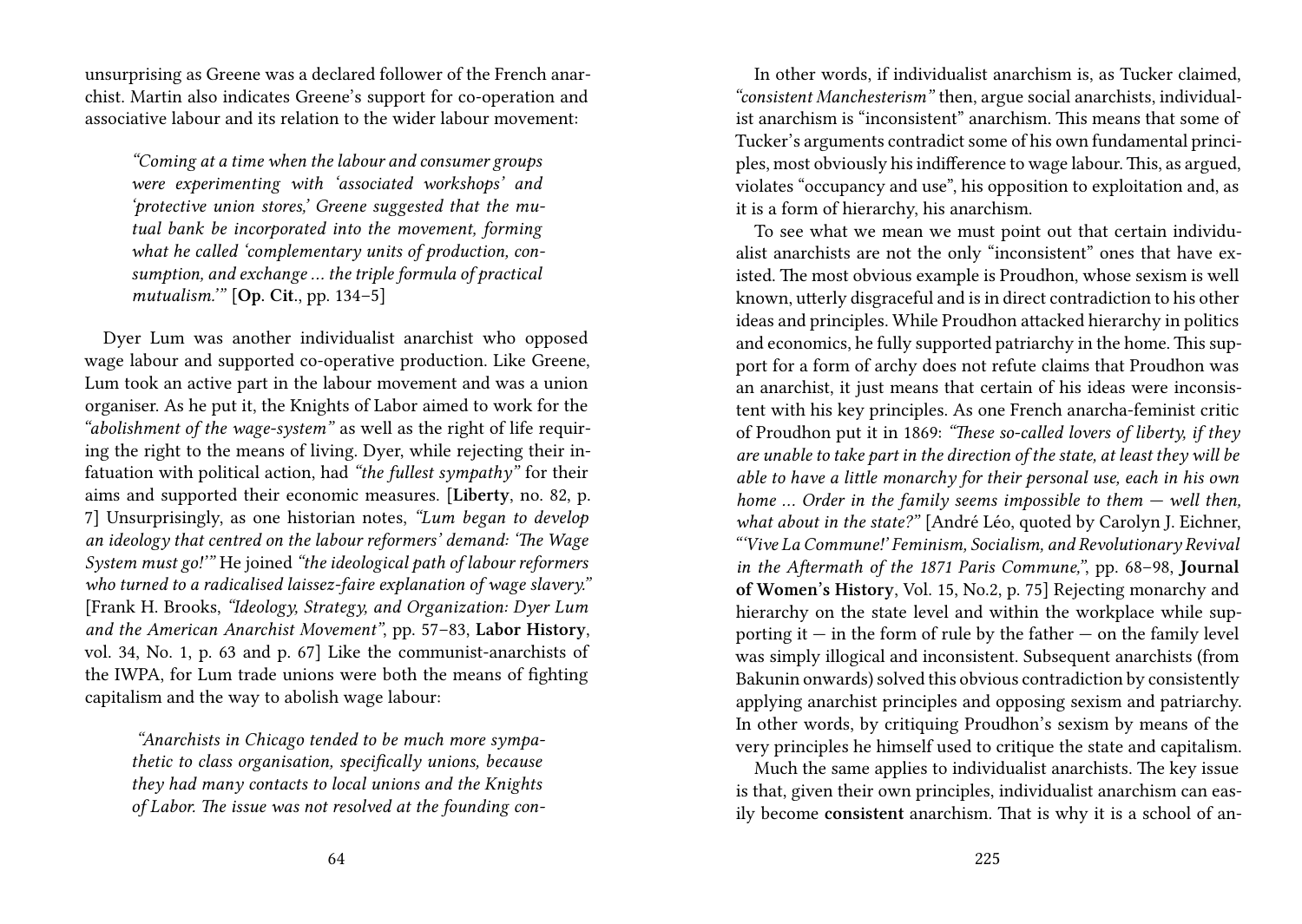unsurprising as Greene was a declared follower of the French anarchist. Martin also indicates Greene's support for co-operation and associative labour and its relation to the wider labour movement:

> *"Coming at a time when the labour and consumer groups were experimenting with 'associated workshops' and 'protective union stores,' Greene suggested that the mutual bank be incorporated into the movement, forming what he called 'complementary units of production, consumption, and exchange … the triple formula of practical mutualism.'"* [**Op. Cit.**, pp. 134–5]

Dyer Lum was another individualist anarchist who opposed wage labour and supported co-operative production. Like Greene, Lum took an active part in the labour movement and was a union organiser. As he put it, the Knights of Labor aimed to work for the *"abolishment of the wage-system"* as well as the right of life requiring the right to the means of living. Dyer, while rejecting their infatuation with political action, had *"the fullest sympathy"* for their aims and supported their economic measures. [**Liberty**, no. 82, p. 7] Unsurprisingly, as one historian notes, *"Lum began to develop an ideology that centred on the labour reformers' demand: 'The Wage System must go!'"* He joined *"the ideological path of labour reformers who turned to a radicalised laissez-faire explanation of wage slavery."* [Frank H. Brooks, *"Ideology, Strategy, and Organization: Dyer Lum and the American Anarchist Movement"*, pp. 57–83, **Labor History**, vol. 34, No. 1, p. 63 and p. 67] Like the communist-anarchists of the IWPA, for Lum trade unions were both the means of fighting capitalism and the way to abolish wage labour:

> *"Anarchists in Chicago tended to be much more sympathetic to class organisation, specifically unions, because they had many contacts to local unions and the Knights of Labor. The issue was not resolved at the founding con-*

In other words, if individualist anarchism is, as Tucker claimed, *"consistent Manchesterism"* then, argue social anarchists, individualist anarchism is "inconsistent" anarchism. This means that some of Tucker's arguments contradict some of his own fundamental principles, most obviously his indifference to wage labour. This, as argued, violates "occupancy and use", his opposition to exploitation and, as it is a form of hierarchy, his anarchism.

To see what we mean we must point out that certain individualist anarchists are not the only "inconsistent" ones that have existed. The most obvious example is Proudhon, whose sexism is well known, utterly disgraceful and is in direct contradiction to his other ideas and principles. While Proudhon attacked hierarchy in politics and economics, he fully supported patriarchy in the home. This support for a form of archy does not refute claims that Proudhon was an anarchist, it just means that certain of his ideas were inconsistent with his key principles. As one French anarcha-feminist critic of Proudhon put it in 1869: *"These so-called lovers of liberty, if they are unable to take part in the direction of the state, at least they will be able to have a little monarchy for their personal use, each in his own home … Order in the family seems impossible to them — well then, what about in the state?"* [André Léo, quoted by Carolyn J. Eichner, *"'Vive La Commune!' Feminism, Socialism, and Revolutionary Revival in the Aftermath of the 1871 Paris Commune,"*, pp. 68–98, **Journal of Women's History**, Vol. 15, No.2, p. 75] Rejecting monarchy and hierarchy on the state level and within the workplace while supporting it — in the form of rule by the father — on the family level was simply illogical and inconsistent. Subsequent anarchists (from Bakunin onwards) solved this obvious contradiction by consistently applying anarchist principles and opposing sexism and patriarchy. In other words, by critiquing Proudhon's sexism by means of the very principles he himself used to critique the state and capitalism.

Much the same applies to individualist anarchists. The key issue is that, given their own principles, individualist anarchism can easily become **consistent** anarchism. That is why it is a school of an-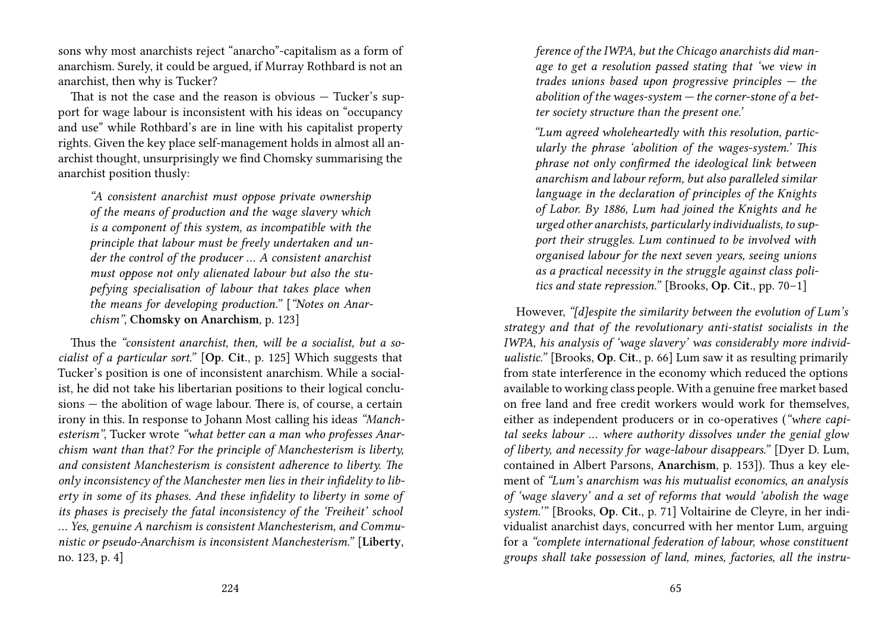sons why most anarchists reject "anarcho"-capitalism as a form of anarchism. Surely, it could be argued, if Murray Rothbard is not an anarchist, then why is Tucker?

That is not the case and the reason is obvious — Tucker's support for wage labour is inconsistent with his ideas on "occupancy and use" while Rothbard's are in line with his capitalist property rights. Given the key place self-management holds in almost all anarchist thought, unsurprisingly we find Chomsky summarising the anarchist position thusly:

> *"A consistent anarchist must oppose private ownership of the means of production and the wage slavery which is a component of this system, as incompatible with the principle that labour must be freely undertaken and under the control of the producer … A consistent anarchist must oppose not only alienated labour but also the stupefying specialisation of labour that takes place when the means for developing production."* [*"Notes on Anarchism"*, **Chomsky on Anarchism**, p. 123]

Thus the *"consistent anarchist, then, will be a socialist, but a socialist of a particular sort."* [**Op. Cit.**, p. 125] Which suggests that Tucker's position is one of inconsistent anarchism. While a socialist, he did not take his libertarian positions to their logical conclusions — the abolition of wage labour. There is, of course, a certain irony in this. In response to Johann Most calling his ideas *"Manchesterism"*, Tucker wrote *"what better can a man who professes Anarchism want than that? For the principle of Manchesterism is liberty, and consistent Manchesterism is consistent adherence to liberty. The only inconsistency of the Manchester men lies in their infidelity to liberty in some of its phases. And these infidelity to liberty in some of its phases is precisely the fatal inconsistency of the 'Freiheit' school … Yes, genuine A narchism is consistent Manchesterism, and Communistic or pseudo-Anarchism is inconsistent Manchesterism."* [**Liberty**, no. 123, p. 4]

> *ference of the IWPA, but the Chicago anarchists did manage to get a resolution passed stating that 'we view in trades unions based upon progressive principles — the abolition of the wages-system — the corner-stone of a better society structure than the present one.'*
>
> *"Lum agreed wholeheartedly with this resolution, particularly the phrase 'abolition of the wages-system.' This phrase not only confirmed the ideological link between anarchism and labour reform, but also paralleled similar language in the declaration of principles of the Knights of Labor. By 1886, Lum had joined the Knights and he urged other anarchists, particularly individualists, to support their struggles. Lum continued to be involved with organised labour for the next seven years, seeing unions as a practical necessity in the struggle against class politics and state repression."* [Brooks, **Op. Cit.**, pp. 70–1]

However, *"[d]espite the similarity between the evolution of Lum's strategy and that of the revolutionary anti-statist socialists in the IWPA, his analysis of 'wage slavery' was considerably more individualistic."* [Brooks, **Op. Cit.**, p. 66] Lum saw it as resulting primarily from state interference in the economy which reduced the options available to working class people. With a genuine free market based on free land and free credit workers would work for themselves, either as independent producers or in co-operatives (*"where capital seeks labour … where authority dissolves under the genial glow of liberty, and necessity for wage-labour disappears."* [Dyer D. Lum, contained in Albert Parsons, **Anarchism**, p. 153]). Thus a key element of *"Lum's anarchism was his mutualist economics, an analysis of 'wage slavery' and a set of reforms that would 'abolish the wage system.'"* [Brooks, **Op. Cit.**, p. 71] Voltairine de Cleyre, in her individualist anarchist days, concurred with her mentor Lum, arguing for a *"complete international federation of labour, whose constituent groups shall take possession of land, mines, factories, all the instru-*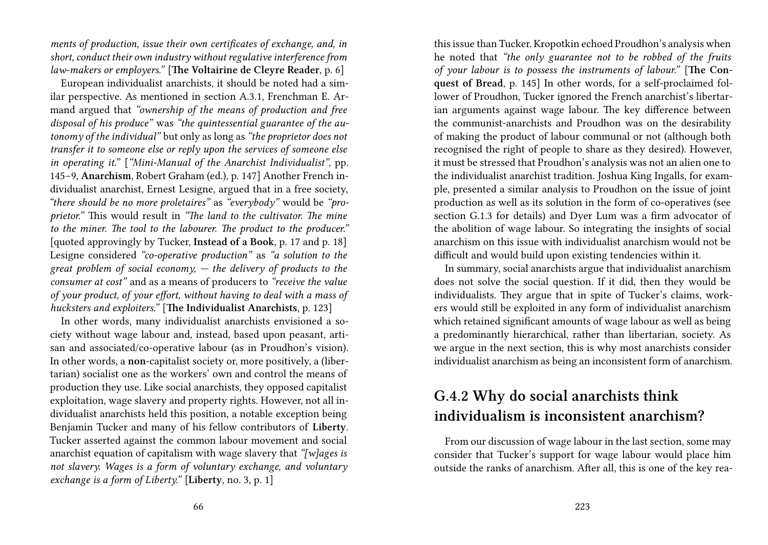*ments of production, issue their own certificates of exchange, and, in short, conduct their own industry without regulative interference from law-makers or employers."* [**The Voltairine de Cleyre Reader**, p. 6]

European individualist anarchists, it should be noted had a similar perspective. As mentioned in section A.3.1, Frenchman E. Armand argued that *"ownership of the means of production and free disposal of his produce"* was *"the quintessential guarantee of the autonomy of the individual"* but only as long as *"the proprietor does not transfer it to someone else or reply upon the services of someone else in operating it."* [*"Mini-Manual of the Anarchist Individualist"*, pp. 145–9, **Anarchism**, Robert Graham (ed.), p. 147] Another French individualist anarchist, Ernest Lesigne, argued that in a free society, *"there should be no more proletaires"* as *"everybody"* would be *"proprietor."* This would result in *"The land to the cultivator. The mine to the miner. The tool to the labourer. The product to the producer."* [quoted approvingly by Tucker, **Instead of a Book**, p. 17 and p. 18] Lesigne considered *"co-operative production"* as *"a solution to the great problem of social economy, — the delivery of products to the consumer at cost"* and as a means of producers to *"receive the value of your product, of your effort, without having to deal with a mass of hucksters and exploiters."* [**The Individualist Anarchists**, p. 123]

In other words, many individualist anarchists envisioned a society without wage labour and, instead, based upon peasant, artisan and associated/co-operative labour (as in Proudhon's vision). In other words, a **non**-capitalist society or, more positively, a (libertarian) socialist one as the workers' own and control the means of production they use. Like social anarchists, they opposed capitalist exploitation, wage slavery and property rights. However, not all individualist anarchists held this position, a notable exception being Benjamin Tucker and many of his fellow contributors of **Liberty**. Tucker asserted against the common labour movement and social anarchist equation of capitalism with wage slavery that *"[w]ages is not slavery. Wages is a form of voluntary exchange, and voluntary exchange is a form of Liberty."* [**Liberty**, no. 3, p. 1]

this issue than Tucker. Kropotkin echoed Proudhon's analysis when he noted that *"the only guarantee not to be robbed of the fruits of your labour is to possess the instruments of labour."* [**The Conquest of Bread**, p. 145] In other words, for a self-proclaimed follower of Proudhon, Tucker ignored the French anarchist's libertarian arguments against wage labour. The key difference between the communist-anarchists and Proudhon was on the desirability of making the product of labour communal or not (although both recognised the right of people to share as they desired). However, it must be stressed that Proudhon's analysis was not an alien one to the individualist anarchist tradition. Joshua King Ingalls, for example, presented a similar analysis to Proudhon on the issue of joint production as well as its solution in the form of co-operatives (see section G.1.3 for details) and Dyer Lum was a firm advocator of the abolition of wage labour. So integrating the insights of social anarchism on this issue with individualist anarchism would not be difficult and would build upon existing tendencies within it.

In summary, social anarchists argue that individualist anarchism does not solve the social question. If it did, then they would be individualists. They argue that in spite of Tucker's claims, workers would still be exploited in any form of individualist anarchism which retained significant amounts of wage labour as well as being a predominantly hierarchical, rather than libertarian, society. As we argue in the next section, this is why most anarchists consider individualist anarchism as being an inconsistent form of anarchism.

## G.4.2 Why do social anarchists think individualism is inconsistent anarchism?

From our discussion of wage labour in the last section, some may consider that Tucker's support for wage labour would place him outside the ranks of anarchism. After all, this is one of the key rea-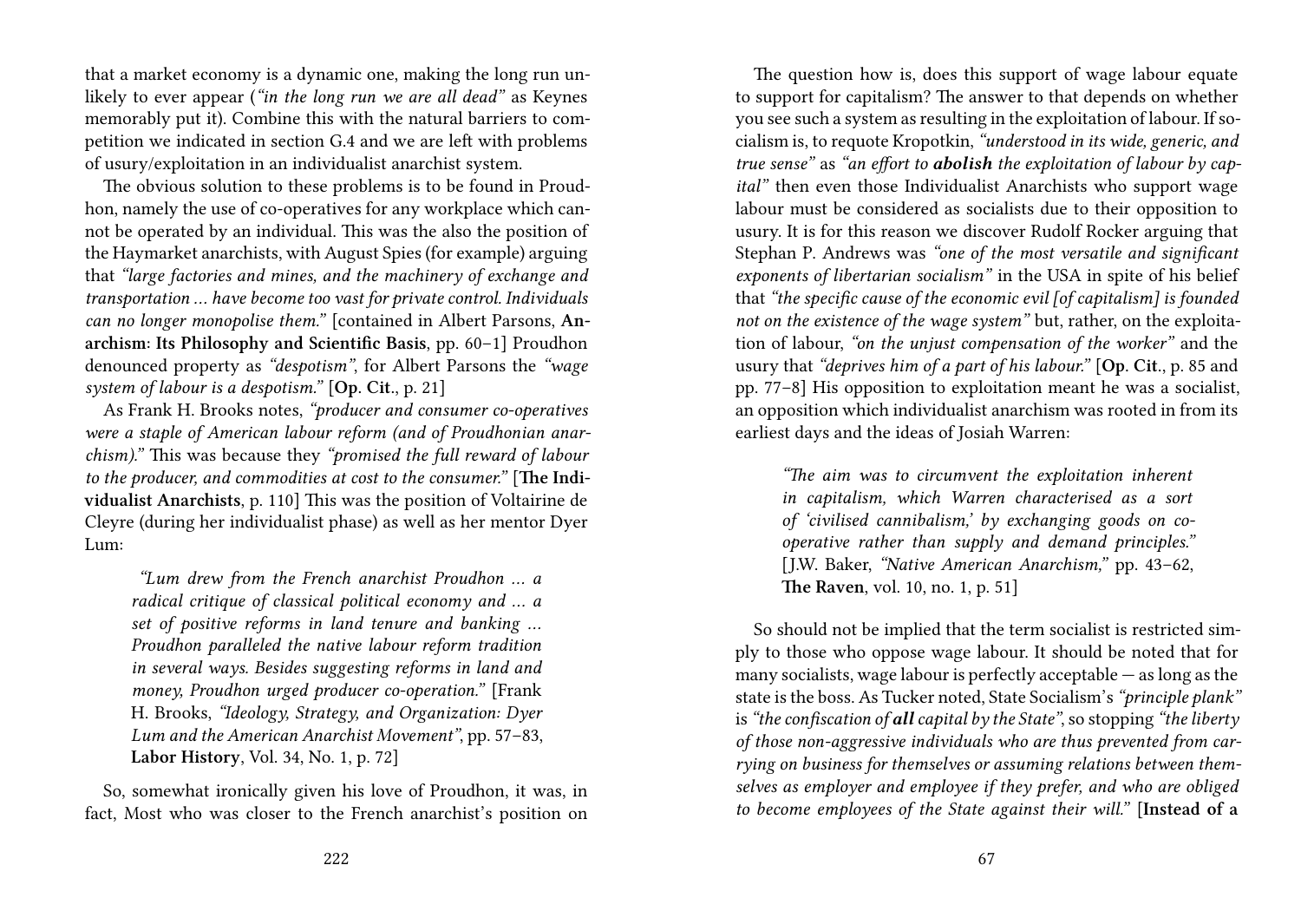that a market economy is a dynamic one, making the long run unlikely to ever appear (*"in the long run we are all dead"* as Keynes memorably put it). Combine this with the natural barriers to competition we indicated in section G.4 and we are left with problems of usury/exploitation in an individualist anarchist system.

The obvious solution to these problems is to be found in Proudhon, namely the use of co-operatives for any workplace which cannot be operated by an individual. This was the also the position of the Haymarket anarchists, with August Spies (for example) arguing that *"large factories and mines, and the machinery of exchange and transportation … have become too vast for private control. Individuals can no longer monopolise them."* [contained in Albert Parsons, **Anarchism: Its Philosophy and Scientific Basis**, pp. 60–1] Proudhon denounced property as *"despotism"*, for Albert Parsons the *"wage system of labour is a despotism."* [**Op. Cit.**, p. 21]

As Frank H. Brooks notes, *"producer and consumer co-operatives were a staple of American labour reform (and of Proudhonian anarchism)."* This was because they *"promised the full reward of labour to the producer, and commodities at cost to the consumer."* [**The Individualist Anarchists**, p. 110] This was the position of Voltairine de Cleyre (during her individualist phase) as well as her mentor Dyer Lum:

> *"Lum drew from the French anarchist Proudhon … a radical critique of classical political economy and … a set of positive reforms in land tenure and banking … Proudhon paralleled the native labour reform tradition in several ways. Besides suggesting reforms in land and money, Proudhon urged producer co-operation."* [Frank H. Brooks, *"Ideology, Strategy, and Organization: Dyer Lum and the American Anarchist Movement"*, pp. 57–83, **Labor History**, Vol. 34, No. 1, p. 72]

So, somewhat ironically given his love of Proudhon, it was, in fact, Most who was closer to the French anarchist's position on

The question how is, does this support of wage labour equate to support for capitalism? The answer to that depends on whether you see such a system as resulting in the exploitation of labour. If socialism is, to requote Kropotkin, *"understood in its wide, generic, and true sense"* as *"an effort to **abolish** the exploitation of labour by capital"* then even those Individualist Anarchists who support wage labour must be considered as socialists due to their opposition to usury. It is for this reason we discover Rudolf Rocker arguing that Stephan P. Andrews was *"one of the most versatile and significant exponents of libertarian socialism"* in the USA in spite of his belief that *"the specific cause of the economic evil [of capitalism] is founded not on the existence of the wage system"* but, rather, on the exploitation of labour, *"on the unjust compensation of the worker"* and the usury that *"deprives him of a part of his labour."* [**Op. Cit.**, p. 85 and pp. 77–8] His opposition to exploitation meant he was a socialist, an opposition which individualist anarchism was rooted in from its earliest days and the ideas of Josiah Warren:

> *"The aim was to circumvent the exploitation inherent in capitalism, which Warren characterised as a sort of 'civilised cannibalism,' by exchanging goods on co-operative rather than supply and demand principles."* [J.W. Baker, *"Native American Anarchism,"* pp. 43–62, **The Raven**, vol. 10, no. 1, p. 51]

So should not be implied that the term socialist is restricted simply to those who oppose wage labour. It should be noted that for many socialists, wage labour is perfectly acceptable — as long as the state is the boss. As Tucker noted, State Socialism's *"principle plank"* is *"the confiscation of **all** capital by the State"*, so stopping *"the liberty of those non-aggressive individuals who are thus prevented from carrying on business for themselves or assuming relations between themselves as employer and employee if they prefer, and who are obliged to become employees of the State against their will."* [**Instead of a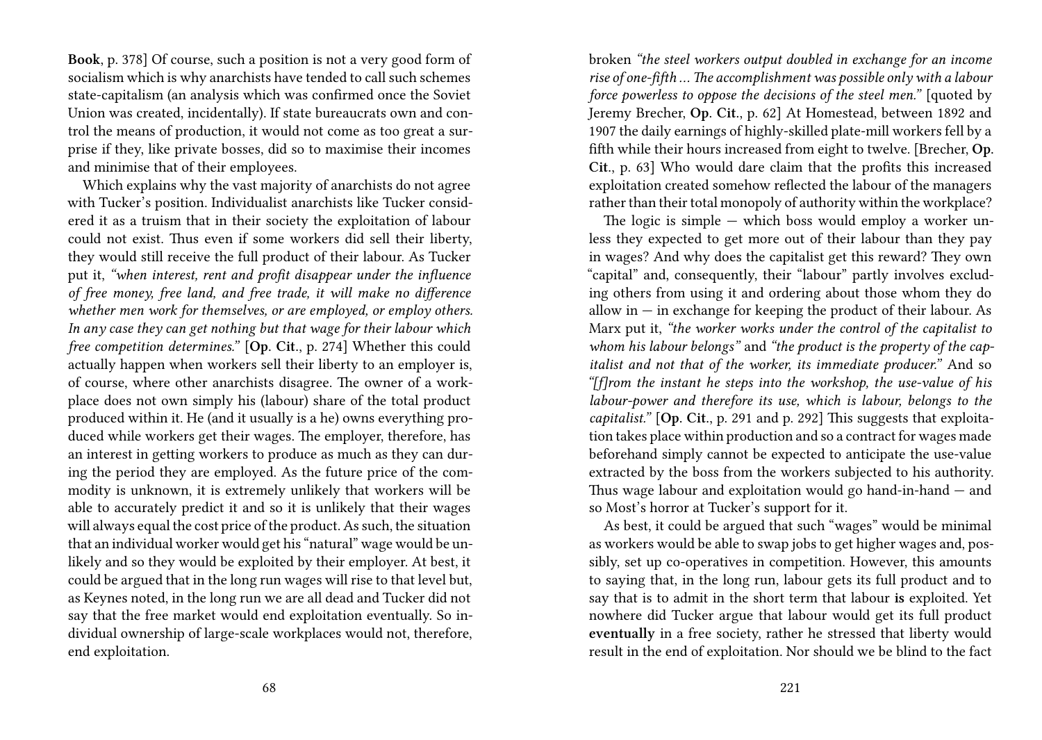**Book**, p. 378] Of course, such a position is not a very good form of socialism which is why anarchists have tended to call such schemes state-capitalism (an analysis which was confirmed once the Soviet Union was created, incidentally). If state bureaucrats own and control the means of production, it would not come as too great a surprise if they, like private bosses, did so to maximise their incomes and minimise that of their employees.

Which explains why the vast majority of anarchists do not agree with Tucker's position. Individualist anarchists like Tucker considered it as a truism that in their society the exploitation of labour could not exist. Thus even if some workers did sell their liberty, they would still receive the full product of their labour. As Tucker put it, *"when interest, rent and profit disappear under the influence of free money, free land, and free trade, it will make no difference whether men work for themselves, or are employed, or employ others. In any case they can get nothing but that wage for their labour which free competition determines."* [**Op. Cit.**, p. 274] Whether this could actually happen when workers sell their liberty to an employer is, of course, where other anarchists disagree. The owner of a workplace does not own simply his (labour) share of the total product produced within it. He (and it usually is a he) owns everything produced while workers get their wages. The employer, therefore, has an interest in getting workers to produce as much as they can during the period they are employed. As the future price of the commodity is unknown, it is extremely unlikely that workers will be able to accurately predict it and so it is unlikely that their wages will always equal the cost price of the product. As such, the situation that an individual worker would get his "natural" wage would be unlikely and so they would be exploited by their employer. At best, it could be argued that in the long run wages will rise to that level but, as Keynes noted, in the long run we are all dead and Tucker did not say that the free market would end exploitation eventually. So individual ownership of large-scale workplaces would not, therefore, end exploitation.

broken *"the steel workers output doubled in exchange for an income rise of one-fifth … The accomplishment was possible only with a labour force powerless to oppose the decisions of the steel men."* [quoted by Jeremy Brecher, **Op. Cit.**, p. 62] At Homestead, between 1892 and 1907 the daily earnings of highly-skilled plate-mill workers fell by a fifth while their hours increased from eight to twelve. [Brecher, **Op. Cit.**, p. 63] Who would dare claim that the profits this increased exploitation created somehow reflected the labour of the managers rather than their total monopoly of authority within the workplace?

The logic is simple — which boss would employ a worker unless they expected to get more out of their labour than they pay in wages? And why does the capitalist get this reward? They own "capital" and, consequently, their "labour" partly involves excluding others from using it and ordering about those whom they do allow in — in exchange for keeping the product of their labour. As Marx put it, *"the worker works under the control of the capitalist to whom his labour belongs"* and *"the product is the property of the capitalist and not that of the worker, its immediate producer."* And so *"[f]rom the instant he steps into the workshop, the use-value of his labour-power and therefore its use, which is labour, belongs to the capitalist."* [**Op. Cit.**, p. 291 and p. 292] This suggests that exploitation takes place within production and so a contract for wages made beforehand simply cannot be expected to anticipate the use-value extracted by the boss from the workers subjected to his authority. Thus wage labour and exploitation would go hand-in-hand — and so Most's horror at Tucker's support for it.

As best, it could be argued that such "wages" would be minimal as workers would be able to swap jobs to get higher wages and, possibly, set up co-operatives in competition. However, this amounts to saying that, in the long run, labour gets its full product and to say that is to admit in the short term that labour **is** exploited. Yet nowhere did Tucker argue that labour would get its full product **eventually** in a free society, rather he stressed that liberty would result in the end of exploitation. Nor should we be blind to the fact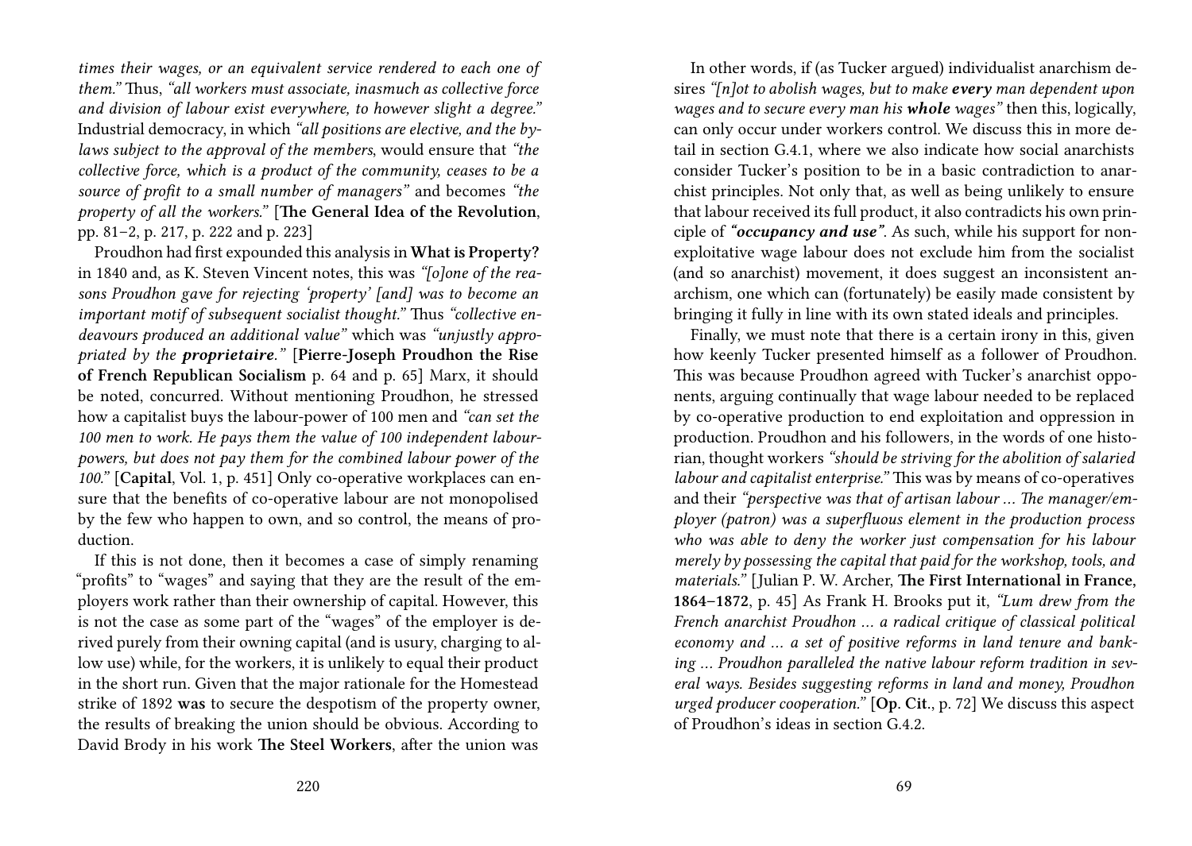*times their wages, or an equivalent service rendered to each one of them."* Thus, *"all workers must associate, inasmuch as collective force and division of labour exist everywhere, to however slight a degree."* Industrial democracy, in which *"all positions are elective, and the by-laws subject to the approval of the members*, would ensure that *"the collective force, which is a product of the community, ceases to be a source of profit to a small number of managers"* and becomes *"the property of all the workers."* [**The General Idea of the Revolution**, pp. 81–2, p. 217, p. 222 and p. 223]

Proudhon had first expounded this analysis in **What is Property?** in 1840 and, as K. Steven Vincent notes, this was *"[o]ne of the reasons Proudhon gave for rejecting 'property' [and] was to become an important motif of subsequent socialist thought."* Thus *"collective endeavours produced an additional value"* which was *"unjustly appropriated by the **proprietaire**."* [**Pierre-Joseph Proudhon the Rise of French Republican Socialism** p. 64 and p. 65] Marx, it should be noted, concurred. Without mentioning Proudhon, he stressed how a capitalist buys the labour-power of 100 men and *"can set the 100 men to work. He pays them the value of 100 independent labour-powers, but does not pay them for the combined labour power of the 100."* [**Capital**, Vol. 1, p. 451] Only co-operative workplaces can ensure that the benefits of co-operative labour are not monopolised by the few who happen to own, and so control, the means of production.

If this is not done, then it becomes a case of simply renaming "profits" to "wages" and saying that they are the result of the employers work rather than their ownership of capital. However, this is not the case as some part of the "wages" of the employer is derived purely from their owning capital (and is usury, charging to allow use) while, for the workers, it is unlikely to equal their product in the short run. Given that the major rationale for the Homestead strike of 1892 **was** to secure the despotism of the property owner, the results of breaking the union should be obvious. According to David Brody in his work **The Steel Workers**, after the union was

In other words, if (as Tucker argued) individualist anarchism desires *"[n]ot to abolish wages, but to make **every** man dependent upon wages and to secure every man his **whole** wages"* then this, logically, can only occur under workers control. We discuss this in more detail in section G.4.1, where we also indicate how social anarchists consider Tucker's position to be in a basic contradiction to anarchist principles. Not only that, as well as being unlikely to ensure that labour received its full product, it also contradicts his own principle of ***"occupancy and use"***. As such, while his support for non-exploitative wage labour does not exclude him from the socialist (and so anarchist) movement, it does suggest an inconsistent anarchism, one which can (fortunately) be easily made consistent by bringing it fully in line with its own stated ideals and principles.

Finally, we must note that there is a certain irony in this, given how keenly Tucker presented himself as a follower of Proudhon. This was because Proudhon agreed with Tucker's anarchist opponents, arguing continually that wage labour needed to be replaced by co-operative production to end exploitation and oppression in production. Proudhon and his followers, in the words of one historian, thought workers *"should be striving for the abolition of salaried labour and capitalist enterprise."* This was by means of co-operatives and their *"perspective was that of artisan labour … The manager/employer (patron) was a superfluous element in the production process who was able to deny the worker just compensation for his labour merely by possessing the capital that paid for the workshop, tools, and materials."* [Julian P. W. Archer, **The First International in France, 1864–1872**, p. 45] As Frank H. Brooks put it, *"Lum drew from the French anarchist Proudhon … a radical critique of classical political economy and … a set of positive reforms in land tenure and banking … Proudhon paralleled the native labour reform tradition in several ways. Besides suggesting reforms in land and money, Proudhon urged producer cooperation."* [**Op. Cit.**, p. 72] We discuss this aspect of Proudhon's ideas in section G.4.2.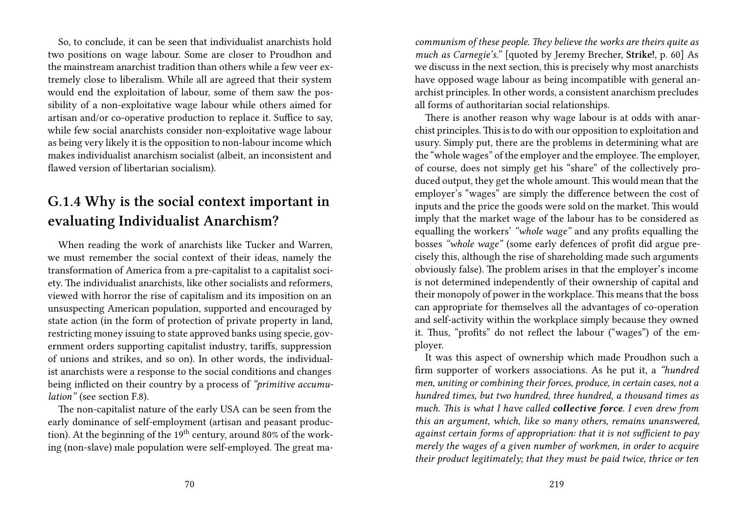So, to conclude, it can be seen that individualist anarchists hold two positions on wage labour. Some are closer to Proudhon and the mainstream anarchist tradition than others while a few veer extremely close to liberalism. While all are agreed that their system would end the exploitation of labour, some of them saw the possibility of a non-exploitative wage labour while others aimed for artisan and/or co-operative production to replace it. Suffice to say, while few social anarchists consider non-exploitative wage labour as being very likely it is the opposition to non-labour income which makes individualist anarchism socialist (albeit, an inconsistent and flawed version of libertarian socialism).

## G.1.4 Why is the social context important in evaluating Individualist Anarchism?

When reading the work of anarchists like Tucker and Warren, we must remember the social context of their ideas, namely the transformation of America from a pre-capitalist to a capitalist society. The individualist anarchists, like other socialists and reformers, viewed with horror the rise of capitalism and its imposition on an unsuspecting American population, supported and encouraged by state action (in the form of protection of private property in land, restricting money issuing to state approved banks using specie, government orders supporting capitalist industry, tariffs, suppression of unions and strikes, and so on). In other words, the individualist anarchists were a response to the social conditions and changes being inflicted on their country by a process of *"primitive accumulation"* (see section F.8).

The non-capitalist nature of the early USA can be seen from the early dominance of self-employment (artisan and peasant production). At the beginning of the 19th century, around 80% of the working (non-slave) male population were self-employed. The great ma-

*communism of these people. They believe the works are theirs quite as much as Carnegie's."* [quoted by Jeremy Brecher, **Strike!**, p. 60] As we discuss in the next section, this is precisely why most anarchists have opposed wage labour as being incompatible with general anarchist principles. In other words, a consistent anarchism precludes all forms of authoritarian social relationships.

There is another reason why wage labour is at odds with anarchist principles. This is to do with our opposition to exploitation and usury. Simply put, there are the problems in determining what are the "whole wages" of the employer and the employee. The employer, of course, does not simply get his "share" of the collectively produced output, they get the whole amount. This would mean that the employer's "wages" are simply the difference between the cost of inputs and the price the goods were sold on the market. This would imply that the market wage of the labour has to be considered as equalling the workers' *"whole wage"* and any profits equalling the bosses *"whole wage"* (some early defences of profit did argue precisely this, although the rise of shareholding made such arguments obviously false). The problem arises in that the employer's income is not determined independently of their ownership of capital and their monopoly of power in the workplace. This means that the boss can appropriate for themselves all the advantages of co-operation and self-activity within the workplace simply because they owned it. Thus, "profits" do not reflect the labour ("wages") of the employer.

It was this aspect of ownership which made Proudhon such a firm supporter of workers associations. As he put it, a *"hundred men, uniting or combining their forces, produce, in certain cases, not a hundred times, but two hundred, three hundred, a thousand times as much. This is what I have called **collective force**. I even drew from this an argument, which, like so many others, remains unanswered, against certain forms of appropriation: that it is not sufficient to pay merely the wages of a given number of workmen, in order to acquire their product legitimately; that they must be paid twice, thrice or ten*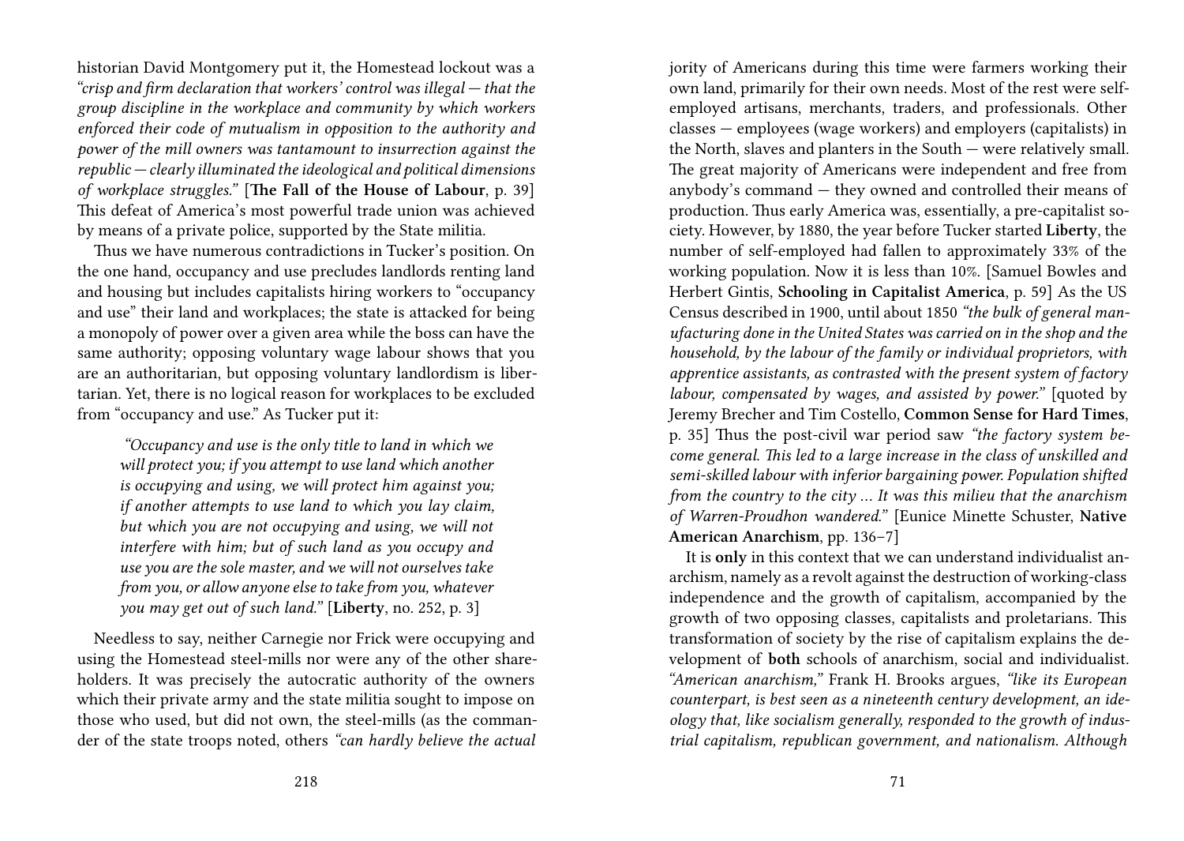historian David Montgomery put it, the Homestead lockout was a *"crisp and firm declaration that workers' control was illegal — that the group discipline in the workplace and community by which workers enforced their code of mutualism in opposition to the authority and power of the mill owners was tantamount to insurrection against the republic — clearly illuminated the ideological and political dimensions of workplace struggles."* [**The Fall of the House of Labour**, p. 39] This defeat of America's most powerful trade union was achieved by means of a private police, supported by the State militia.

Thus we have numerous contradictions in Tucker's position. On the one hand, occupancy and use precludes landlords renting land and housing but includes capitalists hiring workers to "occupancy and use" their land and workplaces; the state is attacked for being a monopoly of power over a given area while the boss can have the same authority; opposing voluntary wage labour shows that you are an authoritarian, but opposing voluntary landlordism is libertarian. Yet, there is no logical reason for workplaces to be excluded from "occupancy and use." As Tucker put it:

> *"Occupancy and use is the only title to land in which we will protect you; if you attempt to use land which another is occupying and using, we will protect him against you; if another attempts to use land to which you lay claim, but which you are not occupying and using, we will not interfere with him; but of such land as you occupy and use you are the sole master, and we will not ourselves take from you, or allow anyone else to take from you, whatever you may get out of such land."* [**Liberty**, no. 252, p. 3]

Needless to say, neither Carnegie nor Frick were occupying and using the Homestead steel-mills nor were any of the other shareholders. It was precisely the autocratic authority of the owners which their private army and the state militia sought to impose on those who used, but did not own, the steel-mills (as the commander of the state troops noted, others *"can hardly believe the actual*

jority of Americans during this time were farmers working their own land, primarily for their own needs. Most of the rest were self-employed artisans, merchants, traders, and professionals. Other classes — employees (wage workers) and employers (capitalists) in the North, slaves and planters in the South — were relatively small. The great majority of Americans were independent and free from anybody's command — they owned and controlled their means of production. Thus early America was, essentially, a pre-capitalist society. However, by 1880, the year before Tucker started **Liberty**, the number of self-employed had fallen to approximately 33% of the working population. Now it is less than 10%. [Samuel Bowles and Herbert Gintis, **Schooling in Capitalist America**, p. 59] As the US Census described in 1900, until about 1850 *"the bulk of general manufacturing done in the United States was carried on in the shop and the household, by the labour of the family or individual proprietors, with apprentice assistants, as contrasted with the present system of factory labour, compensated by wages, and assisted by power."* [quoted by Jeremy Brecher and Tim Costello, **Common Sense for Hard Times**, p. 35] Thus the post-civil war period saw *"the factory system become general. This led to a large increase in the class of unskilled and semi-skilled labour with inferior bargaining power. Population shifted from the country to the city … It was this milieu that the anarchism of Warren-Proudhon wandered."* [Eunice Minette Schuster, **Native American Anarchism**, pp. 136–7]

It is **only** in this context that we can understand individualist anarchism, namely as a revolt against the destruction of working-class independence and the growth of capitalism, accompanied by the growth of two opposing classes, capitalists and proletarians. This transformation of society by the rise of capitalism explains the development of **both** schools of anarchism, social and individualist. *"American anarchism,"* Frank H. Brooks argues, *"like its European counterpart, is best seen as a nineteenth century development, an ideology that, like socialism generally, responded to the growth of industrial capitalism, republican government, and nationalism. Although*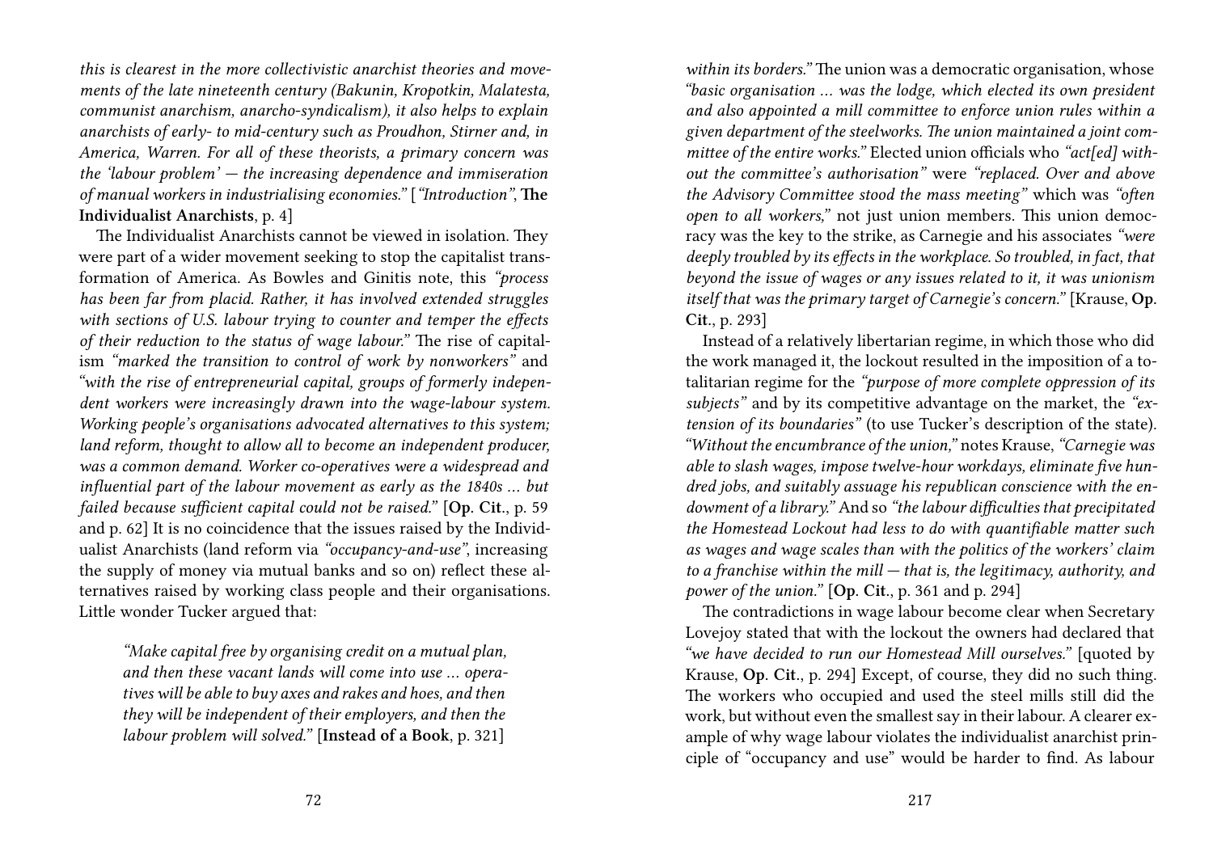*this is clearest in the more collectivistic anarchist theories and movements of the late nineteenth century (Bakunin, Kropotkin, Malatesta, communist anarchism, anarcho-syndicalism), it also helps to explain anarchists of early- to mid-century such as Proudhon, Stirner and, in America, Warren. For all of these theorists, a primary concern was the 'labour problem' — the increasing dependence and immiseration of manual workers in industrialising economies."* [*"Introduction"*, **The Individualist Anarchists**, p. 4]

The Individualist Anarchists cannot be viewed in isolation. They were part of a wider movement seeking to stop the capitalist transformation of America. As Bowles and Ginitis note, this *"process has been far from placid. Rather, it has involved extended struggles with sections of U.S. labour trying to counter and temper the effects of their reduction to the status of wage labour."* The rise of capitalism *"marked the transition to control of work by nonworkers"* and *"with the rise of entrepreneurial capital, groups of formerly independent workers were increasingly drawn into the wage-labour system. Working people's organisations advocated alternatives to this system; land reform, thought to allow all to become an independent producer, was a common demand. Worker co-operatives were a widespread and influential part of the labour movement as early as the 1840s … but failed because sufficient capital could not be raised."* [**Op. Cit.**, p. 59 and p. 62] It is no coincidence that the issues raised by the Individualist Anarchists (land reform via *"occupancy-and-use"*, increasing the supply of money via mutual banks and so on) reflect these alternatives raised by working class people and their organisations. Little wonder Tucker argued that:

> *"Make capital free by organising credit on a mutual plan, and then these vacant lands will come into use … operatives will be able to buy axes and rakes and hoes, and then they will be independent of their employers, and then the labour problem will solved."* [**Instead of a Book**, p. 321]

*within its borders."* The union was a democratic organisation, whose *"basic organisation … was the lodge, which elected its own president and also appointed a mill committee to enforce union rules within a given department of the steelworks. The union maintained a joint committee of the entire works."* Elected union officials who *"act[ed] without the committee's authorisation"* were *"replaced. Over and above the Advisory Committee stood the mass meeting"* which was *"often open to all workers,"* not just union members. This union democracy was the key to the strike, as Carnegie and his associates *"were deeply troubled by its effects in the workplace. So troubled, in fact, that beyond the issue of wages or any issues related to it, it was unionism itself that was the primary target of Carnegie's concern."* [Krause, **Op. Cit.**, p. 293]

Instead of a relatively libertarian regime, in which those who did the work managed it, the lockout resulted in the imposition of a totalitarian regime for the *"purpose of more complete oppression of its subjects"* and by its competitive advantage on the market, the *"extension of its boundaries"* (to use Tucker's description of the state). *"Without the encumbrance of the union,"* notes Krause, *"Carnegie was able to slash wages, impose twelve-hour workdays, eliminate five hundred jobs, and suitably assuage his republican conscience with the endowment of a library."* And so *"the labour difficulties that precipitated the Homestead Lockout had less to do with quantifiable matter such as wages and wage scales than with the politics of the workers' claim to a franchise within the mill — that is, the legitimacy, authority, and power of the union."* [**Op. Cit.**, p. 361 and p. 294]

The contradictions in wage labour become clear when Secretary Lovejoy stated that with the lockout the owners had declared that *"we have decided to run our Homestead Mill ourselves."* [quoted by Krause, **Op. Cit.**, p. 294] Except, of course, they did no such thing. The workers who occupied and used the steel mills still did the work, but without even the smallest say in their labour. A clearer example of why wage labour violates the individualist anarchist principle of "occupancy and use" would be harder to find. As labour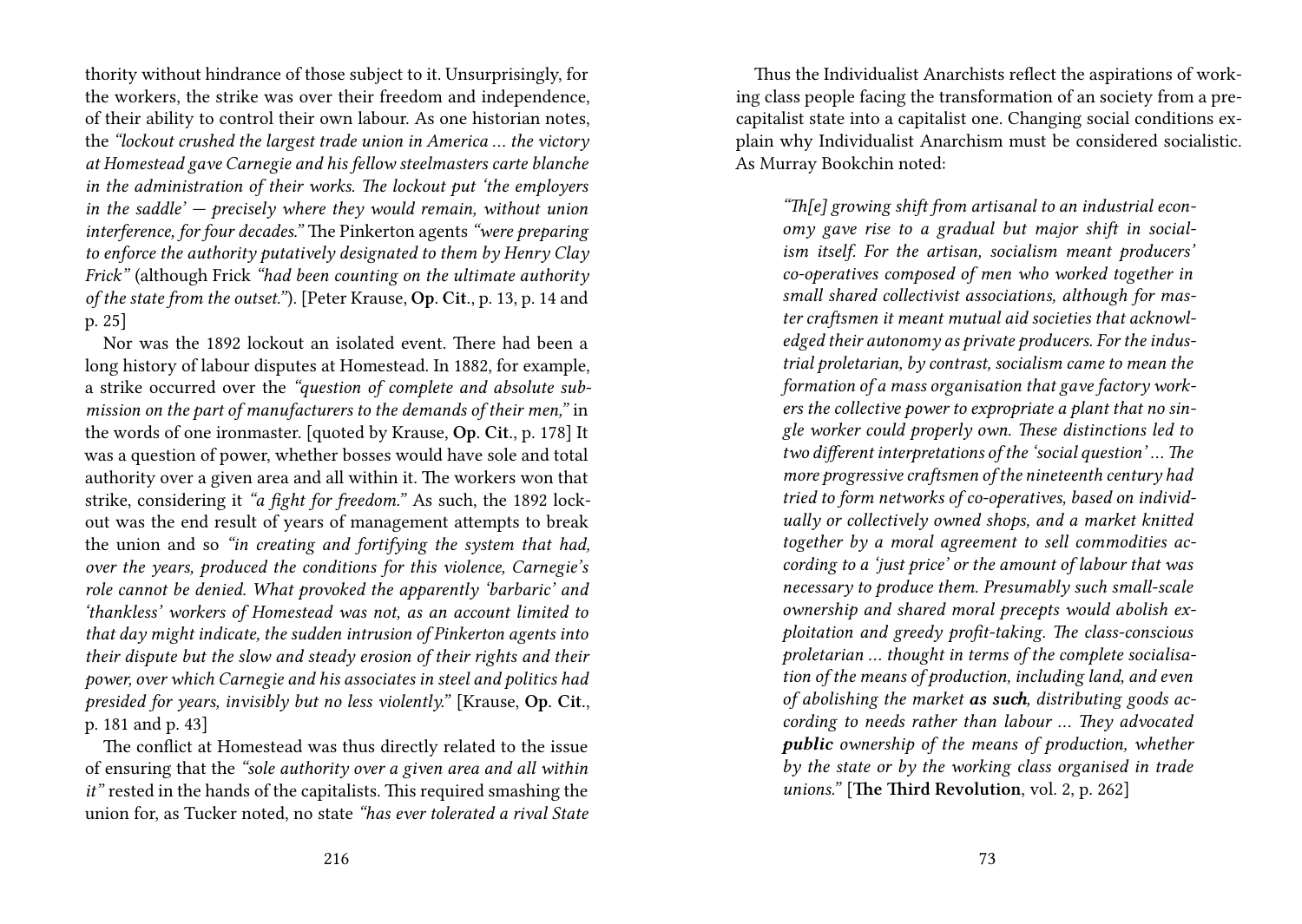thority without hindrance of those subject to it. Unsurprisingly, for the workers, the strike was over their freedom and independence, of their ability to control their own labour. As one historian notes, the *"lockout crushed the largest trade union in America … the victory at Homestead gave Carnegie and his fellow steelmasters carte blanche in the administration of their works. The lockout put 'the employers in the saddle' — precisely where they would remain, without union interference, for four decades."* The Pinkerton agents *"were preparing to enforce the authority putatively designated to them by Henry Clay Frick"* (although Frick *"had been counting on the ultimate authority of the state from the outset."*). [Peter Krause, **Op. Cit.**, p. 13, p. 14 and p. 25]

Nor was the 1892 lockout an isolated event. There had been a long history of labour disputes at Homestead. In 1882, for example, a strike occurred over the *"question of complete and absolute submission on the part of manufacturers to the demands of their men,"* in the words of one ironmaster. [quoted by Krause, **Op. Cit.**, p. 178] It was a question of power, whether bosses would have sole and total authority over a given area and all within it. The workers won that strike, considering it *"a fight for freedom."* As such, the 1892 lockout was the end result of years of management attempts to break the union and so *"in creating and fortifying the system that had, over the years, produced the conditions for this violence, Carnegie's role cannot be denied. What provoked the apparently 'barbaric' and 'thankless' workers of Homestead was not, as an account limited to that day might indicate, the sudden intrusion of Pinkerton agents into their dispute but the slow and steady erosion of their rights and their power, over which Carnegie and his associates in steel and politics had presided for years, invisibly but no less violently."* [Krause, **Op. Cit.**, p. 181 and p. 43]

The conflict at Homestead was thus directly related to the issue of ensuring that the *"sole authority over a given area and all within it"* rested in the hands of the capitalists. This required smashing the union for, as Tucker noted, no state *"has ever tolerated a rival State*

Thus the Individualist Anarchists reflect the aspirations of working class people facing the transformation of an society from a pre-capitalist state into a capitalist one. Changing social conditions explain why Individualist Anarchism must be considered socialistic. As Murray Bookchin noted:

> *"Th[e] growing shift from artisanal to an industrial economy gave rise to a gradual but major shift in socialism itself. For the artisan, socialism meant producers' co-operatives composed of men who worked together in small shared collectivist associations, although for master craftsmen it meant mutual aid societies that acknowledged their autonomy as private producers. For the industrial proletarian, by contrast, socialism came to mean the formation of a mass organisation that gave factory workers the collective power to expropriate a plant that no single worker could properly own. These distinctions led to two different interpretations of the 'social question' … The more progressive craftsmen of the nineteenth century had tried to form networks of co-operatives, based on individually or collectively owned shops, and a market knitted together by a moral agreement to sell commodities according to a 'just price' or the amount of labour that was necessary to produce them. Presumably such small-scale ownership and shared moral precepts would abolish exploitation and greedy profit-taking. The class-conscious proletarian … thought in terms of the complete socialisation of the means of production, including land, and even of abolishing the market **as such**, distributing goods according to needs rather than labour … They advocated **public** ownership of the means of production, whether by the state or by the working class organised in trade unions."* [**The Third Revolution**, vol. 2, p. 262]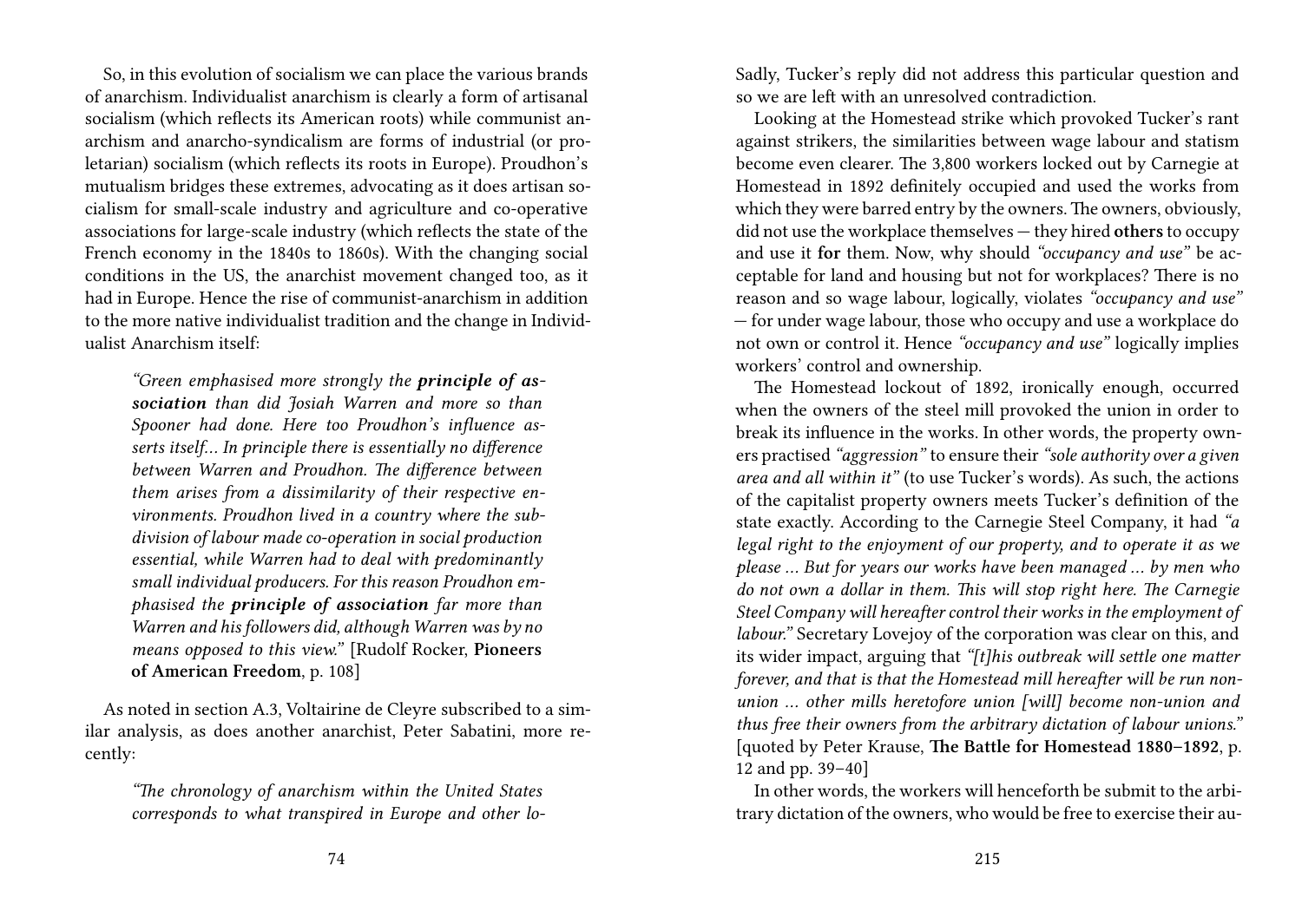So, in this evolution of socialism we can place the various brands of anarchism. Individualist anarchism is clearly a form of artisanal socialism (which reflects its American roots) while communist anarchism and anarcho-syndicalism are forms of industrial (or proletarian) socialism (which reflects its roots in Europe). Proudhon's mutualism bridges these extremes, advocating as it does artisan socialism for small-scale industry and agriculture and co-operative associations for large-scale industry (which reflects the state of the French economy in the 1840s to 1860s). With the changing social conditions in the US, the anarchist movement changed too, as it had in Europe. Hence the rise of communist-anarchism in addition to the more native individualist tradition and the change in Individualist Anarchism itself:

> *"Green emphasised more strongly the* ***principle of association*** *than did Josiah Warren and more so than Spooner had done. Here too Proudhon's influence asserts itself… In principle there is essentially no difference between Warren and Proudhon. The difference between them arises from a dissimilarity of their respective environments. Proudhon lived in a country where the subdivision of labour made co-operation in social production essential, while Warren had to deal with predominantly small individual producers. For this reason Proudhon emphasised the* ***principle of association*** *far more than Warren and his followers did, although Warren was by no means opposed to this view."* [Rudolf Rocker, **Pioneers of American Freedom**, p. 108]

As noted in section A.3, Voltairine de Cleyre subscribed to a similar analysis, as does another anarchist, Peter Sabatini, more recently:

> *"The chronology of anarchism within the United States corresponds to what transpired in Europe and other lo-*

Sadly, Tucker's reply did not address this particular question and so we are left with an unresolved contradiction.

Looking at the Homestead strike which provoked Tucker's rant against strikers, the similarities between wage labour and statism become even clearer. The 3,800 workers locked out by Carnegie at Homestead in 1892 definitely occupied and used the works from which they were barred entry by the owners. The owners, obviously, did not use the workplace themselves — they hired **others** to occupy and use it **for** them. Now, why should *"occupancy and use"* be acceptable for land and housing but not for workplaces? There is no reason and so wage labour, logically, violates *"occupancy and use"* — for under wage labour, those who occupy and use a workplace do not own or control it. Hence *"occupancy and use"* logically implies workers' control and ownership.

The Homestead lockout of 1892, ironically enough, occurred when the owners of the steel mill provoked the union in order to break its influence in the works. In other words, the property owners practised *"aggression"* to ensure their *"sole authority over a given area and all within it"* (to use Tucker's words). As such, the actions of the capitalist property owners meets Tucker's definition of the state exactly. According to the Carnegie Steel Company, it had *"a legal right to the enjoyment of our property, and to operate it as we please … But for years our works have been managed … by men who do not own a dollar in them. This will stop right here. The Carnegie Steel Company will hereafter control their works in the employment of labour."* Secretary Lovejoy of the corporation was clear on this, and its wider impact, arguing that *"[t]his outbreak will settle one matter forever, and that is that the Homestead mill hereafter will be run non-union … other mills heretofore union [will] become non-union and thus free their owners from the arbitrary dictation of labour unions."* [quoted by Peter Krause, **The Battle for Homestead 1880–1892**, p. 12 and pp. 39–40]

In other words, the workers will henceforth be submit to the arbitrary dictation of the owners, who would be free to exercise their au-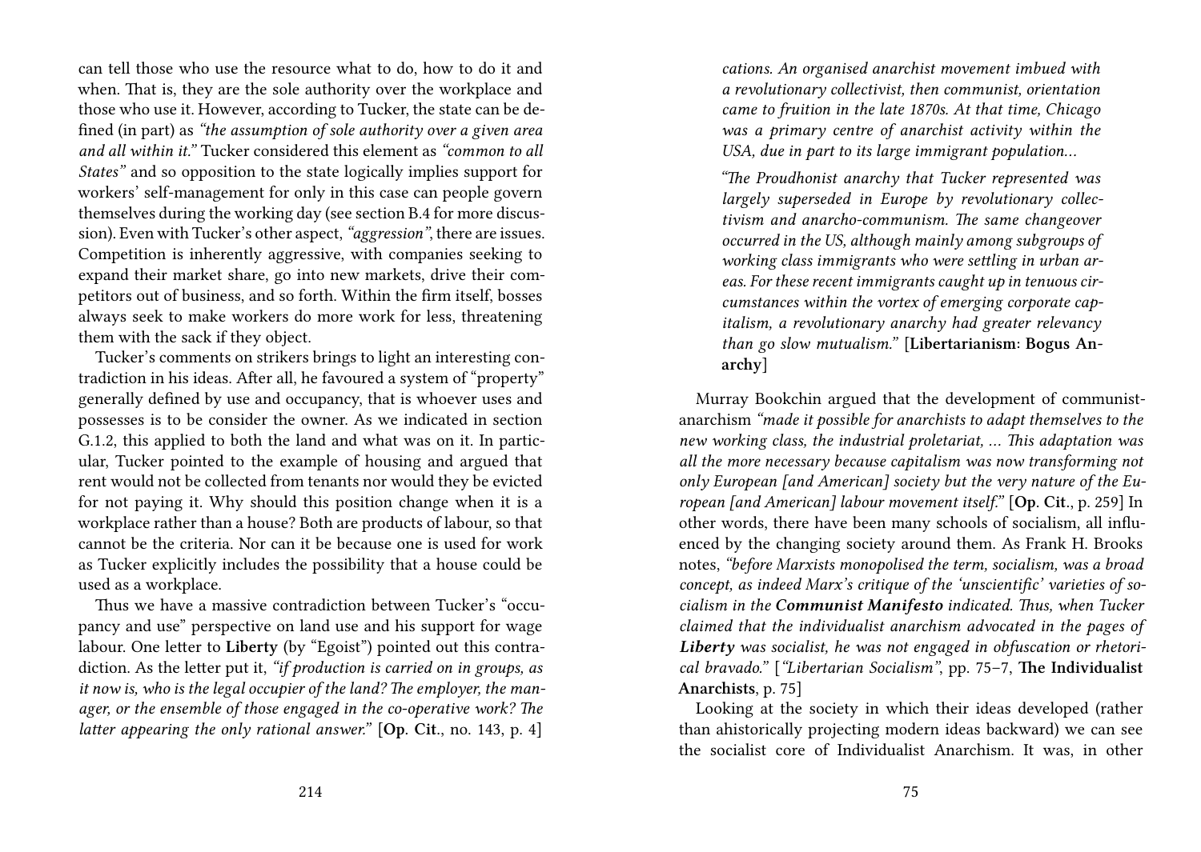can tell those who use the resource what to do, how to do it and when. That is, they are the sole authority over the workplace and those who use it. However, according to Tucker, the state can be defined (in part) as *"the assumption of sole authority over a given area and all within it."* Tucker considered this element as *"common to all States"* and so opposition to the state logically implies support for workers' self-management for only in this case can people govern themselves during the working day (see section B.4 for more discussion). Even with Tucker's other aspect, *"aggression"*, there are issues. Competition is inherently aggressive, with companies seeking to expand their market share, go into new markets, drive their competitors out of business, and so forth. Within the firm itself, bosses always seek to make workers do more work for less, threatening them with the sack if they object.

Tucker's comments on strikers brings to light an interesting contradiction in his ideas. After all, he favoured a system of "property" generally defined by use and occupancy, that is whoever uses and possesses is to be consider the owner. As we indicated in section G.1.2, this applied to both the land and what was on it. In particular, Tucker pointed to the example of housing and argued that rent would not be collected from tenants nor would they be evicted for not paying it. Why should this position change when it is a workplace rather than a house? Both are products of labour, so that cannot be the criteria. Nor can it be because one is used for work as Tucker explicitly includes the possibility that a house could be used as a workplace.

Thus we have a massive contradiction between Tucker's "occupancy and use" perspective on land use and his support for wage labour. One letter to **Liberty** (by "Egoist") pointed out this contradiction. As the letter put it, *"if production is carried on in groups, as it now is, who is the legal occupier of the land? The employer, the manager, or the ensemble of those engaged in the co-operative work? The latter appearing the only rational answer."* [**Op. Cit.**, no. 143, p. 4]

*cations. An organised anarchist movement imbued with a revolutionary collectivist, then communist, orientation came to fruition in the late 1870s. At that time, Chicago was a primary centre of anarchist activity within the USA, due in part to its large immigrant population…*

*"The Proudhonist anarchy that Tucker represented was largely superseded in Europe by revolutionary collectivism and anarcho-communism. The same changeover occurred in the US, although mainly among subgroups of working class immigrants who were settling in urban areas. For these recent immigrants caught up in tenuous circumstances within the vortex of emerging corporate capitalism, a revolutionary anarchy had greater relevancy than go slow mutualism."* [**Libertarianism: Bogus Anarchy**]

Murray Bookchin argued that the development of communist-anarchism *"made it possible for anarchists to adapt themselves to the new working class, the industrial proletariat, … This adaptation was all the more necessary because capitalism was now transforming not only European [and American] society but the very nature of the European [and American] labour movement itself."* [**Op. Cit.**, p. 259] In other words, there have been many schools of socialism, all influenced by the changing society around them. As Frank H. Brooks notes, *"before Marxists monopolised the term, socialism, was a broad concept, as indeed Marx's critique of the 'unscientific' varieties of socialism in the **Communist Manifesto** indicated. Thus, when Tucker claimed that the individualist anarchism advocated in the pages of **Liberty** was socialist, he was not engaged in obfuscation or rhetorical bravado."* [*"Libertarian Socialism"*, pp. 75–7, **The Individualist Anarchists**, p. 75]

Looking at the society in which their ideas developed (rather than ahistorically projecting modern ideas backward) we can see the socialist core of Individualist Anarchism. It was, in other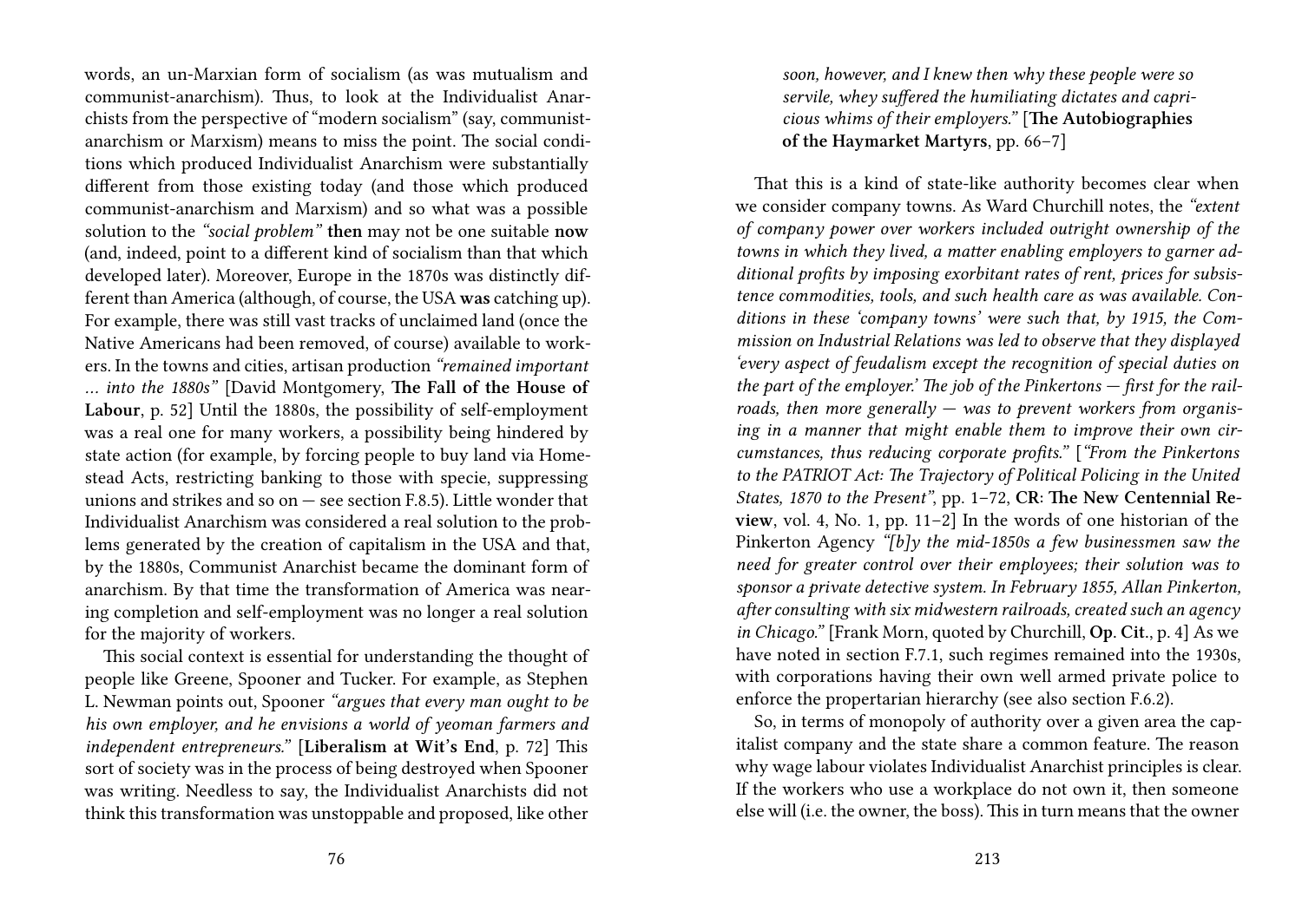words, an un-Marxian form of socialism (as was mutualism and communist-anarchism). Thus, to look at the Individualist Anarchists from the perspective of "modern socialism" (say, communist-anarchism or Marxism) means to miss the point. The social conditions which produced Individualist Anarchism were substantially different from those existing today (and those which produced communist-anarchism and Marxism) and so what was a possible solution to the *"social problem"* **then** may not be one suitable **now** (and, indeed, point to a different kind of socialism than that which developed later). Moreover, Europe in the 1870s was distinctly different than America (although, of course, the USA **was** catching up). For example, there was still vast tracks of unclaimed land (once the Native Americans had been removed, of course) available to workers. In the towns and cities, artisan production *"remained important … into the 1880s"* [David Montgomery, **The Fall of the House of Labour**, p. 52] Until the 1880s, the possibility of self-employment was a real one for many workers, a possibility being hindered by state action (for example, by forcing people to buy land via Homestead Acts, restricting banking to those with specie, suppressing unions and strikes and so on — see section F.8.5). Little wonder that Individualist Anarchism was considered a real solution to the problems generated by the creation of capitalism in the USA and that, by the 1880s, Communist Anarchist became the dominant form of anarchism. By that time the transformation of America was nearing completion and self-employment was no longer a real solution for the majority of workers.

This social context is essential for understanding the thought of people like Greene, Spooner and Tucker. For example, as Stephen L. Newman points out, Spooner *"argues that every man ought to be his own employer, and he envisions a world of yeoman farmers and independent entrepreneurs."* [**Liberalism at Wit's End**, p. 72] This sort of society was in the process of being destroyed when Spooner was writing. Needless to say, the Individualist Anarchists did not think this transformation was unstoppable and proposed, like other

> *soon, however, and I knew then why these people were so servile, whey suffered the humiliating dictates and capricious whims of their employers."* [**The Autobiographies of the Haymarket Martyrs**, pp. 66–7]

That this is a kind of state-like authority becomes clear when we consider company towns. As Ward Churchill notes, the *"extent of company power over workers included outright ownership of the towns in which they lived, a matter enabling employers to garner additional profits by imposing exorbitant rates of rent, prices for subsistence commodities, tools, and such health care as was available. Conditions in these 'company towns' were such that, by 1915, the Commission on Industrial Relations was led to observe that they displayed 'every aspect of feudalism except the recognition of special duties on the part of the employer.' The job of the Pinkertons — first for the railroads, then more generally — was to prevent workers from organising in a manner that might enable them to improve their own circumstances, thus reducing corporate profits."* [*"From the Pinkertons to the PATRIOT Act: The Trajectory of Political Policing in the United States, 1870 to the Present"*, pp. 1–72, **CR: The New Centennial Review**, vol. 4, No. 1, pp. 11–2] In the words of one historian of the Pinkerton Agency *"[b]y the mid-1850s a few businessmen saw the need for greater control over their employees; their solution was to sponsor a private detective system. In February 1855, Allan Pinkerton, after consulting with six midwestern railroads, created such an agency in Chicago."* [Frank Morn, quoted by Churchill, **Op. Cit.**, p. 4] As we have noted in section F.7.1, such regimes remained into the 1930s, with corporations having their own well armed private police to enforce the propertarian hierarchy (see also section F.6.2).

So, in terms of monopoly of authority over a given area the capitalist company and the state share a common feature. The reason why wage labour violates Individualist Anarchist principles is clear. If the workers who use a workplace do not own it, then someone else will (i.e. the owner, the boss). This in turn means that the owner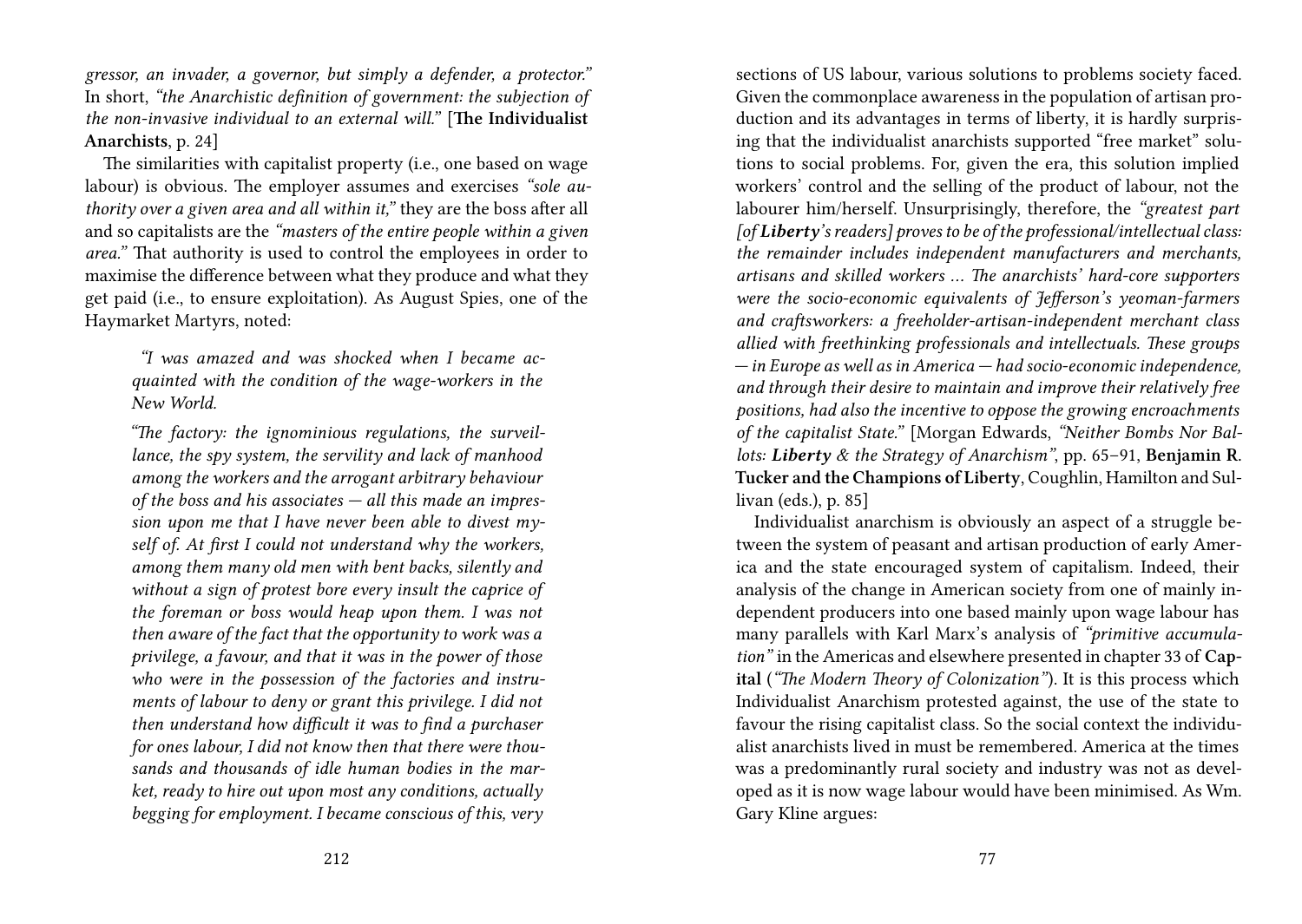*gressor, an invader, a governor, but simply a defender, a protector."* In short, *"the Anarchistic definition of government: the subjection of the non-invasive individual to an external will."* [**The Individualist Anarchists**, p. 24]

The similarities with capitalist property (i.e., one based on wage labour) is obvious. The employer assumes and exercises *"sole authority over a given area and all within it,"* they are the boss after all and so capitalists are the *"masters of the entire people within a given area."* That authority is used to control the employees in order to maximise the difference between what they produce and what they get paid (i.e., to ensure exploitation). As August Spies, one of the Haymarket Martyrs, noted:

> *"I was amazed and was shocked when I became acquainted with the condition of the wage-workers in the New World.*
>
> *"The factory: the ignominious regulations, the surveillance, the spy system, the servility and lack of manhood among the workers and the arrogant arbitrary behaviour of the boss and his associates — all this made an impression upon me that I have never been able to divest myself of. At first I could not understand why the workers, among them many old men with bent backs, silently and without a sign of protest bore every insult the caprice of the foreman or boss would heap upon them. I was not then aware of the fact that the opportunity to work was a privilege, a favour, and that it was in the power of those who were in the possession of the factories and instruments of labour to deny or grant this privilege. I did not then understand how difficult it was to find a purchaser for ones labour, I did not know then that there were thousands and thousands of idle human bodies in the market, ready to hire out upon most any conditions, actually begging for employment. I became conscious of this, very*

sections of US labour, various solutions to problems society faced. Given the commonplace awareness in the population of artisan production and its advantages in terms of liberty, it is hardly surprising that the individualist anarchists supported "free market" solutions to social problems. For, given the era, this solution implied workers' control and the selling of the product of labour, not the labourer him/herself. Unsurprisingly, therefore, the *"greatest part [of **Liberty**'s readers] proves to be of the professional/intellectual class: the remainder includes independent manufacturers and merchants, artisans and skilled workers ... The anarchists' hard-core supporters were the socio-economic equivalents of Jefferson's yeoman-farmers and craftsworkers: a freeholder-artisan-independent merchant class allied with freethinking professionals and intellectuals. These groups — in Europe as well as in America — had socio-economic independence, and through their desire to maintain and improve their relatively free positions, had also the incentive to oppose the growing encroachments of the capitalist State."* [Morgan Edwards, *"Neither Bombs Nor Ballots: **Liberty** & the Strategy of Anarchism"*, pp. 65–91, **Benjamin R. Tucker and the Champions of Liberty**, Coughlin, Hamilton and Sullivan (eds.), p. 85]

Individualist anarchism is obviously an aspect of a struggle between the system of peasant and artisan production of early America and the state encouraged system of capitalism. Indeed, their analysis of the change in American society from one of mainly independent producers into one based mainly upon wage labour has many parallels with Karl Marx's analysis of *"primitive accumulation"* in the Americas and elsewhere presented in chapter 33 of **Capital** (*"The Modern Theory of Colonization"*). It is this process which Individualist Anarchism protested against, the use of the state to favour the rising capitalist class. So the social context the individualist anarchists lived in must be remembered. America at the times was a predominantly rural society and industry was not as developed as it is now wage labour would have been minimised. As Wm. Gary Kline argues: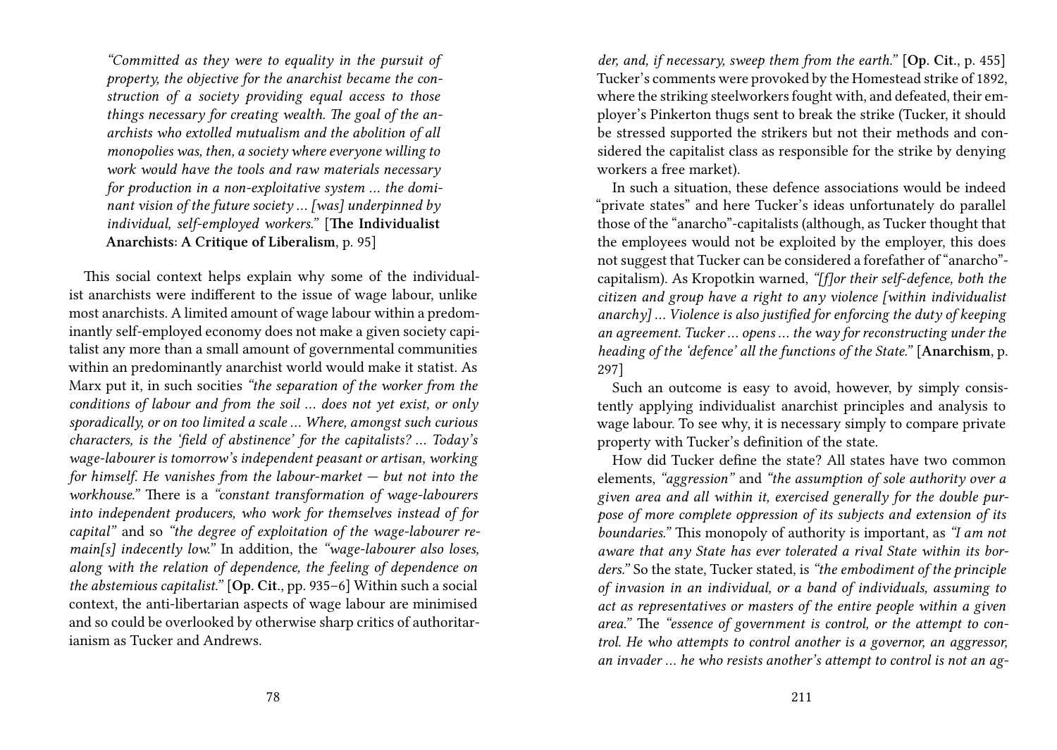> *"Committed as they were to equality in the pursuit of property, the objective for the anarchist became the construction of a society providing equal access to those things necessary for creating wealth. The goal of the anarchists who extolled mutualism and the abolition of all monopolies was, then, a society where everyone willing to work would have the tools and raw materials necessary for production in a non-exploitative system ... the dominant vision of the future society ... [was] underpinned by individual, self-employed workers."* [**The Individualist Anarchists: A Critique of Liberalism**, p. 95]

This social context helps explain why some of the individualist anarchists were indifferent to the issue of wage labour, unlike most anarchists. A limited amount of wage labour within a predominantly self-employed economy does not make a given society capitalist any more than a small amount of governmental communities within an predominantly anarchist world would make it statist. As Marx put it, in such socities *"the separation of the worker from the conditions of labour and from the soil ... does not yet exist, or only sporadically, or on too limited a scale ... Where, amongst such curious characters, is the 'field of abstinence' for the capitalists? ... Today's wage-labourer is tomorrow's independent peasant or artisan, working for himself. He vanishes from the labour-market — but not into the workhouse."* There is a *"constant transformation of wage-labourers into independent producers, who work for themselves instead of for capital"* and so *"the degree of exploitation of the wage-labourer remain[s] indecently low."* In addition, the *"wage-labourer also loses, along with the relation of dependence, the feeling of dependence on the abstemious capitalist."* [**Op. Cit.**, pp. 935–6] Within such a social context, the anti-libertarian aspects of wage labour are minimised and so could be overlooked by otherwise sharp critics of authoritarianism as Tucker and Andrews.

*der, and, if necessary, sweep them from the earth."* [**Op. Cit.**, p. 455] Tucker's comments were provoked by the Homestead strike of 1892, where the striking steelworkers fought with, and defeated, their employer's Pinkerton thugs sent to break the strike (Tucker, it should be stressed supported the strikers but not their methods and considered the capitalist class as responsible for the strike by denying workers a free market).

In such a situation, these defence associations would be indeed "private states" and here Tucker's ideas unfortunately do parallel those of the "anarcho"-capitalists (although, as Tucker thought that the employees would not be exploited by the employer, this does not suggest that Tucker can be considered a forefather of "anarcho"-capitalism). As Kropotkin warned, *"[f]or their self-defence, both the citizen and group have a right to any violence [within individualist anarchy] ... Violence is also justified for enforcing the duty of keeping an agreement. Tucker ... opens ... the way for reconstructing under the heading of the 'defence' all the functions of the State."* [**Anarchism**, p. 297]

Such an outcome is easy to avoid, however, by simply consistently applying individualist anarchist principles and analysis to wage labour. To see why, it is necessary simply to compare private property with Tucker's definition of the state.

How did Tucker define the state? All states have two common elements, *"aggression"* and *"the assumption of sole authority over a given area and all within it, exercised generally for the double purpose of more complete oppression of its subjects and extension of its boundaries."* This monopoly of authority is important, as *"I am not aware that any State has ever tolerated a rival State within its borders."* So the state, Tucker stated, is *"the embodiment of the principle of invasion in an individual, or a band of individuals, assuming to act as representatives or masters of the entire people within a given area."* The *"essence of government is control, or the attempt to control. He who attempts to control another is a governor, an aggressor, an invader ... he who resists another's attempt to control is not an ag-*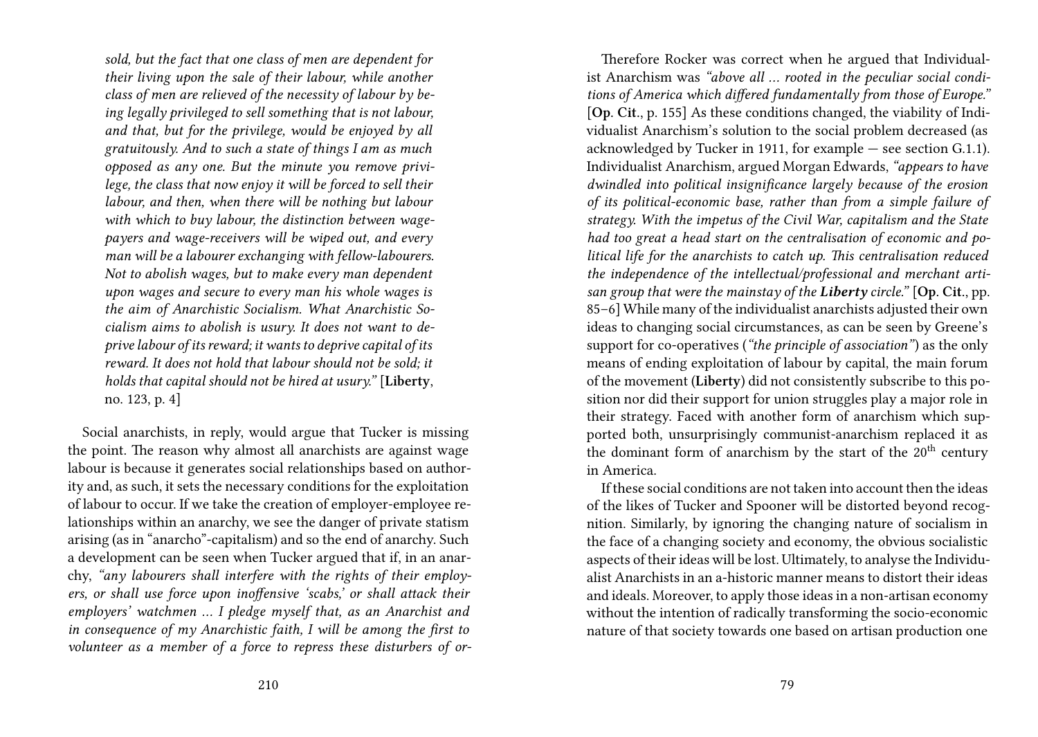*sold, but the fact that one class of men are dependent for their living upon the sale of their labour, while another class of men are relieved of the necessity of labour by being legally privileged to sell something that is not labour, and that, but for the privilege, would be enjoyed by all gratuitously. And to such a state of things I am as much opposed as any one. But the minute you remove privilege, the class that now enjoy it will be forced to sell their labour, and then, when there will be nothing but labour with which to buy labour, the distinction between wage-payers and wage-receivers will be wiped out, and every man will be a labourer exchanging with fellow-labourers. Not to abolish wages, but to make every man dependent upon wages and secure to every man his whole wages is the aim of Anarchistic Socialism. What Anarchistic Socialism aims to abolish is usury. It does not want to deprive labour of its reward; it wants to deprive capital of its reward. It does not hold that labour should not be sold; it holds that capital should not be hired at usury."* [**Liberty**, no. 123, p. 4]

Social anarchists, in reply, would argue that Tucker is missing the point. The reason why almost all anarchists are against wage labour is because it generates social relationships based on authority and, as such, it sets the necessary conditions for the exploitation of labour to occur. If we take the creation of employer-employee relationships within an anarchy, we see the danger of private statism arising (as in "anarcho"-capitalism) and so the end of anarchy. Such a development can be seen when Tucker argued that if, in an anarchy, *"any labourers shall interfere with the rights of their employers, or shall use force upon inoffensive 'scabs,' or shall attack their employers' watchmen … I pledge myself that, as an Anarchist and in consequence of my Anarchistic faith, I will be among the first to volunteer as a member of a force to repress these disturbers of or-*

Therefore Rocker was correct when he argued that Individualist Anarchism was *"above all … rooted in the peculiar social conditions of America which differed fundamentally from those of Europe."* [**Op. Cit.**, p. 155] As these conditions changed, the viability of Individualist Anarchism's solution to the social problem decreased (as acknowledged by Tucker in 1911, for example — see section G.1.1). Individualist Anarchism, argued Morgan Edwards, *"appears to have dwindled into political insignificance largely because of the erosion of its political-economic base, rather than from a simple failure of strategy. With the impetus of the Civil War, capitalism and the State had too great a head start on the centralisation of economic and political life for the anarchists to catch up. This centralisation reduced the independence of the intellectual/professional and merchant artisan group that were the mainstay of the* ***Liberty*** *circle."* [**Op. Cit.**, pp. 85–6] While many of the individualist anarchists adjusted their own ideas to changing social circumstances, as can be seen by Greene's support for co-operatives (*"the principle of association"*) as the only means of ending exploitation of labour by capital, the main forum of the movement (**Liberty**) did not consistently subscribe to this position nor did their support for union struggles play a major role in their strategy. Faced with another form of anarchism which supported both, unsurprisingly communist-anarchism replaced it as the dominant form of anarchism by the start of the 20th century in America.

If these social conditions are not taken into account then the ideas of the likes of Tucker and Spooner will be distorted beyond recognition. Similarly, by ignoring the changing nature of socialism in the face of a changing society and economy, the obvious socialistic aspects of their ideas will be lost. Ultimately, to analyse the Individualist Anarchists in an a-historic manner means to distort their ideas and ideals. Moreover, to apply those ideas in a non-artisan economy without the intention of radically transforming the socio-economic nature of that society towards one based on artisan production one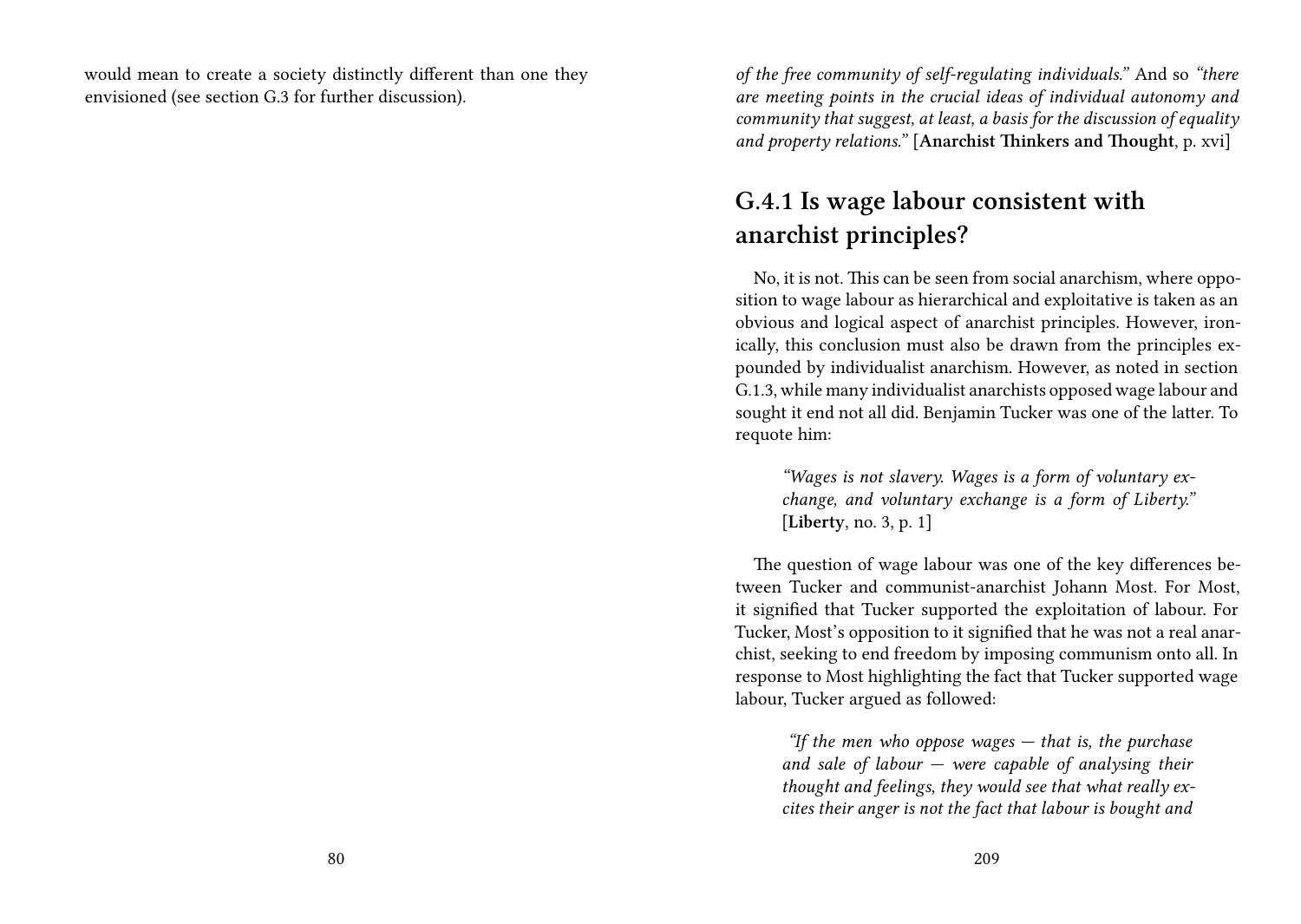would mean to create a society distinctly different than one they envisioned (see section G.3 for further discussion).

*of the free community of self-regulating individuals."* And so *"there are meeting points in the crucial ideas of individual autonomy and community that suggest, at least, a basis for the discussion of equality and property relations."* [**Anarchist Thinkers and Thought**, p. xvi]

## G.4.1 Is wage labour consistent with anarchist principles?

No, it is not. This can be seen from social anarchism, where opposition to wage labour as hierarchical and exploitative is taken as an obvious and logical aspect of anarchist principles. However, ironically, this conclusion must also be drawn from the principles expounded by individualist anarchism. However, as noted in section G.1.3, while many individualist anarchists opposed wage labour and sought it end not all did. Benjamin Tucker was one of the latter. To requote him:

> *"Wages is not slavery. Wages is a form of voluntary exchange, and voluntary exchange is a form of Liberty."* [**Liberty**, no. 3, p. 1]

The question of wage labour was one of the key differences between Tucker and communist-anarchist Johann Most. For Most, it signified that Tucker supported the exploitation of labour. For Tucker, Most's opposition to it signified that he was not a real anarchist, seeking to end freedom by imposing communism onto all. In response to Most highlighting the fact that Tucker supported wage labour, Tucker argued as followed:

> *"If the men who oppose wages — that is, the purchase and sale of labour — were capable of analysing their thought and feelings, they would see that what really excites their anger is not the fact that labour is bought and*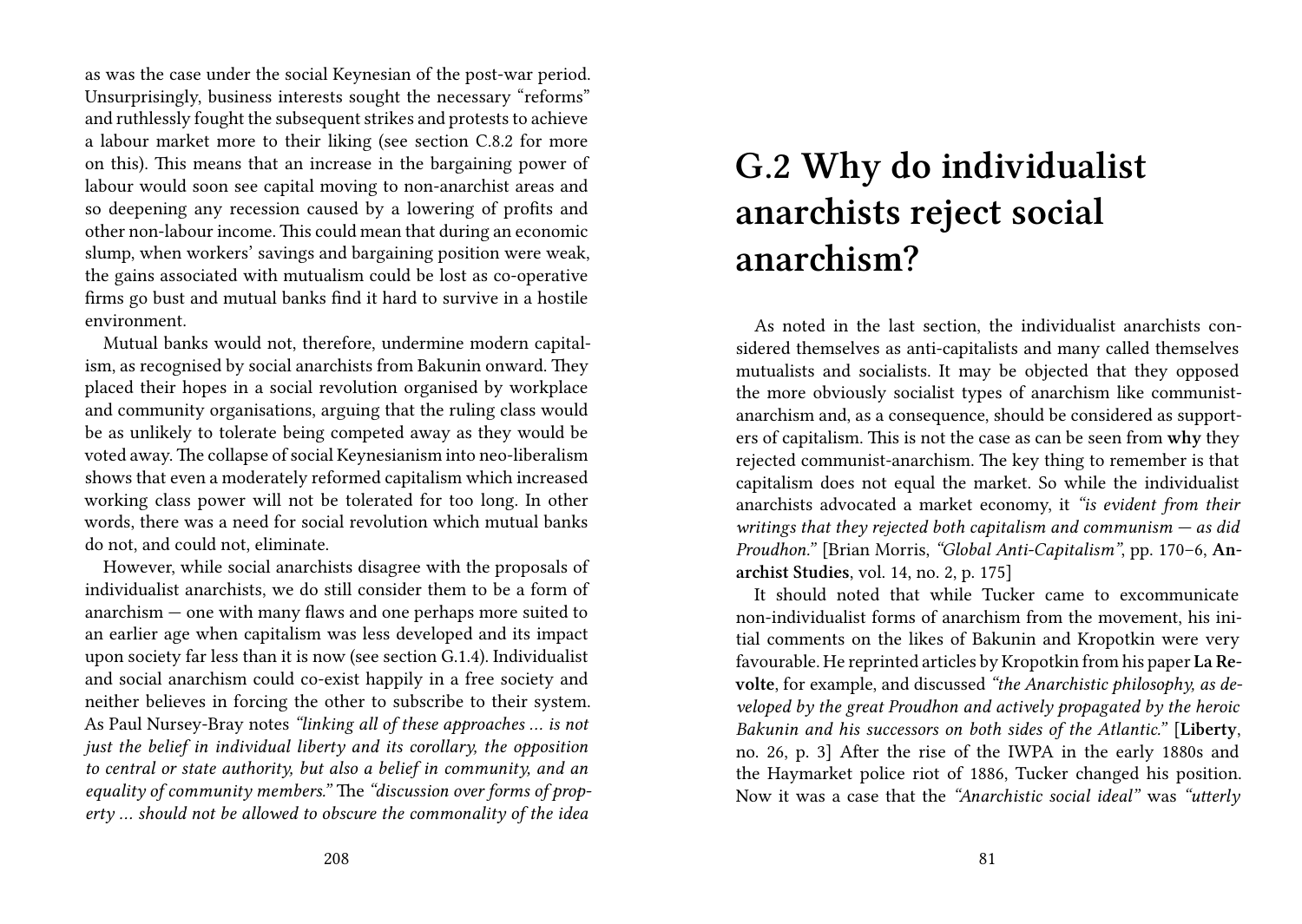as was the case under the social Keynesian of the post-war period. Unsurprisingly, business interests sought the necessary "reforms" and ruthlessly fought the subsequent strikes and protests to achieve a labour market more to their liking (see section C.8.2 for more on this). This means that an increase in the bargaining power of labour would soon see capital moving to non-anarchist areas and so deepening any recession caused by a lowering of profits and other non-labour income. This could mean that during an economic slump, when workers' savings and bargaining position were weak, the gains associated with mutualism could be lost as co-operative firms go bust and mutual banks find it hard to survive in a hostile environment.

Mutual banks would not, therefore, undermine modern capitalism, as recognised by social anarchists from Bakunin onward. They placed their hopes in a social revolution organised by workplace and community organisations, arguing that the ruling class would be as unlikely to tolerate being competed away as they would be voted away. The collapse of social Keynesianism into neo-liberalism shows that even a moderately reformed capitalism which increased working class power will not be tolerated for too long. In other words, there was a need for social revolution which mutual banks do not, and could not, eliminate.

However, while social anarchists disagree with the proposals of individualist anarchists, we do still consider them to be a form of anarchism — one with many flaws and one perhaps more suited to an earlier age when capitalism was less developed and its impact upon society far less than it is now (see section G.1.4). Individualist and social anarchism could co-exist happily in a free society and neither believes in forcing the other to subscribe to their system. As Paul Nursey-Bray notes *"linking all of these approaches … is not just the belief in individual liberty and its corollary, the opposition to central or state authority, but also a belief in community, and an equality of community members."* The *"discussion over forms of property … should not be allowed to obscure the commonality of the idea*

# G.2 Why do individualist anarchists reject social anarchism?

As noted in the last section, the individualist anarchists considered themselves as anti-capitalists and many called themselves mutualists and socialists. It may be objected that they opposed the more obviously socialist types of anarchism like communist-anarchism and, as a consequence, should be considered as supporters of capitalism. This is not the case as can be seen from **why** they rejected communist-anarchism. The key thing to remember is that capitalism does not equal the market. So while the individualist anarchists advocated a market economy, it *"is evident from their writings that they rejected both capitalism and communism — as did Proudhon."* [Brian Morris, *"Global Anti-Capitalism"*, pp. 170–6, **Anarchist Studies**, vol. 14, no. 2, p. 175]

It should noted that while Tucker came to excommunicate non-individualist forms of anarchism from the movement, his initial comments on the likes of Bakunin and Kropotkin were very favourable. He reprinted articles by Kropotkin from his paper **La Revolte**, for example, and discussed *"the Anarchistic philosophy, as developed by the great Proudhon and actively propagated by the heroic Bakunin and his successors on both sides of the Atlantic."* [**Liberty**, no. 26, p. 3] After the rise of the IWPA in the early 1880s and the Haymarket police riot of 1886, Tucker changed his position. Now it was a case that the *"Anarchistic social ideal"* was *"utterly*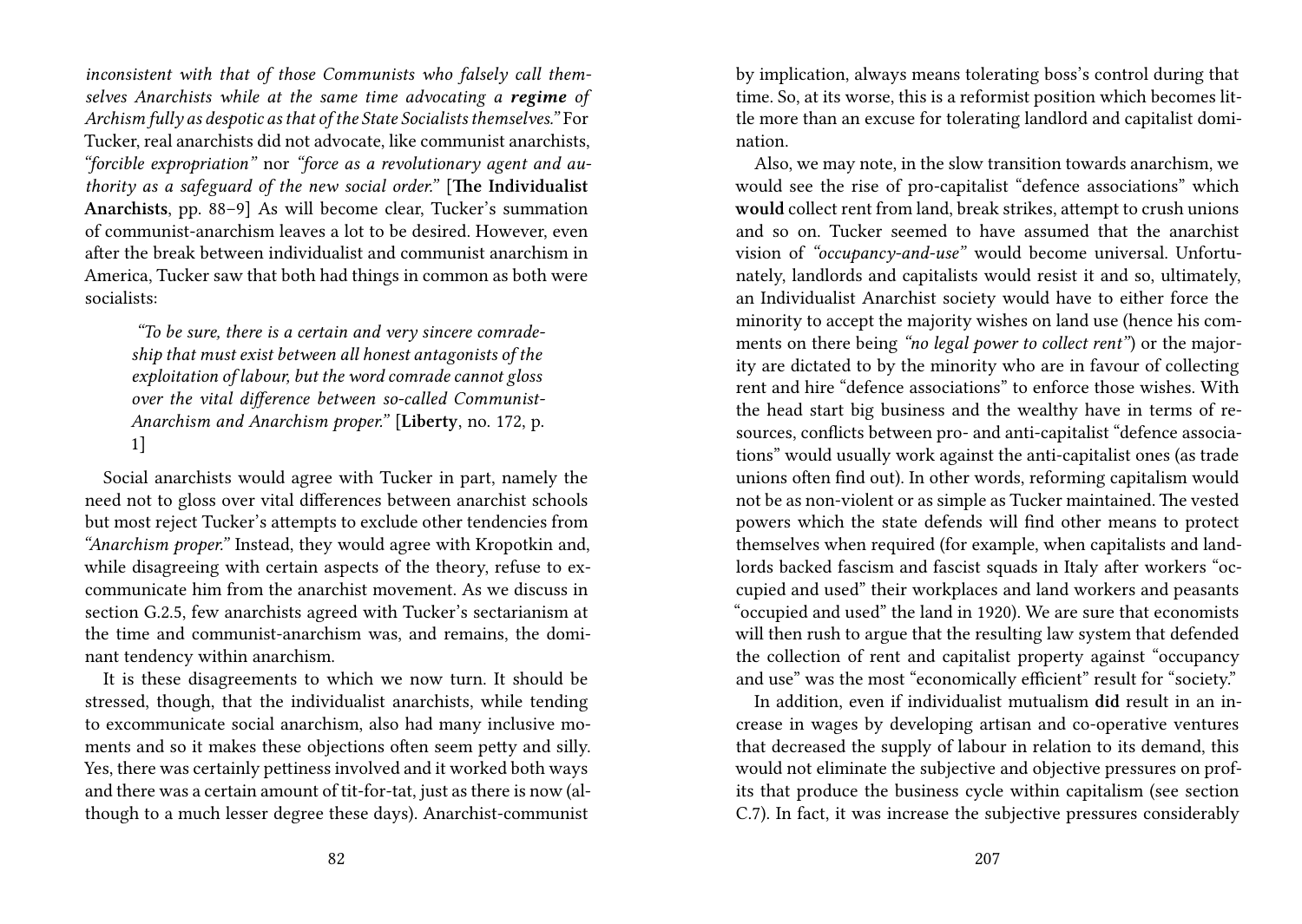*inconsistent with that of those Communists who falsely call themselves Anarchists while at the same time advocating a **regime** of Archism fully as despotic as that of the State Socialists themselves."* For Tucker, real anarchists did not advocate, like communist anarchists, *"forcible expropriation"* nor *"force as a revolutionary agent and authority as a safeguard of the new social order."* [**The Individualist Anarchists**, pp. 88–9] As will become clear, Tucker's summation of communist-anarchism leaves a lot to be desired. However, even after the break between individualist and communist anarchism in America, Tucker saw that both had things in common as both were socialists:

> *"To be sure, there is a certain and very sincere comradeship that must exist between all honest antagonists of the exploitation of labour, but the word comrade cannot gloss over the vital difference between so-called Communist-Anarchism and Anarchism proper."* [**Liberty**, no. 172, p. 1]

Social anarchists would agree with Tucker in part, namely the need not to gloss over vital differences between anarchist schools but most reject Tucker's attempts to exclude other tendencies from *"Anarchism proper."* Instead, they would agree with Kropotkin and, while disagreeing with certain aspects of the theory, refuse to excommunicate him from the anarchist movement. As we discuss in section G.2.5, few anarchists agreed with Tucker's sectarianism at the time and communist-anarchism was, and remains, the dominant tendency within anarchism.

It is these disagreements to which we now turn. It should be stressed, though, that the individualist anarchists, while tending to excommunicate social anarchism, also had many inclusive moments and so it makes these objections often seem petty and silly. Yes, there was certainly pettiness involved and it worked both ways and there was a certain amount of tit-for-tat, just as there is now (although to a much lesser degree these days). Anarchist-communist

by implication, always means tolerating boss's control during that time. So, at its worse, this is a reformist position which becomes little more than an excuse for tolerating landlord and capitalist domination.

Also, we may note, in the slow transition towards anarchism, we would see the rise of pro-capitalist "defence associations" which **would** collect rent from land, break strikes, attempt to crush unions and so on. Tucker seemed to have assumed that the anarchist vision of *"occupancy-and-use"* would become universal. Unfortunately, landlords and capitalists would resist it and so, ultimately, an Individualist Anarchist society would have to either force the minority to accept the majority wishes on land use (hence his comments on there being *"no legal power to collect rent"*) or the majority are dictated to by the minority who are in favour of collecting rent and hire "defence associations" to enforce those wishes. With the head start big business and the wealthy have in terms of resources, conflicts between pro- and anti-capitalist "defence associations" would usually work against the anti-capitalist ones (as trade unions often find out). In other words, reforming capitalism would not be as non-violent or as simple as Tucker maintained. The vested powers which the state defends will find other means to protect themselves when required (for example, when capitalists and landlords backed fascism and fascist squads in Italy after workers "occupied and used" their workplaces and land workers and peasants "occupied and used" the land in 1920). We are sure that economists will then rush to argue that the resulting law system that defended the collection of rent and capitalist property against "occupancy and use" was the most "economically efficient" result for "society."

In addition, even if individualist mutualism **did** result in an increase in wages by developing artisan and co-operative ventures that decreased the supply of labour in relation to its demand, this would not eliminate the subjective and objective pressures on profits that produce the business cycle within capitalism (see section C.7). In fact, it was increase the subjective pressures considerably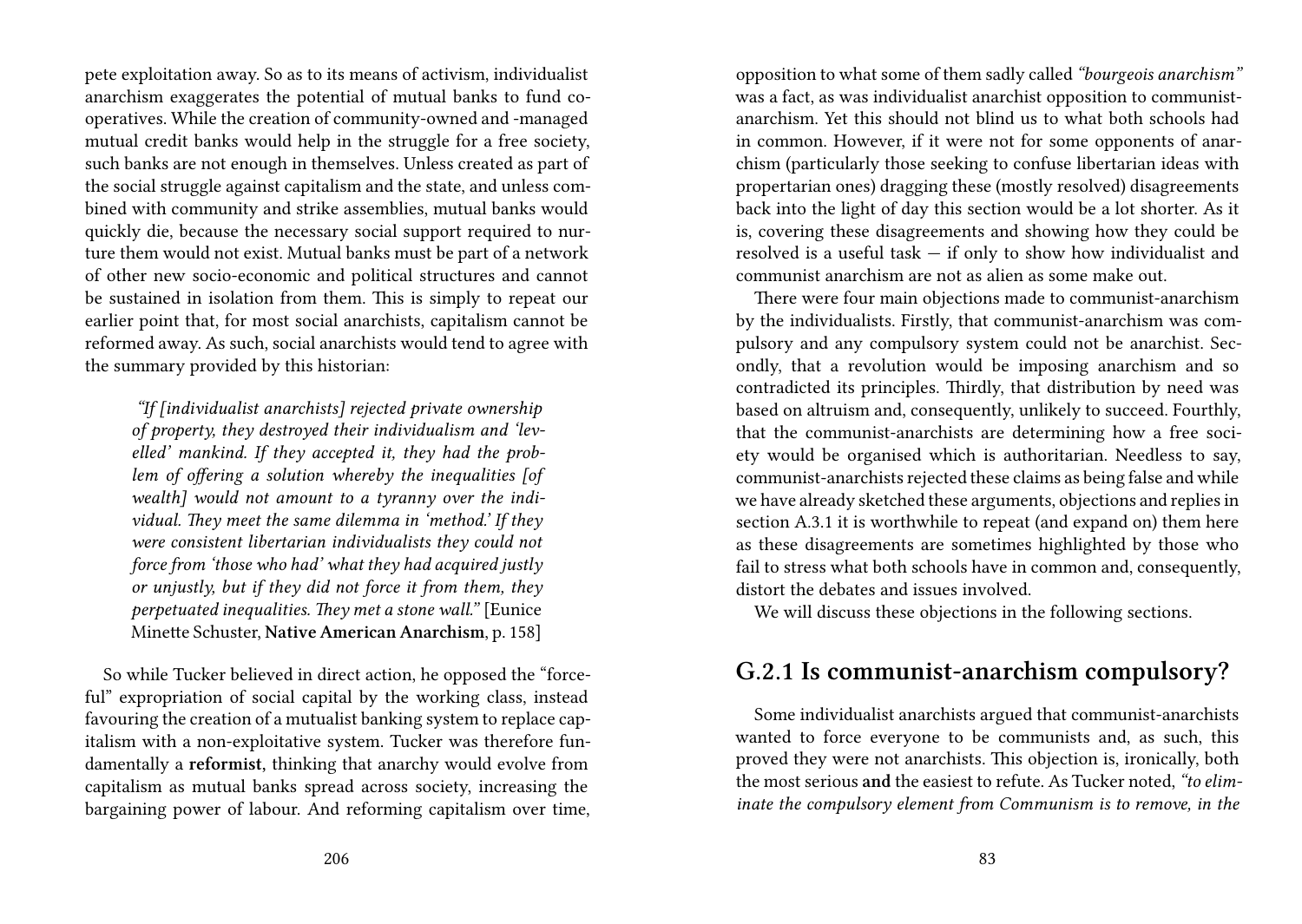pete exploitation away. So as to its means of activism, individualist anarchism exaggerates the potential of mutual banks to fund co-operatives. While the creation of community-owned and -managed mutual credit banks would help in the struggle for a free society, such banks are not enough in themselves. Unless created as part of the social struggle against capitalism and the state, and unless combined with community and strike assemblies, mutual banks would quickly die, because the necessary social support required to nurture them would not exist. Mutual banks must be part of a network of other new socio-economic and political structures and cannot be sustained in isolation from them. This is simply to repeat our earlier point that, for most social anarchists, capitalism cannot be reformed away. As such, social anarchists would tend to agree with the summary provided by this historian:

> *"If [individualist anarchists] rejected private ownership of property, they destroyed their individualism and 'levelled' mankind. If they accepted it, they had the problem of offering a solution whereby the inequalities [of wealth] would not amount to a tyranny over the individual. They meet the same dilemma in 'method.' If they were consistent libertarian individualists they could not force from 'those who had' what they had acquired justly or unjustly, but if they did not force it from them, they perpetuated inequalities. They met a stone wall."* [Eunice Minette Schuster, **Native American Anarchism**, p. 158]

So while Tucker believed in direct action, he opposed the "forceful" expropriation of social capital by the working class, instead favouring the creation of a mutualist banking system to replace capitalism with a non-exploitative system. Tucker was therefore fundamentally a **reformist**, thinking that anarchy would evolve from capitalism as mutual banks spread across society, increasing the bargaining power of labour. And reforming capitalism over time,

opposition to what some of them sadly called *"bourgeois anarchism"* was a fact, as was individualist anarchist opposition to communist-anarchism. Yet this should not blind us to what both schools had in common. However, if it were not for some opponents of anarchism (particularly those seeking to confuse libertarian ideas with propertarian ones) dragging these (mostly resolved) disagreements back into the light of day this section would be a lot shorter. As it is, covering these disagreements and showing how they could be resolved is a useful task — if only to show how individualist and communist anarchism are not as alien as some make out.

There were four main objections made to communist-anarchism by the individualists. Firstly, that communist-anarchism was compulsory and any compulsory system could not be anarchist. Secondly, that a revolution would be imposing anarchism and so contradicted its principles. Thirdly, that distribution by need was based on altruism and, consequently, unlikely to succeed. Fourthly, that the communist-anarchists are determining how a free society would be organised which is authoritarian. Needless to say, communist-anarchists rejected these claims as being false and while we have already sketched these arguments, objections and replies in section A.3.1 it is worthwhile to repeat (and expand on) them here as these disagreements are sometimes highlighted by those who fail to stress what both schools have in common and, consequently, distort the debates and issues involved.

We will discuss these objections in the following sections.

## G.2.1 Is communist-anarchism compulsory?

Some individualist anarchists argued that communist-anarchists wanted to force everyone to be communists and, as such, this proved they were not anarchists. This objection is, ironically, both the most serious **and** the easiest to refute. As Tucker noted, *"to eliminate the compulsory element from Communism is to remove, in the*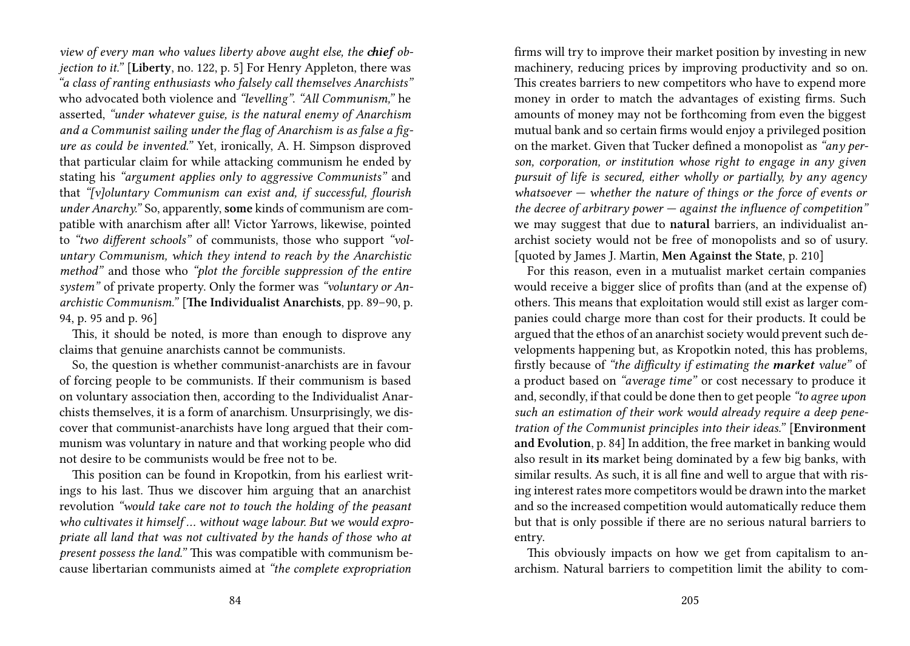*view of every man who values liberty above aught else, the **chief** objection to it."* [**Liberty**, no. 122, p. 5] For Henry Appleton, there was *"a class of ranting enthusiasts who falsely call themselves Anarchists"* who advocated both violence and *"levelling"*. *"All Communism,"* he asserted, *"under whatever guise, is the natural enemy of Anarchism and a Communist sailing under the flag of Anarchism is as false a figure as could be invented."* Yet, ironically, A. H. Simpson disproved that particular claim for while attacking communism he ended by stating his *"argument applies only to aggressive Communists"* and that *"[v]oluntary Communism can exist and, if successful, flourish under Anarchy."* So, apparently, **some** kinds of communism are compatible with anarchism after all! Victor Yarrows, likewise, pointed to *"two different schools"* of communists, those who support *"voluntary Communism, which they intend to reach by the Anarchistic method"* and those who *"plot the forcible suppression of the entire system"* of private property. Only the former was *"voluntary or Anarchistic Communism."* [**The Individualist Anarchists**, pp. 89–90, p. 94, p. 95 and p. 96]

This, it should be noted, is more than enough to disprove any claims that genuine anarchists cannot be communists.

So, the question is whether communist-anarchists are in favour of forcing people to be communists. If their communism is based on voluntary association then, according to the Individualist Anarchists themselves, it is a form of anarchism. Unsurprisingly, we discover that communist-anarchists have long argued that their communism was voluntary in nature and that working people who did not desire to be communists would be free not to be.

This position can be found in Kropotkin, from his earliest writings to his last. Thus we discover him arguing that an anarchist revolution *"would take care not to touch the holding of the peasant who cultivates it himself … without wage labour. But we would expropriate all land that was not cultivated by the hands of those who at present possess the land."* This was compatible with communism because libertarian communists aimed at *"the complete expropriation*

firms will try to improve their market position by investing in new machinery, reducing prices by improving productivity and so on. This creates barriers to new competitors who have to expend more money in order to match the advantages of existing firms. Such amounts of money may not be forthcoming from even the biggest mutual bank and so certain firms would enjoy a privileged position on the market. Given that Tucker defined a monopolist as *"any person, corporation, or institution whose right to engage in any given pursuit of life is secured, either wholly or partially, by any agency whatsoever — whether the nature of things or the force of events or the decree of arbitrary power — against the influence of competition"* we may suggest that due to **natural** barriers, an individualist anarchist society would not be free of monopolists and so of usury. [quoted by James J. Martin, **Men Against the State**, p. 210]

For this reason, even in a mutualist market certain companies would receive a bigger slice of profits than (and at the expense of) others. This means that exploitation would still exist as larger companies could charge more than cost for their products. It could be argued that the ethos of an anarchist society would prevent such developments happening but, as Kropotkin noted, this has problems, firstly because of *"the difficulty if estimating the **market** value"* of a product based on *"average time"* or cost necessary to produce it and, secondly, if that could be done then to get people *"to agree upon such an estimation of their work would already require a deep penetration of the Communist principles into their ideas."* [**Environment and Evolution**, p. 84] In addition, the free market in banking would also result in **its** market being dominated by a few big banks, with similar results. As such, it is all fine and well to argue that with rising interest rates more competitors would be drawn into the market and so the increased competition would automatically reduce them but that is only possible if there are no serious natural barriers to entry.

This obviously impacts on how we get from capitalism to anarchism. Natural barriers to competition limit the ability to com-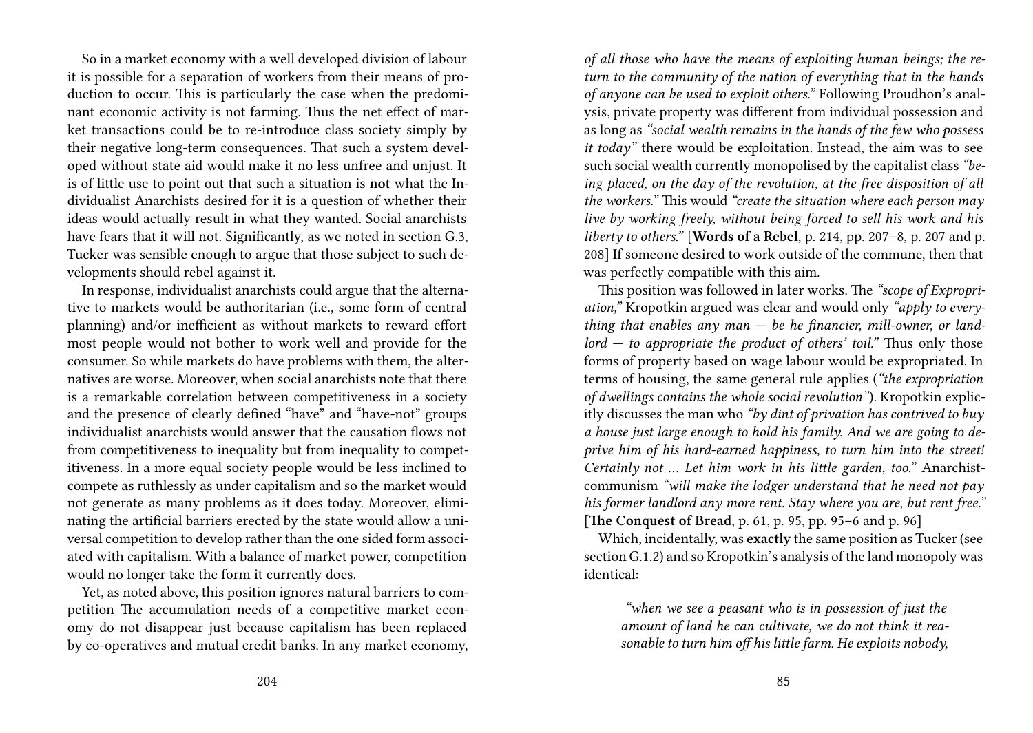So in a market economy with a well developed division of labour it is possible for a separation of workers from their means of production to occur. This is particularly the case when the predominant economic activity is not farming. Thus the net effect of market transactions could be to re-introduce class society simply by their negative long-term consequences. That such a system developed without state aid would make it no less unfree and unjust. It is of little use to point out that such a situation is **not** what the Individualist Anarchists desired for it is a question of whether their ideas would actually result in what they wanted. Social anarchists have fears that it will not. Significantly, as we noted in section G.3, Tucker was sensible enough to argue that those subject to such developments should rebel against it.

In response, individualist anarchists could argue that the alternative to markets would be authoritarian (i.e., some form of central planning) and/or inefficient as without markets to reward effort most people would not bother to work well and provide for the consumer. So while markets do have problems with them, the alternatives are worse. Moreover, when social anarchists note that there is a remarkable correlation between competitiveness in a society and the presence of clearly defined "have" and "have-not" groups individualist anarchists would answer that the causation flows not from competitiveness to inequality but from inequality to competitiveness. In a more equal society people would be less inclined to compete as ruthlessly as under capitalism and so the market would not generate as many problems as it does today. Moreover, eliminating the artificial barriers erected by the state would allow a universal competition to develop rather than the one sided form associated with capitalism. With a balance of market power, competition would no longer take the form it currently does.

Yet, as noted above, this position ignores natural barriers to competition The accumulation needs of a competitive market economy do not disappear just because capitalism has been replaced by co-operatives and mutual credit banks. In any market economy,

*of all those who have the means of exploiting human beings; the return to the community of the nation of everything that in the hands of anyone can be used to exploit others."* Following Proudhon's analysis, private property was different from individual possession and as long as *"social wealth remains in the hands of the few who possess it today"* there would be exploitation. Instead, the aim was to see such social wealth currently monopolised by the capitalist class *"being placed, on the day of the revolution, at the free disposition of all the workers."* This would *"create the situation where each person may live by working freely, without being forced to sell his work and his liberty to others."* [**Words of a Rebel**, p. 214, pp. 207–8, p. 207 and p. 208] If someone desired to work outside of the commune, then that was perfectly compatible with this aim.

This position was followed in later works. The *"scope of Expropriation,"* Kropotkin argued was clear and would only *"apply to everything that enables any man — be he financier, mill-owner, or landlord — to appropriate the product of others' toil."* Thus only those forms of property based on wage labour would be expropriated. In terms of housing, the same general rule applies (*"the expropriation of dwellings contains the whole social revolution"*). Kropotkin explicitly discusses the man who *"by dint of privation has contrived to buy a house just large enough to hold his family. And we are going to deprive him of his hard-earned happiness, to turn him into the street! Certainly not … Let him work in his little garden, too."* Anarchist-communism *"will make the lodger understand that he need not pay his former landlord any more rent. Stay where you are, but rent free."* [**The Conquest of Bread**, p. 61, p. 95, pp. 95–6 and p. 96]

Which, incidentally, was **exactly** the same position as Tucker (see section G.1.2) and so Kropotkin's analysis of the land monopoly was identical:

> *"when we see a peasant who is in possession of just the amount of land he can cultivate, we do not think it reasonable to turn him off his little farm. He exploits nobody,*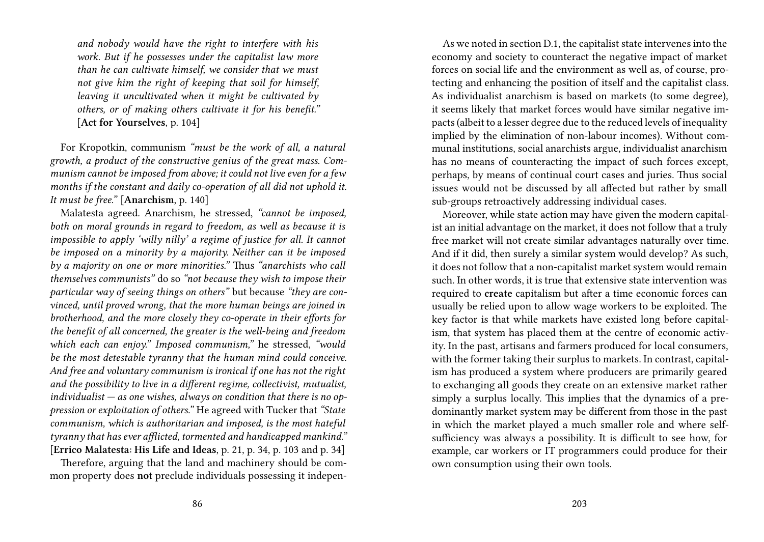*and nobody would have the right to interfere with his work. But if he possesses under the capitalist law more than he can cultivate himself, we consider that we must not give him the right of keeping that soil for himself, leaving it uncultivated when it might be cultivated by others, or of making others cultivate it for his benefit."* [**Act for Yourselves**, p. 104]

For Kropotkin, communism *"must be the work of all, a natural growth, a product of the constructive genius of the great mass. Communism cannot be imposed from above; it could not live even for a few months if the constant and daily co-operation of all did not uphold it. It must be free."* [**Anarchism**, p. 140]

Malatesta agreed. Anarchism, he stressed, *"cannot be imposed, both on moral grounds in regard to freedom, as well as because it is impossible to apply 'willy nilly' a regime of justice for all. It cannot be imposed on a minority by a majority. Neither can it be imposed by a majority on one or more minorities."* Thus *"anarchists who call themselves communists"* do so *"not because they wish to impose their particular way of seeing things on others"* but because *"they are convinced, until proved wrong, that the more human beings are joined in brotherhood, and the more closely they co-operate in their efforts for the benefit of all concerned, the greater is the well-being and freedom which each can enjoy." Imposed communism,"* he stressed, *"would be the most detestable tyranny that the human mind could conceive. And free and voluntary communism is ironical if one has not the right and the possibility to live in a different regime, collectivist, mutualist, individualist — as one wishes, always on condition that there is no oppression or exploitation of others."* He agreed with Tucker that *"State communism, which is authoritarian and imposed, is the most hateful tyranny that has ever afflicted, tormented and handicapped mankind."* [**Errico Malatesta: His Life and Ideas**, p. 21, p. 34, p. 103 and p. 34]

Therefore, arguing that the land and machinery should be common property does **not** preclude individuals possessing it indepen-

As we noted in section D.1, the capitalist state intervenes into the economy and society to counteract the negative impact of market forces on social life and the environment as well as, of course, protecting and enhancing the position of itself and the capitalist class. As individualist anarchism is based on markets (to some degree), it seems likely that market forces would have similar negative impacts (albeit to a lesser degree due to the reduced levels of inequality implied by the elimination of non-labour incomes). Without communal institutions, social anarchists argue, individualist anarchism has no means of counteracting the impact of such forces except, perhaps, by means of continual court cases and juries. Thus social issues would not be discussed by all affected but rather by small sub-groups retroactively addressing individual cases.

Moreover, while state action may have given the modern capitalist an initial advantage on the market, it does not follow that a truly free market will not create similar advantages naturally over time. And if it did, then surely a similar system would develop? As such, it does not follow that a non-capitalist market system would remain such. In other words, it is true that extensive state intervention was required to **create** capitalism but after a time economic forces can usually be relied upon to allow wage workers to be exploited. The key factor is that while markets have existed long before capitalism, that system has placed them at the centre of economic activity. In the past, artisans and farmers produced for local consumers, with the former taking their surplus to markets. In contrast, capitalism has produced a system where producers are primarily geared to exchanging **all** goods they create on an extensive market rather simply a surplus locally. This implies that the dynamics of a predominantly market system may be different from those in the past in which the market played a much smaller role and where self-sufficiency was always a possibility. It is difficult to see how, for example, car workers or IT programmers could produce for their own consumption using their own tools.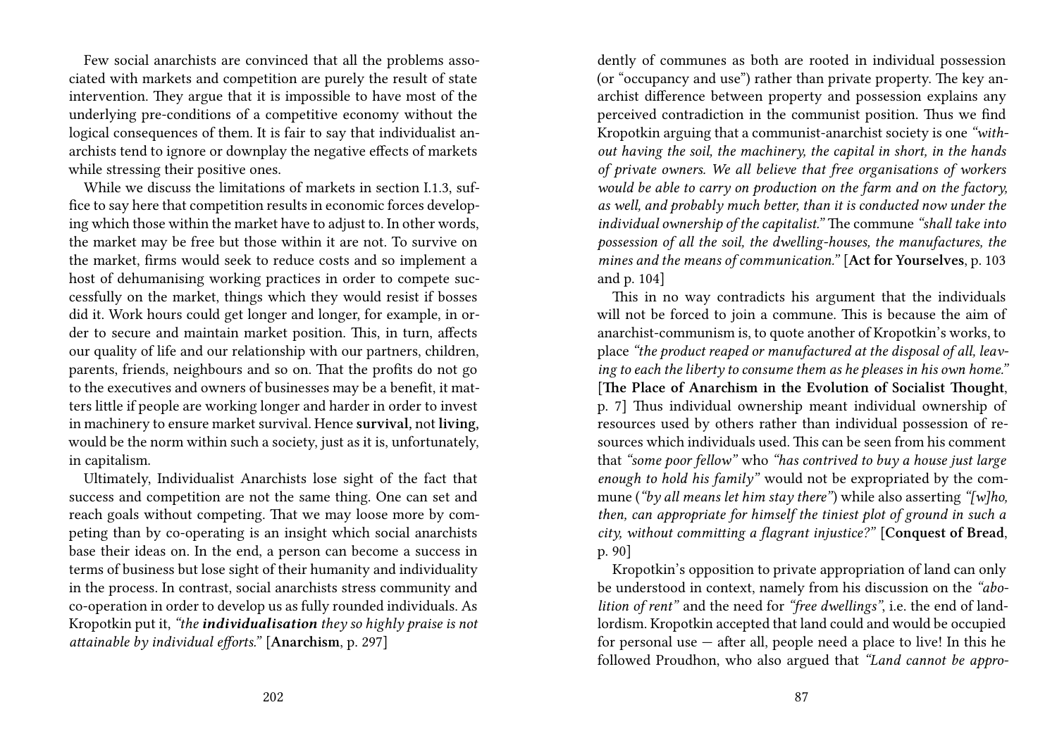Few social anarchists are convinced that all the problems associated with markets and competition are purely the result of state intervention. They argue that it is impossible to have most of the underlying pre-conditions of a competitive economy without the logical consequences of them. It is fair to say that individualist anarchists tend to ignore or downplay the negative effects of markets while stressing their positive ones.

While we discuss the limitations of markets in section I.1.3, suffice to say here that competition results in economic forces developing which those within the market have to adjust to. In other words, the market may be free but those within it are not. To survive on the market, firms would seek to reduce costs and so implement a host of dehumanising working practices in order to compete successfully on the market, things which they would resist if bosses did it. Work hours could get longer and longer, for example, in order to secure and maintain market position. This, in turn, affects our quality of life and our relationship with our partners, children, parents, friends, neighbours and so on. That the profits do not go to the executives and owners of businesses may be a benefit, it matters little if people are working longer and harder in order to invest in machinery to ensure market survival. Hence **survival**, not **living**, would be the norm within such a society, just as it is, unfortunately, in capitalism.

Ultimately, Individualist Anarchists lose sight of the fact that success and competition are not the same thing. One can set and reach goals without competing. That we may loose more by competing than by co-operating is an insight which social anarchists base their ideas on. In the end, a person can become a success in terms of business but lose sight of their humanity and individuality in the process. In contrast, social anarchists stress community and co-operation in order to develop us as fully rounded individuals. As Kropotkin put it, *"the **individualisation** they so highly praise is not attainable by individual efforts."* [**Anarchism**, p. 297]

dently of communes as both are rooted in individual possession (or "occupancy and use") rather than private property. The key anarchist difference between property and possession explains any perceived contradiction in the communist position. Thus we find Kropotkin arguing that a communist-anarchist society is one *"without having the soil, the machinery, the capital in short, in the hands of private owners. We all believe that free organisations of workers would be able to carry on production on the farm and on the factory, as well, and probably much better, than it is conducted now under the individual ownership of the capitalist."* The commune *"shall take into possession of all the soil, the dwelling-houses, the manufactures, the mines and the means of communication."* [**Act for Yourselves**, p. 103 and p. 104]

This in no way contradicts his argument that the individuals will not be forced to join a commune. This is because the aim of anarchist-communism is, to quote another of Kropotkin's works, to place *"the product reaped or manufactured at the disposal of all, leaving to each the liberty to consume them as he pleases in his own home."* [**The Place of Anarchism in the Evolution of Socialist Thought**, p. 7] Thus individual ownership meant individual ownership of resources used by others rather than individual possession of resources which individuals used. This can be seen from his comment that *"some poor fellow"* who *"has contrived to buy a house just large enough to hold his family"* would not be expropriated by the commune (*"by all means let him stay there"*) while also asserting *"[w]ho, then, can appropriate for himself the tiniest plot of ground in such a city, without committing a flagrant injustice?"* [**Conquest of Bread**, p. 90]

Kropotkin's opposition to private appropriation of land can only be understood in context, namely from his discussion on the *"abolition of rent"* and the need for *"free dwellings"*, i.e. the end of landlordism. Kropotkin accepted that land could and would be occupied for personal use — after all, people need a place to live! In this he followed Proudhon, who also argued that *"Land cannot be appro-*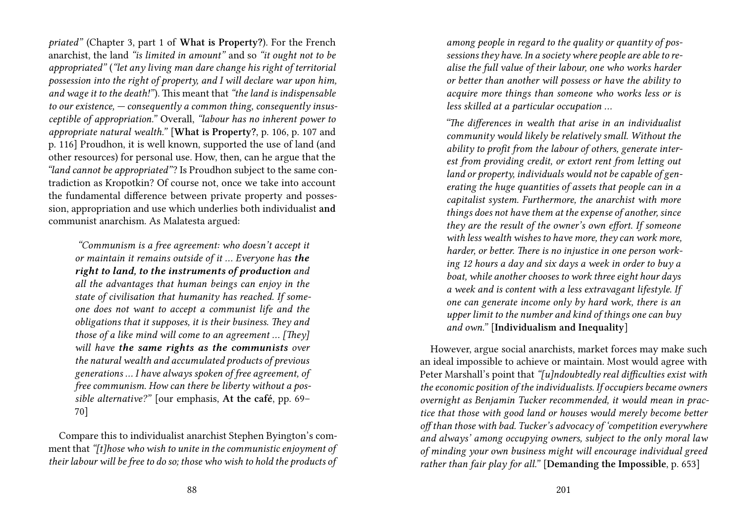*priated"* (Chapter 3, part 1 of **What is Property?**). For the French anarchist, the land *"is limited in amount"* and so *"it ought not to be appropriated"* (*"let any living man dare change his right of territorial possession into the right of property, and I will declare war upon him, and wage it to the death!"*). This meant that *"the land is indispensable to our existence, — consequently a common thing, consequently insusceptible of appropriation."* Overall, *"labour has no inherent power to appropriate natural wealth."* [**What is Property?**, p. 106, p. 107 and p. 116] Proudhon, it is well known, supported the use of land (and other resources) for personal use. How, then, can he argue that the *"land cannot be appropriated"*? Is Proudhon subject to the same contradiction as Kropotkin? Of course not, once we take into account the fundamental difference between private property and possession, appropriation and use which underlies both individualist **and** communist anarchism. As Malatesta argued:

> *"Communism is a free agreement: who doesn't accept it or maintain it remains outside of it … Everyone has* ***the right to land, to the instruments of production*** *and all the advantages that human beings can enjoy in the state of civilisation that humanity has reached. If someone does not want to accept a communist life and the obligations that it supposes, it is their business. They and those of a like mind will come to an agreement … [They] will have* ***the same rights as the communists*** *over the natural wealth and accumulated products of previous generations … I have always spoken of free agreement, of free communism. How can there be liberty without a possible alternative?"* [our emphasis, **At the café**, pp. 69–70]

Compare this to individualist anarchist Stephen Byington's comment that *"[t]hose who wish to unite in the communistic enjoyment of their labour will be free to do so; those who wish to hold the products of*

> *among people in regard to the quality or quantity of possessions they have. In a society where people are able to realise the full value of their labour, one who works harder or better than another will possess or have the ability to acquire more things than someone who works less or is less skilled at a particular occupation …*
>
> *"The differences in wealth that arise in an individualist community would likely be relatively small. Without the ability to profit from the labour of others, generate interest from providing credit, or extort rent from letting out land or property, individuals would not be capable of generating the huge quantities of assets that people can in a capitalist system. Furthermore, the anarchist with more things does not have them at the expense of another, since they are the result of the owner's own effort. If someone with less wealth wishes to have more, they can work more, harder, or better. There is no injustice in one person working 12 hours a day and six days a week in order to buy a boat, while another chooses to work three eight hour days a week and is content with a less extravagant lifestyle. If one can generate income only by hard work, there is an upper limit to the number and kind of things one can buy and own."* [**Individualism and Inequality**]

However, argue social anarchists, market forces may make such an ideal impossible to achieve or maintain. Most would agree with Peter Marshall's point that *"[u]ndoubtedly real difficulties exist with the economic position of the individualists. If occupiers became owners overnight as Benjamin Tucker recommended, it would mean in practice that those with good land or houses would merely become better off than those with bad. Tucker's advocacy of 'competition everywhere and always' among occupying owners, subject to the only moral law of minding your own business might will encourage individual greed rather than fair play for all."* [**Demanding the Impossible**, p. 653]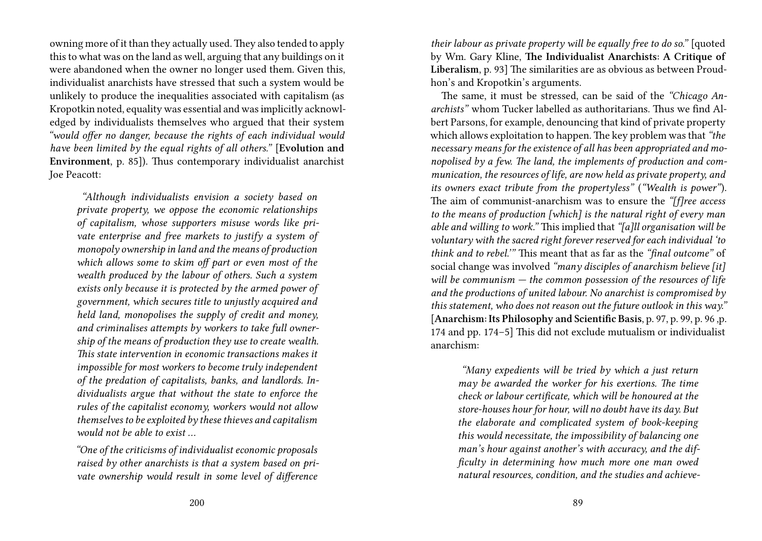owning more of it than they actually used. They also tended to apply this to what was on the land as well, arguing that any buildings on it were abandoned when the owner no longer used them. Given this, individualist anarchists have stressed that such a system would be unlikely to produce the inequalities associated with capitalism (as Kropotkin noted, equality was essential and was implicitly acknowledged by individualists themselves who argued that their system *"would offer no danger, because the rights of each individual would have been limited by the equal rights of all others."* [**Evolution and Environment**, p. 85]). Thus contemporary individualist anarchist Joe Peacott:

> *"Although individualists envision a society based on private property, we oppose the economic relationships of capitalism, whose supporters misuse words like private enterprise and free markets to justify a system of monopoly ownership in land and the means of production which allows some to skim off part or even most of the wealth produced by the labour of others. Such a system exists only because it is protected by the armed power of government, which secures title to unjustly acquired and held land, monopolises the supply of credit and money, and criminalises attempts by workers to take full ownership of the means of production they use to create wealth. This state intervention in economic transactions makes it impossible for most workers to become truly independent of the predation of capitalists, banks, and landlords. Individualists argue that without the state to enforce the rules of the capitalist economy, workers would not allow themselves to be exploited by these thieves and capitalism would not be able to exist …*
>
> *"One of the criticisms of individualist economic proposals raised by other anarchists is that a system based on private ownership would result in some level of difference*

*their labour as private property will be equally free to do so."* [quoted by Wm. Gary Kline, **The Individualist Anarchists: A Critique of Liberalism**, p. 93] The similarities are as obvious as between Proudhon's and Kropotkin's arguments.

The same, it must be stressed, can be said of the *"Chicago Anarchists"* whom Tucker labelled as authoritarians. Thus we find Albert Parsons, for example, denouncing that kind of private property which allows exploitation to happen. The key problem was that *"the necessary means for the existence of all has been appropriated and monopolised by a few. The land, the implements of production and communication, the resources of life, are now held as private property, and its owners exact tribute from the propertyless"* (*"Wealth is power"*). The aim of communist-anarchism was to ensure the *"[f]ree access to the means of production [which] is the natural right of every man able and willing to work."* This implied that *"[a]ll organisation will be voluntary with the sacred right forever reserved for each individual 'to think and to rebel.'"* This meant that as far as the *"final outcome"* of social change was involved *"many disciples of anarchism believe [it] will be communism — the common possession of the resources of life and the productions of united labour. No anarchist is compromised by this statement, who does not reason out the future outlook in this way."* [**Anarchism: Its Philosophy and Scientific Basis**, p. 97, p. 99, p. 96 ,p. 174 and pp. 174–5] This did not exclude mutualism or individualist anarchism:

> *"Many expedients will be tried by which a just return may be awarded the worker for his exertions. The time check or labour certificate, which will be honoured at the store-houses hour for hour, will no doubt have its day. But the elaborate and complicated system of book-keeping this would necessitate, the impossibility of balancing one man's hour against another's with accuracy, and the difficulty in determining how much more one man owed natural resources, condition, and the studies and achieve-*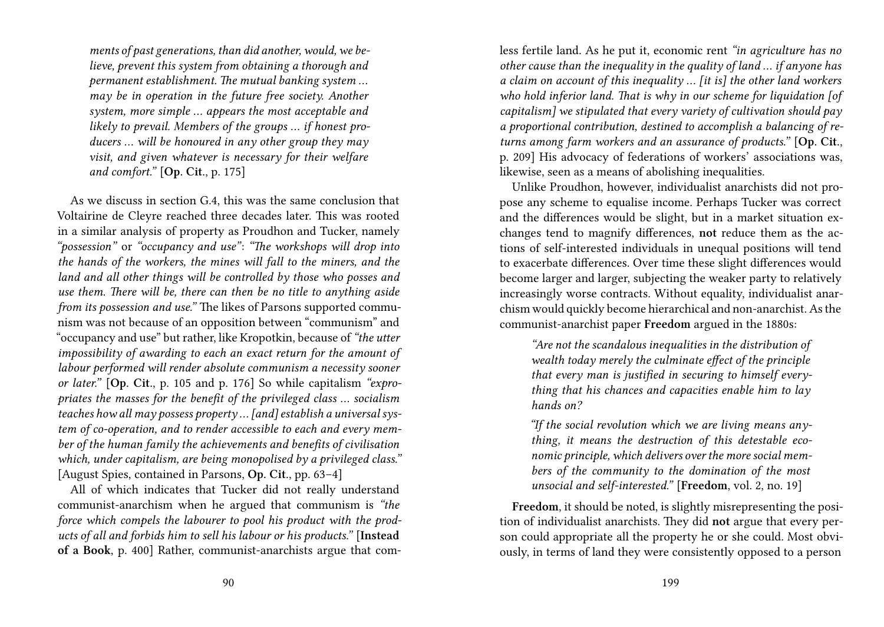*ments of past generations, than did another, would, we believe, prevent this system from obtaining a thorough and permanent establishment. The mutual banking system … may be in operation in the future free society. Another system, more simple … appears the most acceptable and likely to prevail. Members of the groups … if honest producers … will be honoured in any other group they may visit, and given whatever is necessary for their welfare and comfort."* [**Op. Cit.**, p. 175]

As we discuss in section G.4, this was the same conclusion that Voltairine de Cleyre reached three decades later. This was rooted in a similar analysis of property as Proudhon and Tucker, namely *"possession"* or *"occupancy and use"*: *"The workshops will drop into the hands of the workers, the mines will fall to the miners, and the land and all other things will be controlled by those who posses and use them. There will be, there can then be no title to anything aside from its possession and use."* The likes of Parsons supported communism was not because of an opposition between "communism" and "occupancy and use" but rather, like Kropotkin, because of *"the utter impossibility of awarding to each an exact return for the amount of labour performed will render absolute communism a necessity sooner or later."* [**Op. Cit.**, p. 105 and p. 176] So while capitalism *"expropriates the masses for the benefit of the privileged class … socialism teaches how all may possess property … [and] establish a universal system of co-operation, and to render accessible to each and every member of the human family the achievements and benefits of civilisation which, under capitalism, are being monopolised by a privileged class."* [August Spies, contained in Parsons, **Op. Cit.**, pp. 63–4]

All of which indicates that Tucker did not really understand communist-anarchism when he argued that communism is *"the force which compels the labourer to pool his product with the products of all and forbids him to sell his labour or his products."* [**Instead of a Book**, p. 400] Rather, communist-anarchists argue that com-less fertile land. As he put it, economic rent *"in agriculture has no other cause than the inequality in the quality of land … if anyone has a claim on account of this inequality … [it is] the other land workers who hold inferior land. That is why in our scheme for liquidation [of capitalism] we stipulated that every variety of cultivation should pay a proportional contribution, destined to accomplish a balancing of returns among farm workers and an assurance of products."* [**Op. Cit.**, p. 209] His advocacy of federations of workers' associations was, likewise, seen as a means of abolishing inequalities.

Unlike Proudhon, however, individualist anarchists did not propose any scheme to equalise income. Perhaps Tucker was correct and the differences would be slight, but in a market situation exchanges tend to magnify differences, **not** reduce them as the actions of self-interested individuals in unequal positions will tend to exacerbate differences. Over time these slight differences would become larger and larger, subjecting the weaker party to relatively increasingly worse contracts. Without equality, individualist anarchism would quickly become hierarchical and non-anarchist. As the communist-anarchist paper **Freedom** argued in the 1880s:

> *"Are not the scandalous inequalities in the distribution of wealth today merely the culminate effect of the principle that every man is justified in securing to himself everything that his chances and capacities enable him to lay hands on?*
>
> *"If the social revolution which we are living means anything, it means the destruction of this detestable economic principle, which delivers over the more social members of the community to the domination of the most unsocial and self-interested."* [**Freedom**, vol. 2, no. 19]

**Freedom**, it should be noted, is slightly misrepresenting the position of individualist anarchists. They did **not** argue that every person could appropriate all the property he or she could. Most obviously, in terms of land they were consistently opposed to a person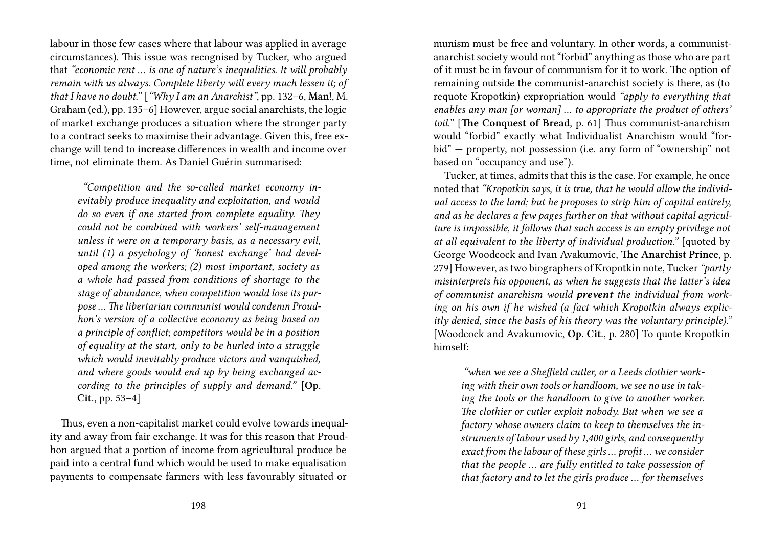labour in those few cases where that labour was applied in average circumstances). This issue was recognised by Tucker, who argued that *"economic rent … is one of nature's inequalities. It will probably remain with us always. Complete liberty will every much lessen it; of that I have no doubt."* [*"Why I am an Anarchist"*, pp. 132–6, **Man!**, M. Graham (ed.), pp. 135–6] However, argue social anarchists, the logic of market exchange produces a situation where the stronger party to a contract seeks to maximise their advantage. Given this, free exchange will tend to **increase** differences in wealth and income over time, not eliminate them. As Daniel Guérin summarised:

> *"Competition and the so-called market economy inevitably produce inequality and exploitation, and would do so even if one started from complete equality. They could not be combined with workers' self-management unless it were on a temporary basis, as a necessary evil, until (1) a psychology of 'honest exchange' had developed among the workers; (2) most important, society as a whole had passed from conditions of shortage to the stage of abundance, when competition would lose its purpose … The libertarian communist would condemn Proudhon's version of a collective economy as being based on a principle of conflict; competitors would be in a position of equality at the start, only to be hurled into a struggle which would inevitably produce victors and vanquished, and where goods would end up by being exchanged according to the principles of supply and demand."* [**Op. Cit.**, pp. 53–4]

Thus, even a non-capitalist market could evolve towards inequality and away from fair exchange. It was for this reason that Proudhon argued that a portion of income from agricultural produce be paid into a central fund which would be used to make equalisation payments to compensate farmers with less favourably situated or

munism must be free and voluntary. In other words, a communist-anarchist society would not "forbid" anything as those who are part of it must be in favour of communism for it to work. The option of remaining outside the communist-anarchist society is there, as (to requote Kropotkin) expropriation would *"apply to everything that enables any man [or woman] … to appropriate the product of others' toil."* [**The Conquest of Bread**, p. 61] Thus communist-anarchism would "forbid" exactly what Individualist Anarchism would "forbid" — property, not possession (i.e. any form of "ownership" not based on "occupancy and use").

Tucker, at times, admits that this is the case. For example, he once noted that *"Kropotkin says, it is true, that he would allow the individual access to the land; but he proposes to strip him of capital entirely, and as he declares a few pages further on that without capital agriculture is impossible, it follows that such access is an empty privilege not at all equivalent to the liberty of individual production."* [quoted by George Woodcock and Ivan Avakumovic, **The Anarchist Prince**, p. 279] However, as two biographers of Kropotkin note, Tucker *"partly misinterprets his opponent, as when he suggests that the latter's idea of communist anarchism would* ***prevent*** *the individual from working on his own if he wished (a fact which Kropotkin always explicitly denied, since the basis of his theory was the voluntary principle)."* [Woodcock and Avakumovic, **Op. Cit.**, p. 280] To quote Kropotkin himself:

> *"when we see a Sheffield cutler, or a Leeds clothier working with their own tools or handloom, we see no use in taking the tools or the handloom to give to another worker. The clothier or cutler exploit nobody. But when we see a factory whose owners claim to keep to themselves the instruments of labour used by 1,400 girls, and consequently exact from the labour of these girls … profit … we consider that the people … are fully entitled to take possession of that factory and to let the girls produce … for themselves*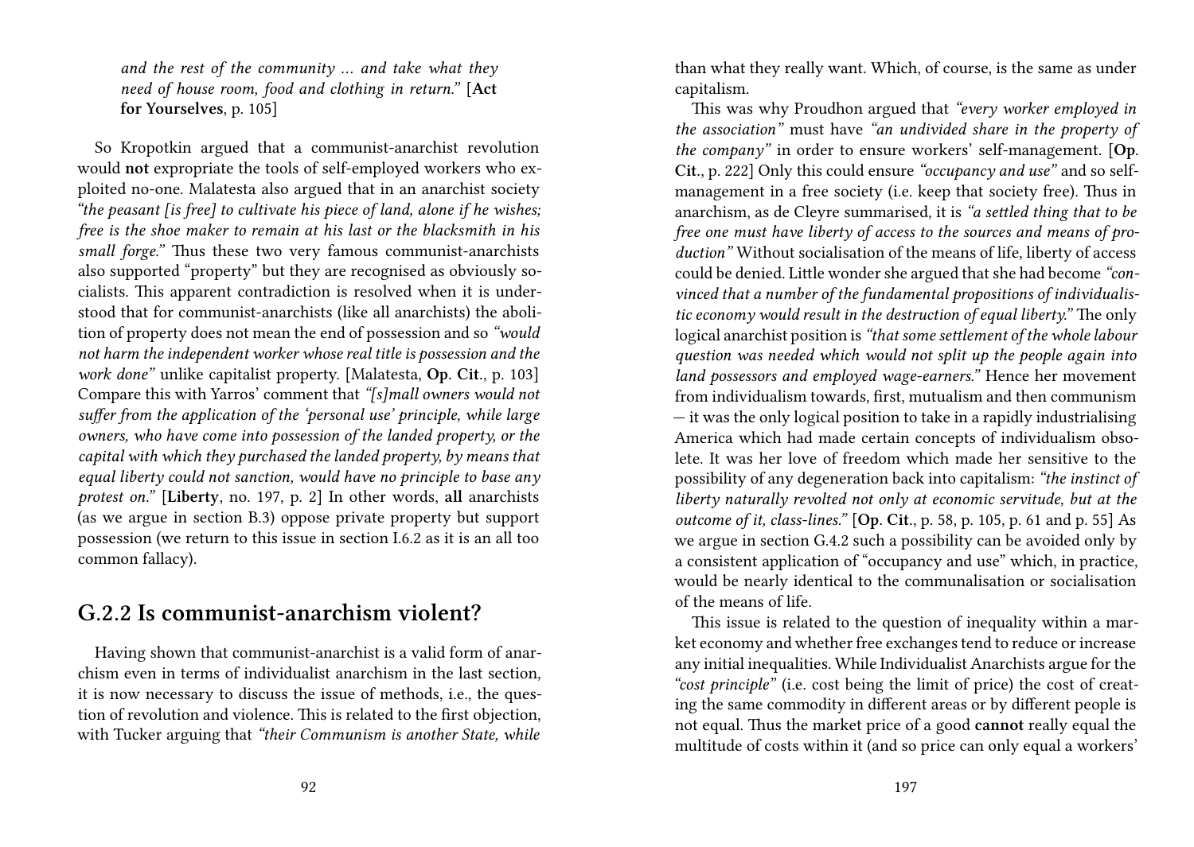> *and the rest of the community … and take what they need of house room, food and clothing in return."* [**Act for Yourselves**, p. 105]

So Kropotkin argued that a communist-anarchist revolution would **not** expropriate the tools of self-employed workers who exploited no-one. Malatesta also argued that in an anarchist society *"the peasant [is free] to cultivate his piece of land, alone if he wishes; free is the shoe maker to remain at his last or the blacksmith in his small forge."* Thus these two very famous communist-anarchists also supported "property" but they are recognised as obviously socialists. This apparent contradiction is resolved when it is understood that for communist-anarchists (like all anarchists) the abolition of property does not mean the end of possession and so *"would not harm the independent worker whose real title is possession and the work done"* unlike capitalist property. [Malatesta, **Op. Cit.**, p. 103] Compare this with Yarros' comment that *"[s]mall owners would not suffer from the application of the 'personal use' principle, while large owners, who have come into possession of the landed property, or the capital with which they purchased the landed property, by means that equal liberty could not sanction, would have no principle to base any protest on."* [**Liberty**, no. 197, p. 2] In other words, **all** anarchists (as we argue in section B.3) oppose private property but support possession (we return to this issue in section I.6.2 as it is an all too common fallacy).

## G.2.2 Is communist-anarchism violent?

Having shown that communist-anarchist is a valid form of anarchism even in terms of individualist anarchism in the last section, it is now necessary to discuss the issue of methods, i.e., the question of revolution and violence. This is related to the first objection, with Tucker arguing that *"their Communism is another State, while*

than what they really want. Which, of course, is the same as under capitalism.

This was why Proudhon argued that *"every worker employed in the association"* must have *"an undivided share in the property of the company"* in order to ensure workers' self-management. [**Op. Cit.**, p. 222] Only this could ensure *"occupancy and use"* and so self-management in a free society (i.e. keep that society free). Thus in anarchism, as de Cleyre summarised, it is *"a settled thing that to be free one must have liberty of access to the sources and means of production"* Without socialisation of the means of life, liberty of access could be denied. Little wonder she argued that she had become *"convinced that a number of the fundamental propositions of individualistic economy would result in the destruction of equal liberty."* The only logical anarchist position is *"that some settlement of the whole labour question was needed which would not split up the people again into land possessors and employed wage-earners."* Hence her movement from individualism towards, first, mutualism and then communism — it was the only logical position to take in a rapidly industrialising America which had made certain concepts of individualism obsolete. It was her love of freedom which made her sensitive to the possibility of any degeneration back into capitalism: *"the instinct of liberty naturally revolted not only at economic servitude, but at the outcome of it, class-lines."* [**Op. Cit.**, p. 58, p. 105, p. 61 and p. 55] As we argue in section G.4.2 such a possibility can be avoided only by a consistent application of "occupancy and use" which, in practice, would be nearly identical to the communalisation or socialisation of the means of life.

This issue is related to the question of inequality within a market economy and whether free exchanges tend to reduce or increase any initial inequalities. While Individualist Anarchists argue for the *"cost principle"* (i.e. cost being the limit of price) the cost of creating the same commodity in different areas or by different people is not equal. Thus the market price of a good **cannot** really equal the multitude of costs within it (and so price can only equal a workers'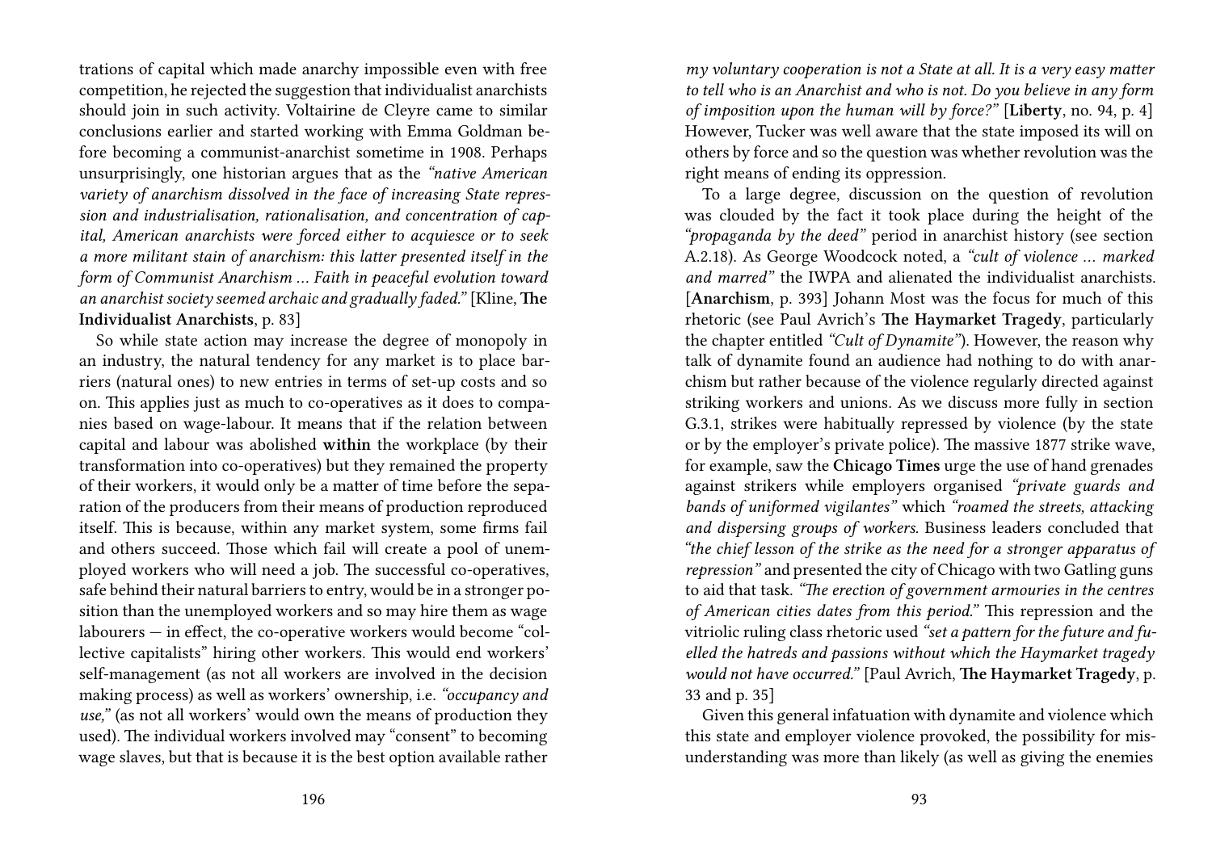trations of capital which made anarchy impossible even with free competition, he rejected the suggestion that individualist anarchists should join in such activity. Voltairine de Cleyre came to similar conclusions earlier and started working with Emma Goldman before becoming a communist-anarchist sometime in 1908. Perhaps unsurprisingly, one historian argues that as the *"native American variety of anarchism dissolved in the face of increasing State repression and industrialisation, rationalisation, and concentration of capital, American anarchists were forced either to acquiesce or to seek a more militant stain of anarchism: this latter presented itself in the form of Communist Anarchism … Faith in peaceful evolution toward an anarchist society seemed archaic and gradually faded."* [Kline, **The Individualist Anarchists**, p. 83]

So while state action may increase the degree of monopoly in an industry, the natural tendency for any market is to place barriers (natural ones) to new entries in terms of set-up costs and so on. This applies just as much to co-operatives as it does to companies based on wage-labour. It means that if the relation between capital and labour was abolished **within** the workplace (by their transformation into co-operatives) but they remained the property of their workers, it would only be a matter of time before the separation of the producers from their means of production reproduced itself. This is because, within any market system, some firms fail and others succeed. Those which fail will create a pool of unemployed workers who will need a job. The successful co-operatives, safe behind their natural barriers to entry, would be in a stronger position than the unemployed workers and so may hire them as wage labourers — in effect, the co-operative workers would become "collective capitalists" hiring other workers. This would end workers' self-management (as not all workers are involved in the decision making process) as well as workers' ownership, i.e. *"occupancy and use,"* (as not all workers' would own the means of production they used). The individual workers involved may "consent" to becoming wage slaves, but that is because it is the best option available rather

*my voluntary cooperation is not a State at all. It is a very easy matter to tell who is an Anarchist and who is not. Do you believe in any form of imposition upon the human will by force?"* [**Liberty**, no. 94, p. 4] However, Tucker was well aware that the state imposed its will on others by force and so the question was whether revolution was the right means of ending its oppression.

To a large degree, discussion on the question of revolution was clouded by the fact it took place during the height of the *"propaganda by the deed"* period in anarchist history (see section A.2.18). As George Woodcock noted, a *"cult of violence … marked and marred"* the IWPA and alienated the individualist anarchists. [**Anarchism**, p. 393] Johann Most was the focus for much of this rhetoric (see Paul Avrich's **The Haymarket Tragedy**, particularly the chapter entitled *"Cult of Dynamite"*). However, the reason why talk of dynamite found an audience had nothing to do with anarchism but rather because of the violence regularly directed against striking workers and unions. As we discuss more fully in section G.3.1, strikes were habitually repressed by violence (by the state or by the employer's private police). The massive 1877 strike wave, for example, saw the **Chicago Times** urge the use of hand grenades against strikers while employers organised *"private guards and bands of uniformed vigilantes"* which *"roamed the streets, attacking and dispersing groups of workers.* Business leaders concluded that *"the chief lesson of the strike as the need for a stronger apparatus of repression"* and presented the city of Chicago with two Gatling guns to aid that task. *"The erection of government armouries in the centres of American cities dates from this period."* This repression and the vitriolic ruling class rhetoric used *"set a pattern for the future and fuelled the hatreds and passions without which the Haymarket tragedy would not have occurred."* [Paul Avrich, **The Haymarket Tragedy**, p. 33 and p. 35]

Given this general infatuation with dynamite and violence which this state and employer violence provoked, the possibility for misunderstanding was more than likely (as well as giving the enemies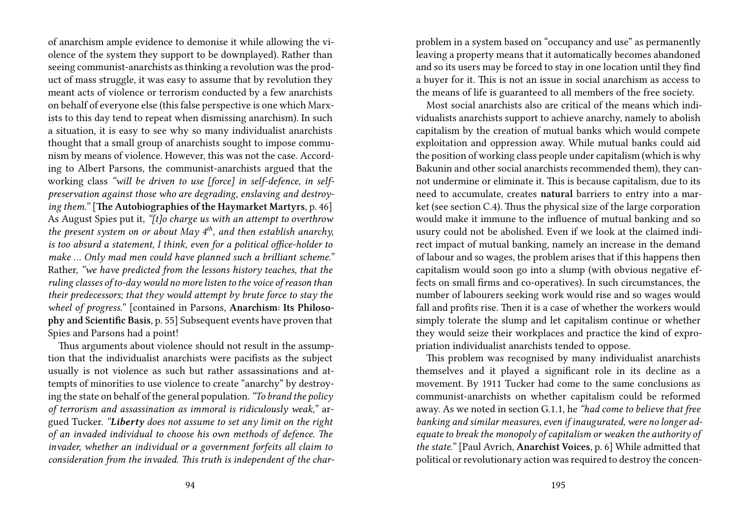of anarchism ample evidence to demonise it while allowing the violence of the system they support to be downplayed). Rather than seeing communist-anarchists as thinking a revolution was the product of mass struggle, it was easy to assume that by revolution they meant acts of violence or terrorism conducted by a few anarchists on behalf of everyone else (this false perspective is one which Marxists to this day tend to repeat when dismissing anarchism). In such a situation, it is easy to see why so many individualist anarchists thought that a small group of anarchists sought to impose communism by means of violence. However, this was not the case. According to Albert Parsons, the communist-anarchists argued that the working class *"will be driven to use [force] in self-defence, in self-preservation against those who are degrading, enslaving and destroying them."* [**The Autobiographies of the Haymarket Martyrs**, p. 46] As August Spies put it, *"[t]o charge us with an attempt to overthrow the present system on or about May 4th, and then establish anarchy, is too absurd a statement, I think, even for a political office-holder to make … Only mad men could have planned such a brilliant scheme."* Rather, *"we have predicted from the lessons history teaches, that the ruling classes of to-day would no more listen to the voice of reason than their predecessors; that they would attempt by brute force to stay the wheel of progress."* [contained in Parsons, **Anarchism: Its Philosophy and Scientific Basis**, p. 55] Subsequent events have proven that Spies and Parsons had a point!

Thus arguments about violence should not result in the assumption that the individualist anarchists were pacifists as the subject usually is not violence as such but rather assassinations and attempts of minorities to use violence to create "anarchy" by destroying the state on behalf of the general population. *"To brand the policy of terrorism and assassination as immoral is ridiculously weak,"* argued Tucker. *"**Liberty** does not assume to set any limit on the right of an invaded individual to choose his own methods of defence. The invader, whether an individual or a government forfeits all claim to consideration from the invaded. This truth is independent of the char-*

problem in a system based on "occupancy and use" as permanently leaving a property means that it automatically becomes abandoned and so its users may be forced to stay in one location until they find a buyer for it. This is not an issue in social anarchism as access to the means of life is guaranteed to all members of the free society.

Most social anarchists also are critical of the means which individualists anarchists support to achieve anarchy, namely to abolish capitalism by the creation of mutual banks which would compete exploitation and oppression away. While mutual banks could aid the position of working class people under capitalism (which is why Bakunin and other social anarchists recommended them), they cannot undermine or eliminate it. This is because capitalism, due to its need to accumulate, creates **natural** barriers to entry into a market (see section C.4). Thus the physical size of the large corporation would make it immune to the influence of mutual banking and so usury could not be abolished. Even if we look at the claimed indirect impact of mutual banking, namely an increase in the demand of labour and so wages, the problem arises that if this happens then capitalism would soon go into a slump (with obvious negative effects on small firms and co-operatives). In such circumstances, the number of labourers seeking work would rise and so wages would fall and profits rise. Then it is a case of whether the workers would simply tolerate the slump and let capitalism continue or whether they would seize their workplaces and practice the kind of expropriation individualist anarchists tended to oppose.

This problem was recognised by many individualist anarchists themselves and it played a significant role in its decline as a movement. By 1911 Tucker had come to the same conclusions as communist-anarchists on whether capitalism could be reformed away. As we noted in section G.1.1, he *"had come to believe that free banking and similar measures, even if inaugurated, were no longer adequate to break the monopoly of capitalism or weaken the authority of the state."* [Paul Avrich, **Anarchist Voices**, p. 6] While admitted that political or revolutionary action was required to destroy the concen-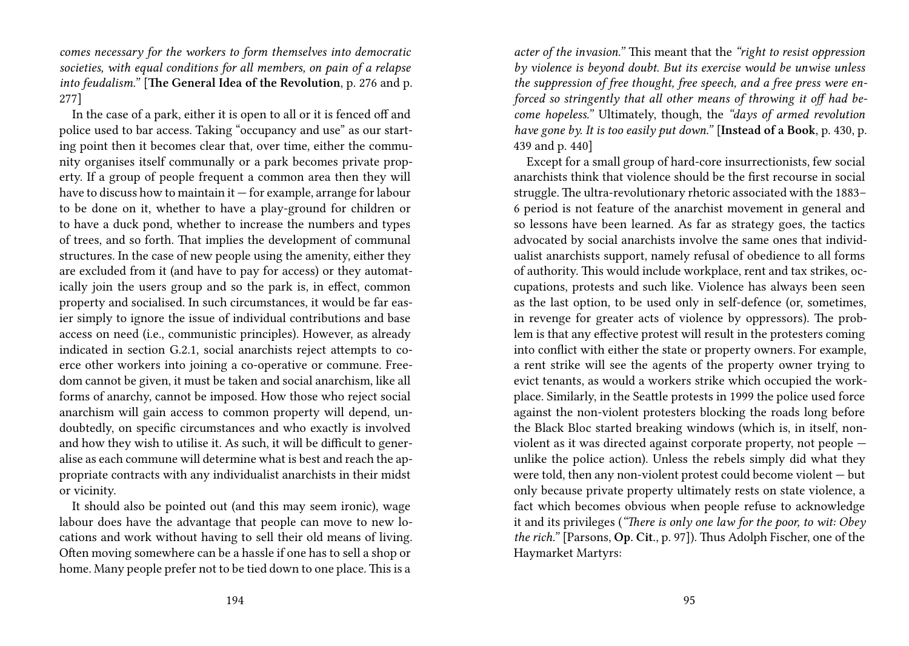*comes necessary for the workers to form themselves into democratic societies, with equal conditions for all members, on pain of a relapse into feudalism."* [**The General Idea of the Revolution**, p. 276 and p. 277]

In the case of a park, either it is open to all or it is fenced off and police used to bar access. Taking "occupancy and use" as our starting point then it becomes clear that, over time, either the community organises itself communally or a park becomes private property. If a group of people frequent a common area then they will have to discuss how to maintain it — for example, arrange for labour to be done on it, whether to have a play-ground for children or to have a duck pond, whether to increase the numbers and types of trees, and so forth. That implies the development of communal structures. In the case of new people using the amenity, either they are excluded from it (and have to pay for access) or they automatically join the users group and so the park is, in effect, common property and socialised. In such circumstances, it would be far easier simply to ignore the issue of individual contributions and base access on need (i.e., communistic principles). However, as already indicated in section G.2.1, social anarchists reject attempts to coerce other workers into joining a co-operative or commune. Freedom cannot be given, it must be taken and social anarchism, like all forms of anarchy, cannot be imposed. How those who reject social anarchism will gain access to common property will depend, undoubtedly, on specific circumstances and who exactly is involved and how they wish to utilise it. As such, it will be difficult to generalise as each commune will determine what is best and reach the appropriate contracts with any individualist anarchists in their midst or vicinity.

It should also be pointed out (and this may seem ironic), wage labour does have the advantage that people can move to new locations and work without having to sell their old means of living. Often moving somewhere can be a hassle if one has to sell a shop or home. Many people prefer not to be tied down to one place. This is a

*acter of the invasion."* This meant that the *"right to resist oppression by violence is beyond doubt. But its exercise would be unwise unless the suppression of free thought, free speech, and a free press were enforced so stringently that all other means of throwing it off had become hopeless."* Ultimately, though, the *"days of armed revolution have gone by. It is too easily put down."* [**Instead of a Book**, p. 430, p. 439 and p. 440]

Except for a small group of hard-core insurrectionists, few social anarchists think that violence should be the first recourse in social struggle. The ultra-revolutionary rhetoric associated with the 1883–6 period is not feature of the anarchist movement in general and so lessons have been learned. As far as strategy goes, the tactics advocated by social anarchists involve the same ones that individualist anarchists support, namely refusal of obedience to all forms of authority. This would include workplace, rent and tax strikes, occupations, protests and such like. Violence has always been seen as the last option, to be used only in self-defence (or, sometimes, in revenge for greater acts of violence by oppressors). The problem is that any effective protest will result in the protesters coming into conflict with either the state or property owners. For example, a rent strike will see the agents of the property owner trying to evict tenants, as would a workers strike which occupied the workplace. Similarly, in the Seattle protests in 1999 the police used force against the non-violent protesters blocking the roads long before the Black Bloc started breaking windows (which is, in itself, non-violent as it was directed against corporate property, not people — unlike the police action). Unless the rebels simply did what they were told, then any non-violent protest could become violent — but only because private property ultimately rests on state violence, a fact which becomes obvious when people refuse to acknowledge it and its privileges (*"There is only one law for the poor, to wit: Obey the rich."* [Parsons, **Op. Cit.**, p. 97]). Thus Adolph Fischer, one of the Haymarket Martyrs: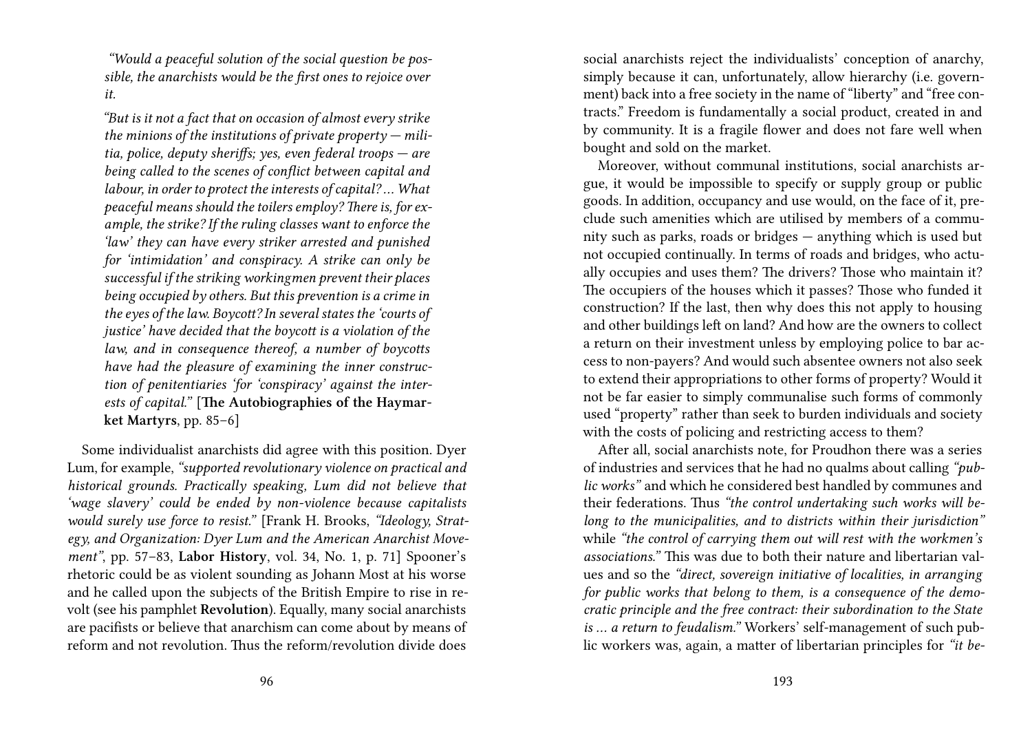*"Would a peaceful solution of the social question be possible, the anarchists would be the first ones to rejoice over it.*

*"But is it not a fact that on occasion of almost every strike the minions of the institutions of private property — militia, police, deputy sheriffs; yes, even federal troops — are being called to the scenes of conflict between capital and labour, in order to protect the interests of capital? … What peaceful means should the toilers employ? There is, for example, the strike? If the ruling classes want to enforce the 'law' they can have every striker arrested and punished for 'intimidation' and conspiracy. A strike can only be successful if the striking workingmen prevent their places being occupied by others. But this prevention is a crime in the eyes of the law. Boycott? In several states the 'courts of justice' have decided that the boycott is a violation of the law, and in consequence thereof, a number of boycotts have had the pleasure of examining the inner construction of penitentiaries 'for 'conspiracy' against the interests of capital."* [**The Autobiographies of the Haymarket Martyrs**, pp. 85–6]

Some individualist anarchists did agree with this position. Dyer Lum, for example, *"supported revolutionary violence on practical and historical grounds. Practically speaking, Lum did not believe that 'wage slavery' could be ended by non-violence because capitalists would surely use force to resist."* [Frank H. Brooks, *"Ideology, Strategy, and Organization: Dyer Lum and the American Anarchist Movement"*, pp. 57–83, **Labor History**, vol. 34, No. 1, p. 71] Spooner's rhetoric could be as violent sounding as Johann Most at his worse and he called upon the subjects of the British Empire to rise in revolt (see his pamphlet **Revolution**). Equally, many social anarchists are pacifists or believe that anarchism can come about by means of reform and not revolution. Thus the reform/revolution divide does

social anarchists reject the individualists' conception of anarchy, simply because it can, unfortunately, allow hierarchy (i.e. government) back into a free society in the name of "liberty" and "free contracts." Freedom is fundamentally a social product, created in and by community. It is a fragile flower and does not fare well when bought and sold on the market.

Moreover, without communal institutions, social anarchists argue, it would be impossible to specify or supply group or public goods. In addition, occupancy and use would, on the face of it, preclude such amenities which are utilised by members of a community such as parks, roads or bridges — anything which is used but not occupied continually. In terms of roads and bridges, who actually occupies and uses them? The drivers? Those who maintain it? The occupiers of the houses which it passes? Those who funded it construction? If the last, then why does this not apply to housing and other buildings left on land? And how are the owners to collect a return on their investment unless by employing police to bar access to non-payers? And would such absentee owners not also seek to extend their appropriations to other forms of property? Would it not be far easier to simply communalise such forms of commonly used "property" rather than seek to burden individuals and society with the costs of policing and restricting access to them?

After all, social anarchists note, for Proudhon there was a series of industries and services that he had no qualms about calling *"public works"* and which he considered best handled by communes and their federations. Thus *"the control undertaking such works will belong to the municipalities, and to districts within their jurisdiction"* while *"the control of carrying them out will rest with the workmen's associations."* This was due to both their nature and libertarian values and so the *"direct, sovereign initiative of localities, in arranging for public works that belong to them, is a consequence of the democratic principle and the free contract: their subordination to the State is … a return to feudalism."* Workers' self-management of such public workers was, again, a matter of libertarian principles for *"it be-*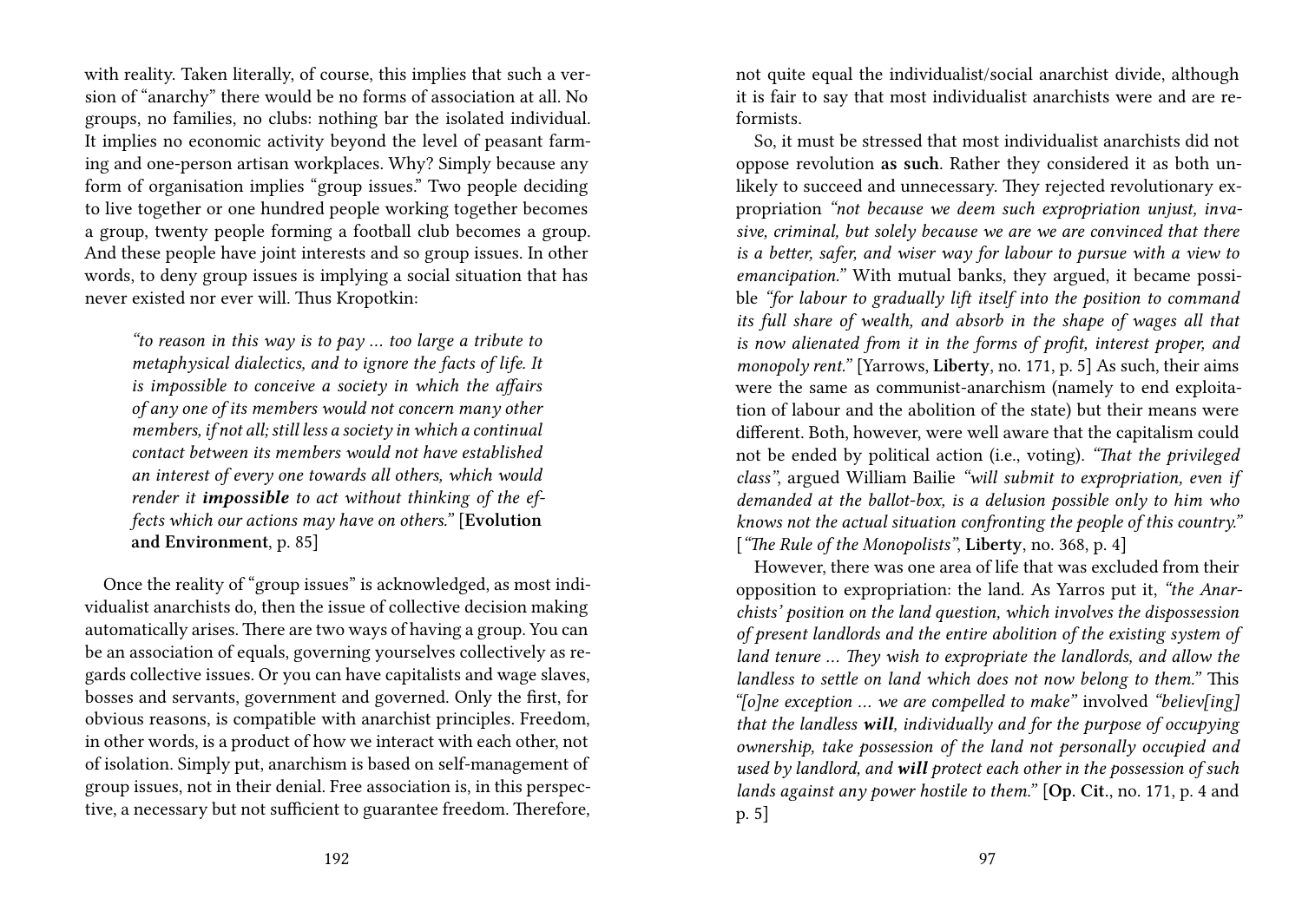with reality. Taken literally, of course, this implies that such a version of "anarchy" there would be no forms of association at all. No groups, no families, no clubs: nothing bar the isolated individual. It implies no economic activity beyond the level of peasant farming and one-person artisan workplaces. Why? Simply because any form of organisation implies "group issues." Two people deciding to live together or one hundred people working together becomes a group, twenty people forming a football club becomes a group. And these people have joint interests and so group issues. In other words, to deny group issues is implying a social situation that has never existed nor ever will. Thus Kropotkin:

> *"to reason in this way is to pay … too large a tribute to metaphysical dialectics, and to ignore the facts of life. It is impossible to conceive a society in which the affairs of any one of its members would not concern many other members, if not all; still less a society in which a continual contact between its members would not have established an interest of every one towards all others, which would render it **impossible** to act without thinking of the effects which our actions may have on others."* [**Evolution and Environment**, p. 85]

Once the reality of "group issues" is acknowledged, as most individualist anarchists do, then the issue of collective decision making automatically arises. There are two ways of having a group. You can be an association of equals, governing yourselves collectively as regards collective issues. Or you can have capitalists and wage slaves, bosses and servants, government and governed. Only the first, for obvious reasons, is compatible with anarchist principles. Freedom, in other words, is a product of how we interact with each other, not of isolation. Simply put, anarchism is based on self-management of group issues, not in their denial. Free association is, in this perspective, a necessary but not sufficient to guarantee freedom. Therefore,

not quite equal the individualist/social anarchist divide, although it is fair to say that most individualist anarchists were and are reformists.

So, it must be stressed that most individualist anarchists did not oppose revolution **as such**. Rather they considered it as both unlikely to succeed and unnecessary. They rejected revolutionary expropriation *"not because we deem such expropriation unjust, invasive, criminal, but solely because we are we are convinced that there is a better, safer, and wiser way for labour to pursue with a view to emancipation."* With mutual banks, they argued, it became possible *"for labour to gradually lift itself into the position to command its full share of wealth, and absorb in the shape of wages all that is now alienated from it in the forms of profit, interest proper, and monopoly rent."* [Yarrows, **Liberty**, no. 171, p. 5] As such, their aims were the same as communist-anarchism (namely to end exploitation of labour and the abolition of the state) but their means were different. Both, however, were well aware that the capitalism could not be ended by political action (i.e., voting). *"That the privileged class"*, argued William Bailie *"will submit to expropriation, even if demanded at the ballot-box, is a delusion possible only to him who knows not the actual situation confronting the people of this country."* [*"The Rule of the Monopolists"*, **Liberty**, no. 368, p. 4]

However, there was one area of life that was excluded from their opposition to expropriation: the land. As Yarros put it, *"the Anarchists' position on the land question, which involves the dispossession of present landlords and the entire abolition of the existing system of land tenure … They wish to expropriate the landlords, and allow the landless to settle on land which does not now belong to them."* This *"[o]ne exception … we are compelled to make"* involved *"believ[ing] that the landless **will**, individually and for the purpose of occupying ownership, take possession of the land not personally occupied and used by landlord, and **will** protect each other in the possession of such lands against any power hostile to them."* [**Op. Cit.**, no. 171, p. 4 and p. 5]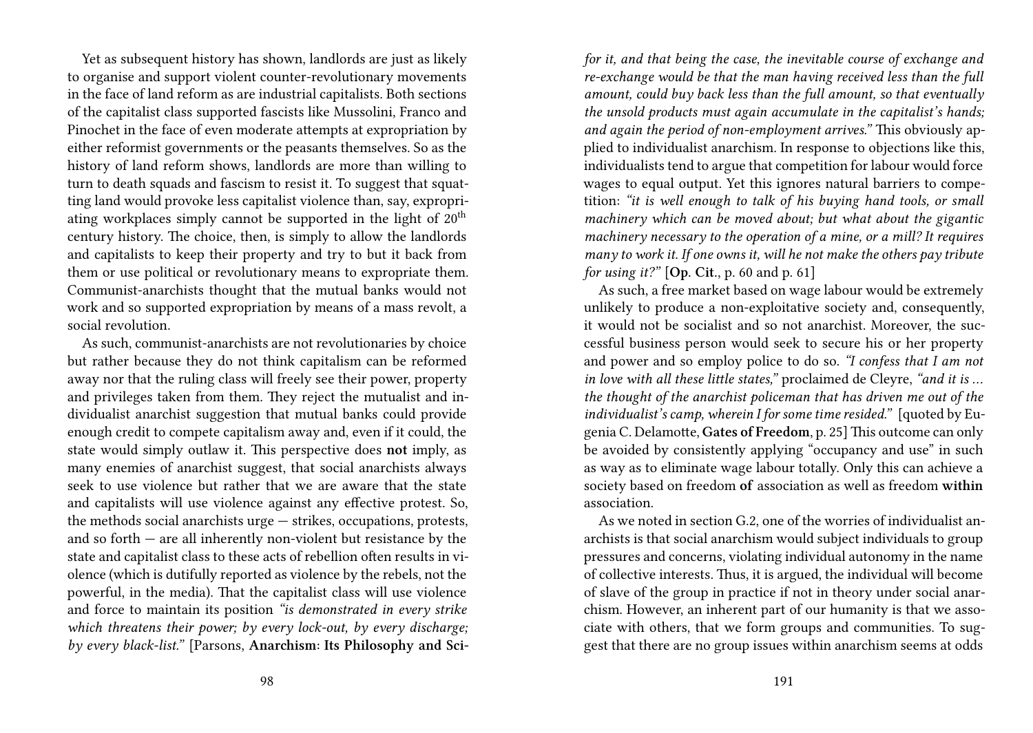Yet as subsequent history has shown, landlords are just as likely to organise and support violent counter-revolutionary movements in the face of land reform as are industrial capitalists. Both sections of the capitalist class supported fascists like Mussolini, Franco and Pinochet in the face of even moderate attempts at expropriation by either reformist governments or the peasants themselves. So as the history of land reform shows, landlords are more than willing to turn to death squads and fascism to resist it. To suggest that squatting land would provoke less capitalist violence than, say, expropriating workplaces simply cannot be supported in the light of 20th century history. The choice, then, is simply to allow the landlords and capitalists to keep their property and try to but it back from them or use political or revolutionary means to expropriate them. Communist-anarchists thought that the mutual banks would not work and so supported expropriation by means of a mass revolt, a social revolution.

As such, communist-anarchists are not revolutionaries by choice but rather because they do not think capitalism can be reformed away nor that the ruling class will freely see their power, property and privileges taken from them. They reject the mutualist and individualist anarchist suggestion that mutual banks could provide enough credit to compete capitalism away and, even if it could, the state would simply outlaw it. This perspective does **not** imply, as many enemies of anarchist suggest, that social anarchists always seek to use violence but rather that we are aware that the state and capitalists will use violence against any effective protest. So, the methods social anarchists urge — strikes, occupations, protests, and so forth — are all inherently non-violent but resistance by the state and capitalist class to these acts of rebellion often results in violence (which is dutifully reported as violence by the rebels, not the powerful, in the media). That the capitalist class will use violence and force to maintain its position *"is demonstrated in every strike which threatens their power; by every lock-out, by every discharge; by every black-list."* [Parsons, **Anarchism: Its Philosophy and Sci-**

*for it, and that being the case, the inevitable course of exchange and re-exchange would be that the man having received less than the full amount, could buy back less than the full amount, so that eventually the unsold products must again accumulate in the capitalist's hands; and again the period of non-employment arrives."* This obviously applied to individualist anarchism. In response to objections like this, individualists tend to argue that competition for labour would force wages to equal output. Yet this ignores natural barriers to competition: *"it is well enough to talk of his buying hand tools, or small machinery which can be moved about; but what about the gigantic machinery necessary to the operation of a mine, or a mill? It requires many to work it. If one owns it, will he not make the others pay tribute for using it?"* [**Op. Cit.**, p. 60 and p. 61]

As such, a free market based on wage labour would be extremely unlikely to produce a non-exploitative society and, consequently, it would not be socialist and so not anarchist. Moreover, the successful business person would seek to secure his or her property and power and so employ police to do so. *"I confess that I am not in love with all these little states,"* proclaimed de Cleyre, *"and it is … the thought of the anarchist policeman that has driven me out of the individualist's camp, wherein I for some time resided."* [quoted by Eugenia C. Delamotte, **Gates of Freedom**, p. 25] This outcome can only be avoided by consistently applying "occupancy and use" in such as way as to eliminate wage labour totally. Only this can achieve a society based on freedom **of** association as well as freedom **within** association.

As we noted in section G.2, one of the worries of individualist anarchists is that social anarchism would subject individuals to group pressures and concerns, violating individual autonomy in the name of collective interests. Thus, it is argued, the individual will become of slave of the group in practice if not in theory under social anarchism. However, an inherent part of our humanity is that we associate with others, that we form groups and communities. To suggest that there are no group issues within anarchism seems at odds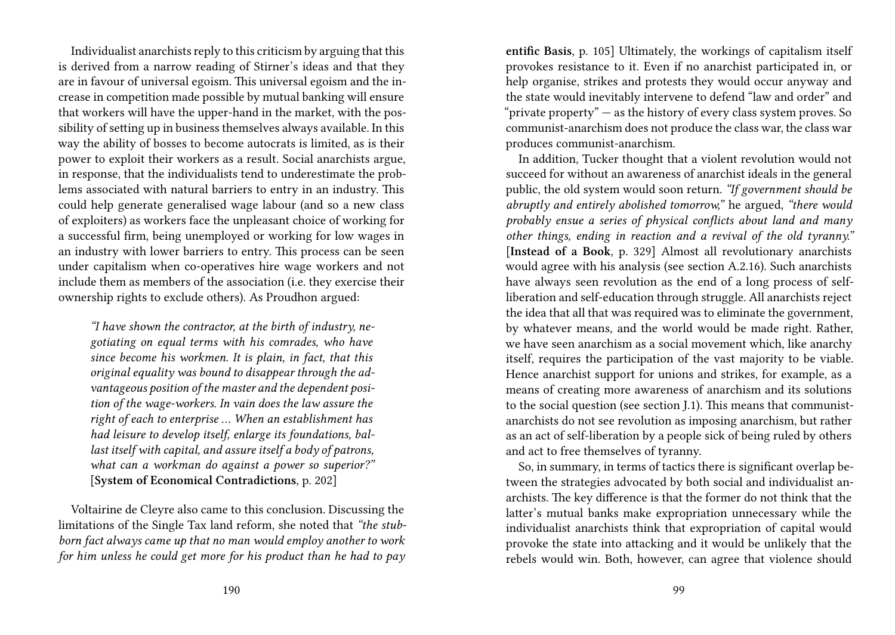Individualist anarchists reply to this criticism by arguing that this is derived from a narrow reading of Stirner's ideas and that they are in favour of universal egoism. This universal egoism and the increase in competition made possible by mutual banking will ensure that workers will have the upper-hand in the market, with the possibility of setting up in business themselves always available. In this way the ability of bosses to become autocrats is limited, as is their power to exploit their workers as a result. Social anarchists argue, in response, that the individualists tend to underestimate the problems associated with natural barriers to entry in an industry. This could help generate generalised wage labour (and so a new class of exploiters) as workers face the unpleasant choice of working for a successful firm, being unemployed or working for low wages in an industry with lower barriers to entry. This process can be seen under capitalism when co-operatives hire wage workers and not include them as members of the association (i.e. they exercise their ownership rights to exclude others). As Proudhon argued:

> *"I have shown the contractor, at the birth of industry, negotiating on equal terms with his comrades, who have since become his workmen. It is plain, in fact, that this original equality was bound to disappear through the advantageous position of the master and the dependent position of the wage-workers. In vain does the law assure the right of each to enterprise … When an establishment has had leisure to develop itself, enlarge its foundations, ballast itself with capital, and assure itself a body of patrons, what can a workman do against a power so superior?"* [**System of Economical Contradictions**, p. 202]

Voltairine de Cleyre also came to this conclusion. Discussing the limitations of the Single Tax land reform, she noted that *"the stubborn fact always came up that no man would employ another to work for him unless he could get more for his product than he had to pay*

**entific Basis**, p. 105] Ultimately, the workings of capitalism itself provokes resistance to it. Even if no anarchist participated in, or help organise, strikes and protests they would occur anyway and the state would inevitably intervene to defend "law and order" and "private property" — as the history of every class system proves. So communist-anarchism does not produce the class war, the class war produces communist-anarchism.

In addition, Tucker thought that a violent revolution would not succeed for without an awareness of anarchist ideals in the general public, the old system would soon return. *"If government should be abruptly and entirely abolished tomorrow,"* he argued, *"there would probably ensue a series of physical conflicts about land and many other things, ending in reaction and a revival of the old tyranny."* [**Instead of a Book**, p. 329] Almost all revolutionary anarchists would agree with his analysis (see section A.2.16). Such anarchists have always seen revolution as the end of a long process of self-liberation and self-education through struggle. All anarchists reject the idea that all that was required was to eliminate the government, by whatever means, and the world would be made right. Rather, we have seen anarchism as a social movement which, like anarchy itself, requires the participation of the vast majority to be viable. Hence anarchist support for unions and strikes, for example, as a means of creating more awareness of anarchism and its solutions to the social question (see section J.1). This means that communist-anarchists do not see revolution as imposing anarchism, but rather as an act of self-liberation by a people sick of being ruled by others and act to free themselves of tyranny.

So, in summary, in terms of tactics there is significant overlap between the strategies advocated by both social and individualist anarchists. The key difference is that the former do not think that the latter's mutual banks make expropriation unnecessary while the individualist anarchists think that expropriation of capital would provoke the state into attacking and it would be unlikely that the rebels would win. Both, however, can agree that violence should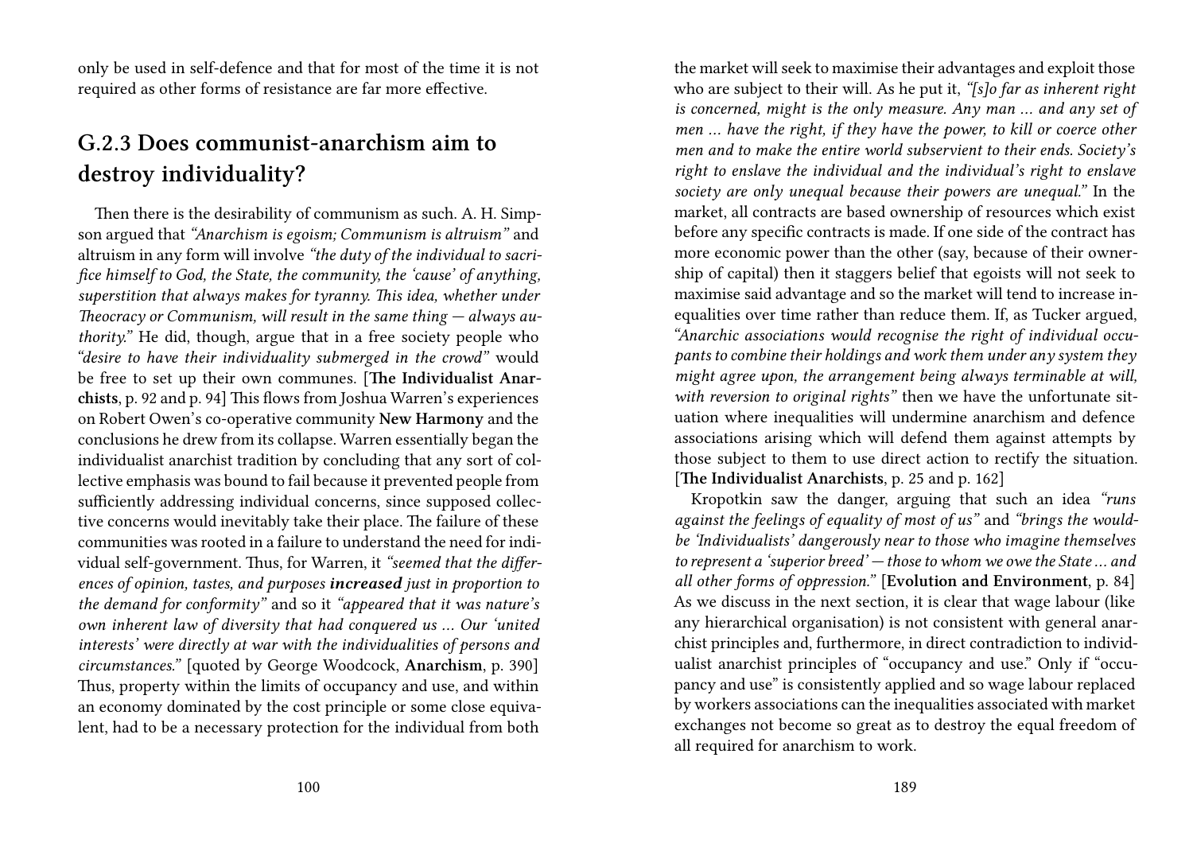only be used in self-defence and that for most of the time it is not required as other forms of resistance are far more effective.

### G.2.3 Does communist-anarchism aim to destroy individuality?

Then there is the desirability of communism as such. A. H. Simpson argued that *"Anarchism is egoism; Communism is altruism"* and altruism in any form will involve *"the duty of the individual to sacrifice himself to God, the State, the community, the 'cause' of anything, superstition that always makes for tyranny. This idea, whether under Theocracy or Communism, will result in the same thing — always authority."* He did, though, argue that in a free society people who *"desire to have their individuality submerged in the crowd"* would be free to set up their own communes. [**The Individualist Anarchists**, p. 92 and p. 94] This flows from Joshua Warren's experiences on Robert Owen's co-operative community **New Harmony** and the conclusions he drew from its collapse. Warren essentially began the individualist anarchist tradition by concluding that any sort of collective emphasis was bound to fail because it prevented people from sufficiently addressing individual concerns, since supposed collective concerns would inevitably take their place. The failure of these communities was rooted in a failure to understand the need for individual self-government. Thus, for Warren, it *"seemed that the differences of opinion, tastes, and purposes **increased** just in proportion to the demand for conformity"* and so it *"appeared that it was nature's own inherent law of diversity that had conquered us ... Our 'united interests' were directly at war with the individualities of persons and circumstances."* [quoted by George Woodcock, **Anarchism**, p. 390] Thus, property within the limits of occupancy and use, and within an economy dominated by the cost principle or some close equivalent, had to be a necessary protection for the individual from both

the market will seek to maximise their advantages and exploit those who are subject to their will. As he put it, *"[s]o far as inherent right is concerned, might is the only measure. Any man ... and any set of men ... have the right, if they have the power, to kill or coerce other men and to make the entire world subservient to their ends. Society's right to enslave the individual and the individual's right to enslave society are only unequal because their powers are unequal."* In the market, all contracts are based ownership of resources which exist before any specific contracts is made. If one side of the contract has more economic power than the other (say, because of their ownership of capital) then it staggers belief that egoists will not seek to maximise said advantage and so the market will tend to increase inequalities over time rather than reduce them. If, as Tucker argued, *"Anarchic associations would recognise the right of individual occupants to combine their holdings and work them under any system they might agree upon, the arrangement being always terminable at will, with reversion to original rights"* then we have the unfortunate situation where inequalities will undermine anarchism and defence associations arising which will defend them against attempts by those subject to them to use direct action to rectify the situation. [**The Individualist Anarchists**, p. 25 and p. 162]

Kropotkin saw the danger, arguing that such an idea *"runs against the feelings of equality of most of us"* and *"brings the would-be 'Individualists' dangerously near to those who imagine themselves to represent a 'superior breed' — those to whom we owe the State ... and all other forms of oppression."* [**Evolution and Environment**, p. 84] As we discuss in the next section, it is clear that wage labour (like any hierarchical organisation) is not consistent with general anarchist principles and, furthermore, in direct contradiction to individualist anarchist principles of "occupancy and use." Only if "occupancy and use" is consistently applied and so wage labour replaced by workers associations can the inequalities associated with market exchanges not become so great as to destroy the equal freedom of all required for anarchism to work.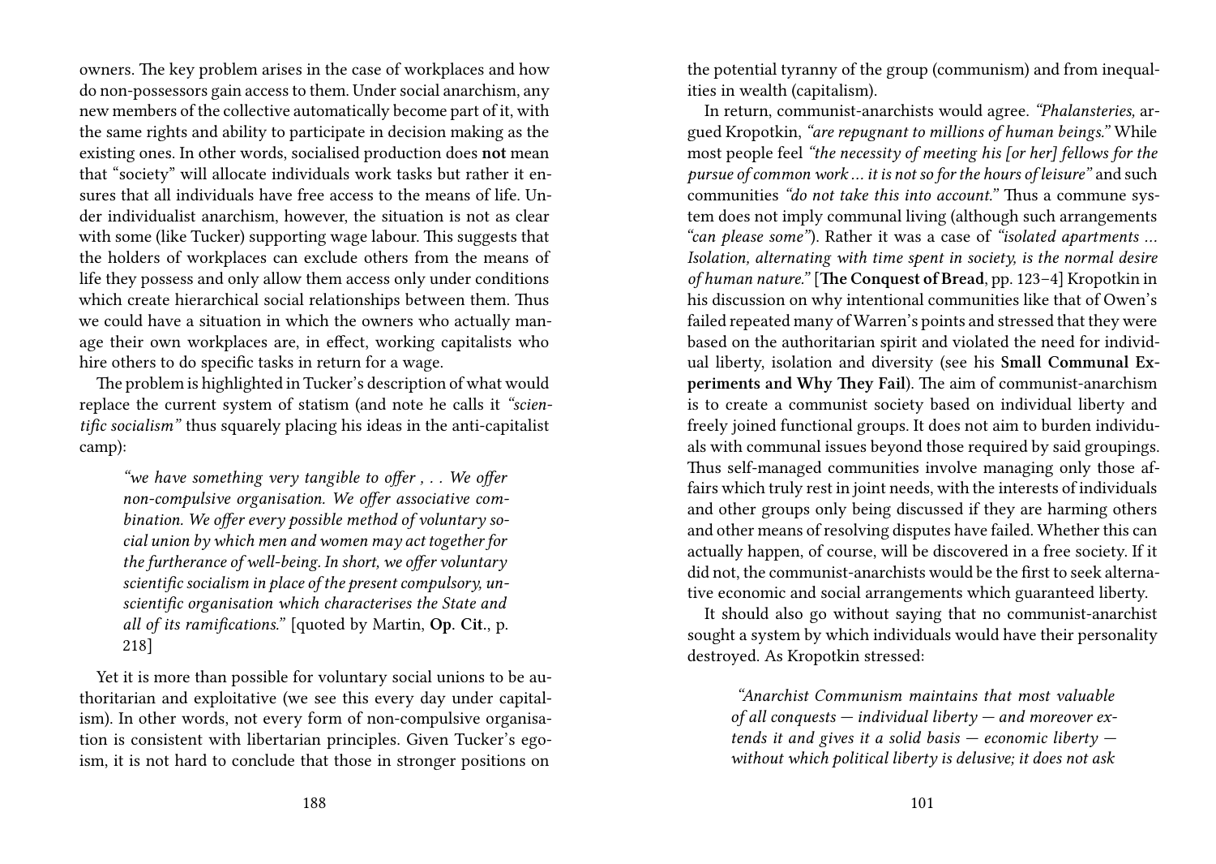owners. The key problem arises in the case of workplaces and how do non-possessors gain access to them. Under social anarchism, any new members of the collective automatically become part of it, with the same rights and ability to participate in decision making as the existing ones. In other words, socialised production does **not** mean that "society" will allocate individuals work tasks but rather it ensures that all individuals have free access to the means of life. Under individualist anarchism, however, the situation is not as clear with some (like Tucker) supporting wage labour. This suggests that the holders of workplaces can exclude others from the means of life they possess and only allow them access only under conditions which create hierarchical social relationships between them. Thus we could have a situation in which the owners who actually manage their own workplaces are, in effect, working capitalists who hire others to do specific tasks in return for a wage.

The problem is highlighted in Tucker's description of what would replace the current system of statism (and note he calls it *"scientific socialism"* thus squarely placing his ideas in the anti-capitalist camp):

> *"we have something very tangible to offer , . . We offer non-compulsive organisation. We offer associative combination. We offer every possible method of voluntary social union by which men and women may act together for the furtherance of well-being. In short, we offer voluntary scientific socialism in place of the present compulsory, unscientific organisation which characterises the State and all of its ramifications."* [quoted by Martin, **Op. Cit.**, p. 218]

Yet it is more than possible for voluntary social unions to be authoritarian and exploitative (we see this every day under capitalism). In other words, not every form of non-compulsive organisation is consistent with libertarian principles. Given Tucker's egoism, it is not hard to conclude that those in stronger positions on

the potential tyranny of the group (communism) and from inequalities in wealth (capitalism).

In return, communist-anarchists would agree. *"Phalansteries,* argued Kropotkin, *"are repugnant to millions of human beings."* While most people feel *"the necessity of meeting his [or her] fellows for the pursue of common work ... it is not so for the hours of leisure"* and such communities *"do not take this into account."* Thus a commune system does not imply communal living (although such arrangements *"can please some"*). Rather it was a case of *"isolated apartments ... Isolation, alternating with time spent in society, is the normal desire of human nature."* [**The Conquest of Bread**, pp. 123–4] Kropotkin in his discussion on why intentional communities like that of Owen's failed repeated many of Warren's points and stressed that they were based on the authoritarian spirit and violated the need for individual liberty, isolation and diversity (see his **Small Communal Experiments and Why They Fail**). The aim of communist-anarchism is to create a communist society based on individual liberty and freely joined functional groups. It does not aim to burden individuals with communal issues beyond those required by said groupings. Thus self-managed communities involve managing only those affairs which truly rest in joint needs, with the interests of individuals and other groups only being discussed if they are harming others and other means of resolving disputes have failed. Whether this can actually happen, of course, will be discovered in a free society. If it did not, the communist-anarchists would be the first to seek alternative economic and social arrangements which guaranteed liberty.

It should also go without saying that no communist-anarchist sought a system by which individuals would have their personality destroyed. As Kropotkin stressed:

> *"Anarchist Communism maintains that most valuable of all conquests — individual liberty — and moreover extends it and gives it a solid basis — economic liberty — without which political liberty is delusive; it does not ask*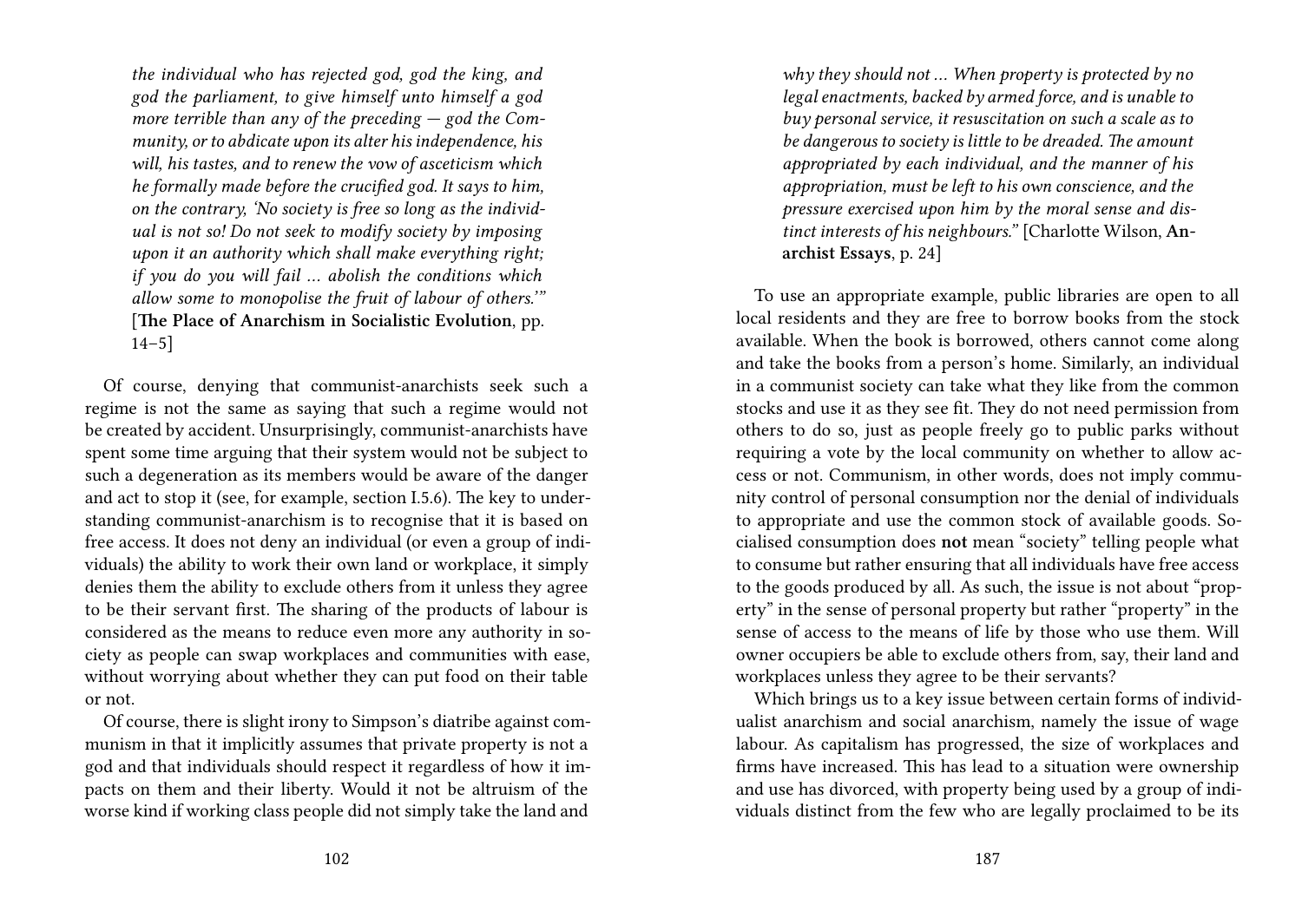*the individual who has rejected god, god the king, and god the parliament, to give himself unto himself a god more terrible than any of the preceding — god the Community, or to abdicate upon its alter his independence, his will, his tastes, and to renew the vow of asceticism which he formally made before the crucified god. It says to him, on the contrary, 'No society is free so long as the individual is not so! Do not seek to modify society by imposing upon it an authority which shall make everything right; if you do you will fail … abolish the conditions which allow some to monopolise the fruit of labour of others.'"* [**The Place of Anarchism in Socialistic Evolution**, pp. 14–5]

Of course, denying that communist-anarchists seek such a regime is not the same as saying that such a regime would not be created by accident. Unsurprisingly, communist-anarchists have spent some time arguing that their system would not be subject to such a degeneration as its members would be aware of the danger and act to stop it (see, for example, section I.5.6). The key to understanding communist-anarchism is to recognise that it is based on free access. It does not deny an individual (or even a group of individuals) the ability to work their own land or workplace, it simply denies them the ability to exclude others from it unless they agree to be their servant first. The sharing of the products of labour is considered as the means to reduce even more any authority in society as people can swap workplaces and communities with ease, without worrying about whether they can put food on their table or not.

Of course, there is slight irony to Simpson's diatribe against communism in that it implicitly assumes that private property is not a god and that individuals should respect it regardless of how it impacts on them and their liberty. Would it not be altruism of the worse kind if working class people did not simply take the land and why they should not … *When property is protected by no legal enactments, backed by armed force, and is unable to buy personal service, it resuscitation on such a scale as to be dangerous to society is little to be dreaded. The amount appropriated by each individual, and the manner of his appropriation, must be left to his own conscience, and the pressure exercised upon him by the moral sense and distinct interests of his neighbours."* [Charlotte Wilson, **Anarchist Essays**, p. 24]

To use an appropriate example, public libraries are open to all local residents and they are free to borrow books from the stock available. When the book is borrowed, others cannot come along and take the books from a person's home. Similarly, an individual in a communist society can take what they like from the common stocks and use it as they see fit. They do not need permission from others to do so, just as people freely go to public parks without requiring a vote by the local community on whether to allow access or not. Communism, in other words, does not imply community control of personal consumption nor the denial of individuals to appropriate and use the common stock of available goods. Socialised consumption does **not** mean "society" telling people what to consume but rather ensuring that all individuals have free access to the goods produced by all. As such, the issue is not about "property" in the sense of personal property but rather "property" in the sense of access to the means of life by those who use them. Will owner occupiers be able to exclude others from, say, their land and workplaces unless they agree to be their servants?

Which brings us to a key issue between certain forms of individualist anarchism and social anarchism, namely the issue of wage labour. As capitalism has progressed, the size of workplaces and firms have increased. This has lead to a situation were ownership and use has divorced, with property being used by a group of individuals distinct from the few who are legally proclaimed to be its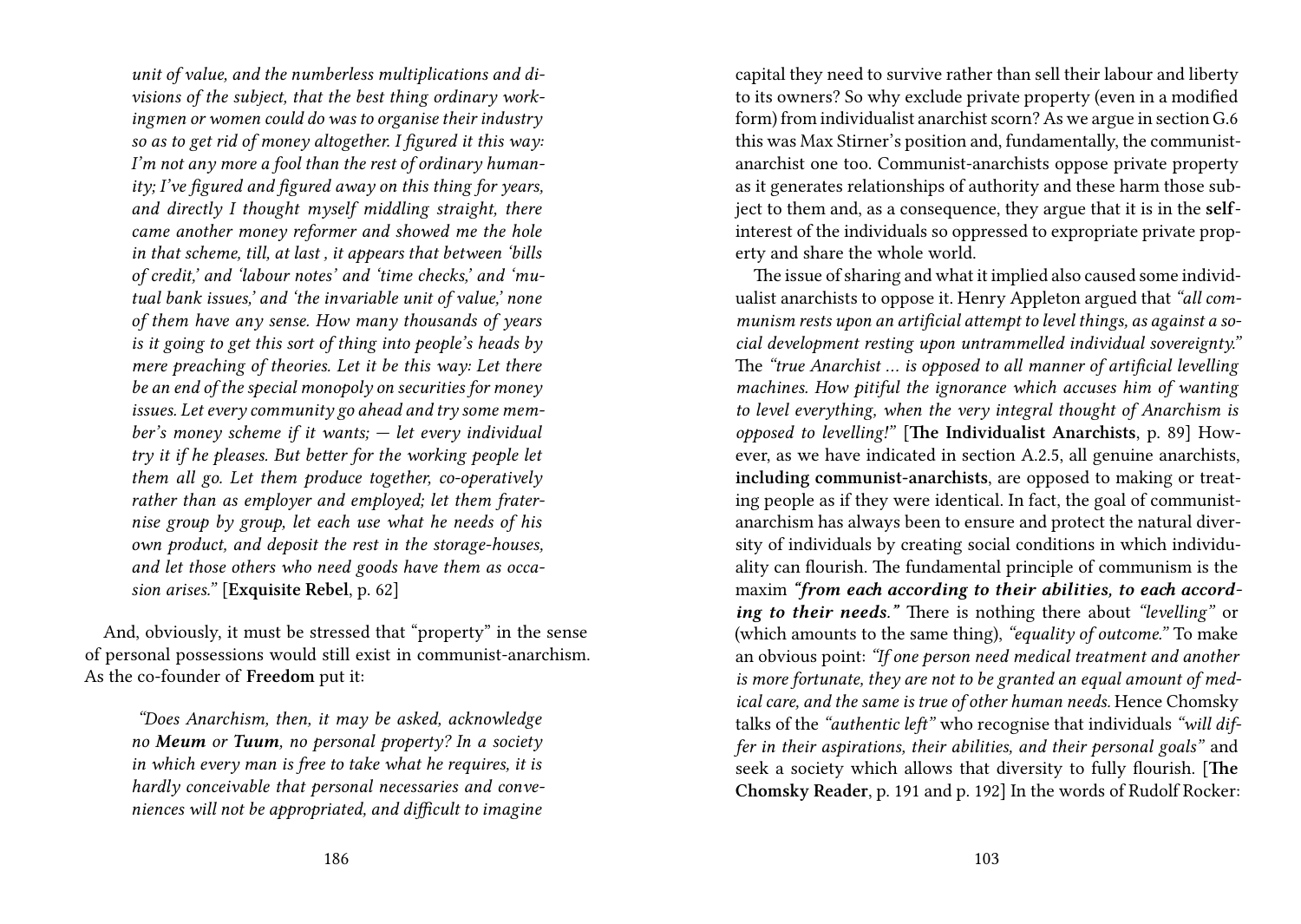*unit of value, and the numberless multiplications and divisions of the subject, that the best thing ordinary workingmen or women could do was to organise their industry so as to get rid of money altogether. I figured it this way: I'm not any more a fool than the rest of ordinary humanity; I've figured and figured away on this thing for years, and directly I thought myself middling straight, there came another money reformer and showed me the hole in that scheme, till, at last , it appears that between 'bills of credit,' and 'labour notes' and 'time checks,' and 'mutual bank issues,' and 'the invariable unit of value,' none of them have any sense. How many thousands of years is it going to get this sort of thing into people's heads by mere preaching of theories. Let it be this way: Let there be an end of the special monopoly on securities for money issues. Let every community go ahead and try some member's money scheme if it wants; — let every individual try it if he pleases. But better for the working people let them all go. Let them produce together, co-operatively rather than as employer and employed; let them fraternise group by group, let each use what he needs of his own product, and deposit the rest in the storage-houses, and let those others who need goods have them as occasion arises."* [**Exquisite Rebel**, p. 62]

And, obviously, it must be stressed that "property" in the sense of personal possessions would still exist in communist-anarchism. As the co-founder of **Freedom** put it:

> *"Does Anarchism, then, it may be asked, acknowledge no **Meum** or **Tuum**, no personal property? In a society in which every man is free to take what he requires, it is hardly conceivable that personal necessaries and conveniences will not be appropriated, and difficult to imagine*

capital they need to survive rather than sell their labour and liberty to its owners? So why exclude private property (even in a modified form) from individualist anarchist scorn? As we argue in section G.6 this was Max Stirner's position and, fundamentally, the communist-anarchist one too. Communist-anarchists oppose private property as it generates relationships of authority and these harm those subject to them and, as a consequence, they argue that it is in the **self**-interest of the individuals so oppressed to expropriate private property and share the whole world.

The issue of sharing and what it implied also caused some individualist anarchists to oppose it. Henry Appleton argued that *"all communism rests upon an artificial attempt to level things, as against a social development resting upon untrammelled individual sovereignty."* The *"true Anarchist ... is opposed to all manner of artificial levelling machines. How pitiful the ignorance which accuses him of wanting to level everything, when the very integral thought of Anarchism is opposed to levelling!"* [**The Individualist Anarchists**, p. 89] However, as we have indicated in section A.2.5, all genuine anarchists, **including communist-anarchists**, are opposed to making or treating people as if they were identical. In fact, the goal of communist-anarchism has always been to ensure and protect the natural diversity of individuals by creating social conditions in which individuality can flourish. The fundamental principle of communism is the maxim ***"from each according to their abilities, to each according to their needs."*** There is nothing there about *"levelling"* or (which amounts to the same thing), *"equality of outcome."* To make an obvious point: *"If one person need medical treatment and another is more fortunate, they are not to be granted an equal amount of medical care, and the same is true of other human needs.* Hence Chomsky talks of the *"authentic left"* who recognise that individuals *"will differ in their aspirations, their abilities, and their personal goals"* and seek a society which allows that diversity to fully flourish. [**The Chomsky Reader**, p. 191 and p. 192] In the words of Rudolf Rocker: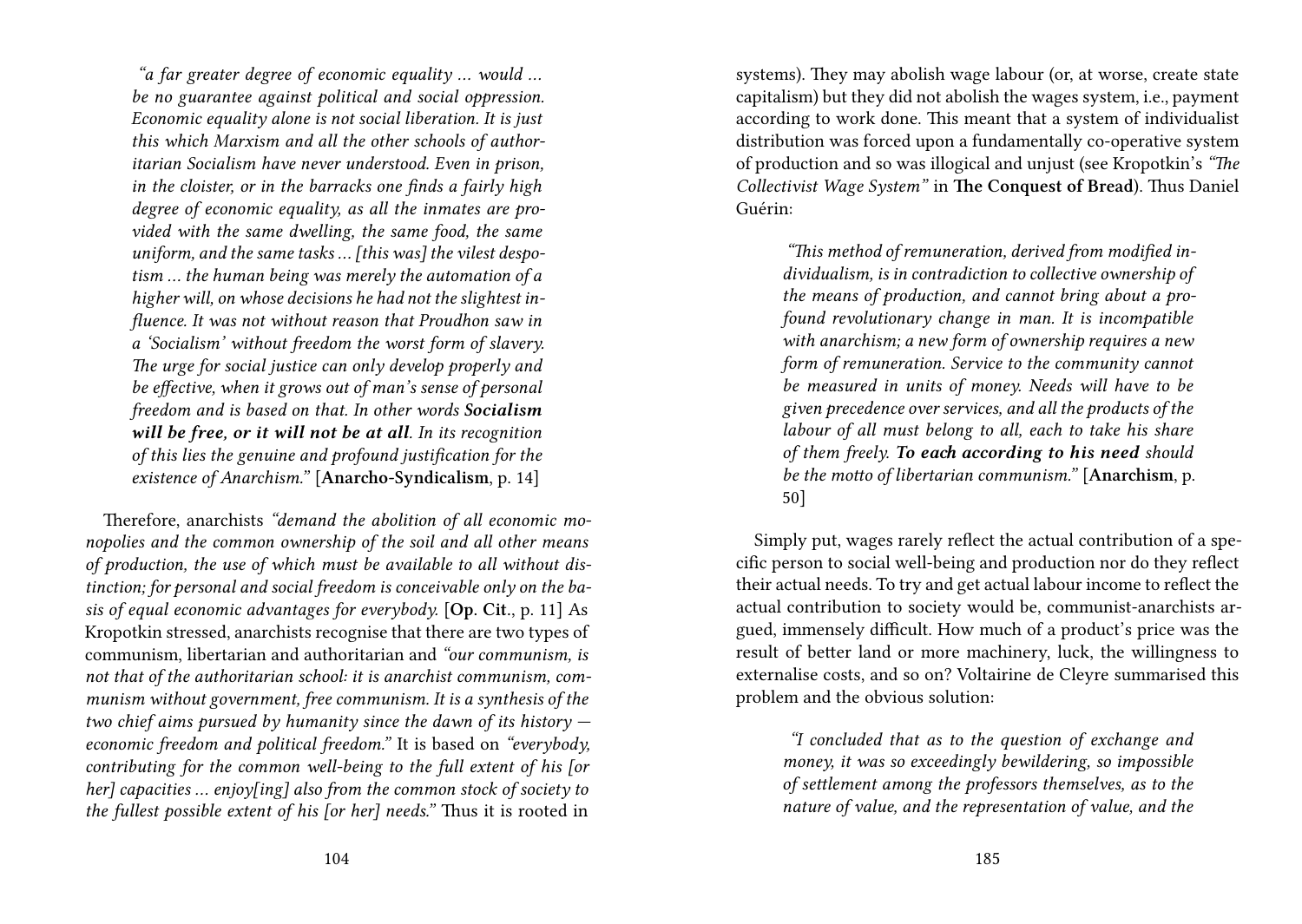*"a far greater degree of economic equality ... would ... be no guarantee against political and social oppression. Economic equality alone is not social liberation. It is just this which Marxism and all the other schools of authoritarian Socialism have never understood. Even in prison, in the cloister, or in the barracks one finds a fairly high degree of economic equality, as all the inmates are provided with the same dwelling, the same food, the same uniform, and the same tasks ... [this was] the vilest despotism ... the human being was merely the automation of a higher will, on whose decisions he had not the slightest influence. It was not without reason that Proudhon saw in a 'Socialism' without freedom the worst form of slavery. The urge for social justice can only develop properly and be effective, when it grows out of man's sense of personal freedom and is based on that. In other words* ***Socialism will be free, or it will not be at all****. In its recognition of this lies the genuine and profound justification for the existence of Anarchism."* [**Anarcho-Syndicalism**, p. 14]

Therefore, anarchists *"demand the abolition of all economic monopolies and the common ownership of the soil and all other means of production, the use of which must be available to all without distinction; for personal and social freedom is conceivable only on the basis of equal economic advantages for everybody.* [**Op. Cit.**, p. 11] As Kropotkin stressed, anarchists recognise that there are two types of communism, libertarian and authoritarian and *"our communism, is not that of the authoritarian school: it is anarchist communism, communism without government, free communism. It is a synthesis of the two chief aims pursued by humanity since the dawn of its history — economic freedom and political freedom."* It is based on *"everybody, contributing for the common well-being to the full extent of his [or her] capacities ... enjoy[ing] also from the common stock of society to the fullest possible extent of his [or her] needs."* Thus it is rooted in

systems). They may abolish wage labour (or, at worse, create state capitalism) but they did not abolish the wages system, i.e., payment according to work done. This meant that a system of individualist distribution was forced upon a fundamentally co-operative system of production and so was illogical and unjust (see Kropotkin's *"The Collectivist Wage System"* in **The Conquest of Bread**). Thus Daniel Guérin:

> *"This method of remuneration, derived from modified individualism, is in contradiction to collective ownership of the means of production, and cannot bring about a profound revolutionary change in man. It is incompatible with anarchism; a new form of ownership requires a new form of remuneration. Service to the community cannot be measured in units of money. Needs will have to be given precedence over services, and all the products of the labour of all must belong to all, each to take his share of them freely.* ***To each according to his need*** *should be the motto of libertarian communism."* [**Anarchism**, p. 50]

Simply put, wages rarely reflect the actual contribution of a specific person to social well-being and production nor do they reflect their actual needs. To try and get actual labour income to reflect the actual contribution to society would be, communist-anarchists argued, immensely difficult. How much of a product's price was the result of better land or more machinery, luck, the willingness to externalise costs, and so on? Voltairine de Cleyre summarised this problem and the obvious solution:

> *"I concluded that as to the question of exchange and money, it was so exceedingly bewildering, so impossible of settlement among the professors themselves, as to the nature of value, and the representation of value, and the*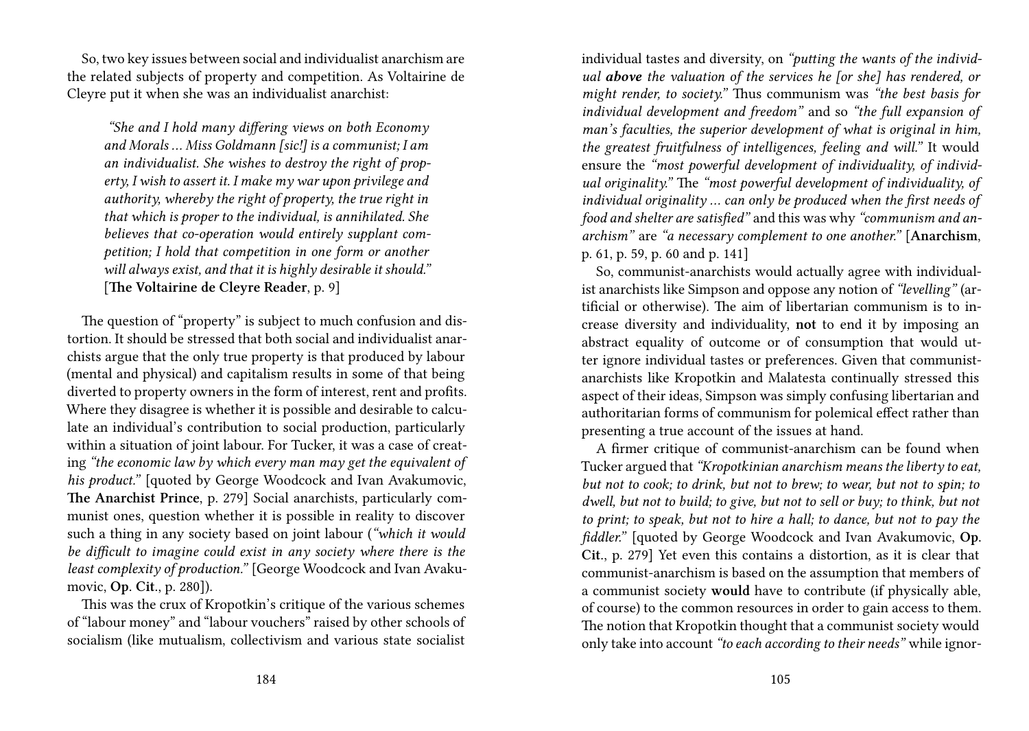So, two key issues between social and individualist anarchism are the related subjects of property and competition. As Voltairine de Cleyre put it when she was an individualist anarchist:

> *"She and I hold many differing views on both Economy and Morals … Miss Goldmann [sic!] is a communist; I am an individualist. She wishes to destroy the right of property, I wish to assert it. I make my war upon privilege and authority, whereby the right of property, the true right in that which is proper to the individual, is annihilated. She believes that co-operation would entirely supplant competition; I hold that competition in one form or another will always exist, and that it is highly desirable it should."* [**The Voltairine de Cleyre Reader**, p. 9]

The question of "property" is subject to much confusion and distortion. It should be stressed that both social and individualist anarchists argue that the only true property is that produced by labour (mental and physical) and capitalism results in some of that being diverted to property owners in the form of interest, rent and profits. Where they disagree is whether it is possible and desirable to calculate an individual's contribution to social production, particularly within a situation of joint labour. For Tucker, it was a case of creating *"the economic law by which every man may get the equivalent of his product."* [quoted by George Woodcock and Ivan Avakumovic, **The Anarchist Prince**, p. 279] Social anarchists, particularly communist ones, question whether it is possible in reality to discover such a thing in any society based on joint labour (*"which it would be difficult to imagine could exist in any society where there is the least complexity of production."* [George Woodcock and Ivan Avakumovic, **Op. Cit.**, p. 280]).

This was the crux of Kropotkin's critique of the various schemes of "labour money" and "labour vouchers" raised by other schools of socialism (like mutualism, collectivism and various state socialist

individual tastes and diversity, on *"putting the wants of the individual **above** the valuation of the services he [or she] has rendered, or might render, to society."* Thus communism was *"the best basis for individual development and freedom"* and so *"the full expansion of man's faculties, the superior development of what is original in him, the greatest fruitfulness of intelligences, feeling and will."* It would ensure the *"most powerful development of individuality, of individual originality."* The *"most powerful development of individuality, of individual originality … can only be produced when the first needs of food and shelter are satisfied"* and this was why *"communism and anarchism"* are *"a necessary complement to one another."* [**Anarchism**, p. 61, p. 59, p. 60 and p. 141]

So, communist-anarchists would actually agree with individualist anarchists like Simpson and oppose any notion of *"levelling"* (artificial or otherwise). The aim of libertarian communism is to increase diversity and individuality, **not** to end it by imposing an abstract equality of outcome or of consumption that would utter ignore individual tastes or preferences. Given that communist-anarchists like Kropotkin and Malatesta continually stressed this aspect of their ideas, Simpson was simply confusing libertarian and authoritarian forms of communism for polemical effect rather than presenting a true account of the issues at hand.

A firmer critique of communist-anarchism can be found when Tucker argued that *"Kropotkinian anarchism means the liberty to eat, but not to cook; to drink, but not to brew; to wear, but not to spin; to dwell, but not to build; to give, but not to sell or buy; to think, but not to print; to speak, but not to hire a hall; to dance, but not to pay the fiddler."* [quoted by George Woodcock and Ivan Avakumovic, **Op. Cit.**, p. 279] Yet even this contains a distortion, as it is clear that communist-anarchism is based on the assumption that members of a communist society **would** have to contribute (if physically able, of course) to the common resources in order to gain access to them. The notion that Kropotkin thought that a communist society would only take into account *"to each according to their needs"* while ignor-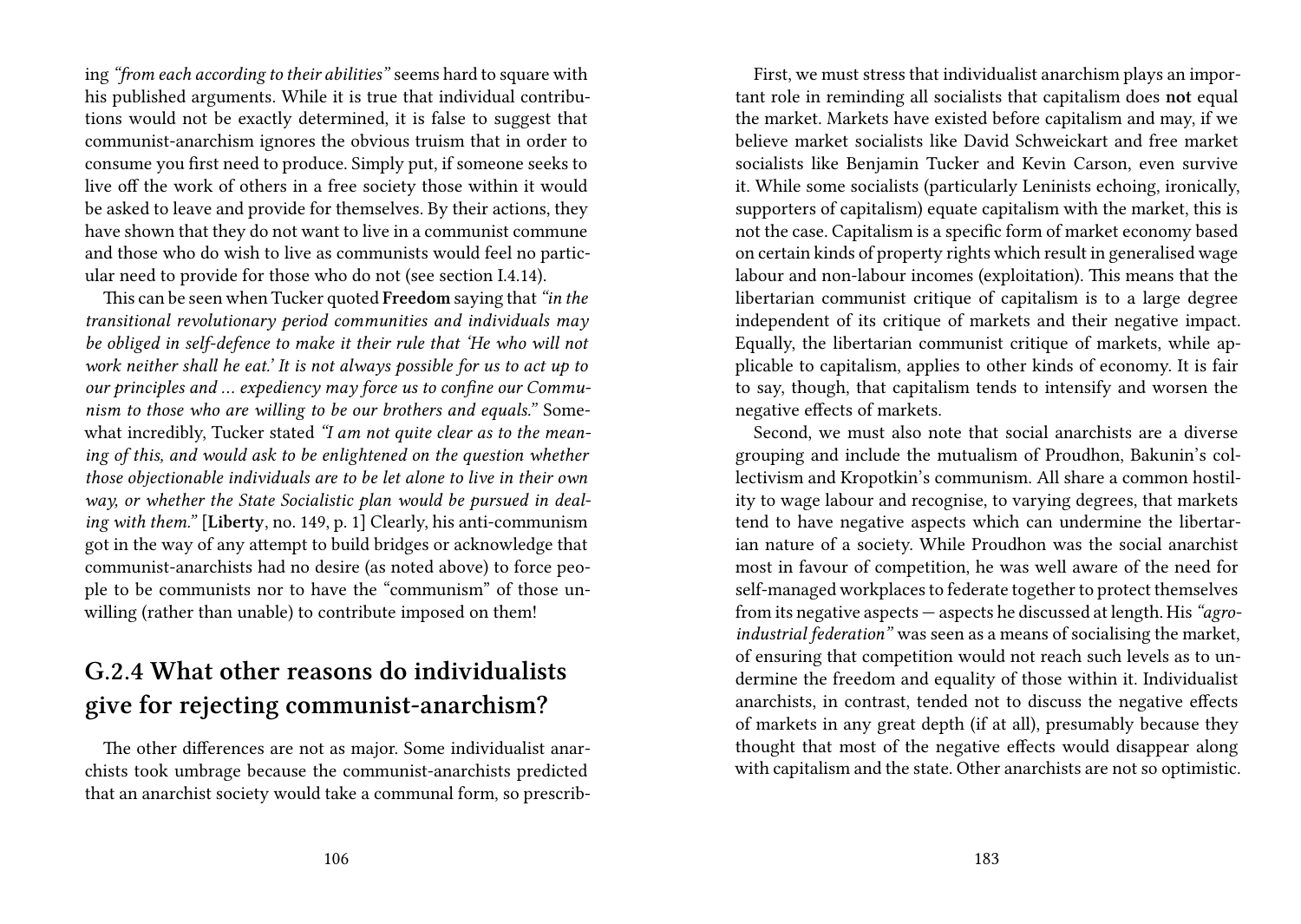ing *"from each according to their abilities"* seems hard to square with his published arguments. While it is true that individual contributions would not be exactly determined, it is false to suggest that communist-anarchism ignores the obvious truism that in order to consume you first need to produce. Simply put, if someone seeks to live off the work of others in a free society those within it would be asked to leave and provide for themselves. By their actions, they have shown that they do not want to live in a communist commune and those who do wish to live as communists would feel no particular need to provide for those who do not (see section I.4.14).

This can be seen when Tucker quoted **Freedom** saying that *"in the transitional revolutionary period communities and individuals may be obliged in self-defence to make it their rule that 'He who will not work neither shall he eat.' It is not always possible for us to act up to our principles and … expediency may force us to confine our Communism to those who are willing to be our brothers and equals."* Somewhat incredibly, Tucker stated *"I am not quite clear as to the meaning of this, and would ask to be enlightened on the question whether those objectionable individuals are to be let alone to live in their own way, or whether the State Socialistic plan would be pursued in dealing with them."* [**Liberty**, no. 149, p. 1] Clearly, his anti-communism got in the way of any attempt to build bridges or acknowledge that communist-anarchists had no desire (as noted above) to force people to be communists nor to have the "communism" of those unwilling (rather than unable) to contribute imposed on them!

## G.2.4 What other reasons do individualists give for rejecting communist-anarchism?

The other differences are not as major. Some individualist anarchists took umbrage because the communist-anarchists predicted that an anarchist society would take a communal form, so prescrib-

First, we must stress that individualist anarchism plays an important role in reminding all socialists that capitalism does **not** equal the market. Markets have existed before capitalism and may, if we believe market socialists like David Schweickart and free market socialists like Benjamin Tucker and Kevin Carson, even survive it. While some socialists (particularly Leninists echoing, ironically, supporters of capitalism) equate capitalism with the market, this is not the case. Capitalism is a specific form of market economy based on certain kinds of property rights which result in generalised wage labour and non-labour incomes (exploitation). This means that the libertarian communist critique of capitalism is to a large degree independent of its critique of markets and their negative impact. Equally, the libertarian communist critique of markets, while applicable to capitalism, applies to other kinds of economy. It is fair to say, though, that capitalism tends to intensify and worsen the negative effects of markets.

Second, we must also note that social anarchists are a diverse grouping and include the mutualism of Proudhon, Bakunin's collectivism and Kropotkin's communism. All share a common hostility to wage labour and recognise, to varying degrees, that markets tend to have negative aspects which can undermine the libertarian nature of a society. While Proudhon was the social anarchist most in favour of competition, he was well aware of the need for self-managed workplaces to federate together to protect themselves from its negative aspects — aspects he discussed at length. His *"agro-industrial federation"* was seen as a means of socialising the market, of ensuring that competition would not reach such levels as to undermine the freedom and equality of those within it. Individualist anarchists, in contrast, tended not to discuss the negative effects of markets in any great depth (if at all), presumably because they thought that most of the negative effects would disappear along with capitalism and the state. Other anarchists are not so optimistic.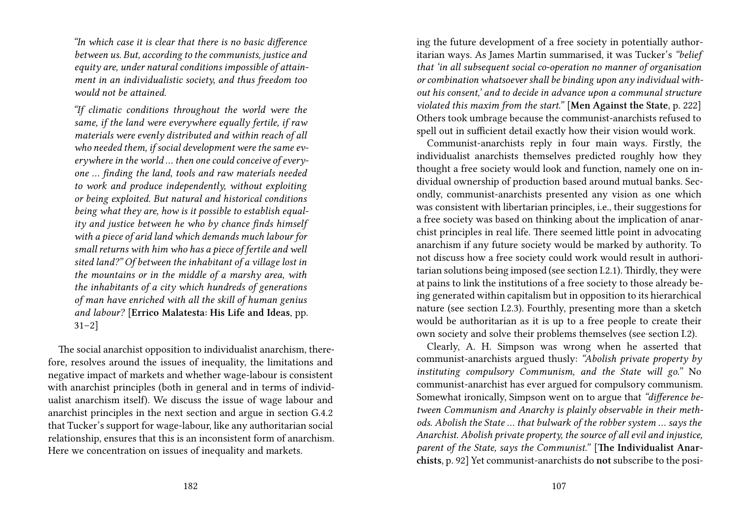*"In which case it is clear that there is no basic difference between us. But, according to the communists, justice and equity are, under natural conditions impossible of attainment in an individualistic society, and thus freedom too would not be attained.*

*"If climatic conditions throughout the world were the same, if the land were everywhere equally fertile, if raw materials were evenly distributed and within reach of all who needed them, if social development were the same everywhere in the world … then one could conceive of everyone … finding the land, tools and raw materials needed to work and produce independently, without exploiting or being exploited. But natural and historical conditions being what they are, how is it possible to establish equality and justice between he who by chance finds himself with a piece of arid land which demands much labour for small returns with him who has a piece of fertile and well sited land?" Of between the inhabitant of a village lost in the mountains or in the middle of a marshy area, with the inhabitants of a city which hundreds of generations of man have enriched with all the skill of human genius and labour?* [**Errico Malatesta: His Life and Ideas**, pp. 31–2]

The social anarchist opposition to individualist anarchism, therefore, resolves around the issues of inequality, the limitations and negative impact of markets and whether wage-labour is consistent with anarchist principles (both in general and in terms of individualist anarchism itself). We discuss the issue of wage labour and anarchist principles in the next section and argue in section G.4.2 that Tucker's support for wage-labour, like any authoritarian social relationship, ensures that this is an inconsistent form of anarchism. Here we concentration on issues of inequality and markets.

ing the future development of a free society in potentially authoritarian ways. As James Martin summarised, it was Tucker's *"belief that 'in all subsequent social co-operation no manner of organisation or combination whatsoever shall be binding upon any individual without his consent,' and to decide in advance upon a communal structure violated this maxim from the start."* [**Men Against the State**, p. 222] Others took umbrage because the communist-anarchists refused to spell out in sufficient detail exactly how their vision would work.

Communist-anarchists reply in four main ways. Firstly, the individualist anarchists themselves predicted roughly how they thought a free society would look and function, namely one on individual ownership of production based around mutual banks. Secondly, communist-anarchists presented any vision as one which was consistent with libertarian principles, i.e., their suggestions for a free society was based on thinking about the implication of anarchist principles in real life. There seemed little point in advocating anarchism if any future society would be marked by authority. To not discuss how a free society could work would result in authoritarian solutions being imposed (see section I.2.1). Thirdly, they were at pains to link the institutions of a free society to those already being generated within capitalism but in opposition to its hierarchical nature (see section I.2.3). Fourthly, presenting more than a sketch would be authoritarian as it is up to a free people to create their own society and solve their problems themselves (see section I.2).

Clearly, A. H. Simpson was wrong when he asserted that communist-anarchists argued thusly: *"Abolish private property by instituting compulsory Communism, and the State will go."* No communist-anarchist has ever argued for compulsory communism. Somewhat ironically, Simpson went on to argue that *"difference between Communism and Anarchy is plainly observable in their methods. Abolish the State … that bulwark of the robber system … says the Anarchist. Abolish private property, the source of all evil and injustice, parent of the State, says the Communist."* [**The Individualist Anarchists**, p. 92] Yet communist-anarchists do **not** subscribe to the posi-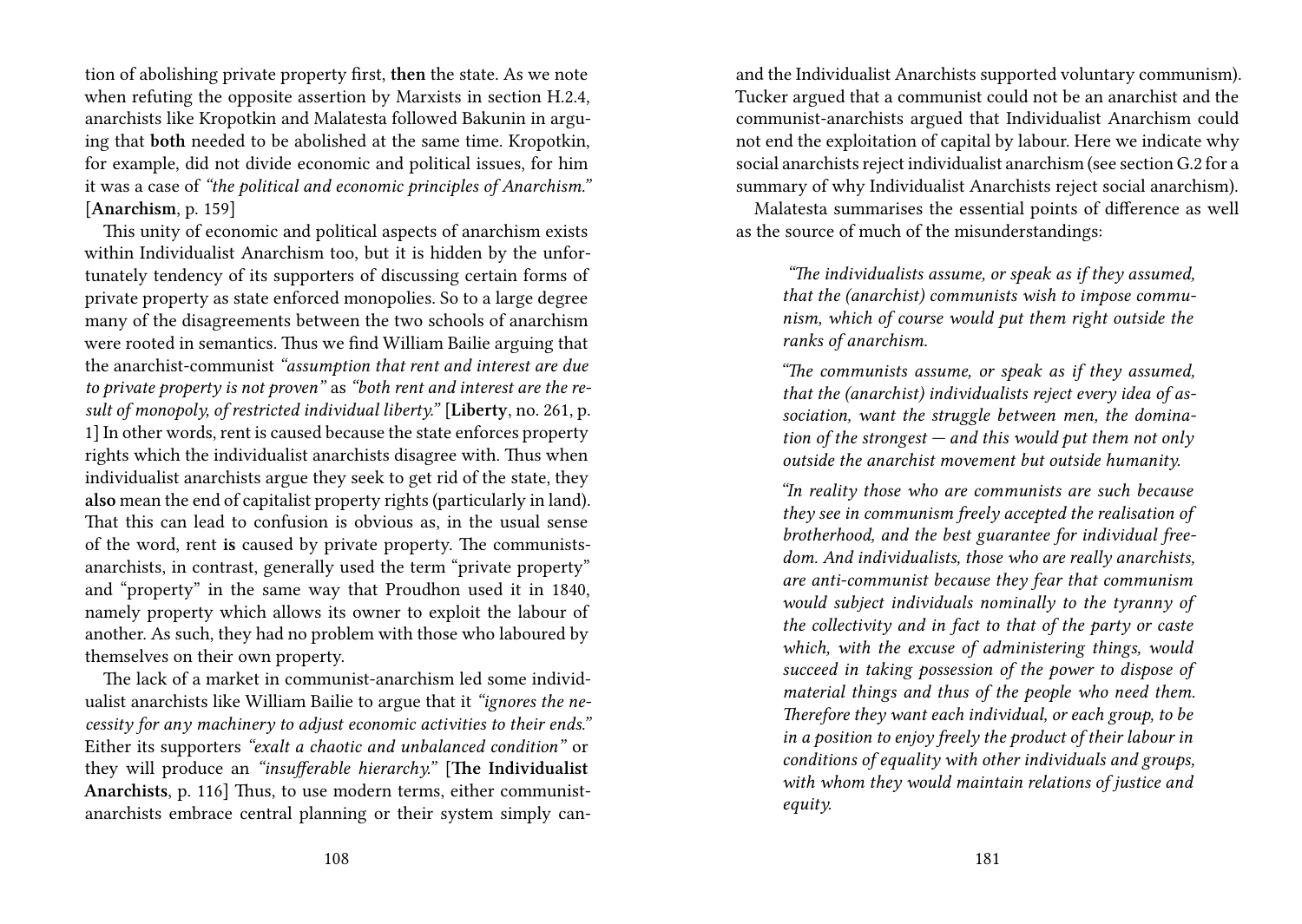tion of abolishing private property first, **then** the state. As we note when refuting the opposite assertion by Marxists in section H.2.4, anarchists like Kropotkin and Malatesta followed Bakunin in arguing that **both** needed to be abolished at the same time. Kropotkin, for example, did not divide economic and political issues, for him it was a case of *"the political and economic principles of Anarchism."* [**Anarchism**, p. 159]

This unity of economic and political aspects of anarchism exists within Individualist Anarchism too, but it is hidden by the unfortunately tendency of its supporters of discussing certain forms of private property as state enforced monopolies. So to a large degree many of the disagreements between the two schools of anarchism were rooted in semantics. Thus we find William Bailie arguing that the anarchist-communist *"assumption that rent and interest are due to private property is not proven"* as *"both rent and interest are the result of monopoly, of restricted individual liberty."* [**Liberty**, no. 261, p. 1] In other words, rent is caused because the state enforces property rights which the individualist anarchists disagree with. Thus when individualist anarchists argue they seek to get rid of the state, they **also** mean the end of capitalist property rights (particularly in land). That this can lead to confusion is obvious as, in the usual sense of the word, rent **is** caused by private property. The communists-anarchists, in contrast, generally used the term "private property" and "property" in the same way that Proudhon used it in 1840, namely property which allows its owner to exploit the labour of another. As such, they had no problem with those who laboured by themselves on their own property.

The lack of a market in communist-anarchism led some individualist anarchists like William Bailie to argue that it *"ignores the necessity for any machinery to adjust economic activities to their ends."* Either its supporters *"exalt a chaotic and unbalanced condition"* or they will produce an *"insufferable hierarchy."* [**The Individualist Anarchists**, p. 116] Thus, to use modern terms, either communist-anarchists embrace central planning or their system simply can-

and the Individualist Anarchists supported voluntary communism). Tucker argued that a communist could not be an anarchist and the communist-anarchists argued that Individualist Anarchism could not end the exploitation of capital by labour. Here we indicate why social anarchists reject individualist anarchism (see section G.2 for a summary of why Individualist Anarchists reject social anarchism).

Malatesta summarises the essential points of difference as well as the source of much of the misunderstandings:

> *"The individualists assume, or speak as if they assumed, that the (anarchist) communists wish to impose communism, which of course would put them right outside the ranks of anarchism.*
>
> *"The communists assume, or speak as if they assumed, that the (anarchist) individualists reject every idea of association, want the struggle between men, the domination of the strongest — and this would put them not only outside the anarchist movement but outside humanity.*
>
> *"In reality those who are communists are such because they see in communism freely accepted the realisation of brotherhood, and the best guarantee for individual freedom. And individualists, those who are really anarchists, are anti-communist because they fear that communism would subject individuals nominally to the tyranny of the collectivity and in fact to that of the party or caste which, with the excuse of administering things, would succeed in taking possession of the power to dispose of material things and thus of the people who need them. Therefore they want each individual, or each group, to be in a position to enjoy freely the product of their labour in conditions of equality with other individuals and groups, with whom they would maintain relations of justice and equity.*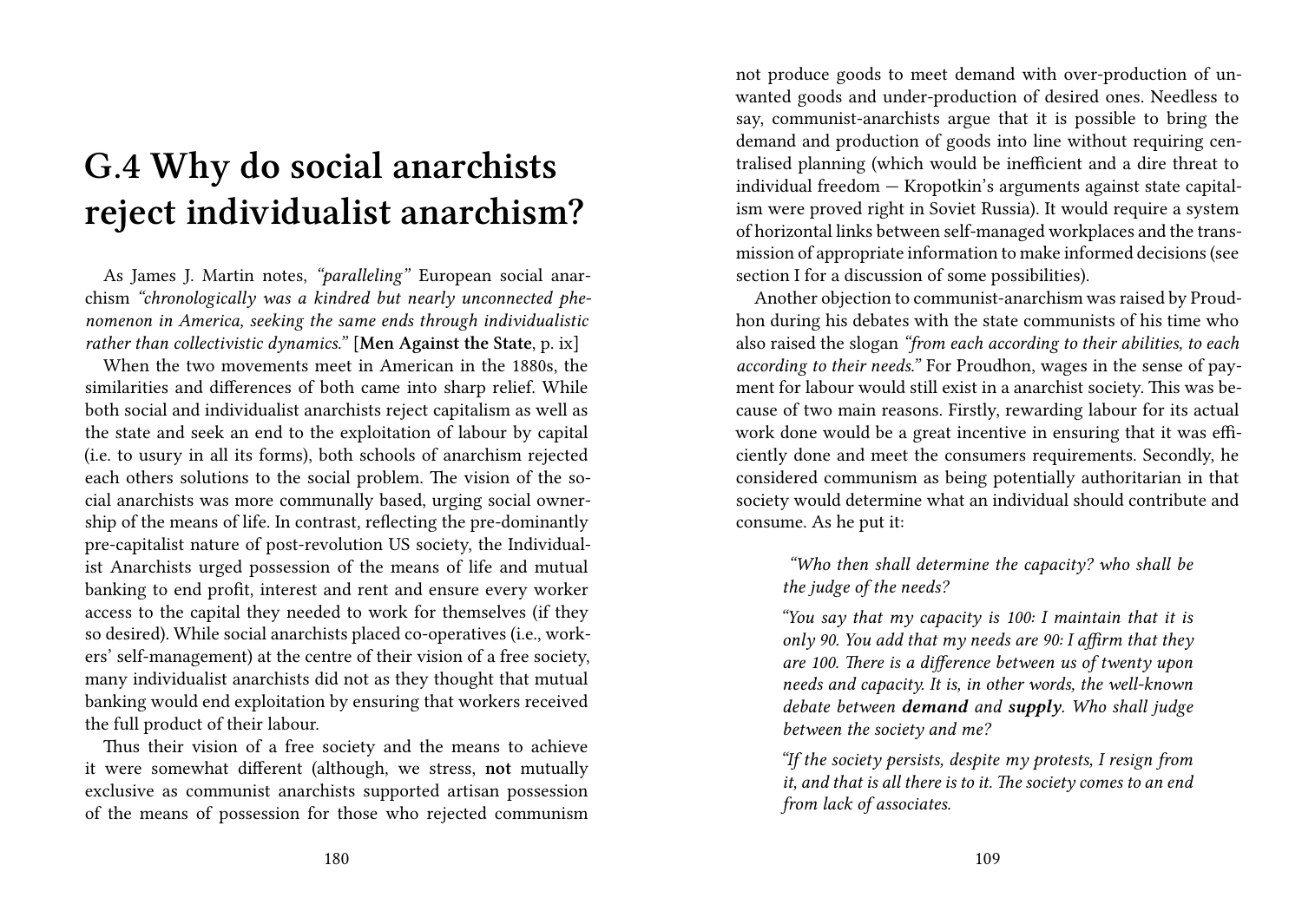# G.4 Why do social anarchists reject individualist anarchism?

As James J. Martin notes, *"paralleling"* European social anarchism *"chronologically was a kindred but nearly unconnected phenomenon in America, seeking the same ends through individualistic rather than collectivistic dynamics."* [**Men Against the State**, p. ix]

When the two movements meet in American in the 1880s, the similarities and differences of both came into sharp relief. While both social and individualist anarchists reject capitalism as well as the state and seek an end to the exploitation of labour by capital (i.e. to usury in all its forms), both schools of anarchism rejected each others solutions to the social problem. The vision of the social anarchists was more communally based, urging social ownership of the means of life. In contrast, reflecting the pre-dominantly pre-capitalist nature of post-revolution US society, the Individualist Anarchists urged possession of the means of life and mutual banking to end profit, interest and rent and ensure every worker access to the capital they needed to work for themselves (if they so desired). While social anarchists placed co-operatives (i.e., workers' self-management) at the centre of their vision of a free society, many individualist anarchists did not as they thought that mutual banking would end exploitation by ensuring that workers received the full product of their labour.

Thus their vision of a free society and the means to achieve it were somewhat different (although, we stress, **not** mutually exclusive as communist anarchists supported artisan possession of the means of possession for those who rejected communism

not produce goods to meet demand with over-production of unwanted goods and under-production of desired ones. Needless to say, communist-anarchists argue that it is possible to bring the demand and production of goods into line without requiring centralised planning (which would be inefficient and a dire threat to individual freedom — Kropotkin's arguments against state capitalism were proved right in Soviet Russia). It would require a system of horizontal links between self-managed workplaces and the transmission of appropriate information to make informed decisions (see section I for a discussion of some possibilities).

Another objection to communist-anarchism was raised by Proudhon during his debates with the state communists of his time who also raised the slogan *"from each according to their abilities, to each according to their needs."* For Proudhon, wages in the sense of payment for labour would still exist in a anarchist society. This was because of two main reasons. Firstly, rewarding labour for its actual work done would be a great incentive in ensuring that it was efficiently done and meet the consumers requirements. Secondly, he considered communism as being potentially authoritarian in that society would determine what an individual should contribute and consume. As he put it:

> *"Who then shall determine the capacity? who shall be the judge of the needs?*
>
> *"You say that my capacity is 100: I maintain that it is only 90. You add that my needs are 90: I affirm that they are 100. There is a difference between us of twenty upon needs and capacity. It is, in other words, the well-known debate between **demand** and **supply**. Who shall judge between the society and me?*
>
> *"If the society persists, despite my protests, I resign from it, and that is all there is to it. The society comes to an end from lack of associates.*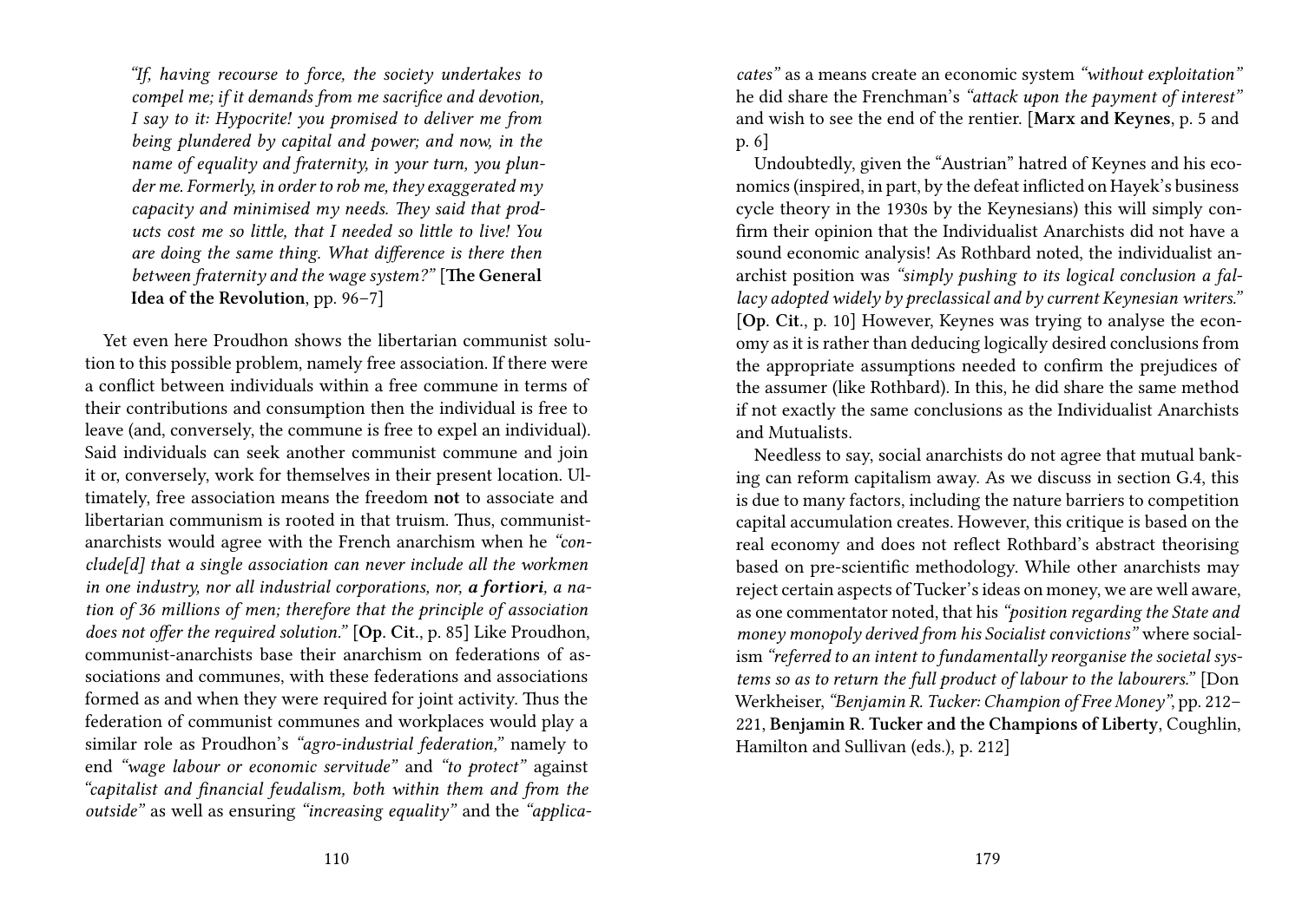*"If, having recourse to force, the society undertakes to compel me; if it demands from me sacrifice and devotion, I say to it: Hypocrite! you promised to deliver me from being plundered by capital and power; and now, in the name of equality and fraternity, in your turn, you plunder me. Formerly, in order to rob me, they exaggerated my capacity and minimised my needs. They said that products cost me so little, that I needed so little to live! You are doing the same thing. What difference is there then between fraternity and the wage system?"* [**The General Idea of the Revolution**, pp. 96–7]

Yet even here Proudhon shows the libertarian communist solution to this possible problem, namely free association. If there were a conflict between individuals within a free commune in terms of their contributions and consumption then the individual is free to leave (and, conversely, the commune is free to expel an individual). Said individuals can seek another communist commune and join it or, conversely, work for themselves in their present location. Ultimately, free association means the freedom **not** to associate and libertarian communism is rooted in that truism. Thus, communist-anarchists would agree with the French anarchism when he *"conclude[d] that a single association can never include all the workmen in one industry, nor all industrial corporations, nor, **a fortiori**, a nation of 36 millions of men; therefore that the principle of association does not offer the required solution."* [**Op. Cit.**, p. 85] Like Proudhon, communist-anarchists base their anarchism on federations of associations and communes, with these federations and associations formed as and when they were required for joint activity. Thus the federation of communist communes and workplaces would play a similar role as Proudhon's *"agro-industrial federation,"* namely to end *"wage labour or economic servitude"* and *"to protect"* against *"capitalist and financial feudalism, both within them and from the outside"* as well as ensuring *"increasing equality"* and the *"applica-*

*cates"* as a means create an economic system *"without exploitation"* he did share the Frenchman's *"attack upon the payment of interest"* and wish to see the end of the rentier. [**Marx and Keynes**, p. 5 and p. 6]

Undoubtedly, given the "Austrian" hatred of Keynes and his economics (inspired, in part, by the defeat inflicted on Hayek's business cycle theory in the 1930s by the Keynesians) this will simply confirm their opinion that the Individualist Anarchists did not have a sound economic analysis! As Rothbard noted, the individualist anarchist position was *"simply pushing to its logical conclusion a fallacy adopted widely by preclassical and by current Keynesian writers."* [**Op. Cit.**, p. 10] However, Keynes was trying to analyse the economy as it is rather than deducing logically desired conclusions from the appropriate assumptions needed to confirm the prejudices of the assumer (like Rothbard). In this, he did share the same method if not exactly the same conclusions as the Individualist Anarchists and Mutualists.

Needless to say, social anarchists do not agree that mutual banking can reform capitalism away. As we discuss in section G.4, this is due to many factors, including the nature barriers to competition capital accumulation creates. However, this critique is based on the real economy and does not reflect Rothbard's abstract theorising based on pre-scientific methodology. While other anarchists may reject certain aspects of Tucker's ideas on money, we are well aware, as one commentator noted, that his *"position regarding the State and money monopoly derived from his Socialist convictions"* where socialism *"referred to an intent to fundamentally reorganise the societal systems so as to return the full product of labour to the labourers."* [Don Werkheiser, *"Benjamin R. Tucker: Champion of Free Money"*, pp. 212–221, **Benjamin R. Tucker and the Champions of Liberty**, Coughlin, Hamilton and Sullivan (eds.), p. 212]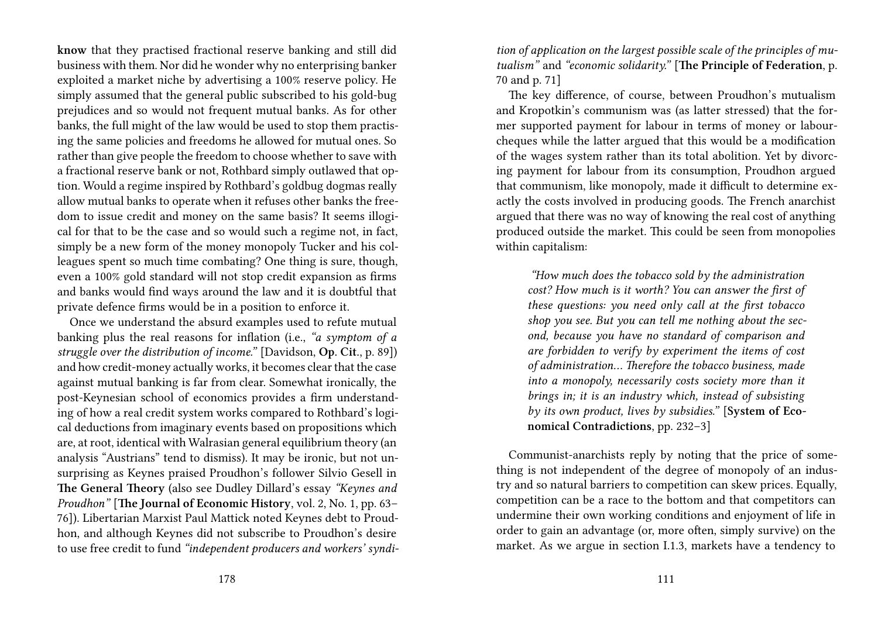**know** that they practised fractional reserve banking and still did business with them. Nor did he wonder why no enterprising banker exploited a market niche by advertising a 100% reserve policy. He simply assumed that the general public subscribed to his gold-bug prejudices and so would not frequent mutual banks. As for other banks, the full might of the law would be used to stop them practising the same policies and freedoms he allowed for mutual ones. So rather than give people the freedom to choose whether to save with a fractional reserve bank or not, Rothbard simply outlawed that option. Would a regime inspired by Rothbard's goldbug dogmas really allow mutual banks to operate when it refuses other banks the freedom to issue credit and money on the same basis? It seems illogical for that to be the case and so would such a regime not, in fact, simply be a new form of the money monopoly Tucker and his colleagues spent so much time combating? One thing is sure, though, even a 100% gold standard will not stop credit expansion as firms and banks would find ways around the law and it is doubtful that private defence firms would be in a position to enforce it.

Once we understand the absurd examples used to refute mutual banking plus the real reasons for inflation (i.e., *"a symptom of a struggle over the distribution of income."* [Davidson, **Op. Cit.**, p. 89]) and how credit-money actually works, it becomes clear that the case against mutual banking is far from clear. Somewhat ironically, the post-Keynesian school of economics provides a firm understanding of how a real credit system works compared to Rothbard's logical deductions from imaginary events based on propositions which are, at root, identical with Walrasian general equilibrium theory (an analysis "Austrians" tend to dismiss). It may be ironic, but not unsurprising as Keynes praised Proudhon's follower Silvio Gesell in **The General Theory** (also see Dudley Dillard's essay *"Keynes and Proudhon"* [**The Journal of Economic History**, vol. 2, No. 1, pp. 63–76]). Libertarian Marxist Paul Mattick noted Keynes debt to Proudhon, and although Keynes did not subscribe to Proudhon's desire to use free credit to fund *"independent producers and workers' syndication of application on the largest possible scale of the principles of mutualism"* and *"economic solidarity."* [**The Principle of Federation**, p. 70 and p. 71]

The key difference, of course, between Proudhon's mutualism and Kropotkin's communism was (as latter stressed) that the former supported payment for labour in terms of money or labour-cheques while the latter argued that this would be a modification of the wages system rather than its total abolition. Yet by divorcing payment for labour from its consumption, Proudhon argued that communism, like monopoly, made it difficult to determine exactly the costs involved in producing goods. The French anarchist argued that there was no way of knowing the real cost of anything produced outside the market. This could be seen from monopolies within capitalism:

> *"How much does the tobacco sold by the administration cost? How much is it worth? You can answer the first of these questions: you need only call at the first tobacco shop you see. But you can tell me nothing about the second, because you have no standard of comparison and are forbidden to verify by experiment the items of cost of administration… Therefore the tobacco business, made into a monopoly, necessarily costs society more than it brings in; it is an industry which, instead of subsisting by its own product, lives by subsidies."* [**System of Economical Contradictions**, pp. 232–3]

Communist-anarchists reply by noting that the price of something is not independent of the degree of monopoly of an industry and so natural barriers to competition can skew prices. Equally, competition can be a race to the bottom and that competitors can undermine their own working conditions and enjoyment of life in order to gain an advantage (or, more often, simply survive) on the market. As we argue in section I.1.3, markets have a tendency to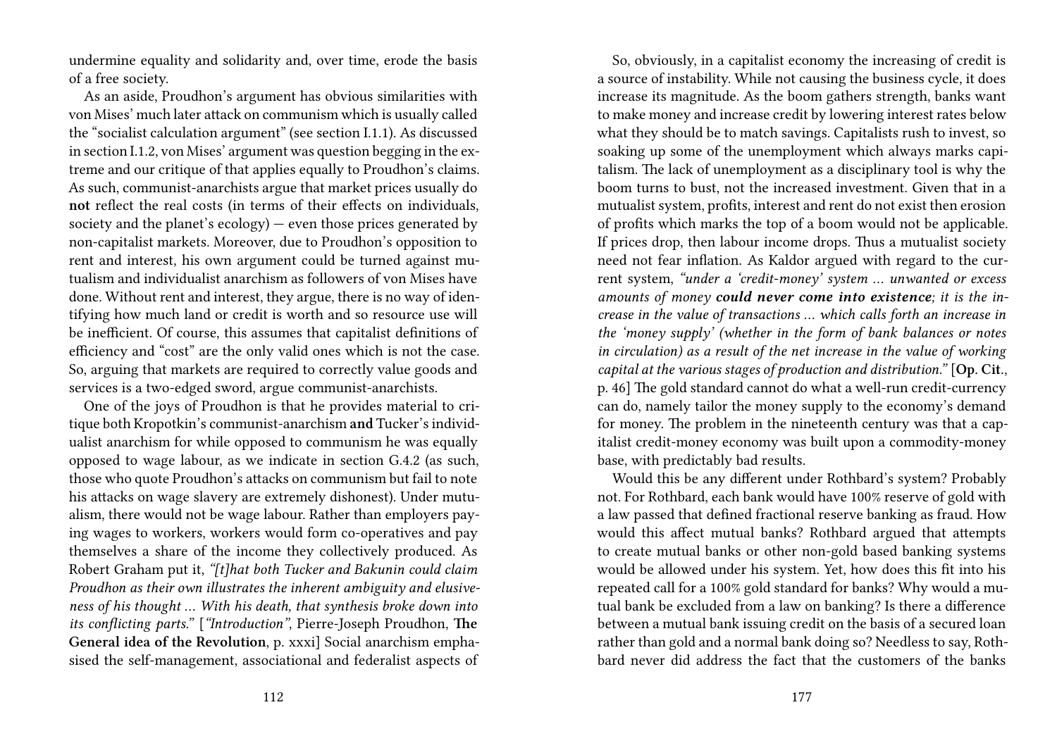undermine equality and solidarity and, over time, erode the basis of a free society.

As an aside, Proudhon's argument has obvious similarities with von Mises' much later attack on communism which is usually called the "socialist calculation argument" (see section I.1.1). As discussed in section I.1.2, von Mises' argument was question begging in the extreme and our critique of that applies equally to Proudhon's claims. As such, communist-anarchists argue that market prices usually do **not** reflect the real costs (in terms of their effects on individuals, society and the planet's ecology) — even those prices generated by non-capitalist markets. Moreover, due to Proudhon's opposition to rent and interest, his own argument could be turned against mutualism and individualist anarchism as followers of von Mises have done. Without rent and interest, they argue, there is no way of identifying how much land or credit is worth and so resource use will be inefficient. Of course, this assumes that capitalist definitions of efficiency and "cost" are the only valid ones which is not the case. So, arguing that markets are required to correctly value goods and services is a two-edged sword, argue communist-anarchists.

One of the joys of Proudhon is that he provides material to critique both Kropotkin's communist-anarchism **and** Tucker's individualist anarchism for while opposed to communism he was equally opposed to wage labour, as we indicate in section G.4.2 (as such, those who quote Proudhon's attacks on communism but fail to note his attacks on wage slavery are extremely dishonest). Under mutualism, there would not be wage labour. Rather than employers paying wages to workers, workers would form co-operatives and pay themselves a share of the income they collectively produced. As Robert Graham put it, *"[t]hat both Tucker and Bakunin could claim Proudhon as their own illustrates the inherent ambiguity and elusiveness of his thought … With his death, that synthesis broke down into its conflicting parts."* [*"Introduction"*, Pierre-Joseph Proudhon, **The General idea of the Revolution**, p. xxxi] Social anarchism emphasised the self-management, associational and federalist aspects of

So, obviously, in a capitalist economy the increasing of credit is a source of instability. While not causing the business cycle, it does increase its magnitude. As the boom gathers strength, banks want to make money and increase credit by lowering interest rates below what they should be to match savings. Capitalists rush to invest, so soaking up some of the unemployment which always marks capitalism. The lack of unemployment as a disciplinary tool is why the boom turns to bust, not the increased investment. Given that in a mutualist system, profits, interest and rent do not exist then erosion of profits which marks the top of a boom would not be applicable. If prices drop, then labour income drops. Thus a mutualist society need not fear inflation. As Kaldor argued with regard to the current system, *"under a 'credit-money' system … unwanted or excess amounts of money* ***could never come into existence****; it is the increase in the value of transactions … which calls forth an increase in the 'money supply' (whether in the form of bank balances or notes in circulation) as a result of the net increase in the value of working capital at the various stages of production and distribution."* [**Op. Cit.**, p. 46] The gold standard cannot do what a well-run credit-currency can do, namely tailor the money supply to the economy's demand for money. The problem in the nineteenth century was that a capitalist credit-money economy was built upon a commodity-money base, with predictably bad results.

Would this be any different under Rothbard's system? Probably not. For Rothbard, each bank would have 100% reserve of gold with a law passed that defined fractional reserve banking as fraud. How would this affect mutual banks? Rothbard argued that attempts to create mutual banks or other non-gold based banking systems would be allowed under his system. Yet, how does this fit into his repeated call for a 100% gold standard for banks? Why would a mutual bank be excluded from a law on banking? Is there a difference between a mutual bank issuing credit on the basis of a secured loan rather than gold and a normal bank doing so? Needless to say, Rothbard never did address the fact that the customers of the banks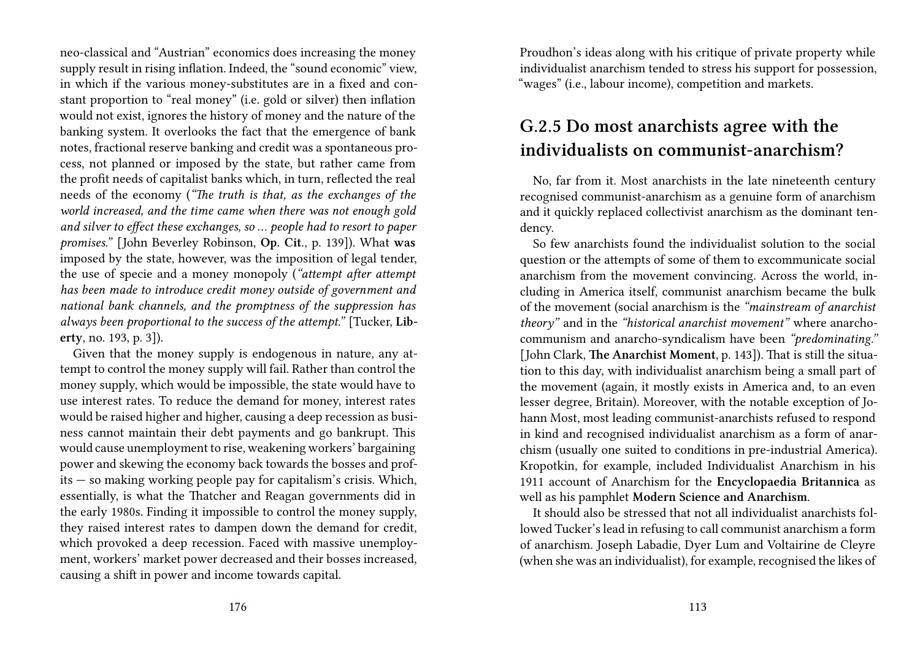neo-classical and "Austrian" economics does increasing the money supply result in rising inflation. Indeed, the "sound economic" view, in which if the various money-substitutes are in a fixed and constant proportion to "real money" (i.e. gold or silver) then inflation would not exist, ignores the history of money and the nature of the banking system. It overlooks the fact that the emergence of bank notes, fractional reserve banking and credit was a spontaneous process, not planned or imposed by the state, but rather came from the profit needs of capitalist banks which, in turn, reflected the real needs of the economy (*"The truth is that, as the exchanges of the world increased, and the time came when there was not enough gold and silver to effect these exchanges, so ... people had to resort to paper promises."* [John Beverley Robinson, **Op. Cit.**, p. 139]). What **was** imposed by the state, however, was the imposition of legal tender, the use of specie and a money monopoly (*"attempt after attempt has been made to introduce credit money outside of government and national bank channels, and the promptness of the suppression has always been proportional to the success of the attempt."* [Tucker, **Liberty**, no. 193, p. 3]).

Given that the money supply is endogenous in nature, any attempt to control the money supply will fail. Rather than control the money supply, which would be impossible, the state would have to use interest rates. To reduce the demand for money, interest rates would be raised higher and higher, causing a deep recession as business cannot maintain their debt payments and go bankrupt. This would cause unemployment to rise, weakening workers' bargaining power and skewing the economy back towards the bosses and profits — so making working people pay for capitalism's crisis. Which, essentially, is what the Thatcher and Reagan governments did in the early 1980s. Finding it impossible to control the money supply, they raised interest rates to dampen down the demand for credit, which provoked a deep recession. Faced with massive unemployment, workers' market power decreased and their bosses increased, causing a shift in power and income towards capital.

Proudhon's ideas along with his critique of private property while individualist anarchism tended to stress his support for possession, "wages" (i.e., labour income), competition and markets.

## G.2.5 Do most anarchists agree with the individualists on communist-anarchism?

No, far from it. Most anarchists in the late nineteenth century recognised communist-anarchism as a genuine form of anarchism and it quickly replaced collectivist anarchism as the dominant tendency.

So few anarchists found the individualist solution to the social question or the attempts of some of them to excommunicate social anarchism from the movement convincing. Across the world, including in America itself, communist anarchism became the bulk of the movement (social anarchism is the *"mainstream of anarchist theory"* and in the *"historical anarchist movement"* where anarcho-communism and anarcho-syndicalism have been *"predominating."* [John Clark, **The Anarchist Moment**, p. 143]). That is still the situation to this day, with individualist anarchism being a small part of the movement (again, it mostly exists in America and, to an even lesser degree, Britain). Moreover, with the notable exception of Johann Most, most leading communist-anarchists refused to respond in kind and recognised individualist anarchism as a form of anarchism (usually one suited to conditions in pre-industrial America). Kropotkin, for example, included Individualist Anarchism in his 1911 account of Anarchism for the **Encyclopaedia Britannica** as well as his pamphlet **Modern Science and Anarchism**.

It should also be stressed that not all individualist anarchists followed Tucker's lead in refusing to call communist anarchism a form of anarchism. Joseph Labadie, Dyer Lum and Voltairine de Cleyre (when she was an individualist), for example, recognised the likes of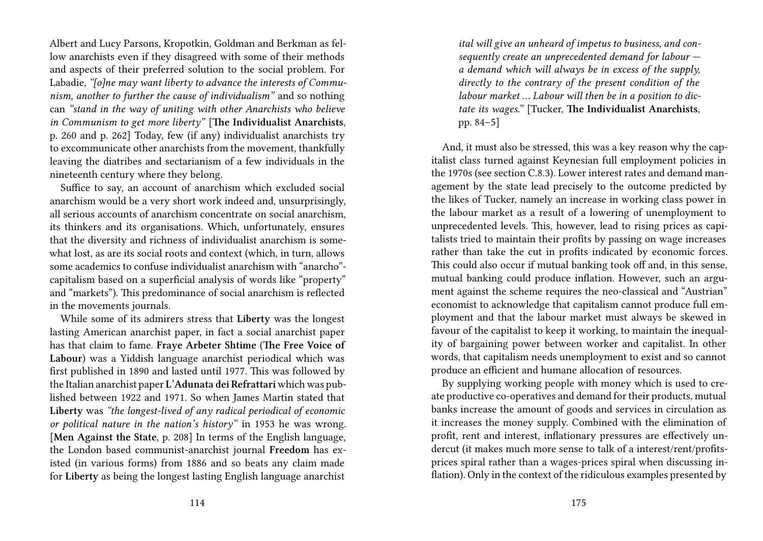Albert and Lucy Parsons, Kropotkin, Goldman and Berkman as fellow anarchists even if they disagreed with some of their methods and aspects of their preferred solution to the social problem. For Labadie, *"[o]ne may want liberty to advance the interests of Communism, another to further the cause of individualism"* and so nothing can *"stand in the way of uniting with other Anarchists who believe in Communism to get more liberty"* [**The Individualist Anarchists**, p. 260 and p. 262] Today, few (if any) individualist anarchists try to excommunicate other anarchists from the movement, thankfully leaving the diatribes and sectarianism of a few individuals in the nineteenth century where they belong.

Suffice to say, an account of anarchism which excluded social anarchism would be a very short work indeed and, unsurprisingly, all serious accounts of anarchism concentrate on social anarchism, its thinkers and its organisations. Which, unfortunately, ensures that the diversity and richness of individualist anarchism is somewhat lost, as are its social roots and context (which, in turn, allows some academics to confuse individualist anarchism with "anarcho"-capitalism based on a superficial analysis of words like "property" and "markets"). This predominance of social anarchism is reflected in the movements journals.

While some of its admirers stress that **Liberty** was the longest lasting American anarchist paper, in fact a social anarchist paper has that claim to fame. **Fraye Arbeter Shtime** (**The Free Voice of Labour**) was a Yiddish language anarchist periodical which was first published in 1890 and lasted until 1977. This was followed by the Italian anarchist paper **L'Adunata dei Refrattari** which was published between 1922 and 1971. So when James Martin stated that **Liberty** was *"the longest-lived of any radical periodical of economic or political nature in the nation's history"* in 1953 he was wrong. [**Men Against the State**, p. 208] In terms of the English language, the London based communist-anarchist journal **Freedom** has existed (in various forms) from 1886 and so beats any claim made for **Liberty** as being the longest lasting English language anarchist

> *ital will give an unheard of impetus to business, and consequently create an unprecedented demand for labour — a demand which will always be in excess of the supply, directly to the contrary of the present condition of the labour market ... Labour will then be in a position to dictate its wages."* [Tucker, **The Individualist Anarchists**, pp. 84–5]

And, it must also be stressed, this was a key reason why the capitalist class turned against Keynesian full employment policies in the 1970s (see section C.8.3). Lower interest rates and demand management by the state lead precisely to the outcome predicted by the likes of Tucker, namely an increase in working class power in the labour market as a result of a lowering of unemployment to unprecedented levels. This, however, lead to rising prices as capitalists tried to maintain their profits by passing on wage increases rather than take the cut in profits indicated by economic forces. This could also occur if mutual banking took off and, in this sense, mutual banking could produce inflation. However, such an argument against the scheme requires the neo-classical and "Austrian" economist to acknowledge that capitalism cannot produce full employment and that the labour market must always be skewed in favour of the capitalist to keep it working, to maintain the inequality of bargaining power between worker and capitalist. In other words, that capitalism needs unemployment to exist and so cannot produce an efficient and humane allocation of resources.

By supplying working people with money which is used to create productive co-operatives and demand for their products, mutual banks increase the amount of goods and services in circulation as it increases the money supply. Combined with the elimination of profit, rent and interest, inflationary pressures are effectively undercut (it makes much more sense to talk of a interest/rent/profits-prices spiral rather than a wages-prices spiral when discussing inflation). Only in the context of the ridiculous examples presented by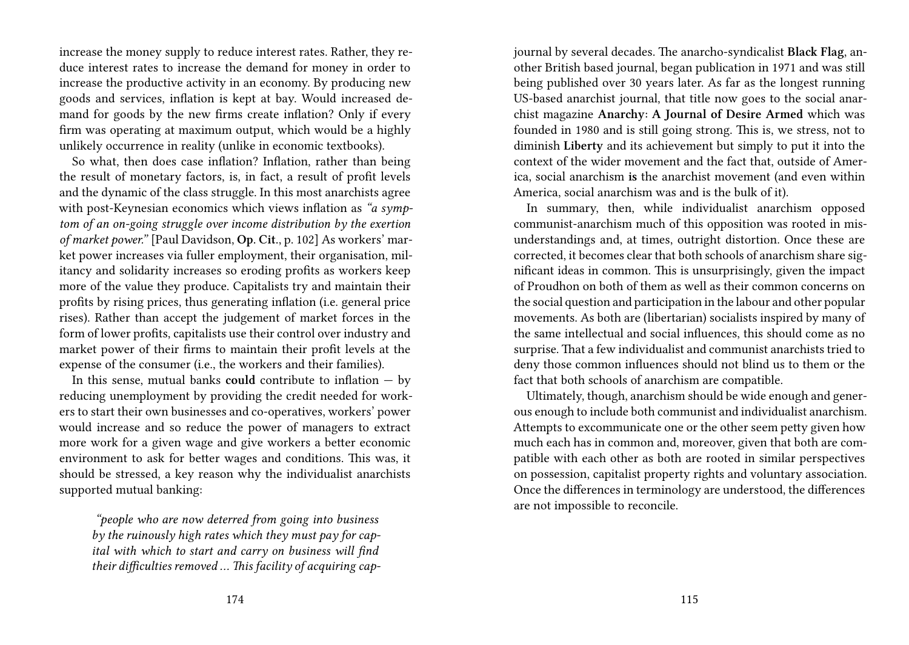increase the money supply to reduce interest rates. Rather, they reduce interest rates to increase the demand for money in order to increase the productive activity in an economy. By producing new goods and services, inflation is kept at bay. Would increased demand for goods by the new firms create inflation? Only if every firm was operating at maximum output, which would be a highly unlikely occurrence in reality (unlike in economic textbooks).

So what, then does case inflation? Inflation, rather than being the result of monetary factors, is, in fact, a result of profit levels and the dynamic of the class struggle. In this most anarchists agree with post-Keynesian economics which views inflation as *"a symptom of an on-going struggle over income distribution by the exertion of market power."* [Paul Davidson, **Op. Cit.**, p. 102] As workers' market power increases via fuller employment, their organisation, militancy and solidarity increases so eroding profits as workers keep more of the value they produce. Capitalists try and maintain their profits by rising prices, thus generating inflation (i.e. general price rises). Rather than accept the judgement of market forces in the form of lower profits, capitalists use their control over industry and market power of their firms to maintain their profit levels at the expense of the consumer (i.e., the workers and their families).

In this sense, mutual banks **could** contribute to inflation — by reducing unemployment by providing the credit needed for workers to start their own businesses and co-operatives, workers' power would increase and so reduce the power of managers to extract more work for a given wage and give workers a better economic environment to ask for better wages and conditions. This was, it should be stressed, a key reason why the individualist anarchists supported mutual banking:

> *"people who are now deterred from going into business by the ruinously high rates which they must pay for capital with which to start and carry on business will find their difficulties removed … This facility of acquiring cap-*

journal by several decades. The anarcho-syndicalist **Black Flag**, another British based journal, began publication in 1971 and was still being published over 30 years later. As far as the longest running US-based anarchist journal, that title now goes to the social anarchist magazine **Anarchy: A Journal of Desire Armed** which was founded in 1980 and is still going strong. This is, we stress, not to diminish **Liberty** and its achievement but simply to put it into the context of the wider movement and the fact that, outside of America, social anarchism **is** the anarchist movement (and even within America, social anarchism was and is the bulk of it).

In summary, then, while individualist anarchism opposed communist-anarchism much of this opposition was rooted in misunderstandings and, at times, outright distortion. Once these are corrected, it becomes clear that both schools of anarchism share significant ideas in common. This is unsurprisingly, given the impact of Proudhon on both of them as well as their common concerns on the social question and participation in the labour and other popular movements. As both are (libertarian) socialists inspired by many of the same intellectual and social influences, this should come as no surprise. That a few individualist and communist anarchists tried to deny those common influences should not blind us to them or the fact that both schools of anarchism are compatible.

Ultimately, though, anarchism should be wide enough and generous enough to include both communist and individualist anarchism. Attempts to excommunicate one or the other seem petty given how much each has in common and, moreover, given that both are compatible with each other as both are rooted in similar perspectives on possession, capitalist property rights and voluntary association. Once the differences in terminology are understood, the differences are not impossible to reconcile.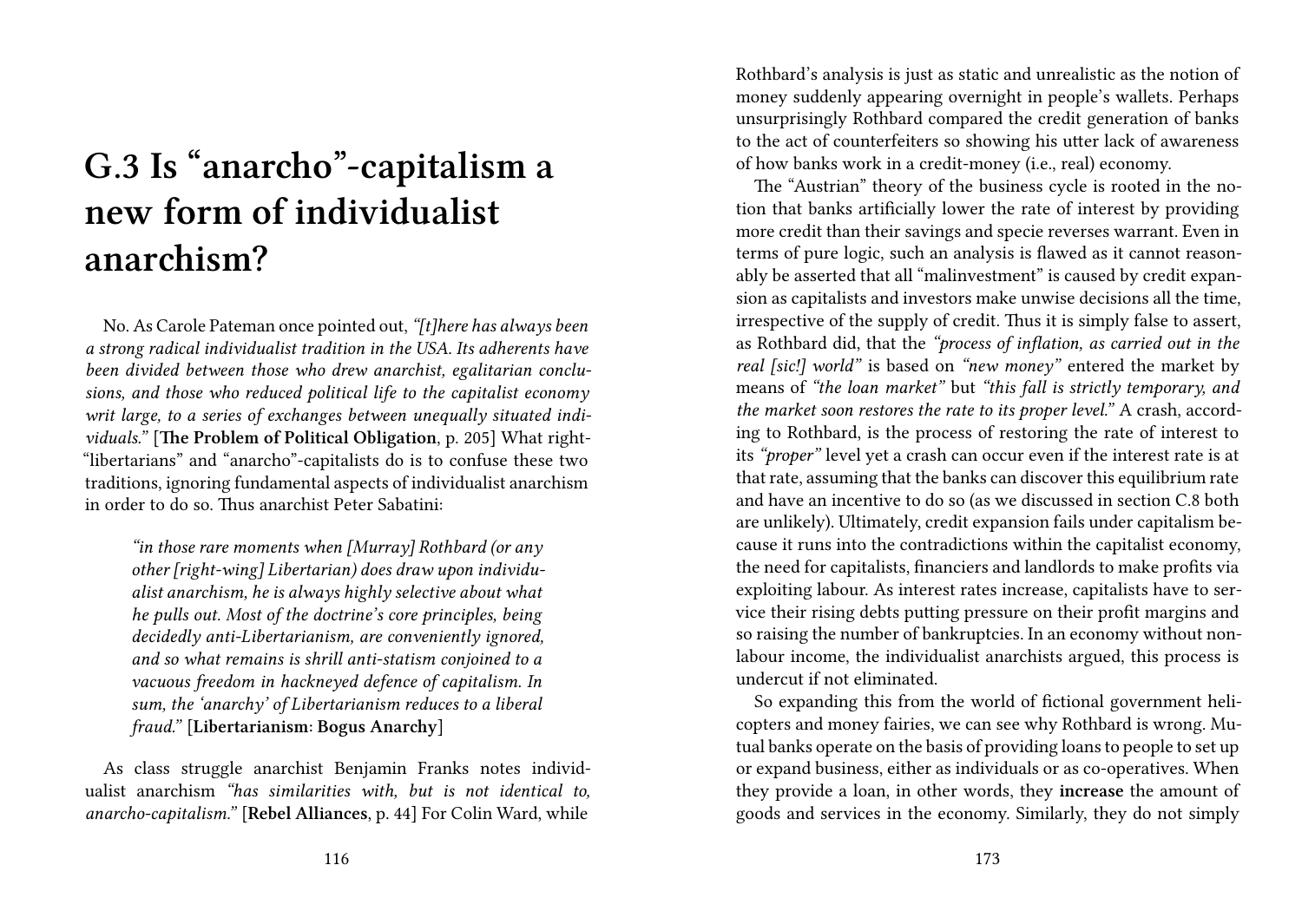# G.3 Is "anarcho"-capitalism a new form of individualist anarchism?

No. As Carole Pateman once pointed out, *"[t]here has always been a strong radical individualist tradition in the USA. Its adherents have been divided between those who drew anarchist, egalitarian conclusions, and those who reduced political life to the capitalist economy writ large, to a series of exchanges between unequally situated individuals."* [**The Problem of Political Obligation**, p. 205] What right-"libertarians" and "anarcho"-capitalists do is to confuse these two traditions, ignoring fundamental aspects of individualist anarchism in order to do so. Thus anarchist Peter Sabatini:

> *"in those rare moments when [Murray] Rothbard (or any other [right-wing] Libertarian) does draw upon individualist anarchism, he is always highly selective about what he pulls out. Most of the doctrine's core principles, being decidedly anti-Libertarianism, are conveniently ignored, and so what remains is shrill anti-statism conjoined to a vacuous freedom in hackneyed defence of capitalism. In sum, the 'anarchy' of Libertarianism reduces to a liberal fraud."* [**Libertarianism: Bogus Anarchy**]

As class struggle anarchist Benjamin Franks notes individualist anarchism *"has similarities with, but is not identical to, anarcho-capitalism."* [**Rebel Alliances**, p. 44] For Colin Ward, while

Rothbard's analysis is just as static and unrealistic as the notion of money suddenly appearing overnight in people's wallets. Perhaps unsurprisingly Rothbard compared the credit generation of banks to the act of counterfeiters so showing his utter lack of awareness of how banks work in a credit-money (i.e., real) economy.

The "Austrian" theory of the business cycle is rooted in the notion that banks artificially lower the rate of interest by providing more credit than their savings and specie reverses warrant. Even in terms of pure logic, such an analysis is flawed as it cannot reasonably be asserted that all "malinvestment" is caused by credit expansion as capitalists and investors make unwise decisions all the time, irrespective of the supply of credit. Thus it is simply false to assert, as Rothbard did, that the *"process of inflation, as carried out in the real [sic!] world"* is based on *"new money"* entered the market by means of *"the loan market"* but *"this fall is strictly temporary, and the market soon restores the rate to its proper level."* A crash, according to Rothbard, is the process of restoring the rate of interest to its *"proper"* level yet a crash can occur even if the interest rate is at that rate, assuming that the banks can discover this equilibrium rate and have an incentive to do so (as we discussed in section C.8 both are unlikely). Ultimately, credit expansion fails under capitalism because it runs into the contradictions within the capitalist economy, the need for capitalists, financiers and landlords to make profits via exploiting labour. As interest rates increase, capitalists have to service their rising debts putting pressure on their profit margins and so raising the number of bankruptcies. In an economy without non-labour income, the individualist anarchists argued, this process is undercut if not eliminated.

So expanding this from the world of fictional government helicopters and money fairies, we can see why Rothbard is wrong. Mutual banks operate on the basis of providing loans to people to set up or expand business, either as individuals or as co-operatives. When they provide a loan, in other words, they **increase** the amount of goods and services in the economy. Similarly, they do not simply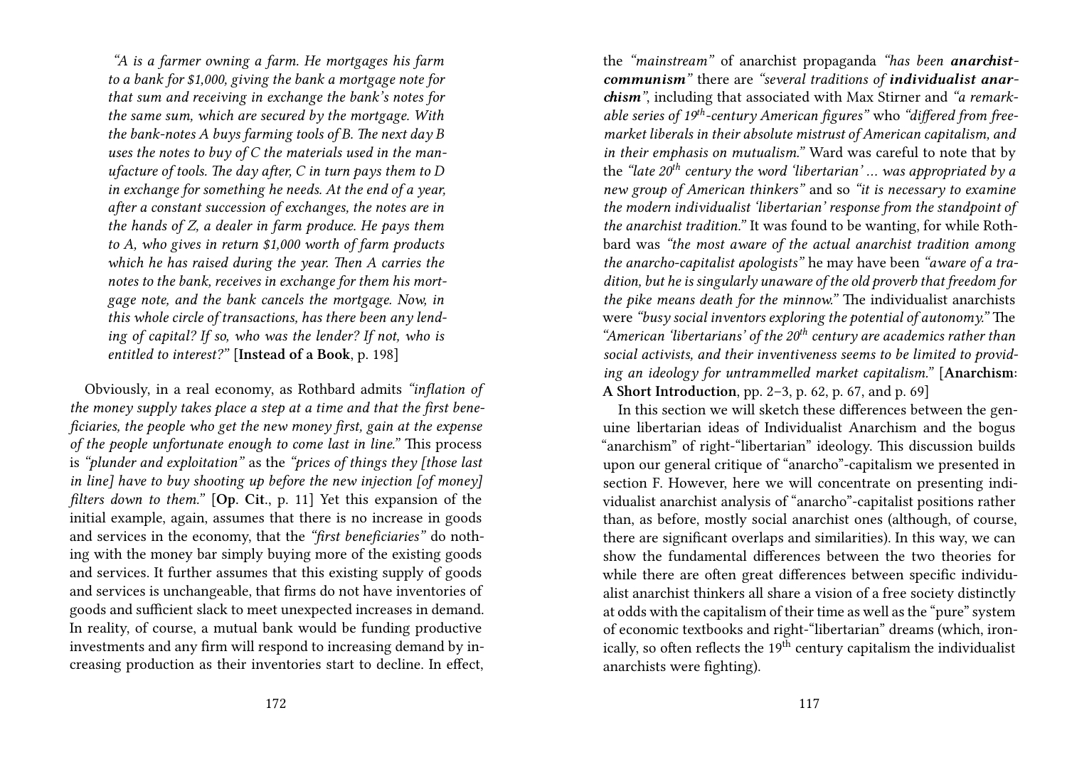*"A is a farmer owning a farm. He mortgages his farm to a bank for $1,000, giving the bank a mortgage note for that sum and receiving in exchange the bank's notes for the same sum, which are secured by the mortgage. With the bank-notes A buys farming tools of B. The next day B uses the notes to buy of C the materials used in the manufacture of tools. The day after, C in turn pays them to D in exchange for something he needs. At the end of a year, after a constant succession of exchanges, the notes are in the hands of Z, a dealer in farm produce. He pays them to A, who gives in return $1,000 worth of farm products which he has raised during the year. Then A carries the notes to the bank, receives in exchange for them his mortgage note, and the bank cancels the mortgage. Now, in this whole circle of transactions, has there been any lending of capital? If so, who was the lender? If not, who is entitled to interest?"* [**Instead of a Book**, p. 198]

Obviously, in a real economy, as Rothbard admits *"inflation of the money supply takes place a step at a time and that the first beneficiaries, the people who get the new money first, gain at the expense of the people unfortunate enough to come last in line."* This process is *"plunder and exploitation"* as the *"prices of things they [those last in line] have to buy shooting up before the new injection [of money] filters down to them."* [**Op. Cit.**, p. 11] Yet this expansion of the initial example, again, assumes that there is no increase in goods and services in the economy, that the *"first beneficiaries"* do nothing with the money bar simply buying more of the existing goods and services. It further assumes that this existing supply of goods and services is unchangeable, that firms do not have inventories of goods and sufficient slack to meet unexpected increases in demand. In reality, of course, a mutual bank would be funding productive investments and any firm will respond to increasing demand by increasing production as their inventories start to decline. In effect,

the *"mainstream"* of anarchist propaganda *"has been* ***anarchist-communism****"* there are *"several traditions of* ***individualist anarchism****"*, including that associated with Max Stirner and *"a remarkable series of 19th-century American figures"* who *"differed from free-market liberals in their absolute mistrust of American capitalism, and in their emphasis on mutualism."* Ward was careful to note that by the *"late 20th century the word 'libertarian' … was appropriated by a new group of American thinkers"* and so *"it is necessary to examine the modern individualist 'libertarian' response from the standpoint of the anarchist tradition."* It was found to be wanting, for while Rothbard was *"the most aware of the actual anarchist tradition among the anarcho-capitalist apologists"* he may have been *"aware of a tradition, but he is singularly unaware of the old proverb that freedom for the pike means death for the minnow."* The individualist anarchists were *"busy social inventors exploring the potential of autonomy."* The *"American 'libertarians' of the 20th century are academics rather than social activists, and their inventiveness seems to be limited to providing an ideology for untrammelled market capitalism."* [**Anarchism: A Short Introduction**, pp. 2–3, p. 62, p. 67, and p. 69]

In this section we will sketch these differences between the genuine libertarian ideas of Individualist Anarchism and the bogus "anarchism" of right-"libertarian" ideology. This discussion builds upon our general critique of "anarcho"-capitalism we presented in section F. However, here we will concentrate on presenting individualist anarchist analysis of "anarcho"-capitalist positions rather than, as before, mostly social anarchist ones (although, of course, there are significant overlaps and similarities). In this way, we can show the fundamental differences between the two theories for while there are often great differences between specific individualist anarchist thinkers all share a vision of a free society distinctly at odds with the capitalism of their time as well as the "pure" system of economic textbooks and right-"libertarian" dreams (which, ironically, so often reflects the 19th century capitalism the individualist anarchists were fighting).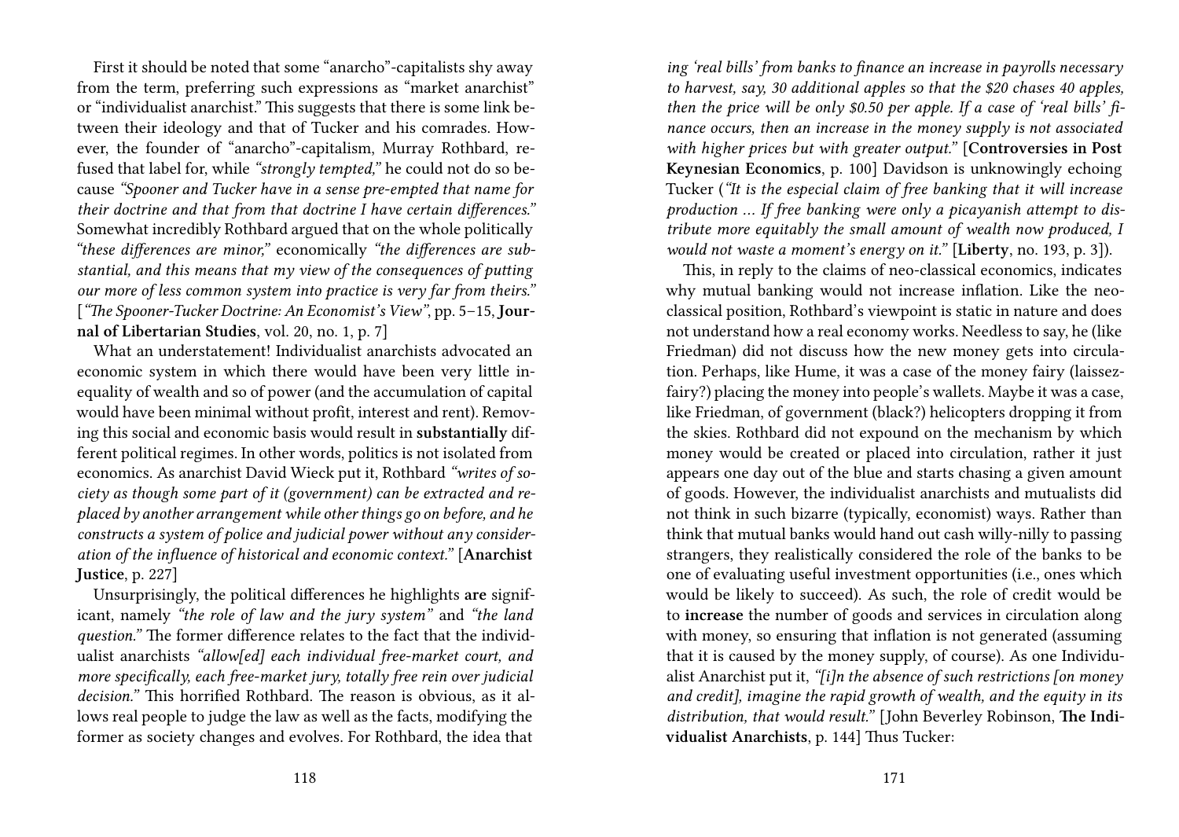First it should be noted that some "anarcho"-capitalists shy away from the term, preferring such expressions as "market anarchist" or "individualist anarchist." This suggests that there is some link between their ideology and that of Tucker and his comrades. However, the founder of "anarcho"-capitalism, Murray Rothbard, refused that label for, while *"strongly tempted,"* he could not do so because *"Spooner and Tucker have in a sense pre-empted that name for their doctrine and that from that doctrine I have certain differences."* Somewhat incredibly Rothbard argued that on the whole politically *"these differences are minor,"* economically *"the differences are substantial, and this means that my view of the consequences of putting our more of less common system into practice is very far from theirs."* [*"The Spooner-Tucker Doctrine: An Economist's View"*, pp. 5–15, **Journal of Libertarian Studies**, vol. 20, no. 1, p. 7]

What an understatement! Individualist anarchists advocated an economic system in which there would have been very little inequality of wealth and so of power (and the accumulation of capital would have been minimal without profit, interest and rent). Removing this social and economic basis would result in **substantially** different political regimes. In other words, politics is not isolated from economics. As anarchist David Wieck put it, Rothbard *"writes of society as though some part of it (government) can be extracted and replaced by another arrangement while other things go on before, and he constructs a system of police and judicial power without any consideration of the influence of historical and economic context."* [**Anarchist Justice**, p. 227]

Unsurprisingly, the political differences he highlights **are** significant, namely *"the role of law and the jury system"* and *"the land question."* The former difference relates to the fact that the individualist anarchists *"allow[ed] each individual free-market court, and more specifically, each free-market jury, totally free rein over judicial decision."* This horrified Rothbard. The reason is obvious, as it allows real people to judge the law as well as the facts, modifying the former as society changes and evolves. For Rothbard, the idea that

*ing 'real bills' from banks to finance an increase in payrolls necessary to harvest, say, 30 additional apples so that the $20 chases 40 apples, then the price will be only $0.50 per apple. If a case of 'real bills' finance occurs, then an increase in the money supply is not associated with higher prices but with greater output."* [**Controversies in Post Keynesian Economics**, p. 100] Davidson is unknowingly echoing Tucker (*"It is the especial claim of free banking that it will increase production ... If free banking were only a picayanish attempt to distribute more equitably the small amount of wealth now produced, I would not waste a moment's energy on it."* [**Liberty**, no. 193, p. 3]).

This, in reply to the claims of neo-classical economics, indicates why mutual banking would not increase inflation. Like the neo-classical position, Rothbard's viewpoint is static in nature and does not understand how a real economy works. Needless to say, he (like Friedman) did not discuss how the new money gets into circulation. Perhaps, like Hume, it was a case of the money fairy (laissez-fairy?) placing the money into people's wallets. Maybe it was a case, like Friedman, of government (black?) helicopters dropping it from the skies. Rothbard did not expound on the mechanism by which money would be created or placed into circulation, rather it just appears one day out of the blue and starts chasing a given amount of goods. However, the individualist anarchists and mutualists did not think in such bizarre (typically, economist) ways. Rather than think that mutual banks would hand out cash willy-nilly to passing strangers, they realistically considered the role of the banks to be one of evaluating useful investment opportunities (i.e., ones which would be likely to succeed). As such, the role of credit would be to **increase** the number of goods and services in circulation along with money, so ensuring that inflation is not generated (assuming that it is caused by the money supply, of course). As one Individualist Anarchist put it, *"[i]n the absence of such restrictions [on money and credit], imagine the rapid growth of wealth, and the equity in its distribution, that would result."* [John Beverley Robinson, **The Individualist Anarchists**, p. 144] Thus Tucker: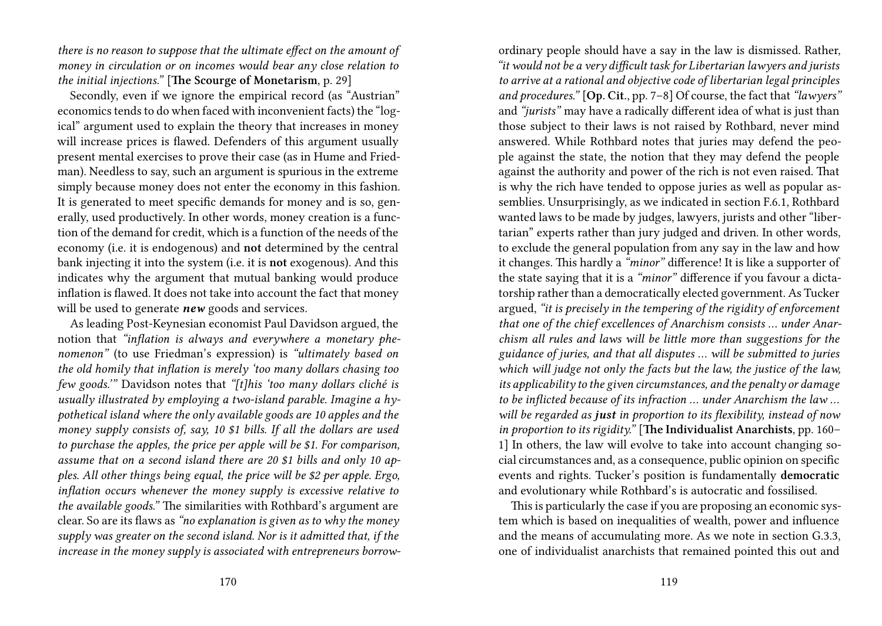there is no reason to suppose that the ultimate effect on the amount of money in circulation or on incomes would bear any close relation to the initial injections."* [**The Scourge of Monetarism**, p. 29]

Secondly, even if we ignore the empirical record (as "Austrian" economics tends to do when faced with inconvenient facts) the "logical" argument used to explain the theory that increases in money will increase prices is flawed. Defenders of this argument usually present mental exercises to prove their case (as in Hume and Friedman). Needless to say, such an argument is spurious in the extreme simply because money does not enter the economy in this fashion. It is generated to meet specific demands for money and is so, generally, used productively. In other words, money creation is a function of the demand for credit, which is a function of the needs of the economy (i.e. it is endogenous) and **not** determined by the central bank injecting it into the system (i.e. it is **not** exogenous). And this indicates why the argument that mutual banking would produce inflation is flawed. It does not take into account the fact that money will be used to generate ***new*** goods and services.

As leading Post-Keynesian economist Paul Davidson argued, the notion that *"inflation is always and everywhere a monetary phenomenon"* (to use Friedman's expression) is *"ultimately based on the old homily that inflation is merely 'too many dollars chasing too few goods.'"* Davidson notes that *"[t]his 'too many dollars cliché is usually illustrated by employing a two-island parable. Imagine a hypothetical island where the only available goods are 10 apples and the money supply consists of, say, 10 $1 bills. If all the dollars are used to purchase the apples, the price per apple will be $1. For comparison, assume that on a second island there are 20 $1 bills and only 10 apples. All other things being equal, the price will be $2 per apple. Ergo, inflation occurs whenever the money supply is excessive relative to the available goods."* The similarities with Rothbard's argument are clear. So are its flaws as *"no explanation is given as to why the money supply was greater on the second island. Nor is it admitted that, if the increase in the money supply is associated with entrepreneurs borrow-*

ordinary people should have a say in the law is dismissed. Rather, *"it would not be a very difficult task for Libertarian lawyers and jurists to arrive at a rational and objective code of libertarian legal principles and procedures."* [**Op. Cit.**, pp. 7–8] Of course, the fact that *"lawyers"* and *"jurists"* may have a radically different idea of what is just than those subject to their laws is not raised by Rothbard, never mind answered. While Rothbard notes that juries may defend the people against the state, the notion that they may defend the people against the authority and power of the rich is not even raised. That is why the rich have tended to oppose juries as well as popular assemblies. Unsurprisingly, as we indicated in section F.6.1, Rothbard wanted laws to be made by judges, lawyers, jurists and other "libertarian" experts rather than jury judged and driven. In other words, to exclude the general population from any say in the law and how it changes. This hardly a *"minor"* difference! It is like a supporter of the state saying that it is a *"minor"* difference if you favour a dictatorship rather than a democratically elected government. As Tucker argued, *"it is precisely in the tempering of the rigidity of enforcement that one of the chief excellences of Anarchism consists … under Anarchism all rules and laws will be little more than suggestions for the guidance of juries, and that all disputes … will be submitted to juries which will judge not only the facts but the law, the justice of the law, its applicability to the given circumstances, and the penalty or damage to be inflicted because of its infraction … under Anarchism the law … will be regarded as* ***just*** *in proportion to its flexibility, instead of now in proportion to its rigidity."* [**The Individualist Anarchists**, pp. 160–1] In others, the law will evolve to take into account changing social circumstances and, as a consequence, public opinion on specific events and rights. Tucker's position is fundamentally **democratic** and evolutionary while Rothbard's is autocratic and fossilised.

This is particularly the case if you are proposing an economic system which is based on inequalities of wealth, power and influence and the means of accumulating more. As we note in section G.3.3, one of individualist anarchists that remained pointed this out and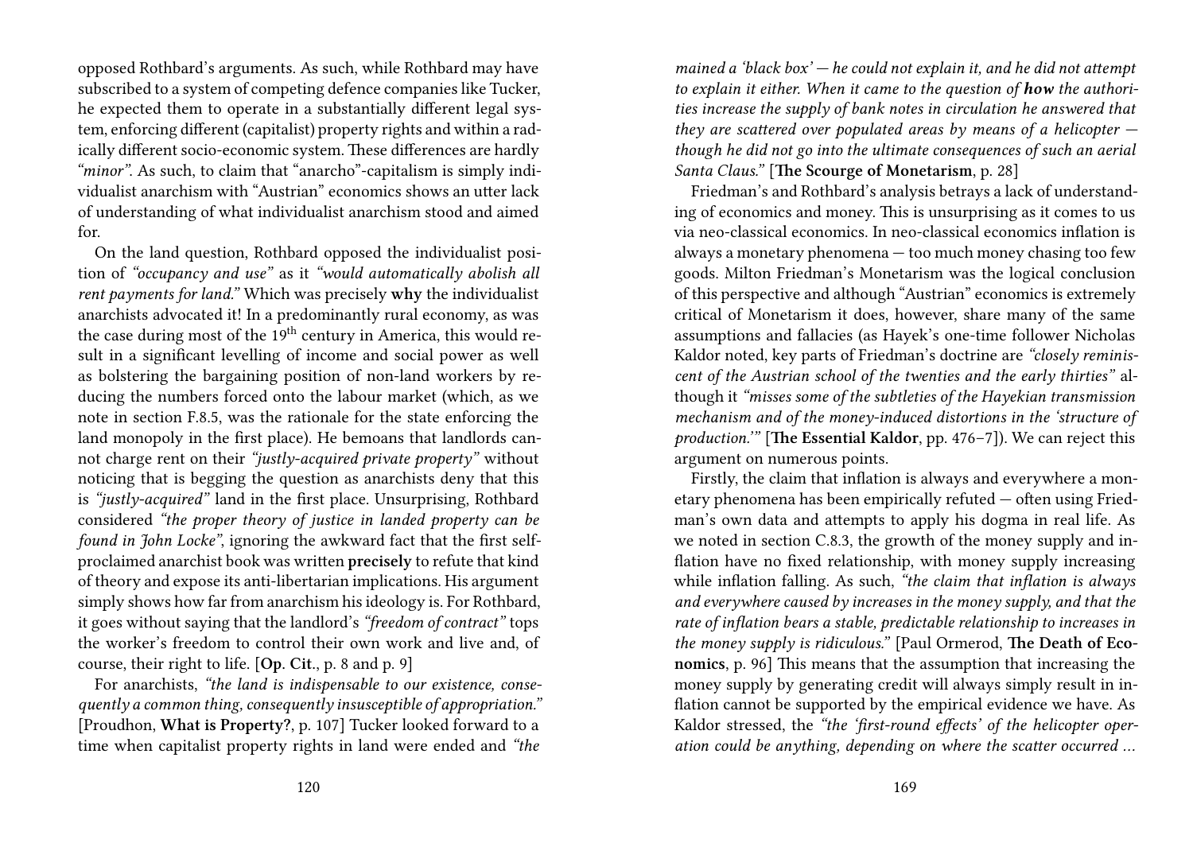opposed Rothbard's arguments. As such, while Rothbard may have subscribed to a system of competing defence companies like Tucker, he expected them to operate in a substantially different legal system, enforcing different (capitalist) property rights and within a radically different socio-economic system. These differences are hardly *"minor"*. As such, to claim that "anarcho"-capitalism is simply individualist anarchism with "Austrian" economics shows an utter lack of understanding of what individualist anarchism stood and aimed for.

On the land question, Rothbard opposed the individualist position of *"occupancy and use"* as it *"would automatically abolish all rent payments for land."* Which was precisely **why** the individualist anarchists advocated it! In a predominantly rural economy, as was the case during most of the 19th century in America, this would result in a significant levelling of income and social power as well as bolstering the bargaining position of non-land workers by reducing the numbers forced onto the labour market (which, as we note in section F.8.5, was the rationale for the state enforcing the land monopoly in the first place). He bemoans that landlords cannot charge rent on their *"justly-acquired private property"* without noticing that is begging the question as anarchists deny that this is *"justly-acquired"* land in the first place. Unsurprising, Rothbard considered *"the proper theory of justice in landed property can be found in John Locke"*, ignoring the awkward fact that the first self-proclaimed anarchist book was written **precisely** to refute that kind of theory and expose its anti-libertarian implications. His argument simply shows how far from anarchism his ideology is. For Rothbard, it goes without saying that the landlord's *"freedom of contract"* tops the worker's freedom to control their own work and live and, of course, their right to life. [**Op. Cit.**, p. 8 and p. 9]

For anarchists, *"the land is indispensable to our existence, consequently a common thing, consequently insusceptible of appropriation."* [Proudhon, **What is Property?**, p. 107] Tucker looked forward to a time when capitalist property rights in land were ended and *"the*

*mained a 'black box' — he could not explain it, and he did not attempt to explain it either. When it came to the question of* ***how*** *the authorities increase the supply of bank notes in circulation he answered that they are scattered over populated areas by means of a helicopter — though he did not go into the ultimate consequences of such an aerial Santa Claus."* [**The Scourge of Monetarism**, p. 28]

Friedman's and Rothbard's analysis betrays a lack of understanding of economics and money. This is unsurprising as it comes to us via neo-classical economics. In neo-classical economics inflation is always a monetary phenomena — too much money chasing too few goods. Milton Friedman's Monetarism was the logical conclusion of this perspective and although "Austrian" economics is extremely critical of Monetarism it does, however, share many of the same assumptions and fallacies (as Hayek's one-time follower Nicholas Kaldor noted, key parts of Friedman's doctrine are *"closely reminiscent of the Austrian school of the twenties and the early thirties"* although it *"misses some of the subtleties of the Hayekian transmission mechanism and of the money-induced distortions in the 'structure of production.'"* [**The Essential Kaldor**, pp. 476–7]). We can reject this argument on numerous points.

Firstly, the claim that inflation is always and everywhere a monetary phenomena has been empirically refuted — often using Friedman's own data and attempts to apply his dogma in real life. As we noted in section C.8.3, the growth of the money supply and inflation have no fixed relationship, with money supply increasing while inflation falling. As such, *"the claim that inflation is always and everywhere caused by increases in the money supply, and that the rate of inflation bears a stable, predictable relationship to increases in the money supply is ridiculous."* [Paul Ormerod, **The Death of Economics**, p. 96] This means that the assumption that increasing the money supply by generating credit will always simply result in inflation cannot be supported by the empirical evidence we have. As Kaldor stressed, the *"the 'first-round effects' of the helicopter operation could be anything, depending on where the scatter occurred …*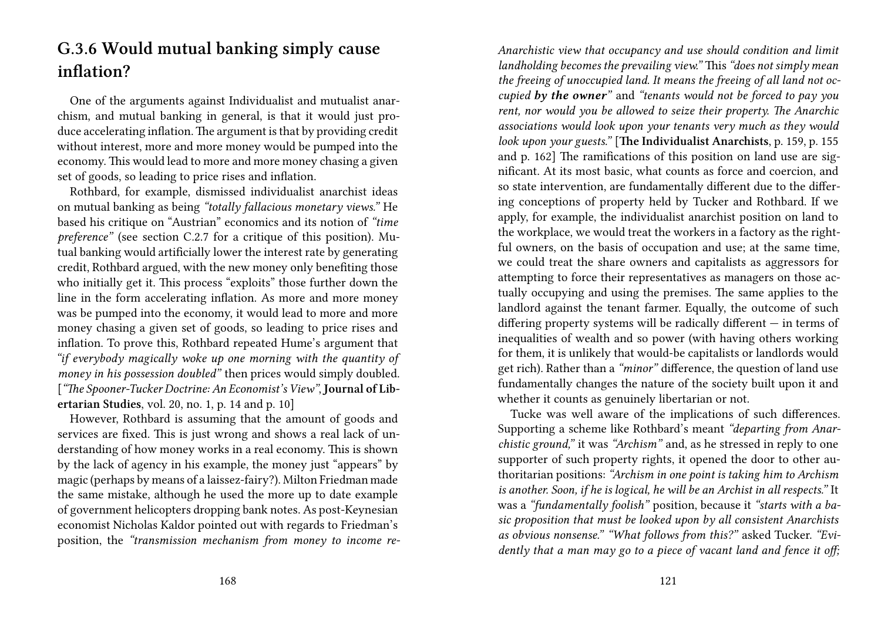## G.3.6 Would mutual banking simply cause inflation?

One of the arguments against Individualist and mutualist anarchism, and mutual banking in general, is that it would just produce accelerating inflation. The argument is that by providing credit without interest, more and more money would be pumped into the economy. This would lead to more and more money chasing a given set of goods, so leading to price rises and inflation.

Rothbard, for example, dismissed individualist anarchist ideas on mutual banking as being *"totally fallacious monetary views."* He based his critique on "Austrian" economics and its notion of *"time preference"* (see section C.2.7 for a critique of this position). Mutual banking would artificially lower the interest rate by generating credit, Rothbard argued, with the new money only benefiting those who initially get it. This process "exploits" those further down the line in the form accelerating inflation. As more and more money was be pumped into the economy, it would lead to more and more money chasing a given set of goods, so leading to price rises and inflation. To prove this, Rothbard repeated Hume's argument that *"if everybody magically woke up one morning with the quantity of money in his possession doubled"* then prices would simply doubled. [*"The Spooner-Tucker Doctrine: An Economist's View"*, **Journal of Libertarian Studies**, vol. 20, no. 1, p. 14 and p. 10]

However, Rothbard is assuming that the amount of goods and services are fixed. This is just wrong and shows a real lack of understanding of how money works in a real economy. This is shown by the lack of agency in his example, the money just "appears" by magic (perhaps by means of a laissez-fairy?). Milton Friedman made the same mistake, although he used the more up to date example of government helicopters dropping bank notes. As post-Keynesian economist Nicholas Kaldor pointed out with regards to Friedman's position, the *"transmission mechanism from money to income re-*

*Anarchistic view that occupancy and use should condition and limit landholding becomes the prevailing view."* This *"does not simply mean the freeing of unoccupied land. It means the freeing of all land not occupied **by the owner**"* and *"tenants would not be forced to pay you rent, nor would you be allowed to seize their property. The Anarchic associations would look upon your tenants very much as they would look upon your guests."* [**The Individualist Anarchists**, p. 159, p. 155 and p. 162] The ramifications of this position on land use are significant. At its most basic, what counts as force and coercion, and so state intervention, are fundamentally different due to the differing conceptions of property held by Tucker and Rothbard. If we apply, for example, the individualist anarchist position on land to the workplace, we would treat the workers in a factory as the rightful owners, on the basis of occupation and use; at the same time, we could treat the share owners and capitalists as aggressors for attempting to force their representatives as managers on those actually occupying and using the premises. The same applies to the landlord against the tenant farmer. Equally, the outcome of such differing property systems will be radically different — in terms of inequalities of wealth and so power (with having others working for them, it is unlikely that would-be capitalists or landlords would get rich). Rather than a *"minor"* difference, the question of land use fundamentally changes the nature of the society built upon it and whether it counts as genuinely libertarian or not.

Tucke was well aware of the implications of such differences. Supporting a scheme like Rothbard's meant *"departing from Anarchistic ground,"* it was *"Archism"* and, as he stressed in reply to one supporter of such property rights, it opened the door to other authoritarian positions: *"Archism in one point is taking him to Archism is another. Soon, if he is logical, he will be an Archist in all respects."* It was a *"fundamentally foolish"* position, because it *"starts with a basic proposition that must be looked upon by all consistent Anarchists as obvious nonsense." "What follows from this?"* asked Tucker. *"Evidently that a man may go to a piece of vacant land and fence it off;*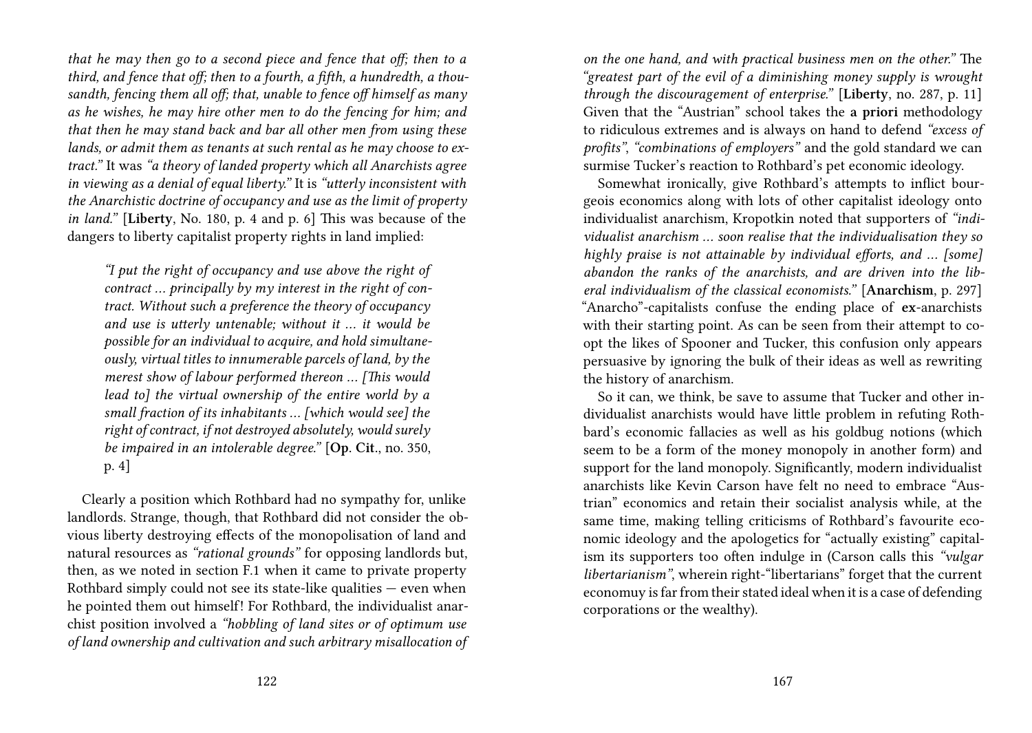*that he may then go to a second piece and fence that off; then to a third, and fence that off; then to a fourth, a fifth, a hundredth, a thousandth, fencing them all off; that, unable to fence off himself as many as he wishes, he may hire other men to do the fencing for him; and that then he may stand back and bar all other men from using these lands, or admit them as tenants at such rental as he may choose to extract."* It was *"a theory of landed property which all Anarchists agree in viewing as a denial of equal liberty."* It is *"utterly inconsistent with the Anarchistic doctrine of occupancy and use as the limit of property in land."* [**Liberty**, No. 180, p. 4 and p. 6] This was because of the dangers to liberty capitalist property rights in land implied:

> *"I put the right of occupancy and use above the right of contract ... principally by my interest in the right of contract. Without such a preference the theory of occupancy and use is utterly untenable; without it ... it would be possible for an individual to acquire, and hold simultaneously, virtual titles to innumerable parcels of land, by the merest show of labour performed thereon ... [This would lead to] the virtual ownership of the entire world by a small fraction of its inhabitants ... [which would see] the right of contract, if not destroyed absolutely, would surely be impaired in an intolerable degree."* [**Op. Cit.**, no. 350, p. 4]

Clearly a position which Rothbard had no sympathy for, unlike landlords. Strange, though, that Rothbard did not consider the obvious liberty destroying effects of the monopolisation of land and natural resources as *"rational grounds"* for opposing landlords but, then, as we noted in section F.1 when it came to private property Rothbard simply could not see its state-like qualities — even when he pointed them out himself! For Rothbard, the individualist anarchist position involved a *"hobbling of land sites or of optimum use of land ownership and cultivation and such arbitrary misallocation of*

*on the one hand, and with practical business men on the other."* The *"greatest part of the evil of a diminishing money supply is wrought through the discouragement of enterprise."* [**Liberty**, no. 287, p. 11] Given that the "Austrian" school takes the **a priori** methodology to ridiculous extremes and is always on hand to defend *"excess of profits"*, *"combinations of employers"* and the gold standard we can surmise Tucker's reaction to Rothbard's pet economic ideology.

Somewhat ironically, give Rothbard's attempts to inflict bourgeois economics along with lots of other capitalist ideology onto individualist anarchism, Kropotkin noted that supporters of *"individualist anarchism ... soon realise that the individualisation they so highly praise is not attainable by individual efforts, and ... [some] abandon the ranks of the anarchists, and are driven into the liberal individualism of the classical economists."* [**Anarchism**, p. 297] "Anarcho"-capitalists confuse the ending place of **ex**-anarchists with their starting point. As can be seen from their attempt to co-opt the likes of Spooner and Tucker, this confusion only appears persuasive by ignoring the bulk of their ideas as well as rewriting the history of anarchism.

So it can, we think, be save to assume that Tucker and other individualist anarchists would have little problem in refuting Rothbard's economic fallacies as well as his goldbug notions (which seem to be a form of the money monopoly in another form) and support for the land monopoly. Significantly, modern individualist anarchists like Kevin Carson have felt no need to embrace "Austrian" economics and retain their socialist analysis while, at the same time, making telling criticisms of Rothbard's favourite economic ideology and the apologetics for "actually existing" capitalism its supporters too often indulge in (Carson calls this *"vulgar libertarianism"*, wherein right-"libertarians" forget that the current economuy is far from their stated ideal when it is a case of defending corporations or the wealthy).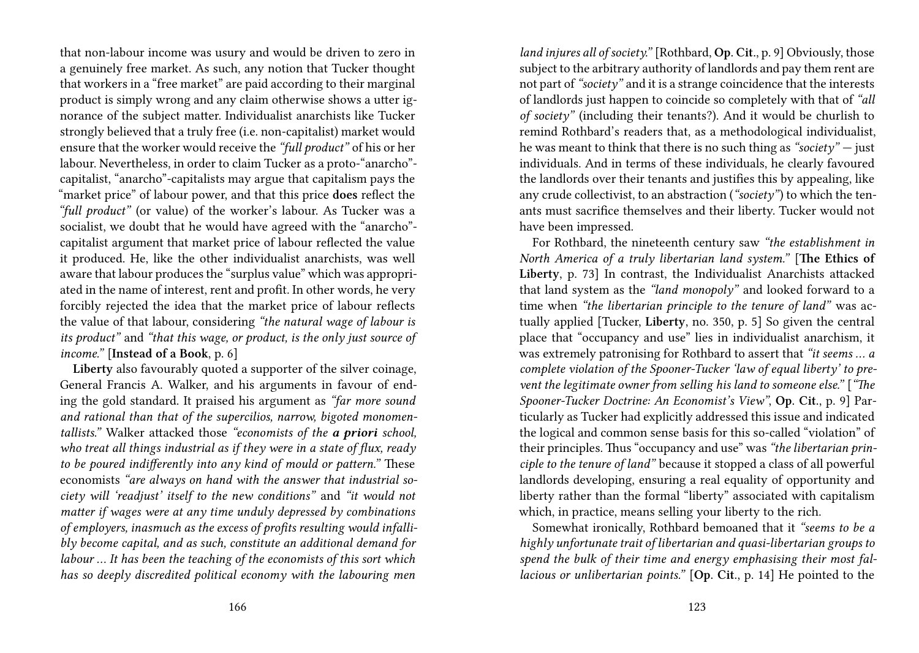that non-labour income was usury and would be driven to zero in a genuinely free market. As such, any notion that Tucker thought that workers in a "free market" are paid according to their marginal product is simply wrong and any claim otherwise shows a utter ignorance of the subject matter. Individualist anarchists like Tucker strongly believed that a truly free (i.e. non-capitalist) market would ensure that the worker would receive the *"full product"* of his or her labour. Nevertheless, in order to claim Tucker as a proto-"anarcho"-capitalist, "anarcho"-capitalists may argue that capitalism pays the "market price" of labour power, and that this price **does** reflect the *"full product"* (or value) of the worker's labour. As Tucker was a socialist, we doubt that he would have agreed with the "anarcho"-capitalist argument that market price of labour reflected the value it produced. He, like the other individualist anarchists, was well aware that labour produces the "surplus value" which was appropriated in the name of interest, rent and profit. In other words, he very forcibly rejected the idea that the market price of labour reflects the value of that labour, considering *"the natural wage of labour is its product"* and *"that this wage, or product, is the only just source of income."* [**Instead of a Book**, p. 6]

**Liberty** also favourably quoted a supporter of the silver coinage, General Francis A. Walker, and his arguments in favour of ending the gold standard. It praised his argument as *"far more sound and rational than that of the supercilios, narrow, bigoted monomentallists."* Walker attacked those *"economists of the **a priori** school, who treat all things industrial as if they were in a state of flux, ready to be poured indifferently into any kind of mould or pattern."* These economists *"are always on hand with the answer that industrial society will 'readjust' itself to the new conditions"* and *"it would not matter if wages were at any time unduly depressed by combinations of employers, inasmuch as the excess of profits resulting would infallibly become capital, and as such, constitute an additional demand for labour … It has been the teaching of the economists of this sort which has so deeply discredited political economy with the labouring men

land injures all of society."* [Rothbard, **Op. Cit.**, p. 9] Obviously, those subject to the arbitrary authority of landlords and pay them rent are not part of *"society"* and it is a strange coincidence that the interests of landlords just happen to coincide so completely with that of *"all of society"* (including their tenants?). And it would be churlish to remind Rothbard's readers that, as a methodological individualist, he was meant to think that there is no such thing as *"society"* — just individuals. And in terms of these individuals, he clearly favoured the landlords over their tenants and justifies this by appealing, like any crude collectivist, to an abstraction (*"society"*) to which the tenants must sacrifice themselves and their liberty. Tucker would not have been impressed.

For Rothbard, the nineteenth century saw *"the establishment in North America of a truly libertarian land system."* [**The Ethics of Liberty**, p. 73] In contrast, the Individualist Anarchists attacked that land system as the *"land monopoly"* and looked forward to a time when *"the libertarian principle to the tenure of land"* was actually applied [Tucker, **Liberty**, no. 350, p. 5] So given the central place that "occupancy and use" lies in individualist anarchism, it was extremely patronising for Rothbard to assert that *"it seems … a complete violation of the Spooner-Tucker 'law of equal liberty' to prevent the legitimate owner from selling his land to someone else."* [*"The Spooner-Tucker Doctrine: An Economist's View"*, **Op. Cit.**, p. 9] Particularly as Tucker had explicitly addressed this issue and indicated the logical and common sense basis for this so-called "violation" of their principles. Thus "occupancy and use" was *"the libertarian principle to the tenure of land"* because it stopped a class of all powerful landlords developing, ensuring a real equality of opportunity and liberty rather than the formal "liberty" associated with capitalism which, in practice, means selling your liberty to the rich.

Somewhat ironically, Rothbard bemoaned that it *"seems to be a highly unfortunate trait of libertarian and quasi-libertarian groups to spend the bulk of their time and energy emphasising their most fallacious or unlibertarian points."* [**Op. Cit.**, p. 14] He pointed to the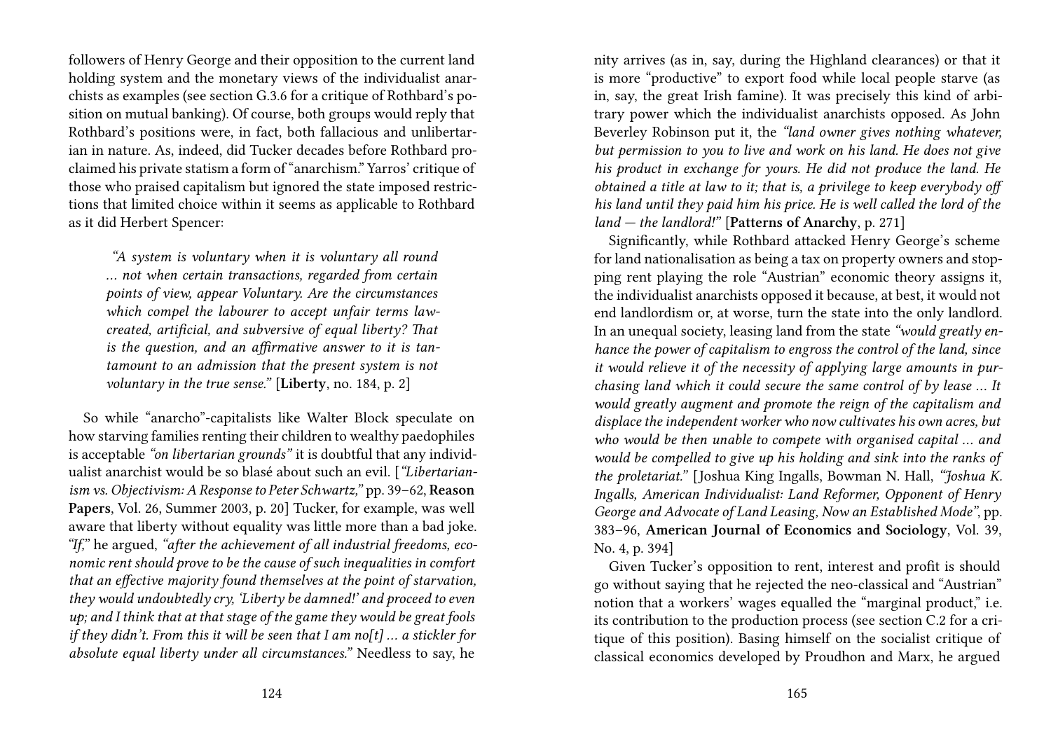followers of Henry George and their opposition to the current land holding system and the monetary views of the individualist anarchists as examples (see section G.3.6 for a critique of Rothbard's position on mutual banking). Of course, both groups would reply that Rothbard's positions were, in fact, both fallacious and unlibertarian in nature. As, indeed, did Tucker decades before Rothbard proclaimed his private statism a form of "anarchism." Yarros' critique of those who praised capitalism but ignored the state imposed restrictions that limited choice within it seems as applicable to Rothbard as it did Herbert Spencer:

> *"A system is voluntary when it is voluntary all round … not when certain transactions, regarded from certain points of view, appear Voluntary. Are the circumstances which compel the labourer to accept unfair terms law-created, artificial, and subversive of equal liberty? That is the question, and an affirmative answer to it is tantamount to an admission that the present system is not voluntary in the true sense."* [**Liberty**, no. 184, p. 2]

So while "anarcho"-capitalists like Walter Block speculate on how starving families renting their children to wealthy paedophiles is acceptable *"on libertarian grounds"* it is doubtful that any individualist anarchist would be so blasé about such an evil. [*"Libertarianism vs. Objectivism: A Response to Peter Schwartz,"* pp. 39–62, **Reason Papers**, Vol. 26, Summer 2003, p. 20] Tucker, for example, was well aware that liberty without equality was little more than a bad joke. *"If,"* he argued, *"after the achievement of all industrial freedoms, economic rent should prove to be the cause of such inequalities in comfort that an effective majority found themselves at the point of starvation, they would undoubtedly cry, 'Liberty be damned!' and proceed to even up; and I think that at that stage of the game they would be great fools if they didn't. From this it will be seen that I am no[t] … a stickler for absolute equal liberty under all circumstances."* Needless to say, he

nity arrives (as in, say, during the Highland clearances) or that it is more "productive" to export food while local people starve (as in, say, the great Irish famine). It was precisely this kind of arbitrary power which the individualist anarchists opposed. As John Beverley Robinson put it, the *"land owner gives nothing whatever, but permission to you to live and work on his land. He does not give his product in exchange for yours. He did not produce the land. He obtained a title at law to it; that is, a privilege to keep everybody off his land until they paid him his price. He is well called the lord of the land — the landlord!"* [**Patterns of Anarchy**, p. 271]

Significantly, while Rothbard attacked Henry George's scheme for land nationalisation as being a tax on property owners and stopping rent playing the role "Austrian" economic theory assigns it, the individualist anarchists opposed it because, at best, it would not end landlordism or, at worse, turn the state into the only landlord. In an unequal society, leasing land from the state *"would greatly enhance the power of capitalism to engross the control of the land, since it would relieve it of the necessity of applying large amounts in purchasing land which it could secure the same control of by lease … It would greatly augment and promote the reign of the capitalism and displace the independent worker who now cultivates his own acres, but who would be then unable to compete with organised capital … and would be compelled to give up his holding and sink into the ranks of the proletariat."* [Joshua King Ingalls, Bowman N. Hall, *"Joshua K. Ingalls, American Individualist: Land Reformer, Opponent of Henry George and Advocate of Land Leasing, Now an Established Mode"*, pp. 383–96, **American Journal of Economics and Sociology**, Vol. 39, No. 4, p. 394]

Given Tucker's opposition to rent, interest and profit is should go without saying that he rejected the neo-classical and "Austrian" notion that a workers' wages equalled the "marginal product," i.e. its contribution to the production process (see section C.2 for a critique of this position). Basing himself on the socialist critique of classical economics developed by Proudhon and Marx, he argued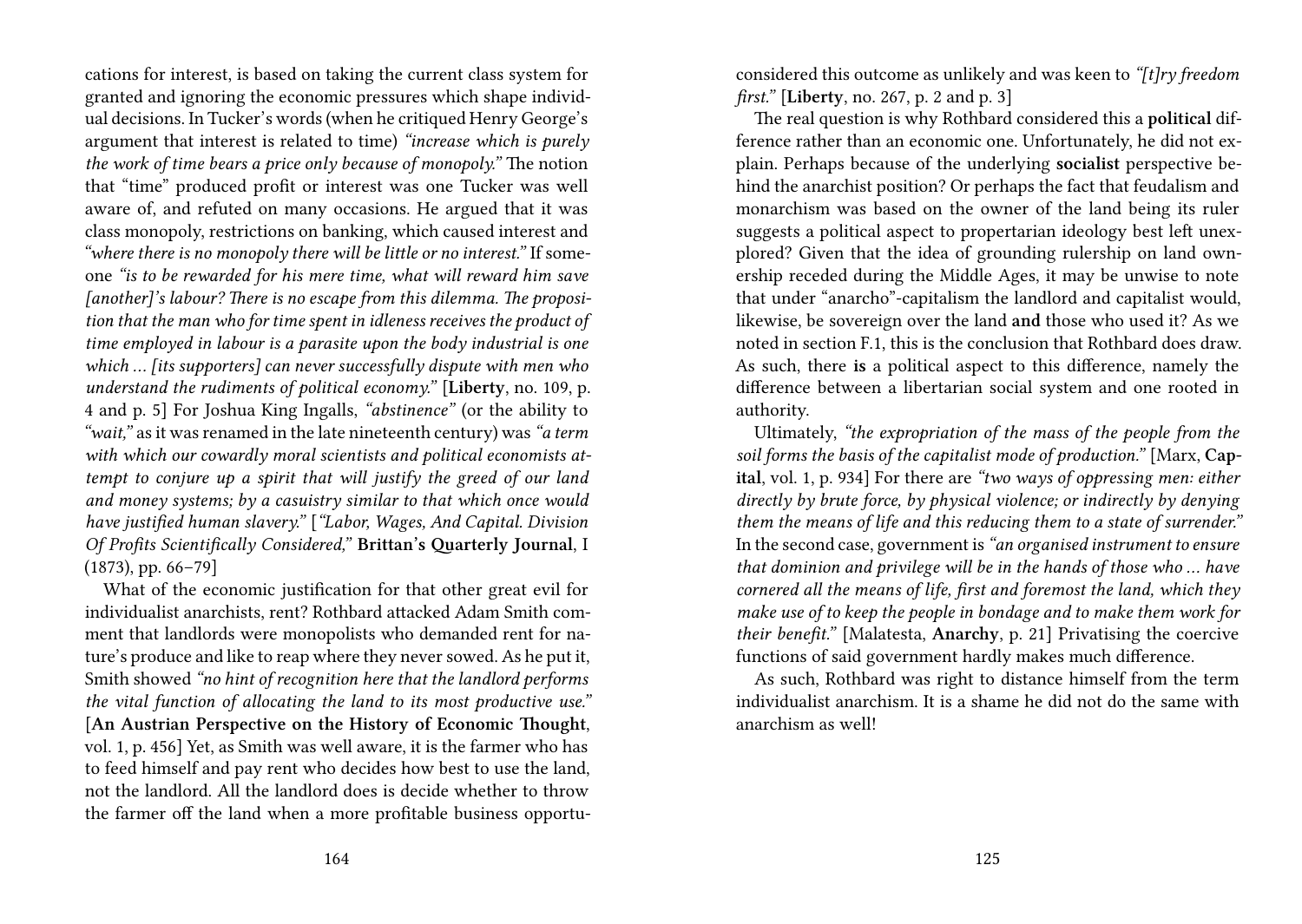cations for interest, is based on taking the current class system for granted and ignoring the economic pressures which shape individual decisions. In Tucker's words (when he critiqued Henry George's argument that interest is related to time) *"increase which is purely the work of time bears a price only because of monopoly."* The notion that "time" produced profit or interest was one Tucker was well aware of, and refuted on many occasions. He argued that it was class monopoly, restrictions on banking, which caused interest and *"where there is no monopoly there will be little or no interest."* If someone *"is to be rewarded for his mere time, what will reward him save [another]'s labour? There is no escape from this dilemma. The proposition that the man who for time spent in idleness receives the product of time employed in labour is a parasite upon the body industrial is one which … [its supporters] can never successfully dispute with men who understand the rudiments of political economy."* [**Liberty**, no. 109, p. 4 and p. 5] For Joshua King Ingalls, *"abstinence"* (or the ability to *"wait,"* as it was renamed in the late nineteenth century) was *"a term with which our cowardly moral scientists and political economists attempt to conjure up a spirit that will justify the greed of our land and money systems; by a casuistry similar to that which once would have justified human slavery."* [*"Labor, Wages, And Capital. Division Of Profits Scientifically Considered,"* **Brittan's Quarterly Journal**, I (1873), pp. 66–79]

What of the economic justification for that other great evil for individualist anarchists, rent? Rothbard attacked Adam Smith comment that landlords were monopolists who demanded rent for nature's produce and like to reap where they never sowed. As he put it, Smith showed *"no hint of recognition here that the landlord performs the vital function of allocating the land to its most productive use."* [**An Austrian Perspective on the History of Economic Thought**, vol. 1, p. 456] Yet, as Smith was well aware, it is the farmer who has to feed himself and pay rent who decides how best to use the land, not the landlord. All the landlord does is decide whether to throw the farmer off the land when a more profitable business opportu-

considered this outcome as unlikely and was keen to *"[t]ry freedom first."* [**Liberty**, no. 267, p. 2 and p. 3]

The real question is why Rothbard considered this a **political** difference rather than an economic one. Unfortunately, he did not explain. Perhaps because of the underlying **socialist** perspective behind the anarchist position? Or perhaps the fact that feudalism and monarchism was based on the owner of the land being its ruler suggests a political aspect to propertarian ideology best left unexplored? Given that the idea of grounding rulership on land ownership receded during the Middle Ages, it may be unwise to note that under "anarcho"-capitalism the landlord and capitalist would, likewise, be sovereign over the land **and** those who used it? As we noted in section F.1, this is the conclusion that Rothbard does draw. As such, there **is** a political aspect to this difference, namely the difference between a libertarian social system and one rooted in authority.

Ultimately, *"the expropriation of the mass of the people from the soil forms the basis of the capitalist mode of production."* [Marx, **Capital**, vol. 1, p. 934] For there are *"two ways of oppressing men: either directly by brute force, by physical violence; or indirectly by denying them the means of life and this reducing them to a state of surrender."* In the second case, government is *"an organised instrument to ensure that dominion and privilege will be in the hands of those who … have cornered all the means of life, first and foremost the land, which they make use of to keep the people in bondage and to make them work for their benefit."* [Malatesta, **Anarchy**, p. 21] Privatising the coercive functions of said government hardly makes much difference.

As such, Rothbard was right to distance himself from the term individualist anarchism. It is a shame he did not do the same with anarchism as well!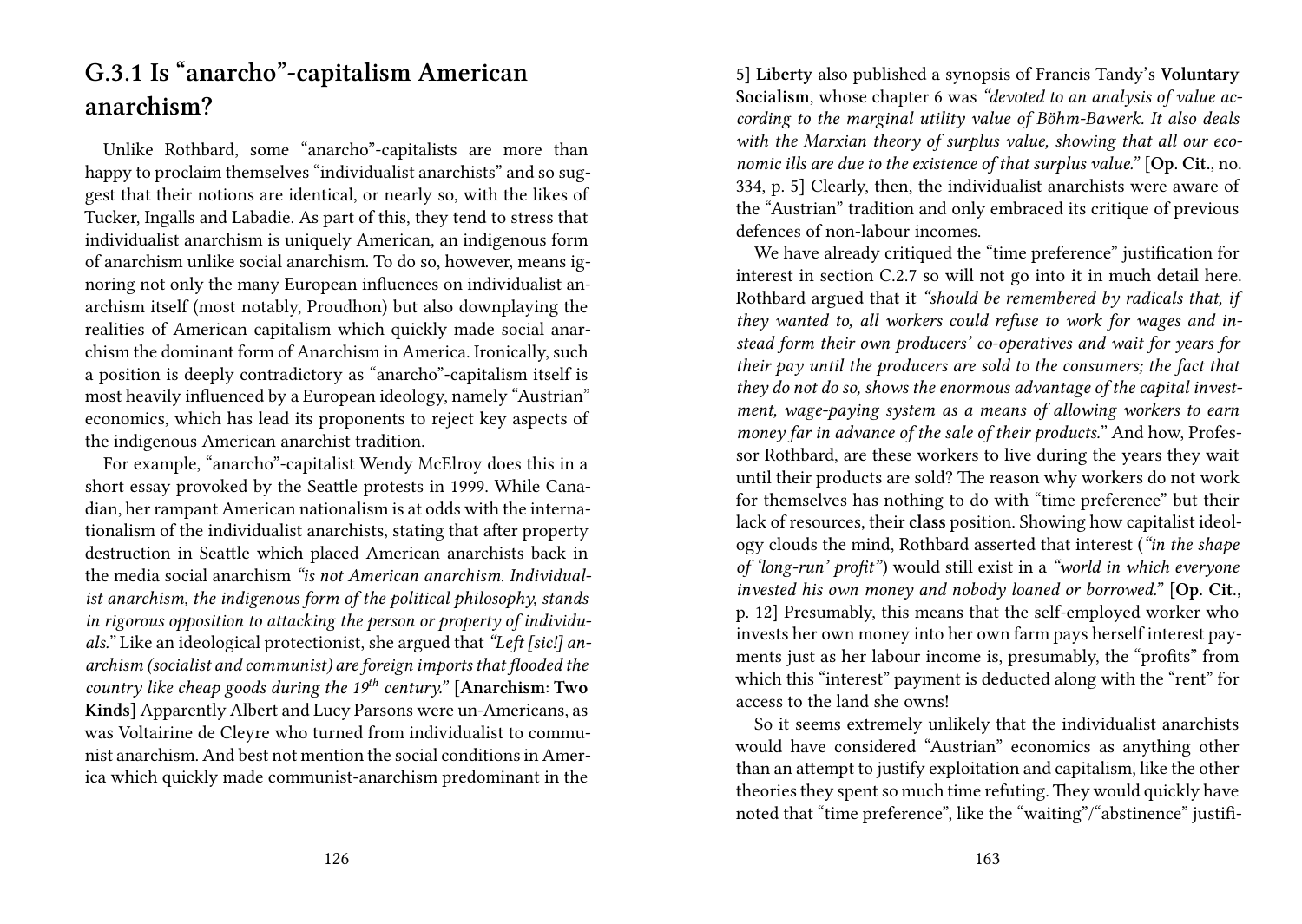## G.3.1 Is "anarcho"-capitalism American anarchism?

Unlike Rothbard, some "anarcho"-capitalists are more than happy to proclaim themselves "individualist anarchists" and so suggest that their notions are identical, or nearly so, with the likes of Tucker, Ingalls and Labadie. As part of this, they tend to stress that individualist anarchism is uniquely American, an indigenous form of anarchism unlike social anarchism. To do so, however, means ignoring not only the many European influences on individualist anarchism itself (most notably, Proudhon) but also downplaying the realities of American capitalism which quickly made social anarchism the dominant form of Anarchism in America. Ironically, such a position is deeply contradictory as "anarcho"-capitalism itself is most heavily influenced by a European ideology, namely "Austrian" economics, which has lead its proponents to reject key aspects of the indigenous American anarchist tradition.

For example, "anarcho"-capitalist Wendy McElroy does this in a short essay provoked by the Seattle protests in 1999. While Canadian, her rampant American nationalism is at odds with the internationalism of the individualist anarchists, stating that after property destruction in Seattle which placed American anarchists back in the media social anarchism *"is not American anarchism. Individualist anarchism, the indigenous form of the political philosophy, stands in rigorous opposition to attacking the person or property of individuals."* Like an ideological protectionist, she argued that *"Left [sic!] anarchism (socialist and communist) are foreign imports that flooded the country like cheap goods during the 19th century."* [**Anarchism: Two Kinds**] Apparently Albert and Lucy Parsons were un-Americans, as was Voltairine de Cleyre who turned from individualist to communist anarchism. And best not mention the social conditions in America which quickly made communist-anarchism predominant in the

5] **Liberty** also published a synopsis of Francis Tandy's **Voluntary Socialism**, whose chapter 6 was *"devoted to an analysis of value according to the marginal utility value of Böhm-Bawerk. It also deals with the Marxian theory of surplus value, showing that all our economic ills are due to the existence of that surplus value."* [**Op. Cit**., no. 334, p. 5] Clearly, then, the individualist anarchists were aware of the "Austrian" tradition and only embraced its critique of previous defences of non-labour incomes.

We have already critiqued the "time preference" justification for interest in section C.2.7 so will not go into it in much detail here. Rothbard argued that it *"should be remembered by radicals that, if they wanted to, all workers could refuse to work for wages and instead form their own producers' co-operatives and wait for years for their pay until the producers are sold to the consumers; the fact that they do not do so, shows the enormous advantage of the capital investment, wage-paying system as a means of allowing workers to earn money far in advance of the sale of their products."* And how, Professor Rothbard, are these workers to live during the years they wait until their products are sold? The reason why workers do not work for themselves has nothing to do with "time preference" but their lack of resources, their **class** position. Showing how capitalist ideology clouds the mind, Rothbard asserted that interest (*"in the shape of 'long-run' profit"*) would still exist in a *"world in which everyone invested his own money and nobody loaned or borrowed."* [**Op. Cit**., p. 12] Presumably, this means that the self-employed worker who invests her own money into her own farm pays herself interest payments just as her labour income is, presumably, the "profits" from which this "interest" payment is deducted along with the "rent" for access to the land she owns!

So it seems extremely unlikely that the individualist anarchists would have considered "Austrian" economics as anything other than an attempt to justify exploitation and capitalism, like the other theories they spent so much time refuting. They would quickly have noted that "time preference", like the "waiting"/"abstinence" justifi-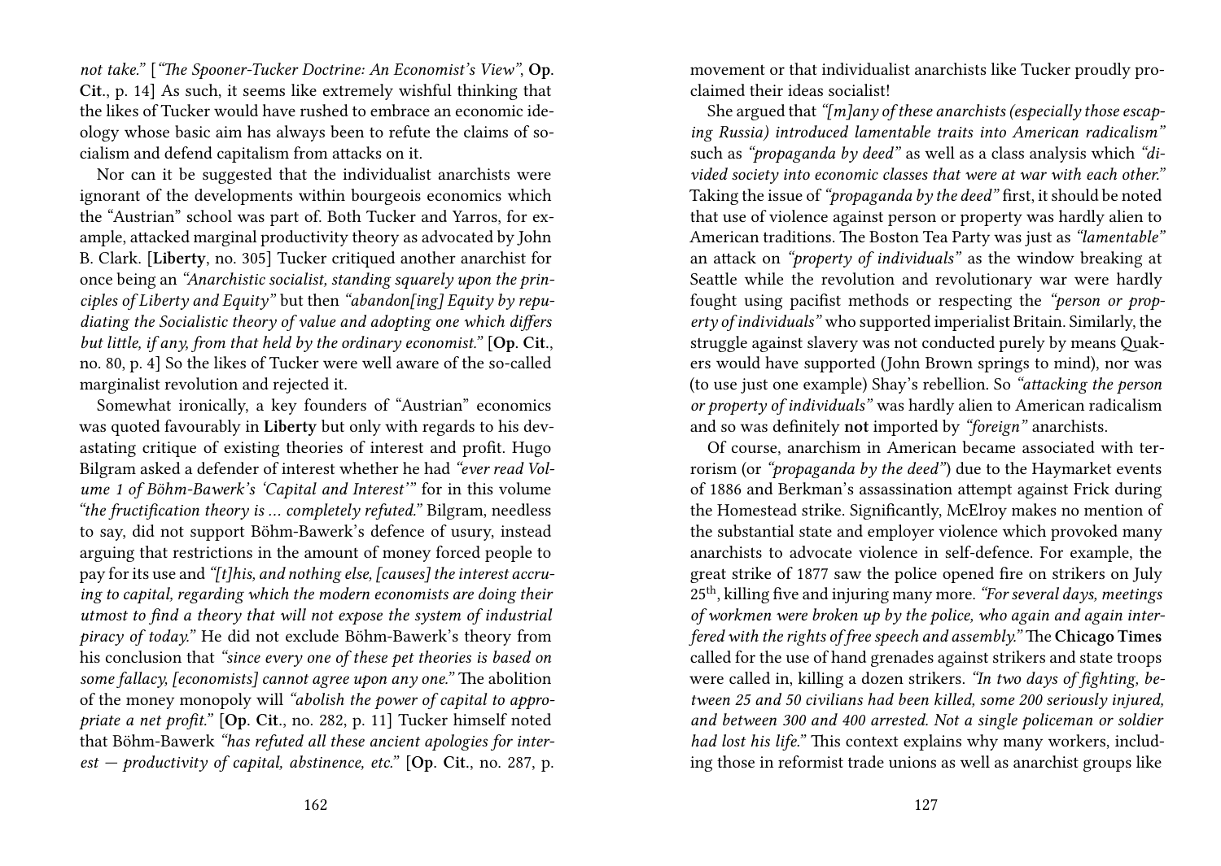*not take."* [*"The Spooner-Tucker Doctrine: An Economist's View"*, **Op. Cit.**, p. 14] As such, it seems like extremely wishful thinking that the likes of Tucker would have rushed to embrace an economic ideology whose basic aim has always been to refute the claims of socialism and defend capitalism from attacks on it.

Nor can it be suggested that the individualist anarchists were ignorant of the developments within bourgeois economics which the "Austrian" school was part of. Both Tucker and Yarros, for example, attacked marginal productivity theory as advocated by John B. Clark. [**Liberty**, no. 305] Tucker critiqued another anarchist for once being an *"Anarchistic socialist, standing squarely upon the principles of Liberty and Equity"* but then *"abandon[ing] Equity by repudiating the Socialistic theory of value and adopting one which differs but little, if any, from that held by the ordinary economist."* [**Op. Cit.**, no. 80, p. 4] So the likes of Tucker were well aware of the so-called marginalist revolution and rejected it.

Somewhat ironically, a key founders of "Austrian" economics was quoted favourably in **Liberty** but only with regards to his devastating critique of existing theories of interest and profit. Hugo Bilgram asked a defender of interest whether he had *"ever read Volume 1 of Böhm-Bawerk's 'Capital and Interest'"* for in this volume *"the fructification theory is … completely refuted."* Bilgram, needless to say, did not support Böhm-Bawerk's defence of usury, instead arguing that restrictions in the amount of money forced people to pay for its use and *"[t]his, and nothing else, [causes] the interest accruing to capital, regarding which the modern economists are doing their utmost to find a theory that will not expose the system of industrial piracy of today."* He did not exclude Böhm-Bawerk's theory from his conclusion that *"since every one of these pet theories is based on some fallacy, [economists] cannot agree upon any one."* The abolition of the money monopoly will *"abolish the power of capital to appropriate a net profit."* [**Op. Cit.**, no. 282, p. 11] Tucker himself noted that Böhm-Bawerk *"has refuted all these ancient apologies for interest — productivity of capital, abstinence, etc."* [**Op. Cit.**, no. 287, p.

movement or that individualist anarchists like Tucker proudly proclaimed their ideas socialist!

She argued that *"[m]any of these anarchists (especially those escaping Russia) introduced lamentable traits into American radicalism"* such as *"propaganda by deed"* as well as a class analysis which *"divided society into economic classes that were at war with each other."* Taking the issue of *"propaganda by the deed"* first, it should be noted that use of violence against person or property was hardly alien to American traditions. The Boston Tea Party was just as *"lamentable"* an attack on *"property of individuals"* as the window breaking at Seattle while the revolution and revolutionary war were hardly fought using pacifist methods or respecting the *"person or property of individuals"* who supported imperialist Britain. Similarly, the struggle against slavery was not conducted purely by means Quakers would have supported (John Brown springs to mind), nor was (to use just one example) Shay's rebellion. So *"attacking the person or property of individuals"* was hardly alien to American radicalism and so was definitely **not** imported by *"foreign"* anarchists.

Of course, anarchism in American became associated with terrorism (or *"propaganda by the deed"*) due to the Haymarket events of 1886 and Berkman's assassination attempt against Frick during the Homestead strike. Significantly, McElroy makes no mention of the substantial state and employer violence which provoked many anarchists to advocate violence in self-defence. For example, the great strike of 1877 saw the police opened fire on strikers on July 25th, killing five and injuring many more. *"For several days, meetings of workmen were broken up by the police, who again and again interfered with the rights of free speech and assembly."* The **Chicago Times** called for the use of hand grenades against strikers and state troops were called in, killing a dozen strikers. *"In two days of fighting, between 25 and 50 civilians had been killed, some 200 seriously injured, and between 300 and 400 arrested. Not a single policeman or soldier had lost his life."* This context explains why many workers, including those in reformist trade unions as well as anarchist groups like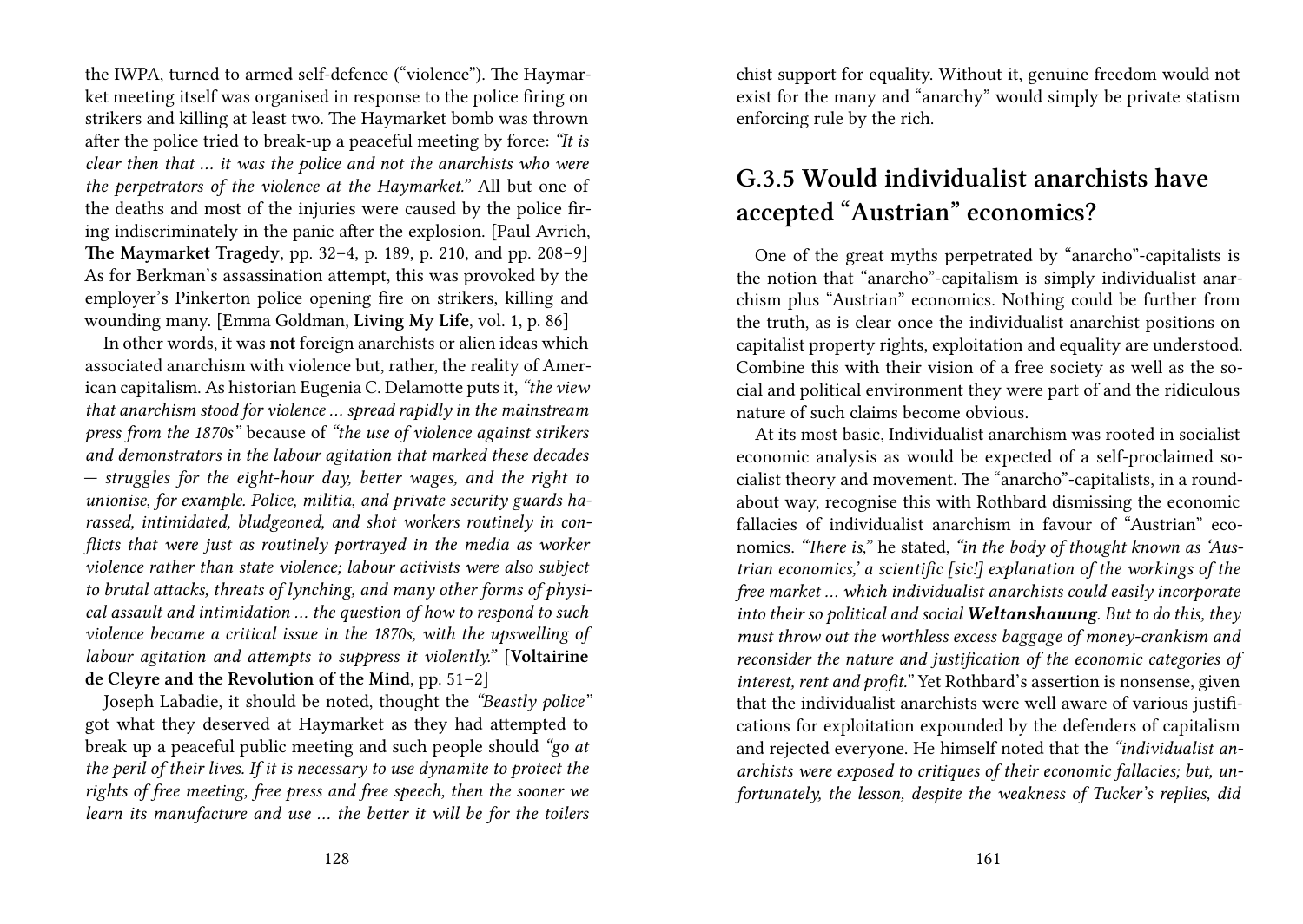the IWPA, turned to armed self-defence ("violence"). The Haymarket meeting itself was organised in response to the police firing on strikers and killing at least two. The Haymarket bomb was thrown after the police tried to break-up a peaceful meeting by force: *"It is clear then that … it was the police and not the anarchists who were the perpetrators of the violence at the Haymarket."* All but one of the deaths and most of the injuries were caused by the police firing indiscriminately in the panic after the explosion. [Paul Avrich, **The Maymarket Tragedy**, pp. 32–4, p. 189, p. 210, and pp. 208–9] As for Berkman's assassination attempt, this was provoked by the employer's Pinkerton police opening fire on strikers, killing and wounding many. [Emma Goldman, **Living My Life**, vol. 1, p. 86]

In other words, it was **not** foreign anarchists or alien ideas which associated anarchism with violence but, rather, the reality of American capitalism. As historian Eugenia C. Delamotte puts it, *"the view that anarchism stood for violence … spread rapidly in the mainstream press from the 1870s"* because of *"the use of violence against strikers and demonstrators in the labour agitation that marked these decades — struggles for the eight-hour day, better wages, and the right to unionise, for example. Police, militia, and private security guards harassed, intimidated, bludgeoned, and shot workers routinely in conflicts that were just as routinely portrayed in the media as worker violence rather than state violence; labour activists were also subject to brutal attacks, threats of lynching, and many other forms of physical assault and intimidation … the question of how to respond to such violence became a critical issue in the 1870s, with the upswelling of labour agitation and attempts to suppress it violently."* [**Voltairine de Cleyre and the Revolution of the Mind**, pp. 51–2]

Joseph Labadie, it should be noted, thought the *"Beastly police"* got what they deserved at Haymarket as they had attempted to break up a peaceful public meeting and such people should *"go at the peril of their lives. If it is necessary to use dynamite to protect the rights of free meeting, free press and free speech, then the sooner we learn its manufacture and use … the better it will be for the toilers*

chist support for equality. Without it, genuine freedom would not exist for the many and "anarchy" would simply be private statism enforcing rule by the rich.

## G.3.5 Would individualist anarchists have accepted "Austrian" economics?

One of the great myths perpetrated by "anarcho"-capitalists is the notion that "anarcho"-capitalism is simply individualist anarchism plus "Austrian" economics. Nothing could be further from the truth, as is clear once the individualist anarchist positions on capitalist property rights, exploitation and equality are understood. Combine this with their vision of a free society as well as the social and political environment they were part of and the ridiculous nature of such claims become obvious.

At its most basic, Individualist anarchism was rooted in socialist economic analysis as would be expected of a self-proclaimed socialist theory and movement. The "anarcho"-capitalists, in a roundabout way, recognise this with Rothbard dismissing the economic fallacies of individualist anarchism in favour of "Austrian" economics. *"There is,"* he stated, *"in the body of thought known as 'Austrian economics,' a scientific [sic!] explanation of the workings of the free market … which individualist anarchists could easily incorporate into their so political and social **Weltanshauung**. But to do this, they must throw out the worthless excess baggage of money-crankism and reconsider the nature and justification of the economic categories of interest, rent and profit."* Yet Rothbard's assertion is nonsense, given that the individualist anarchists were well aware of various justifications for exploitation expounded by the defenders of capitalism and rejected everyone. He himself noted that the *"individualist anarchists were exposed to critiques of their economic fallacies; but, unfortunately, the lesson, despite the weakness of Tucker's replies, did*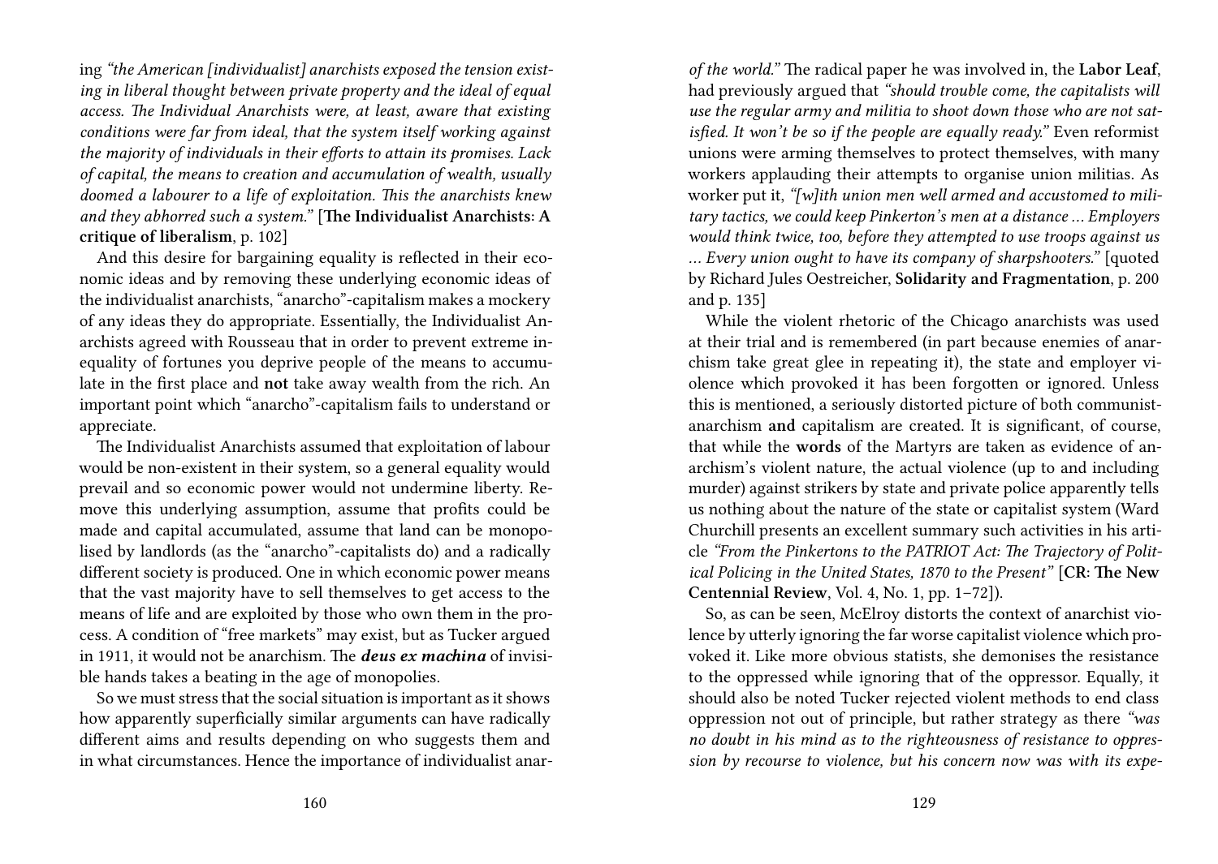ing *"the American [individualist] anarchists exposed the tension existing in liberal thought between private property and the ideal of equal access. The Individual Anarchists were, at least, aware that existing conditions were far from ideal, that the system itself working against the majority of individuals in their efforts to attain its promises. Lack of capital, the means to creation and accumulation of wealth, usually doomed a labourer to a life of exploitation. This the anarchists knew and they abhorred such a system."* [**The Individualist Anarchists: A critique of liberalism**, p. 102]

And this desire for bargaining equality is reflected in their economic ideas and by removing these underlying economic ideas of the individualist anarchists, "anarcho"-capitalism makes a mockery of any ideas they do appropriate. Essentially, the Individualist Anarchists agreed with Rousseau that in order to prevent extreme inequality of fortunes you deprive people of the means to accumulate in the first place and **not** take away wealth from the rich. An important point which "anarcho"-capitalism fails to understand or appreciate.

The Individualist Anarchists assumed that exploitation of labour would be non-existent in their system, so a general equality would prevail and so economic power would not undermine liberty. Remove this underlying assumption, assume that profits could be made and capital accumulated, assume that land can be monopolised by landlords (as the "anarcho"-capitalists do) and a radically different society is produced. One in which economic power means that the vast majority have to sell themselves to get access to the means of life and are exploited by those who own them in the process. A condition of "free markets" may exist, but as Tucker argued in 1911, it would not be anarchism. The ***deus ex machina*** of invisible hands takes a beating in the age of monopolies.

So we must stress that the social situation is important as it shows how apparently superficially similar arguments can have radically different aims and results depending on who suggests them and in what circumstances. Hence the importance of individualist anar-

*of the world."* The radical paper he was involved in, the **Labor Leaf**, had previously argued that *"should trouble come, the capitalists will use the regular army and militia to shoot down those who are not satisfied. It won't be so if the people are equally ready."* Even reformist unions were arming themselves to protect themselves, with many workers applauding their attempts to organise union militias. As worker put it, *"[w]ith union men well armed and accustomed to military tactics, we could keep Pinkerton's men at a distance … Employers would think twice, too, before they attempted to use troops against us … Every union ought to have its company of sharpshooters."* [quoted by Richard Jules Oestreicher, **Solidarity and Fragmentation**, p. 200 and p. 135]

While the violent rhetoric of the Chicago anarchists was used at their trial and is remembered (in part because enemies of anarchism take great glee in repeating it), the state and employer violence which provoked it has been forgotten or ignored. Unless this is mentioned, a seriously distorted picture of both communist-anarchism **and** capitalism are created. It is significant, of course, that while the **words** of the Martyrs are taken as evidence of anarchism's violent nature, the actual violence (up to and including murder) against strikers by state and private police apparently tells us nothing about the nature of the state or capitalist system (Ward Churchill presents an excellent summary such activities in his article *"From the Pinkertons to the PATRIOT Act: The Trajectory of Political Policing in the United States, 1870 to the Present"* [**CR: The New Centennial Review**, Vol. 4, No. 1, pp. 1–72]).

So, as can be seen, McElroy distorts the context of anarchist violence by utterly ignoring the far worse capitalist violence which provoked it. Like more obvious statists, she demonises the resistance to the oppressed while ignoring that of the oppressor. Equally, it should also be noted Tucker rejected violent methods to end class oppression not out of principle, but rather strategy as there *"was no doubt in his mind as to the righteousness of resistance to oppression by recourse to violence, but his concern now was with its expe-*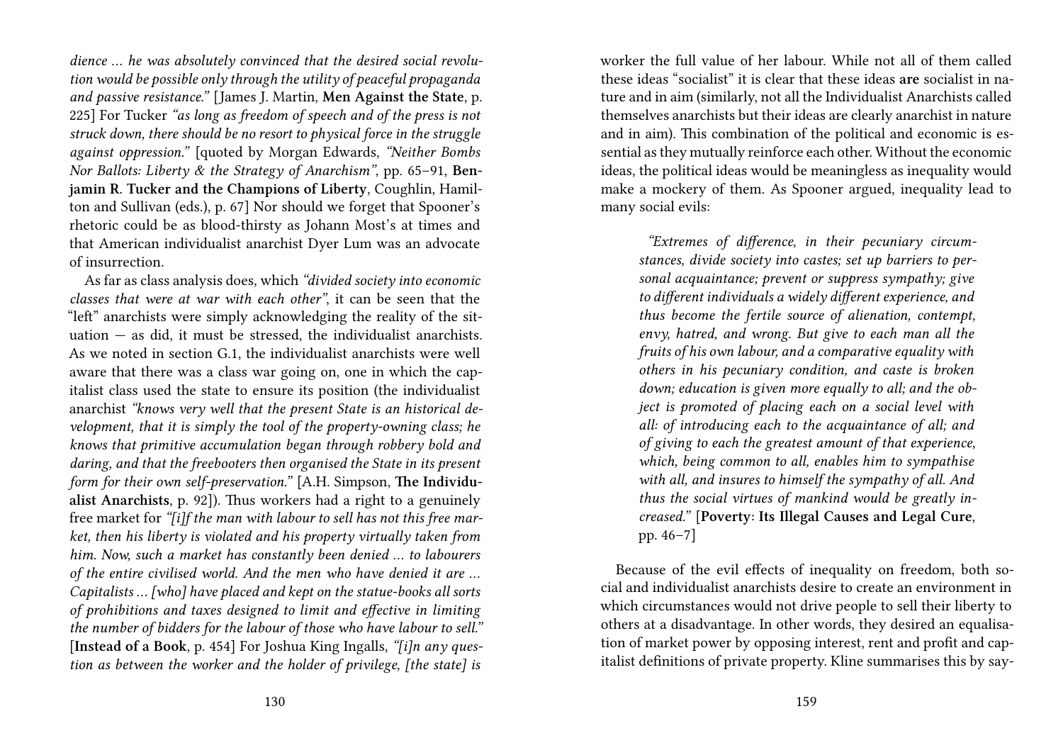*dience … he was absolutely convinced that the desired social revolution would be possible only through the utility of peaceful propaganda and passive resistance."* [James J. Martin, **Men Against the State**, p. 225] For Tucker *"as long as freedom of speech and of the press is not struck down, there should be no resort to physical force in the struggle against oppression."* [quoted by Morgan Edwards, *"Neither Bombs Nor Ballots: Liberty & the Strategy of Anarchism"*, pp. 65–91, **Benjamin R. Tucker and the Champions of Liberty**, Coughlin, Hamilton and Sullivan (eds.), p. 67] Nor should we forget that Spooner's rhetoric could be as blood-thirsty as Johann Most's at times and that American individualist anarchist Dyer Lum was an advocate of insurrection.

As far as class analysis does, which *"divided society into economic classes that were at war with each other"*, it can be seen that the "left" anarchists were simply acknowledging the reality of the situation — as did, it must be stressed, the individualist anarchists. As we noted in section G.1, the individualist anarchists were well aware that there was a class war going on, one in which the capitalist class used the state to ensure its position (the individualist anarchist *"knows very well that the present State is an historical development, that it is simply the tool of the property-owning class; he knows that primitive accumulation began through robbery bold and daring, and that the freebooters then organised the State in its present form for their own self-preservation."* [A.H. Simpson, **The Individualist Anarchists**, p. 92]). Thus workers had a right to a genuinely free market for *"[i]f the man with labour to sell has not this free market, then his liberty is violated and his property virtually taken from him. Now, such a market has constantly been denied … to labourers of the entire civilised world. And the men who have denied it are … Capitalists … [who] have placed and kept on the statue-books all sorts of prohibitions and taxes designed to limit and effective in limiting the number of bidders for the labour of those who have labour to sell."* [**Instead of a Book**, p. 454] For Joshua King Ingalls, *"[i]n any question as between the worker and the holder of privilege, [the state] is*

worker the full value of her labour. While not all of them called these ideas "socialist" it is clear that these ideas **are** socialist in nature and in aim (similarly, not all the Individualist Anarchists called themselves anarchists but their ideas are clearly anarchist in nature and in aim). This combination of the political and economic is essential as they mutually reinforce each other. Without the economic ideas, the political ideas would be meaningless as inequality would make a mockery of them. As Spooner argued, inequality lead to many social evils:

> *"Extremes of difference, in their pecuniary circumstances, divide society into castes; set up barriers to personal acquaintance; prevent or suppress sympathy; give to different individuals a widely different experience, and thus become the fertile source of alienation, contempt, envy, hatred, and wrong. But give to each man all the fruits of his own labour, and a comparative equality with others in his pecuniary condition, and caste is broken down; education is given more equally to all; and the object is promoted of placing each on a social level with all: of introducing each to the acquaintance of all; and of giving to each the greatest amount of that experience, which, being common to all, enables him to sympathise with all, and insures to himself the sympathy of all. And thus the social virtues of mankind would be greatly increased."* [**Poverty: Its Illegal Causes and Legal Cure**, pp. 46–7]

Because of the evil effects of inequality on freedom, both social and individualist anarchists desire to create an environment in which circumstances would not drive people to sell their liberty to others at a disadvantage. In other words, they desired an equalisation of market power by opposing interest, rent and profit and capitalist definitions of private property. Kline summarises this by say-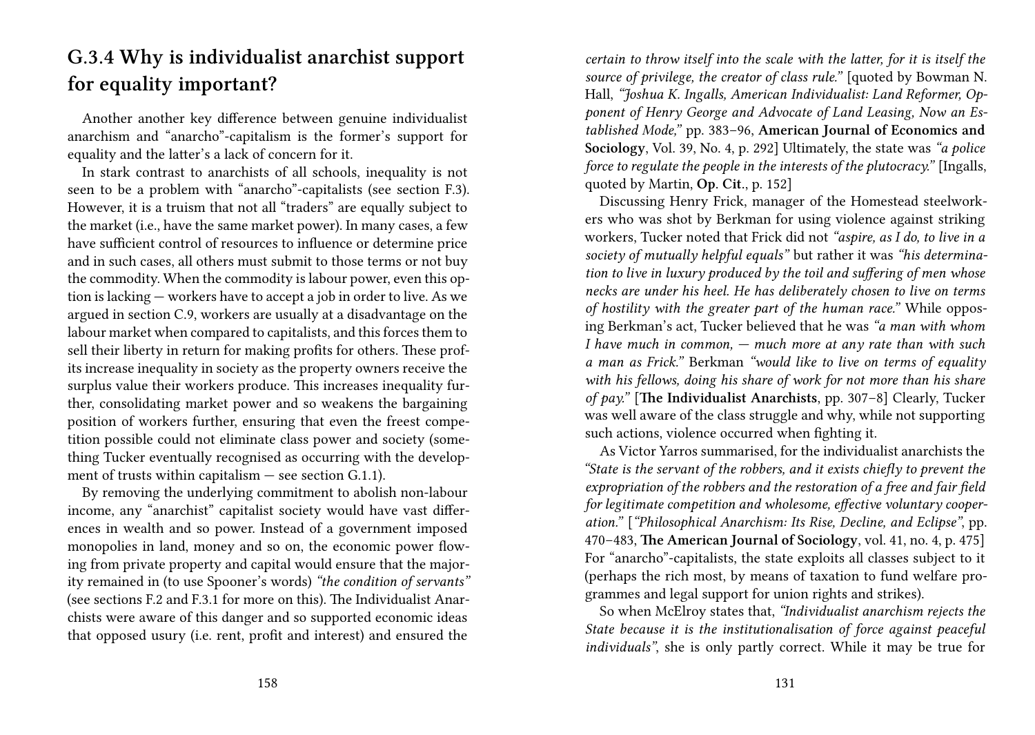## G.3.4 Why is individualist anarchist support for equality important?

Another another key difference between genuine individualist anarchism and "anarcho"-capitalism is the former's support for equality and the latter's a lack of concern for it.

In stark contrast to anarchists of all schools, inequality is not seen to be a problem with "anarcho"-capitalists (see section F.3). However, it is a truism that not all "traders" are equally subject to the market (i.e., have the same market power). In many cases, a few have sufficient control of resources to influence or determine price and in such cases, all others must submit to those terms or not buy the commodity. When the commodity is labour power, even this option is lacking — workers have to accept a job in order to live. As we argued in section C.9, workers are usually at a disadvantage on the labour market when compared to capitalists, and this forces them to sell their liberty in return for making profits for others. These profits increase inequality in society as the property owners receive the surplus value their workers produce. This increases inequality further, consolidating market power and so weakens the bargaining position of workers further, ensuring that even the freest competition possible could not eliminate class power and society (something Tucker eventually recognised as occurring with the development of trusts within capitalism — see section G.1.1).

By removing the underlying commitment to abolish non-labour income, any "anarchist" capitalist society would have vast differences in wealth and so power. Instead of a government imposed monopolies in land, money and so on, the economic power flowing from private property and capital would ensure that the majority remained in (to use Spooner's words) *"the condition of servants"* (see sections F.2 and F.3.1 for more on this). The Individualist Anarchists were aware of this danger and so supported economic ideas that opposed usury (i.e. rent, profit and interest) and ensured the

*certain to throw itself into the scale with the latter, for it is itself the source of privilege, the creator of class rule."* [quoted by Bowman N. Hall, *"Joshua K. Ingalls, American Individualist: Land Reformer, Opponent of Henry George and Advocate of Land Leasing, Now an Established Mode,"* pp. 383–96, **American Journal of Economics and Sociology**, Vol. 39, No. 4, p. 292] Ultimately, the state was *"a police force to regulate the people in the interests of the plutocracy."* [Ingalls, quoted by Martin, **Op. Cit.**, p. 152]

Discussing Henry Frick, manager of the Homestead steelworkers who was shot by Berkman for using violence against striking workers, Tucker noted that Frick did not *"aspire, as I do, to live in a society of mutually helpful equals"* but rather it was *"his determination to live in luxury produced by the toil and suffering of men whose necks are under his heel. He has deliberately chosen to live on terms of hostility with the greater part of the human race."* While opposing Berkman's act, Tucker believed that he was *"a man with whom I have much in common, — much more at any rate than with such a man as Frick."* Berkman *"would like to live on terms of equality with his fellows, doing his share of work for not more than his share of pay."* [**The Individualist Anarchists**, pp. 307–8] Clearly, Tucker was well aware of the class struggle and why, while not supporting such actions, violence occurred when fighting it.

As Victor Yarros summarised, for the individualist anarchists the *"State is the servant of the robbers, and it exists chiefly to prevent the expropriation of the robbers and the restoration of a free and fair field for legitimate competition and wholesome, effective voluntary cooperation."* [*"Philosophical Anarchism: Its Rise, Decline, and Eclipse"*, pp. 470–483, **The American Journal of Sociology**, vol. 41, no. 4, p. 475] For "anarcho"-capitalists, the state exploits all classes subject to it (perhaps the rich most, by means of taxation to fund welfare programmes and legal support for union rights and strikes).

So when McElroy states that, *"Individualist anarchism rejects the State because it is the institutionalisation of force against peaceful individuals"*, she is only partly correct. While it may be true for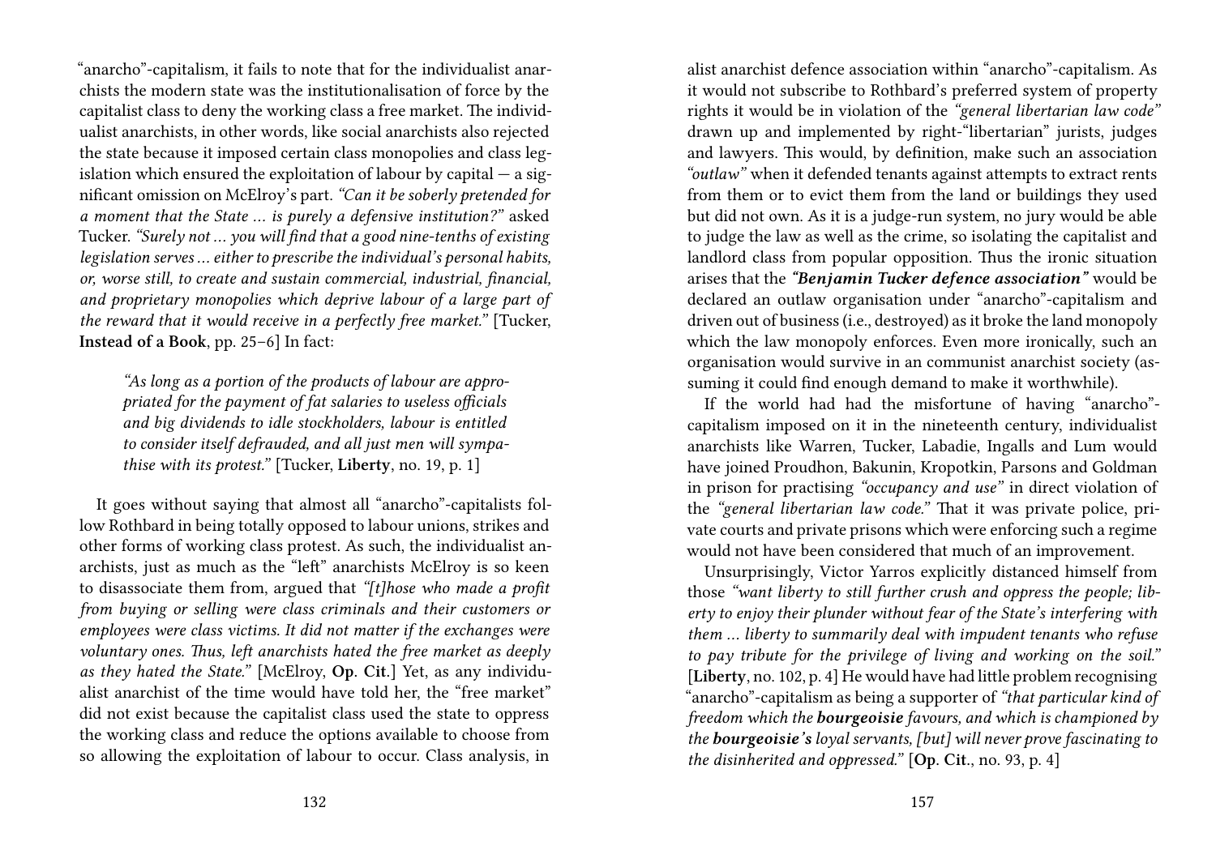"anarcho"-capitalism, it fails to note that for the individualist anarchists the modern state was the institutionalisation of force by the capitalist class to deny the working class a free market. The individualist anarchists, in other words, like social anarchists also rejected the state because it imposed certain class monopolies and class legislation which ensured the exploitation of labour by capital — a significant omission on McElroy's part. *"Can it be soberly pretended for a moment that the State … is purely a defensive institution?"* asked Tucker. *"Surely not … you will find that a good nine-tenths of existing legislation serves … either to prescribe the individual's personal habits, or, worse still, to create and sustain commercial, industrial, financial, and proprietary monopolies which deprive labour of a large part of the reward that it would receive in a perfectly free market."* [Tucker, **Instead of a Book**, pp. 25–6] In fact:

> *"As long as a portion of the products of labour are appropriated for the payment of fat salaries to useless officials and big dividends to idle stockholders, labour is entitled to consider itself defrauded, and all just men will sympathise with its protest."* [Tucker, **Liberty**, no. 19, p. 1]

It goes without saying that almost all "anarcho"-capitalists follow Rothbard in being totally opposed to labour unions, strikes and other forms of working class protest. As such, the individualist anarchists, just as much as the "left" anarchists McElroy is so keen to disassociate them from, argued that *"[t]hose who made a profit from buying or selling were class criminals and their customers or employees were class victims. It did not matter if the exchanges were voluntary ones. Thus, left anarchists hated the free market as deeply as they hated the State."* [McElroy, **Op. Cit.**] Yet, as any individualist anarchist of the time would have told her, the "free market" did not exist because the capitalist class used the state to oppress the working class and reduce the options available to choose from so allowing the exploitation of labour to occur. Class analysis, in

alist anarchist defence association within "anarcho"-capitalism. As it would not subscribe to Rothbard's preferred system of property rights it would be in violation of the *"general libertarian law code"* drawn up and implemented by right-"libertarian" jurists, judges and lawyers. This would, by definition, make such an association *"outlaw"* when it defended tenants against attempts to extract rents from them or to evict them from the land or buildings they used but did not own. As it is a judge-run system, no jury would be able to judge the law as well as the crime, so isolating the capitalist and landlord class from popular opposition. Thus the ironic situation arises that the ***"Benjamin Tucker defence association"*** would be declared an outlaw organisation under "anarcho"-capitalism and driven out of business (i.e., destroyed) as it broke the land monopoly which the law monopoly enforces. Even more ironically, such an organisation would survive in an communist anarchist society (assuming it could find enough demand to make it worthwhile).

If the world had had the misfortune of having "anarcho"-capitalism imposed on it in the nineteenth century, individualist anarchists like Warren, Tucker, Labadie, Ingalls and Lum would have joined Proudhon, Bakunin, Kropotkin, Parsons and Goldman in prison for practising *"occupancy and use"* in direct violation of the *"general libertarian law code."* That it was private police, private courts and private prisons which were enforcing such a regime would not have been considered that much of an improvement.

Unsurprisingly, Victor Yarros explicitly distanced himself from those *"want liberty to still further crush and oppress the people; liberty to enjoy their plunder without fear of the State's interfering with them … liberty to summarily deal with impudent tenants who refuse to pay tribute for the privilege of living and working on the soil."* [**Liberty**, no. 102, p. 4] He would have had little problem recognising "anarcho"-capitalism as being a supporter of *"that particular kind of freedom which the **bourgeoisie** favours, and which is championed by the **bourgeoisie's** loyal servants, [but] will never prove fascinating to the disinherited and oppressed."* [**Op. Cit.**, no. 93, p. 4]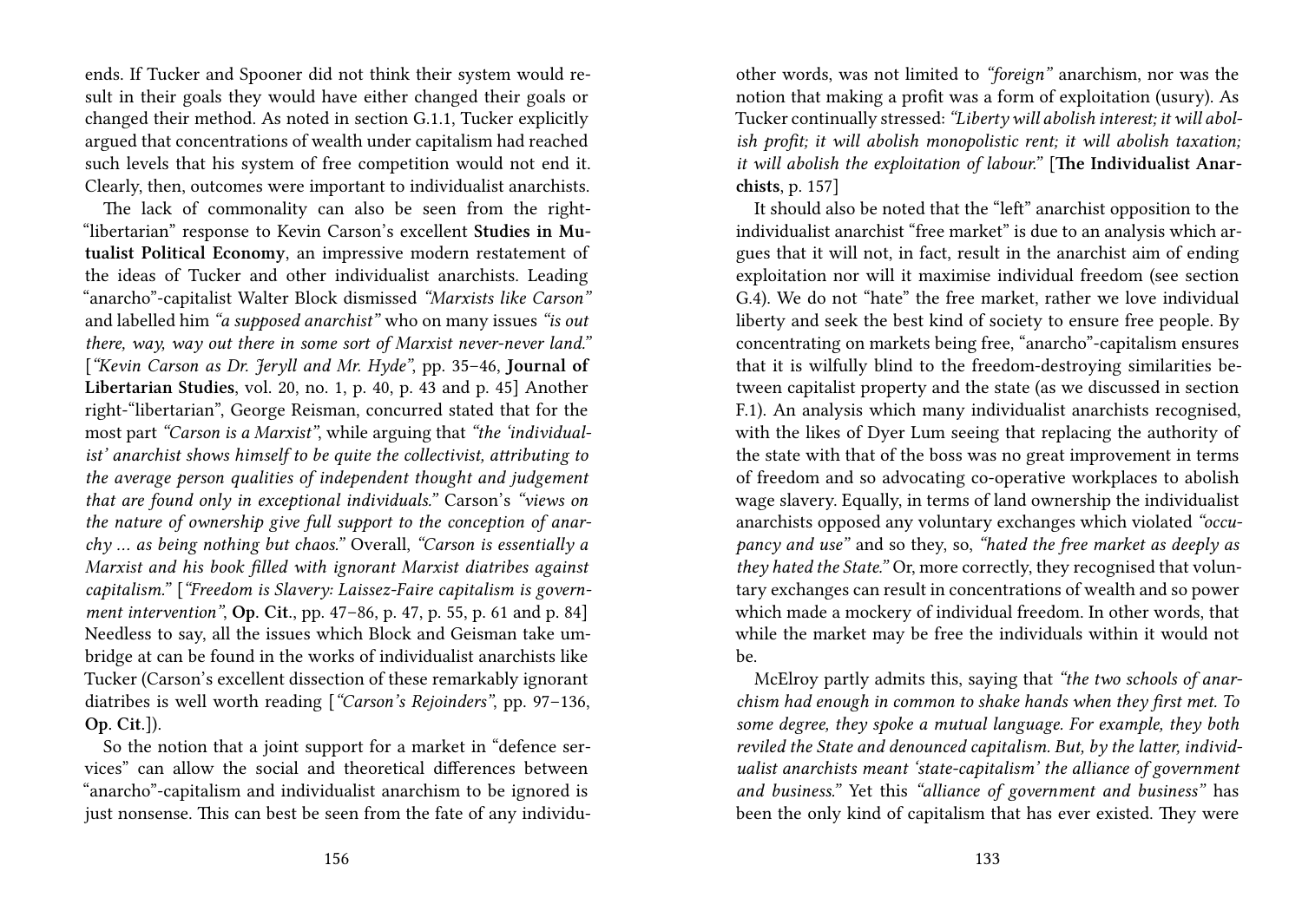ends. If Tucker and Spooner did not think their system would result in their goals they would have either changed their goals or changed their method. As noted in section G.1.1, Tucker explicitly argued that concentrations of wealth under capitalism had reached such levels that his system of free competition would not end it. Clearly, then, outcomes were important to individualist anarchists.

The lack of commonality can also be seen from the right-"libertarian" response to Kevin Carson's excellent **Studies in Mutualist Political Economy**, an impressive modern restatement of the ideas of Tucker and other individualist anarchists. Leading "anarcho"-capitalist Walter Block dismissed *"Marxists like Carson"* and labelled him *"a supposed anarchist"* who on many issues *"is out there, way, way out there in some sort of Marxist never-never land."* [*"Kevin Carson as Dr. Jeryll and Mr. Hyde"*, pp. 35–46, **Journal of Libertarian Studies**, vol. 20, no. 1, p. 40, p. 43 and p. 45] Another right-"libertarian", George Reisman, concurred stated that for the most part *"Carson is a Marxist"*, while arguing that *"the 'individualist' anarchist shows himself to be quite the collectivist, attributing to the average person qualities of independent thought and judgement that are found only in exceptional individuals."* Carson's *"views on the nature of ownership give full support to the conception of anarchy … as being nothing but chaos."* Overall, *"Carson is essentially a Marxist and his book filled with ignorant Marxist diatribes against capitalism."* [*"Freedom is Slavery: Laissez-Faire capitalism is government intervention"*, **Op. Cit.**, pp. 47–86, p. 47, p. 55, p. 61 and p. 84] Needless to say, all the issues which Block and Geisman take umbridge at can be found in the works of individualist anarchists like Tucker (Carson's excellent dissection of these remarkably ignorant diatribes is well worth reading [*"Carson's Rejoinders"*, pp. 97–136, **Op. Cit.**]).

So the notion that a joint support for a market in "defence services" can allow the social and theoretical differences between "anarcho"-capitalism and individualist anarchism to be ignored is just nonsense. This can best be seen from the fate of any individu- other words, was not limited to *"foreign"* anarchism, nor was the notion that making a profit was a form of exploitation (usury). As Tucker continually stressed: *"Liberty will abolish interest; it will abolish profit; it will abolish monopolistic rent; it will abolish taxation; it will abolish the exploitation of labour."* [**The Individualist Anarchists**, p. 157]

It should also be noted that the "left" anarchist opposition to the individualist anarchist "free market" is due to an analysis which argues that it will not, in fact, result in the anarchist aim of ending exploitation nor will it maximise individual freedom (see section G.4). We do not "hate" the free market, rather we love individual liberty and seek the best kind of society to ensure free people. By concentrating on markets being free, "anarcho"-capitalism ensures that it is wilfully blind to the freedom-destroying similarities between capitalist property and the state (as we discussed in section F.1). An analysis which many individualist anarchists recognised, with the likes of Dyer Lum seeing that replacing the authority of the state with that of the boss was no great improvement in terms of freedom and so advocating co-operative workplaces to abolish wage slavery. Equally, in terms of land ownership the individualist anarchists opposed any voluntary exchanges which violated *"occupancy and use"* and so they, so, *"hated the free market as deeply as they hated the State."* Or, more correctly, they recognised that voluntary exchanges can result in concentrations of wealth and so power which made a mockery of individual freedom. In other words, that while the market may be free the individuals within it would not be.

McElroy partly admits this, saying that *"the two schools of anarchism had enough in common to shake hands when they first met. To some degree, they spoke a mutual language. For example, they both reviled the State and denounced capitalism. But, by the latter, individualist anarchists meant 'state-capitalism' the alliance of government and business."* Yet this *"alliance of government and business"* has been the only kind of capitalism that has ever existed. They were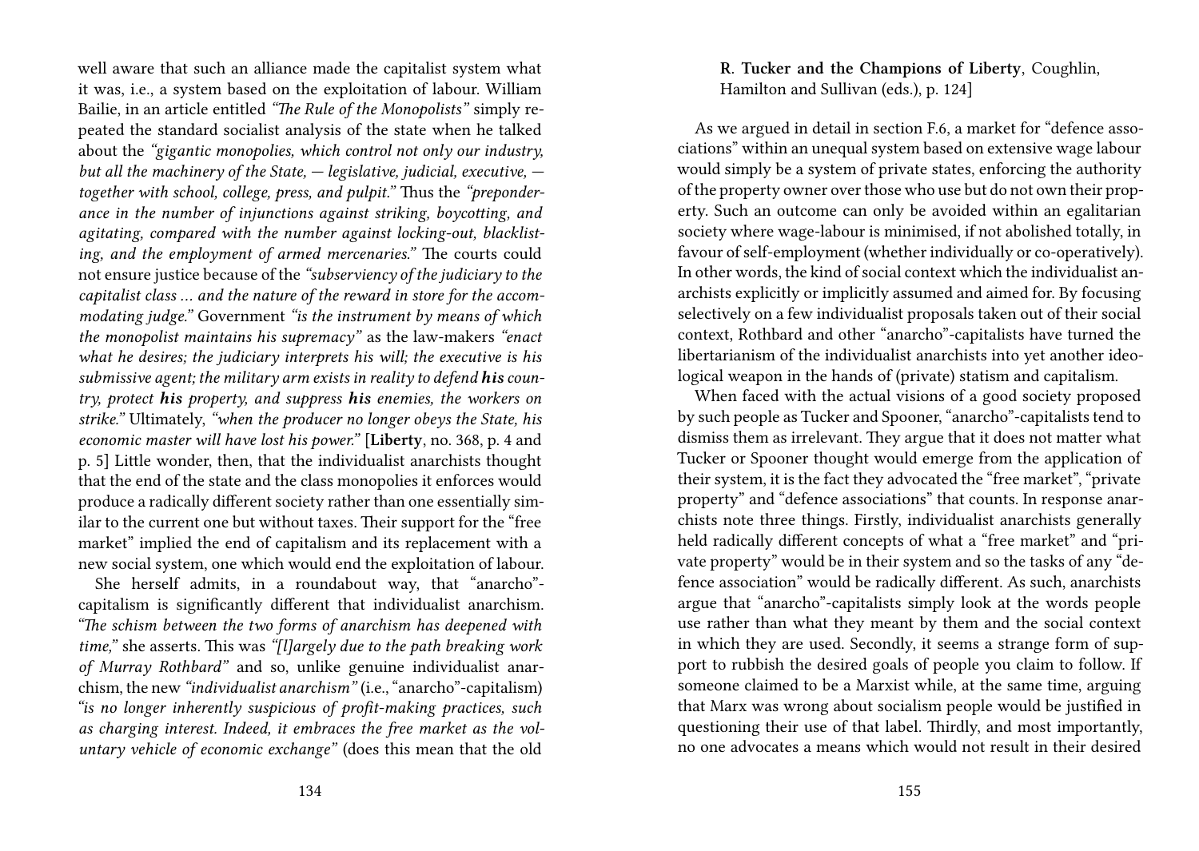well aware that such an alliance made the capitalist system what it was, i.e., a system based on the exploitation of labour. William Bailie, in an article entitled *"The Rule of the Monopolists"* simply repeated the standard socialist analysis of the state when he talked about the *"gigantic monopolies, which control not only our industry, but all the machinery of the State, — legislative, judicial, executive, — together with school, college, press, and pulpit."* Thus the *"preponderance in the number of injunctions against striking, boycotting, and agitating, compared with the number against locking-out, blacklisting, and the employment of armed mercenaries."* The courts could not ensure justice because of the *"subserviency of the judiciary to the capitalist class … and the nature of the reward in store for the accommodating judge."* Government *"is the instrument by means of which the monopolist maintains his supremacy"* as the law-makers *"enact what he desires; the judiciary interprets his will; the executive is his submissive agent; the military arm exists in reality to defend* ***his*** *country, protect* ***his*** *property, and suppress* ***his*** *enemies, the workers on strike."* Ultimately, *"when the producer no longer obeys the State, his economic master will have lost his power."* [**Liberty**, no. 368, p. 4 and p. 5] Little wonder, then, that the individualist anarchists thought that the end of the state and the class monopolies it enforces would produce a radically different society rather than one essentially similar to the current one but without taxes. Their support for the "free market" implied the end of capitalism and its replacement with a new social system, one which would end the exploitation of labour.

She herself admits, in a roundabout way, that "anarcho"-capitalism is significantly different that individualist anarchism. *"The schism between the two forms of anarchism has deepened with time,"* she asserts. This was *"[l]argely due to the path breaking work of Murray Rothbard"* and so, unlike genuine individualist anarchism, the new *"individualist anarchism"* (i.e., "anarcho"-capitalism) *"is no longer inherently suspicious of profit-making practices, such as charging interest. Indeed, it embraces the free market as the voluntary vehicle of economic exchange"* (does this mean that the old

**R. Tucker and the Champions of Liberty**, Coughlin, Hamilton and Sullivan (eds.), p. 124]

As we argued in detail in section F.6, a market for "defence associations" within an unequal system based on extensive wage labour would simply be a system of private states, enforcing the authority of the property owner over those who use but do not own their property. Such an outcome can only be avoided within an egalitarian society where wage-labour is minimised, if not abolished totally, in favour of self-employment (whether individually or co-operatively). In other words, the kind of social context which the individualist anarchists explicitly or implicitly assumed and aimed for. By focusing selectively on a few individualist proposals taken out of their social context, Rothbard and other "anarcho"-capitalists have turned the libertarianism of the individualist anarchists into yet another ideological weapon in the hands of (private) statism and capitalism.

When faced with the actual visions of a good society proposed by such people as Tucker and Spooner, "anarcho"-capitalists tend to dismiss them as irrelevant. They argue that it does not matter what Tucker or Spooner thought would emerge from the application of their system, it is the fact they advocated the "free market", "private property" and "defence associations" that counts. In response anarchists note three things. Firstly, individualist anarchists generally held radically different concepts of what a "free market" and "private property" would be in their system and so the tasks of any "defence association" would be radically different. As such, anarchists argue that "anarcho"-capitalists simply look at the words people use rather than what they meant by them and the social context in which they are used. Secondly, it seems a strange form of support to rubbish the desired goals of people you claim to follow. If someone claimed to be a Marxist while, at the same time, arguing that Marx was wrong about socialism people would be justified in questioning their use of that label. Thirdly, and most importantly, no one advocates a means which would not result in their desired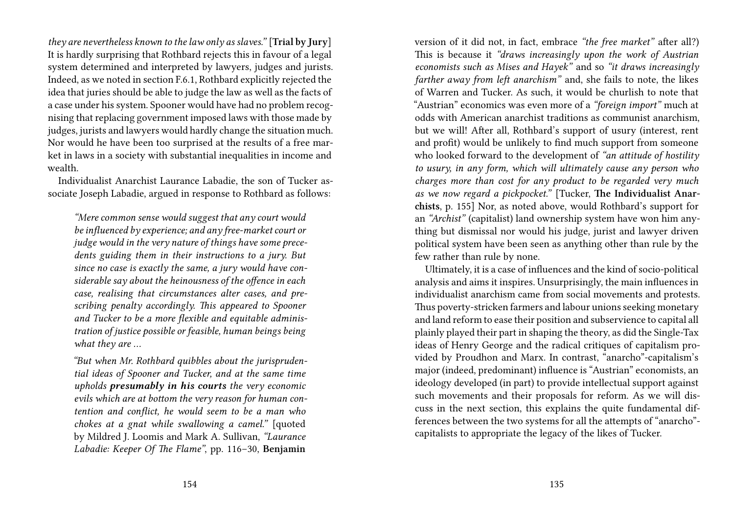*they are nevertheless known to the law only as slaves."* [**Trial by Jury**] It is hardly surprising that Rothbard rejects this in favour of a legal system determined and interpreted by lawyers, judges and jurists. Indeed, as we noted in section F.6.1, Rothbard explicitly rejected the idea that juries should be able to judge the law as well as the facts of a case under his system. Spooner would have had no problem recognising that replacing government imposed laws with those made by judges, jurists and lawyers would hardly change the situation much. Nor would he have been too surprised at the results of a free market in laws in a society with substantial inequalities in income and wealth.

Individualist Anarchist Laurance Labadie, the son of Tucker associate Joseph Labadie, argued in response to Rothbard as follows:

> *"Mere common sense would suggest that any court would be influenced by experience; and any free-market court or judge would in the very nature of things have some precedents guiding them in their instructions to a jury. But since no case is exactly the same, a jury would have considerable say about the heinousness of the offence in each case, realising that circumstances alter cases, and prescribing penalty accordingly. This appeared to Spooner and Tucker to be a more flexible and equitable administration of justice possible or feasible, human beings being what they are …*
>
> *"But when Mr. Rothbard quibbles about the jurisprudential ideas of Spooner and Tucker, and at the same time upholds **presumably in his courts** the very economic evils which are at bottom the very reason for human contention and conflict, he would seem to be a man who chokes at a gnat while swallowing a camel."* [quoted by Mildred J. Loomis and Mark A. Sullivan, *"Laurance Labadie: Keeper Of The Flame"*, pp. 116–30, **Benjamin**

version of it did not, in fact, embrace *"the free market"* after all?) This is because it *"draws increasingly upon the work of Austrian economists such as Mises and Hayek"* and so *"it draws increasingly farther away from left anarchism"* and, she fails to note, the likes of Warren and Tucker. As such, it would be churlish to note that "Austrian" economics was even more of a *"foreign import"* much at odds with American anarchist traditions as communist anarchism, but we will! After all, Rothbard's support of usury (interest, rent and profit) would be unlikely to find much support from someone who looked forward to the development of *"an attitude of hostility to usury, in any form, which will ultimately cause any person who charges more than cost for any product to be regarded very much as we now regard a pickpocket."* [Tucker, **The Individualist Anarchists**, p. 155] Nor, as noted above, would Rothbard's support for an *"Archist"* (capitalist) land ownership system have won him anything but dismissal nor would his judge, jurist and lawyer driven political system have been seen as anything other than rule by the few rather than rule by none.

Ultimately, it is a case of influences and the kind of socio-political analysis and aims it inspires. Unsurprisingly, the main influences in individualist anarchism came from social movements and protests. Thus poverty-stricken farmers and labour unions seeking monetary and land reform to ease their position and subservience to capital all plainly played their part in shaping the theory, as did the Single-Tax ideas of Henry George and the radical critiques of capitalism provided by Proudhon and Marx. In contrast, "anarcho"-capitalism's major (indeed, predominant) influence is "Austrian" economists, an ideology developed (in part) to provide intellectual support against such movements and their proposals for reform. As we will discuss in the next section, this explains the quite fundamental differences between the two systems for all the attempts of "anarcho"-capitalists to appropriate the legacy of the likes of Tucker.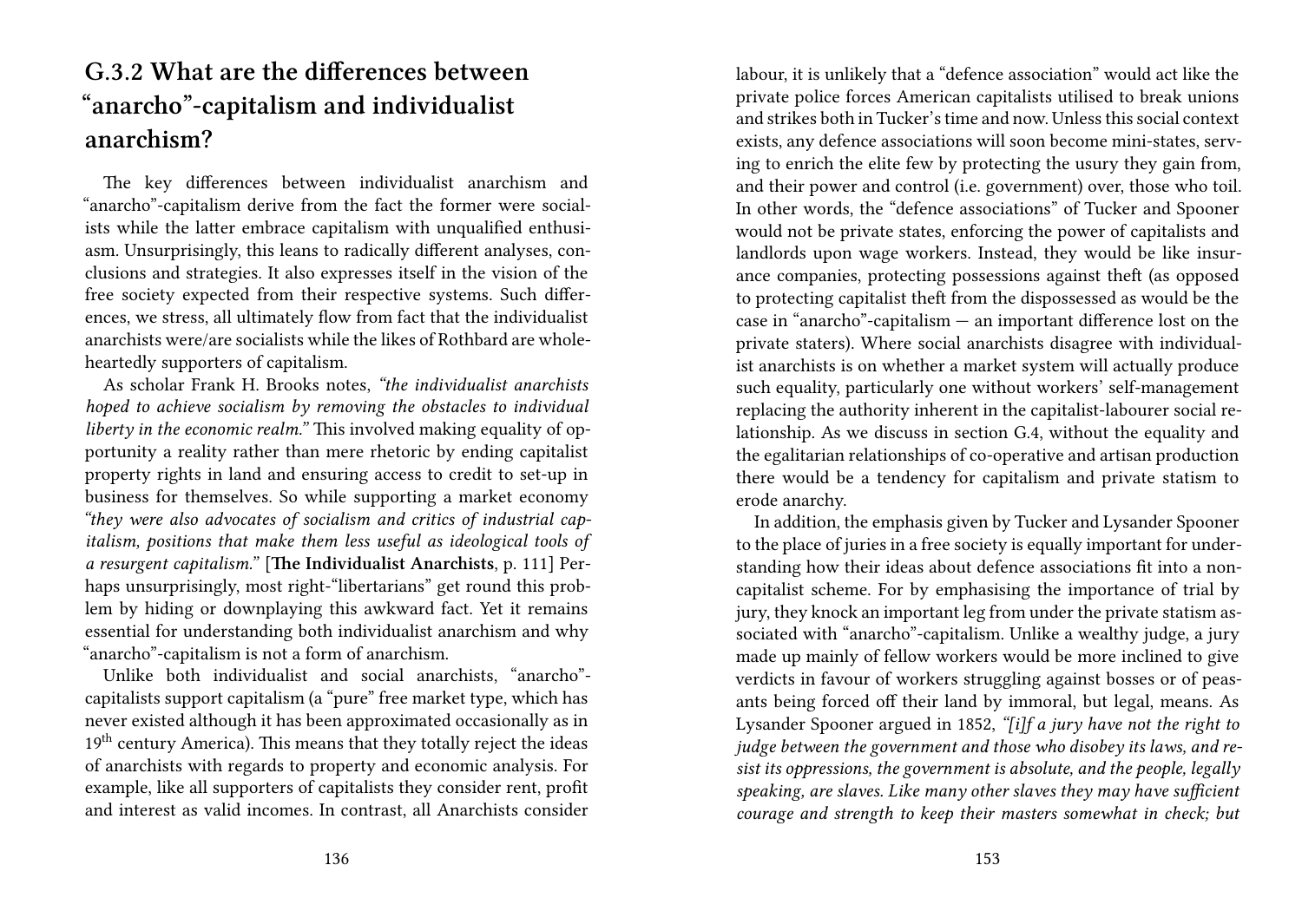## G.3.2 What are the differences between "anarcho"-capitalism and individualist anarchism?

The key differences between individualist anarchism and "anarcho"-capitalism derive from the fact the former were socialists while the latter embrace capitalism with unqualified enthusiasm. Unsurprisingly, this leans to radically different analyses, conclusions and strategies. It also expresses itself in the vision of the free society expected from their respective systems. Such differences, we stress, all ultimately flow from fact that the individualist anarchists were/are socialists while the likes of Rothbard are wholeheartedly supporters of capitalism.

As scholar Frank H. Brooks notes, *"the individualist anarchists hoped to achieve socialism by removing the obstacles to individual liberty in the economic realm."* This involved making equality of opportunity a reality rather than mere rhetoric by ending capitalist property rights in land and ensuring access to credit to set-up in business for themselves. So while supporting a market economy *"they were also advocates of socialism and critics of industrial capitalism, positions that make them less useful as ideological tools of a resurgent capitalism."* [**The Individualist Anarchists**, p. 111] Perhaps unsurprisingly, most right-"libertarians" get round this problem by hiding or downplaying this awkward fact. Yet it remains essential for understanding both individualist anarchism and why "anarcho"-capitalism is not a form of anarchism.

Unlike both individualist and social anarchists, "anarcho"-capitalists support capitalism (a "pure" free market type, which has never existed although it has been approximated occasionally as in 19th century America). This means that they totally reject the ideas of anarchists with regards to property and economic analysis. For example, like all supporters of capitalists they consider rent, profit and interest as valid incomes. In contrast, all Anarchists consider

labour, it is unlikely that a "defence association" would act like the private police forces American capitalists utilised to break unions and strikes both in Tucker's time and now. Unless this social context exists, any defence associations will soon become mini-states, serving to enrich the elite few by protecting the usury they gain from, and their power and control (i.e. government) over, those who toil. In other words, the "defence associations" of Tucker and Spooner would not be private states, enforcing the power of capitalists and landlords upon wage workers. Instead, they would be like insurance companies, protecting possessions against theft (as opposed to protecting capitalist theft from the dispossessed as would be the case in "anarcho"-capitalism — an important difference lost on the private staters). Where social anarchists disagree with individualist anarchists is on whether a market system will actually produce such equality, particularly one without workers' self-management replacing the authority inherent in the capitalist-labourer social relationship. As we discuss in section G.4, without the equality and the egalitarian relationships of co-operative and artisan production there would be a tendency for capitalism and private statism to erode anarchy.

In addition, the emphasis given by Tucker and Lysander Spooner to the place of juries in a free society is equally important for understanding how their ideas about defence associations fit into a non-capitalist scheme. For by emphasising the importance of trial by jury, they knock an important leg from under the private statism associated with "anarcho"-capitalism. Unlike a wealthy judge, a jury made up mainly of fellow workers would be more inclined to give verdicts in favour of workers struggling against bosses or of peasants being forced off their land by immoral, but legal, means. As Lysander Spooner argued in 1852, *"[i]f a jury have not the right to judge between the government and those who disobey its laws, and resist its oppressions, the government is absolute, and the people, legally speaking, are slaves. Like many other slaves they may have sufficient courage and strength to keep their masters somewhat in check; but*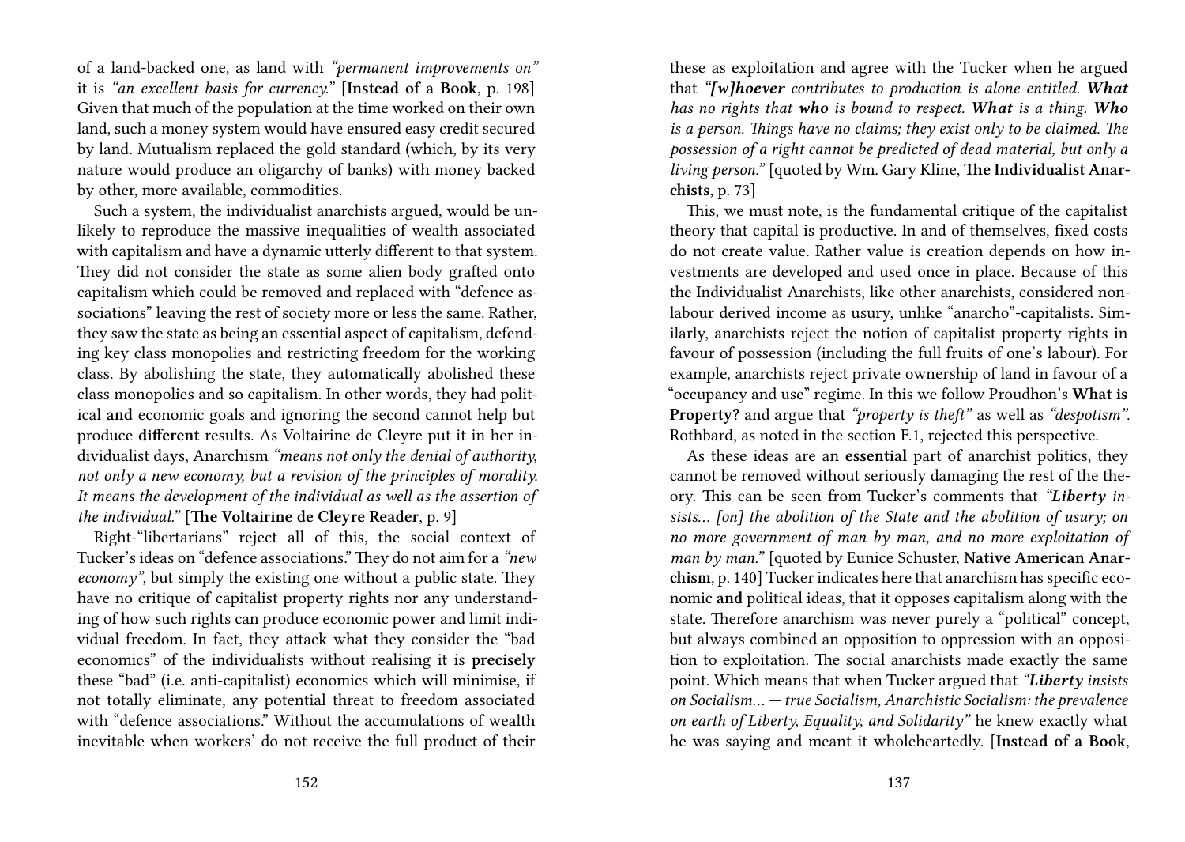of a land-backed one, as land with *"permanent improvements on"* it is *"an excellent basis for currency."* [**Instead of a Book**, p. 198] Given that much of the population at the time worked on their own land, such a money system would have ensured easy credit secured by land. Mutualism replaced the gold standard (which, by its very nature would produce an oligarchy of banks) with money backed by other, more available, commodities.

Such a system, the individualist anarchists argued, would be unlikely to reproduce the massive inequalities of wealth associated with capitalism and have a dynamic utterly different to that system. They did not consider the state as some alien body grafted onto capitalism which could be removed and replaced with "defence associations" leaving the rest of society more or less the same. Rather, they saw the state as being an essential aspect of capitalism, defending key class monopolies and restricting freedom for the working class. By abolishing the state, they automatically abolished these class monopolies and so capitalism. In other words, they had political **and** economic goals and ignoring the second cannot help but produce **different** results. As Voltairine de Cleyre put it in her individualist days, Anarchism *"means not only the denial of authority, not only a new economy, but a revision of the principles of morality. It means the development of the individual as well as the assertion of the individual."* [**The Voltairine de Cleyre Reader**, p. 9]

Right-"libertarians" reject all of this, the social context of Tucker's ideas on "defence associations." They do not aim for a *"new economy"*, but simply the existing one without a public state. They have no critique of capitalist property rights nor any understanding of how such rights can produce economic power and limit individual freedom. In fact, they attack what they consider the "bad economics" of the individualists without realising it is **precisely** these "bad" (i.e. anti-capitalist) economics which will minimise, if not totally eliminate, any potential threat to freedom associated with "defence associations." Without the accumulations of wealth inevitable when workers' do not receive the full product of their

these as exploitation and agree with the Tucker when he argued that *"[w]hoever contributes to production is alone entitled. **What** has no rights that **who** is bound to respect. **What** is a thing. **Who** is a person. Things have no claims; they exist only to be claimed. The possession of a right cannot be predicted of dead material, but only a living person."* [quoted by Wm. Gary Kline, **The Individualist Anarchists**, p. 73]

This, we must note, is the fundamental critique of the capitalist theory that capital is productive. In and of themselves, fixed costs do not create value. Rather value is creation depends on how investments are developed and used once in place. Because of this the Individualist Anarchists, like other anarchists, considered non-labour derived income as usury, unlike "anarcho"-capitalists. Similarly, anarchists reject the notion of capitalist property rights in favour of possession (including the full fruits of one's labour). For example, anarchists reject private ownership of land in favour of a "occupancy and use" regime. In this we follow Proudhon's **What is Property?** and argue that *"property is theft"* as well as *"despotism"*. Rothbard, as noted in the section F.1, rejected this perspective.

As these ideas are an **essential** part of anarchist politics, they cannot be removed without seriously damaging the rest of the theory. This can be seen from Tucker's comments that *"**Liberty** insists… [on] the abolition of the State and the abolition of usury; on no more government of man by man, and no more exploitation of man by man."* [quoted by Eunice Schuster, **Native American Anarchism**, p. 140] Tucker indicates here that anarchism has specific economic **and** political ideas, that it opposes capitalism along with the state. Therefore anarchism was never purely a "political" concept, but always combined an opposition to oppression with an opposition to exploitation. The social anarchists made exactly the same point. Which means that when Tucker argued that *"**Liberty** insists on Socialism… — true Socialism, Anarchistic Socialism: the prevalence on earth of Liberty, Equality, and Solidarity"* he knew exactly what he was saying and meant it wholeheartedly. [**Instead of a Book**,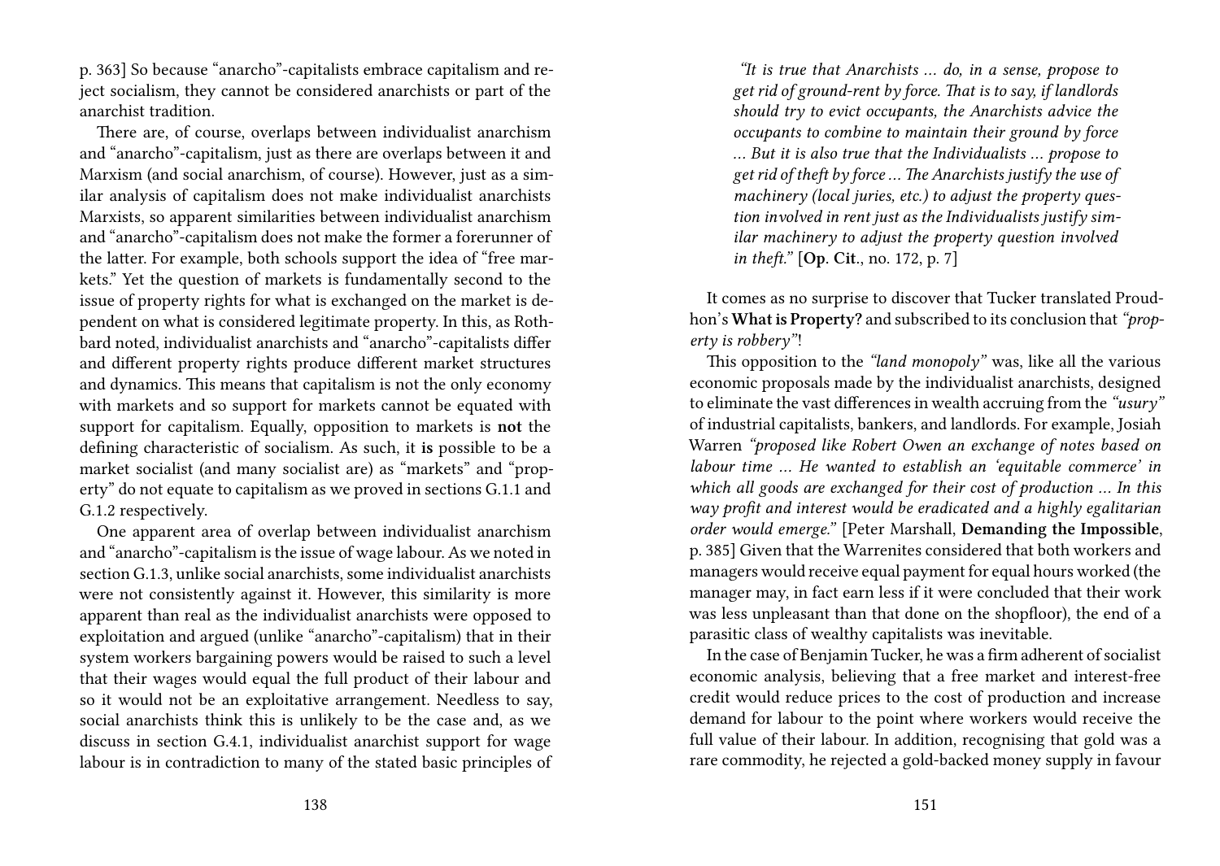p. 363] So because "anarcho"-capitalists embrace capitalism and reject socialism, they cannot be considered anarchists or part of the anarchist tradition.

There are, of course, overlaps between individualist anarchism and "anarcho"-capitalism, just as there are overlaps between it and Marxism (and social anarchism, of course). However, just as a similar analysis of capitalism does not make individualist anarchists Marxists, so apparent similarities between individualist anarchism and "anarcho"-capitalism does not make the former a forerunner of the latter. For example, both schools support the idea of "free markets." Yet the question of markets is fundamentally second to the issue of property rights for what is exchanged on the market is dependent on what is considered legitimate property. In this, as Rothbard noted, individualist anarchists and "anarcho"-capitalists differ and different property rights produce different market structures and dynamics. This means that capitalism is not the only economy with markets and so support for markets cannot be equated with support for capitalism. Equally, opposition to markets is **not** the defining characteristic of socialism. As such, it **is** possible to be a market socialist (and many socialist are) as "markets" and "property" do not equate to capitalism as we proved in sections G.1.1 and G.1.2 respectively.

One apparent area of overlap between individualist anarchism and "anarcho"-capitalism is the issue of wage labour. As we noted in section G.1.3, unlike social anarchists, some individualist anarchists were not consistently against it. However, this similarity is more apparent than real as the individualist anarchists were opposed to exploitation and argued (unlike "anarcho"-capitalism) that in their system workers bargaining powers would be raised to such a level that their wages would equal the full product of their labour and so it would not be an exploitative arrangement. Needless to say, social anarchists think this is unlikely to be the case and, as we discuss in section G.4.1, individualist anarchist support for wage labour is in contradiction to many of the stated basic principles of

> *"It is true that Anarchists … do, in a sense, propose to get rid of ground-rent by force. That is to say, if landlords should try to evict occupants, the Anarchists advice the occupants to combine to maintain their ground by force … But it is also true that the Individualists … propose to get rid of theft by force … The Anarchists justify the use of machinery (local juries, etc.) to adjust the property question involved in rent just as the Individualists justify similar machinery to adjust the property question involved in theft."* [**Op. Cit.**, no. 172, p. 7]

It comes as no surprise to discover that Tucker translated Proudhon's **What is Property?** and subscribed to its conclusion that *"property is robbery"*!

This opposition to the *"land monopoly"* was, like all the various economic proposals made by the individualist anarchists, designed to eliminate the vast differences in wealth accruing from the *"usury"* of industrial capitalists, bankers, and landlords. For example, Josiah Warren *"proposed like Robert Owen an exchange of notes based on labour time … He wanted to establish an 'equitable commerce' in which all goods are exchanged for their cost of production … In this way profit and interest would be eradicated and a highly egalitarian order would emerge."* [Peter Marshall, **Demanding the Impossible**, p. 385] Given that the Warrenites considered that both workers and managers would receive equal payment for equal hours worked (the manager may, in fact earn less if it were concluded that their work was less unpleasant than that done on the shopfloor), the end of a parasitic class of wealthy capitalists was inevitable.

In the case of Benjamin Tucker, he was a firm adherent of socialist economic analysis, believing that a free market and interest-free credit would reduce prices to the cost of production and increase demand for labour to the point where workers would receive the full value of their labour. In addition, recognising that gold was a rare commodity, he rejected a gold-backed money supply in favour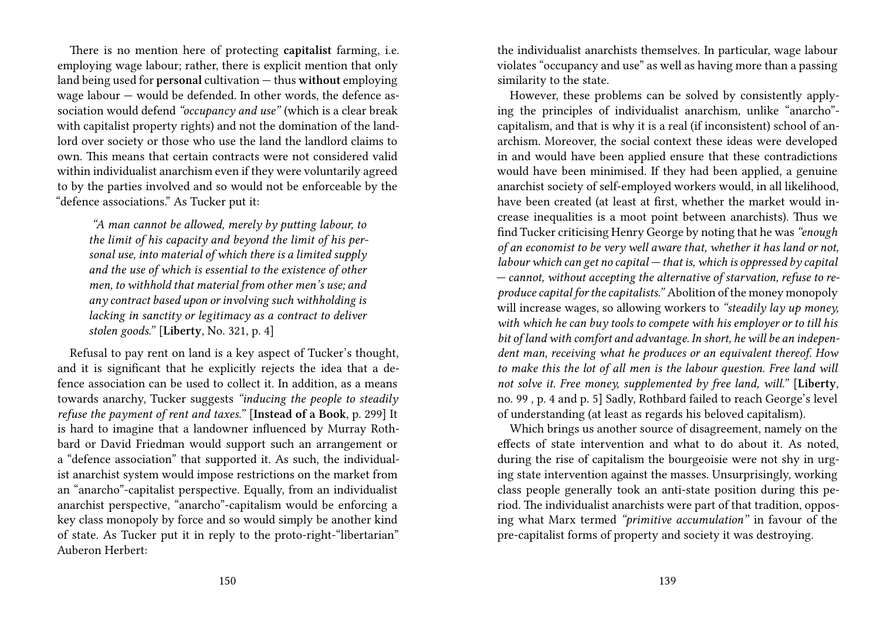There is no mention here of protecting **capitalist** farming, i.e. employing wage labour; rather, there is explicit mention that only land being used for **personal** cultivation — thus **without** employing wage labour — would be defended. In other words, the defence association would defend *"occupancy and use"* (which is a clear break with capitalist property rights) and not the domination of the landlord over society or those who use the land the landlord claims to own. This means that certain contracts were not considered valid within individualist anarchism even if they were voluntarily agreed to by the parties involved and so would not be enforceable by the "defence associations." As Tucker put it:

> *"A man cannot be allowed, merely by putting labour, to the limit of his capacity and beyond the limit of his personal use, into material of which there is a limited supply and the use of which is essential to the existence of other men, to withhold that material from other men's use; and any contract based upon or involving such withholding is lacking in sanctity or legitimacy as a contract to deliver stolen goods."* [**Liberty**, No. 321, p. 4]

Refusal to pay rent on land is a key aspect of Tucker's thought, and it is significant that he explicitly rejects the idea that a defence association can be used to collect it. In addition, as a means towards anarchy, Tucker suggests *"inducing the people to steadily refuse the payment of rent and taxes."* [**Instead of a Book**, p. 299] It is hard to imagine that a landowner influenced by Murray Rothbard or David Friedman would support such an arrangement or a "defence association" that supported it. As such, the individualist anarchist system would impose restrictions on the market from an "anarcho"-capitalist perspective. Equally, from an individualist anarchist perspective, "anarcho"-capitalism would be enforcing a key class monopoly by force and so would simply be another kind of state. As Tucker put it in reply to the proto-right-"libertarian" Auberon Herbert:

the individualist anarchists themselves. In particular, wage labour violates "occupancy and use" as well as having more than a passing similarity to the state.

However, these problems can be solved by consistently applying the principles of individualist anarchism, unlike "anarcho"-capitalism, and that is why it is a real (if inconsistent) school of anarchism. Moreover, the social context these ideas were developed in and would have been applied ensure that these contradictions would have been minimised. If they had been applied, a genuine anarchist society of self-employed workers would, in all likelihood, have been created (at least at first, whether the market would increase inequalities is a moot point between anarchists). Thus we find Tucker criticising Henry George by noting that he was *"enough of an economist to be very well aware that, whether it has land or not, labour which can get no capital — that is, which is oppressed by capital — cannot, without accepting the alternative of starvation, refuse to reproduce capital for the capitalists."* Abolition of the money monopoly will increase wages, so allowing workers to *"steadily lay up money, with which he can buy tools to compete with his employer or to till his bit of land with comfort and advantage. In short, he will be an independent man, receiving what he produces or an equivalent thereof. How to make this the lot of all men is the labour question. Free land will not solve it. Free money, supplemented by free land, will."* [**Liberty**, no. 99 , p. 4 and p. 5] Sadly, Rothbard failed to reach George's level of understanding (at least as regards his beloved capitalism).

Which brings us another source of disagreement, namely on the effects of state intervention and what to do about it. As noted, during the rise of capitalism the bourgeoisie were not shy in urging state intervention against the masses. Unsurprisingly, working class people generally took an anti-state position during this period. The individualist anarchists were part of that tradition, opposing what Marx termed *"primitive accumulation"* in favour of the pre-capitalist forms of property and society it was destroying.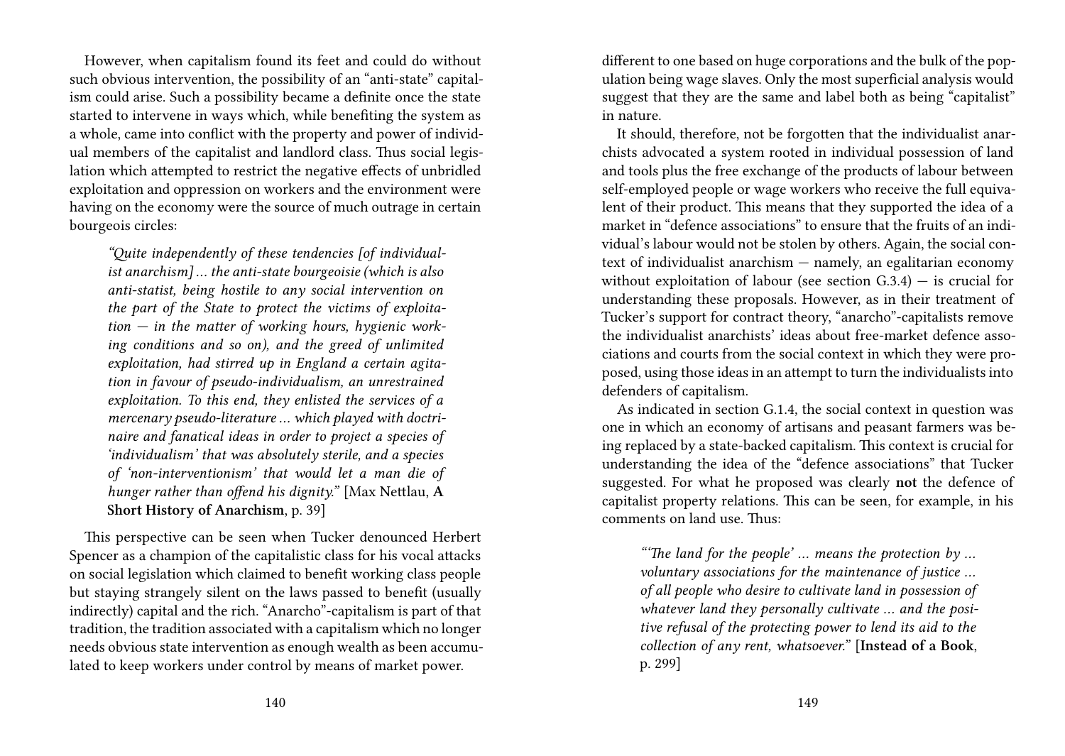However, when capitalism found its feet and could do without such obvious intervention, the possibility of an "anti-state" capitalism could arise. Such a possibility became a definite once the state started to intervene in ways which, while benefiting the system as a whole, came into conflict with the property and power of individual members of the capitalist and landlord class. Thus social legislation which attempted to restrict the negative effects of unbridled exploitation and oppression on workers and the environment were having on the economy were the source of much outrage in certain bourgeois circles:

> *"Quite independently of these tendencies [of individualist anarchism] ... the anti-state bourgeoisie (which is also anti-statist, being hostile to any social intervention on the part of the State to protect the victims of exploitation — in the matter of working hours, hygienic working conditions and so on), and the greed of unlimited exploitation, had stirred up in England a certain agitation in favour of pseudo-individualism, an unrestrained exploitation. To this end, they enlisted the services of a mercenary pseudo-literature ... which played with doctrinaire and fanatical ideas in order to project a species of 'individualism' that was absolutely sterile, and a species of 'non-interventionism' that would let a man die of hunger rather than offend his dignity."* [Max Nettlau, **A Short History of Anarchism**, p. 39]

This perspective can be seen when Tucker denounced Herbert Spencer as a champion of the capitalistic class for his vocal attacks on social legislation which claimed to benefit working class people but staying strangely silent on the laws passed to benefit (usually indirectly) capital and the rich. "Anarcho"-capitalism is part of that tradition, the tradition associated with a capitalism which no longer needs obvious state intervention as enough wealth as been accumulated to keep workers under control by means of market power.

different to one based on huge corporations and the bulk of the population being wage slaves. Only the most superficial analysis would suggest that they are the same and label both as being "capitalist" in nature.

It should, therefore, not be forgotten that the individualist anarchists advocated a system rooted in individual possession of land and tools plus the free exchange of the products of labour between self-employed people or wage workers who receive the full equivalent of their product. This means that they supported the idea of a market in "defence associations" to ensure that the fruits of an individual's labour would not be stolen by others. Again, the social context of individualist anarchism — namely, an egalitarian economy without exploitation of labour (see section G.3.4) — is crucial for understanding these proposals. However, as in their treatment of Tucker's support for contract theory, "anarcho"-capitalists remove the individualist anarchists' ideas about free-market defence associations and courts from the social context in which they were proposed, using those ideas in an attempt to turn the individualists into defenders of capitalism.

As indicated in section G.1.4, the social context in question was one in which an economy of artisans and peasant farmers was being replaced by a state-backed capitalism. This context is crucial for understanding the idea of the "defence associations" that Tucker suggested. For what he proposed was clearly **not** the defence of capitalist property relations. This can be seen, for example, in his comments on land use. Thus:

> *"'The land for the people' ... means the protection by ... voluntary associations for the maintenance of justice ... of all people who desire to cultivate land in possession of whatever land they personally cultivate ... and the positive refusal of the protecting power to lend its aid to the collection of any rent, whatsoever."* [**Instead of a Book**, p. 299]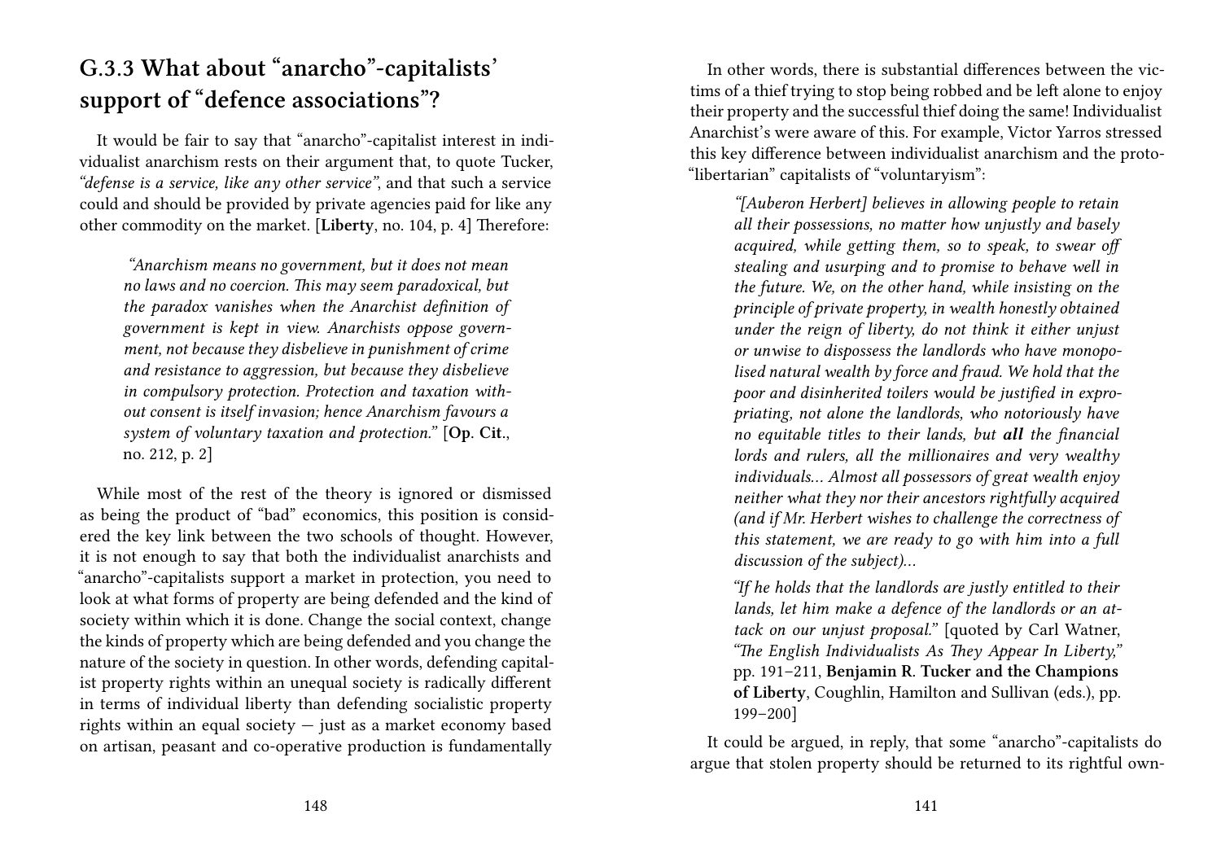## G.3.3 What about "anarcho"-capitalists' support of "defence associations"?

It would be fair to say that "anarcho"-capitalist interest in individualist anarchism rests on their argument that, to quote Tucker, *"defense is a service, like any other service"*, and that such a service could and should be provided by private agencies paid for like any other commodity on the market. [**Liberty**, no. 104, p. 4] Therefore:

> *"Anarchism means no government, but it does not mean no laws and no coercion. This may seem paradoxical, but the paradox vanishes when the Anarchist definition of government is kept in view. Anarchists oppose government, not because they disbelieve in punishment of crime and resistance to aggression, but because they disbelieve in compulsory protection. Protection and taxation without consent is itself invasion; hence Anarchism favours a system of voluntary taxation and protection."* [**Op. Cit.**, no. 212, p. 2]

While most of the rest of the theory is ignored or dismissed as being the product of "bad" economics, this position is considered the key link between the two schools of thought. However, it is not enough to say that both the individualist anarchists and "anarcho"-capitalists support a market in protection, you need to look at what forms of property are being defended and the kind of society within which it is done. Change the social context, change the kinds of property which are being defended and you change the nature of the society in question. In other words, defending capitalist property rights within an unequal society is radically different in terms of individual liberty than defending socialistic property rights within an equal society — just as a market economy based on artisan, peasant and co-operative production is fundamentally

In other words, there is substantial differences between the victims of a thief trying to stop being robbed and be left alone to enjoy their property and the successful thief doing the same! Individualist Anarchist's were aware of this. For example, Victor Yarros stressed this key difference between individualist anarchism and the proto-"libertarian" capitalists of "voluntaryism":

> *"[Auberon Herbert] believes in allowing people to retain all their possessions, no matter how unjustly and basely acquired, while getting them, so to speak, to swear off stealing and usurping and to promise to behave well in the future. We, on the other hand, while insisting on the principle of private property, in wealth honestly obtained under the reign of liberty, do not think it either unjust or unwise to dispossess the landlords who have monopolised natural wealth by force and fraud. We hold that the poor and disinherited toilers would be justified in expropriating, not alone the landlords, who notoriously have no equitable titles to their lands, but **all** the financial lords and rulers, all the millionaires and very wealthy individuals… Almost all possessors of great wealth enjoy neither what they nor their ancestors rightfully acquired (and if Mr. Herbert wishes to challenge the correctness of this statement, we are ready to go with him into a full discussion of the subject)…*
>
> *"If he holds that the landlords are justly entitled to their lands, let him make a defence of the landlords or an attack on our unjust proposal."* [quoted by Carl Watner, *"The English Individualists As They Appear In Liberty,"* pp. 191–211, **Benjamin R. Tucker and the Champions of Liberty**, Coughlin, Hamilton and Sullivan (eds.), pp. 199–200]

It could be argued, in reply, that some "anarcho"-capitalists do argue that stolen property should be returned to its rightful own-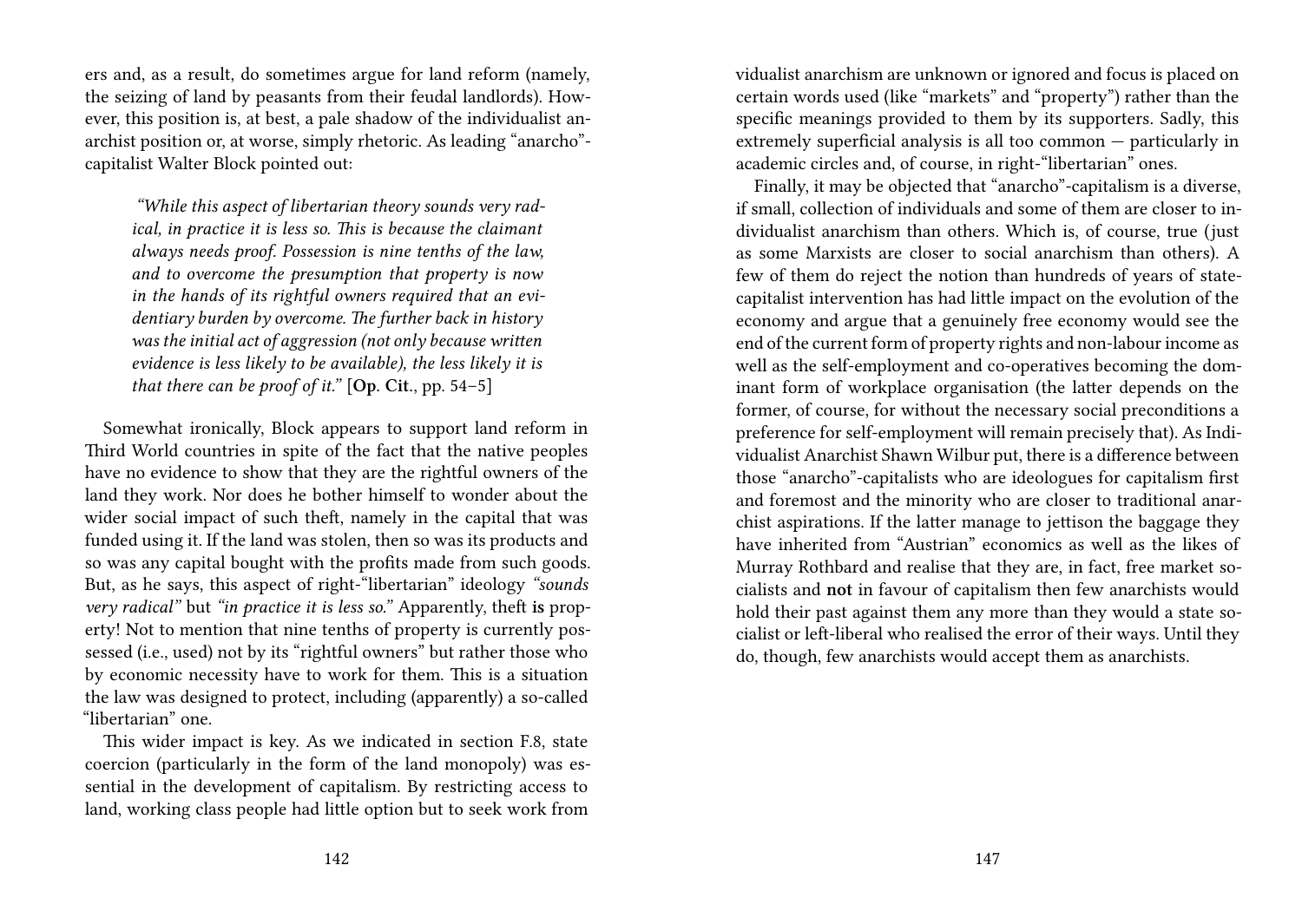ers and, as a result, do sometimes argue for land reform (namely, the seizing of land by peasants from their feudal landlords). However, this position is, at best, a pale shadow of the individualist anarchist position or, at worse, simply rhetoric. As leading "anarcho"-capitalist Walter Block pointed out:

> *"While this aspect of libertarian theory sounds very radical, in practice it is less so. This is because the claimant always needs proof. Possession is nine tenths of the law, and to overcome the presumption that property is now in the hands of its rightful owners required that an evidentiary burden by overcome. The further back in history was the initial act of aggression (not only because written evidence is less likely to be available), the less likely it is that there can be proof of it."* [**Op. Cit.**, pp. 54–5]

Somewhat ironically, Block appears to support land reform in Third World countries in spite of the fact that the native peoples have no evidence to show that they are the rightful owners of the land they work. Nor does he bother himself to wonder about the wider social impact of such theft, namely in the capital that was funded using it. If the land was stolen, then so was its products and so was any capital bought with the profits made from such goods. But, as he says, this aspect of right-"libertarian" ideology *"sounds very radical"* but *"in practice it is less so."* Apparently, theft **is** property! Not to mention that nine tenths of property is currently possessed (i.e., used) not by its "rightful owners" but rather those who by economic necessity have to work for them. This is a situation the law was designed to protect, including (apparently) a so-called "libertarian" one.

This wider impact is key. As we indicated in section F.8, state coercion (particularly in the form of the land monopoly) was essential in the development of capitalism. By restricting access to land, working class people had little option but to seek work from

vidualist anarchism are unknown or ignored and focus is placed on certain words used (like "markets" and "property") rather than the specific meanings provided to them by its supporters. Sadly, this extremely superficial analysis is all too common — particularly in academic circles and, of course, in right-"libertarian" ones.

Finally, it may be objected that "anarcho"-capitalism is a diverse, if small, collection of individuals and some of them are closer to individualist anarchism than others. Which is, of course, true (just as some Marxists are closer to social anarchism than others). A few of them do reject the notion than hundreds of years of state-capitalist intervention has had little impact on the evolution of the economy and argue that a genuinely free economy would see the end of the current form of property rights and non-labour income as well as the self-employment and co-operatives becoming the dominant form of workplace organisation (the latter depends on the former, of course, for without the necessary social preconditions a preference for self-employment will remain precisely that). As Individualist Anarchist Shawn Wilbur put, there is a difference between those "anarcho"-capitalists who are ideologues for capitalism first and foremost and the minority who are closer to traditional anarchist aspirations. If the latter manage to jettison the baggage they have inherited from "Austrian" economics as well as the likes of Murray Rothbard and realise that they are, in fact, free market socialists and **not** in favour of capitalism then few anarchists would hold their past against them any more than they would a state socialist or left-liberal who realised the error of their ways. Until they do, though, few anarchists would accept them as anarchists.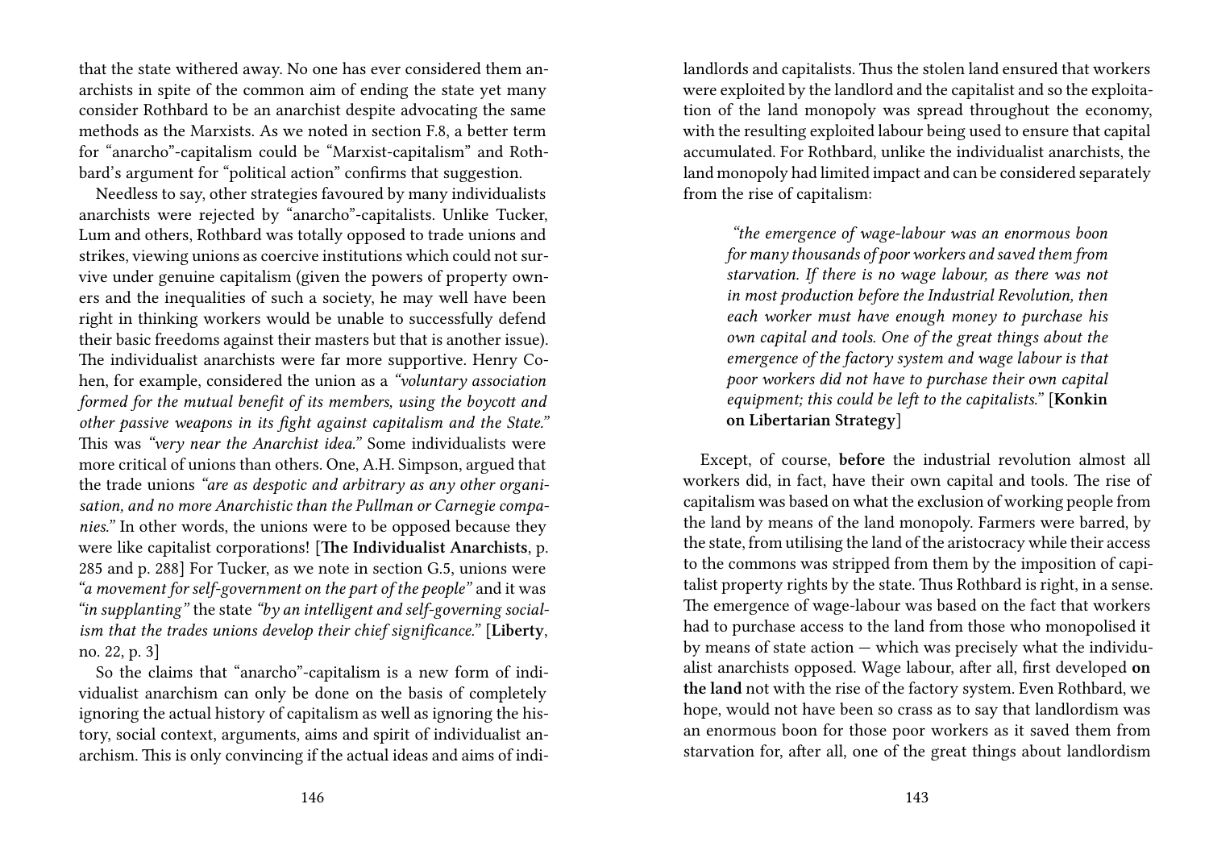that the state withered away. No one has ever considered them anarchists in spite of the common aim of ending the state yet many consider Rothbard to be an anarchist despite advocating the same methods as the Marxists. As we noted in section F.8, a better term for "anarcho"-capitalism could be "Marxist-capitalism" and Rothbard's argument for "political action" confirms that suggestion.

Needless to say, other strategies favoured by many individualists anarchists were rejected by "anarcho"-capitalists. Unlike Tucker, Lum and others, Rothbard was totally opposed to trade unions and strikes, viewing unions as coercive institutions which could not survive under genuine capitalism (given the powers of property owners and the inequalities of such a society, he may well have been right in thinking workers would be unable to successfully defend their basic freedoms against their masters but that is another issue). The individualist anarchists were far more supportive. Henry Cohen, for example, considered the union as a *"voluntary association formed for the mutual benefit of its members, using the boycott and other passive weapons in its fight against capitalism and the State."* This was *"very near the Anarchist idea."* Some individualists were more critical of unions than others. One, A.H. Simpson, argued that the trade unions *"are as despotic and arbitrary as any other organisation, and no more Anarchistic than the Pullman or Carnegie companies."* In other words, the unions were to be opposed because they were like capitalist corporations! [**The Individualist Anarchists**, p. 285 and p. 288] For Tucker, as we note in section G.5, unions were *"a movement for self-government on the part of the people"* and it was *"in supplanting"* the state *"by an intelligent and self-governing socialism that the trades unions develop their chief significance."* [**Liberty**, no. 22, p. 3]

So the claims that "anarcho"-capitalism is a new form of individualist anarchism can only be done on the basis of completely ignoring the actual history of capitalism as well as ignoring the history, social context, arguments, aims and spirit of individualist anarchism. This is only convincing if the actual ideas and aims of indi-

landlords and capitalists. Thus the stolen land ensured that workers were exploited by the landlord and the capitalist and so the exploitation of the land monopoly was spread throughout the economy, with the resulting exploited labour being used to ensure that capital accumulated. For Rothbard, unlike the individualist anarchists, the land monopoly had limited impact and can be considered separately from the rise of capitalism:

> *"the emergence of wage-labour was an enormous boon for many thousands of poor workers and saved them from starvation. If there is no wage labour, as there was not in most production before the Industrial Revolution, then each worker must have enough money to purchase his own capital and tools. One of the great things about the emergence of the factory system and wage labour is that poor workers did not have to purchase their own capital equipment; this could be left to the capitalists."* [**Konkin on Libertarian Strategy**]

Except, of course, **before** the industrial revolution almost all workers did, in fact, have their own capital and tools. The rise of capitalism was based on what the exclusion of working people from the land by means of the land monopoly. Farmers were barred, by the state, from utilising the land of the aristocracy while their access to the commons was stripped from them by the imposition of capitalist property rights by the state. Thus Rothbard is right, in a sense. The emergence of wage-labour was based on the fact that workers had to purchase access to the land from those who monopolised it by means of state action — which was precisely what the individualist anarchists opposed. Wage labour, after all, first developed **on the land** not with the rise of the factory system. Even Rothbard, we hope, would not have been so crass as to say that landlordism was an enormous boon for those poor workers as it saved them from starvation for, after all, one of the great things about landlordism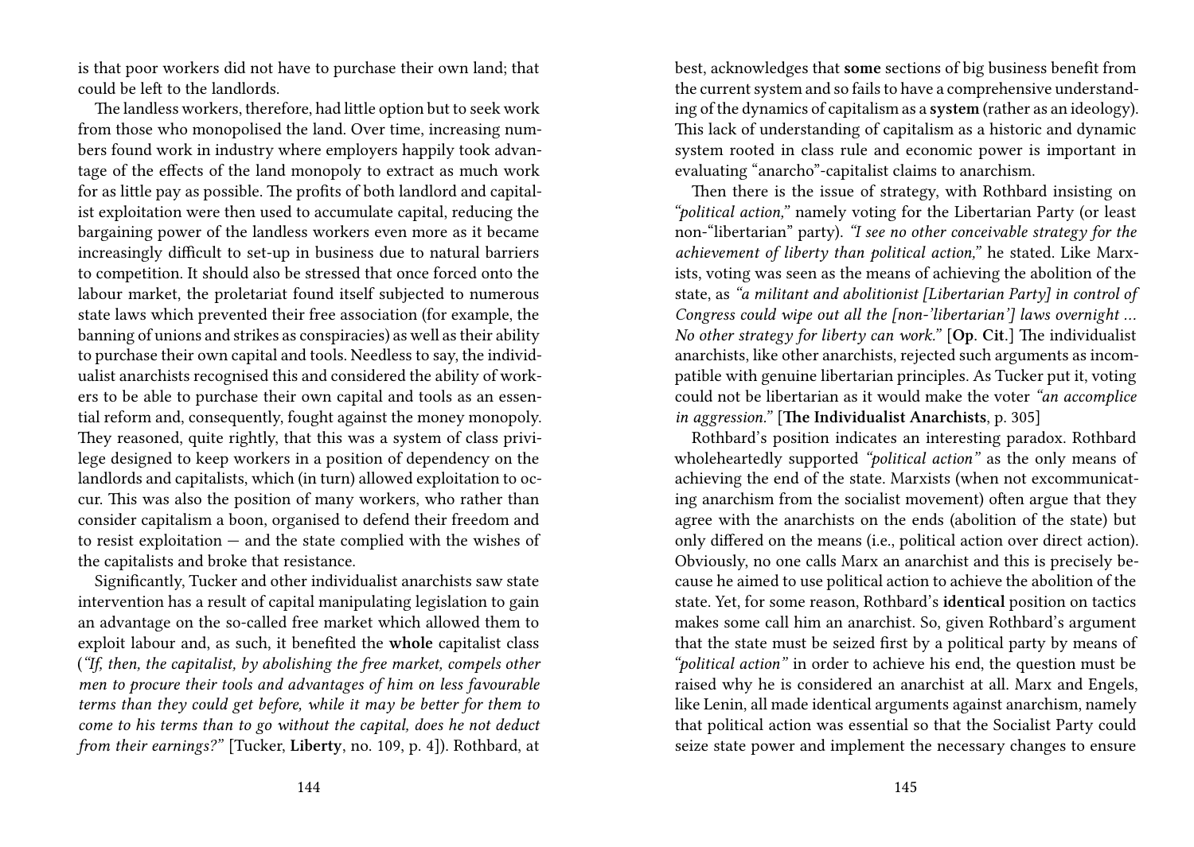is that poor workers did not have to purchase their own land; that could be left to the landlords.

The landless workers, therefore, had little option but to seek work from those who monopolised the land. Over time, increasing numbers found work in industry where employers happily took advantage of the effects of the land monopoly to extract as much work for as little pay as possible. The profits of both landlord and capitalist exploitation were then used to accumulate capital, reducing the bargaining power of the landless workers even more as it became increasingly difficult to set-up in business due to natural barriers to competition. It should also be stressed that once forced onto the labour market, the proletariat found itself subjected to numerous state laws which prevented their free association (for example, the banning of unions and strikes as conspiracies) as well as their ability to purchase their own capital and tools. Needless to say, the individualist anarchists recognised this and considered the ability of workers to be able to purchase their own capital and tools as an essential reform and, consequently, fought against the money monopoly. They reasoned, quite rightly, that this was a system of class privilege designed to keep workers in a position of dependency on the landlords and capitalists, which (in turn) allowed exploitation to occur. This was also the position of many workers, who rather than consider capitalism a boon, organised to defend their freedom and to resist exploitation — and the state complied with the wishes of the capitalists and broke that resistance.

Significantly, Tucker and other individualist anarchists saw state intervention has a result of capital manipulating legislation to gain an advantage on the so-called free market which allowed them to exploit labour and, as such, it benefited the **whole** capitalist class (*"If, then, the capitalist, by abolishing the free market, compels other men to procure their tools and advantages of him on less favourable terms than they could get before, while it may be better for them to come to his terms than to go without the capital, does he not deduct from their earnings?"* [Tucker, **Liberty**, no. 109, p. 4]). Rothbard, at best, acknowledges that **some** sections of big business benefit from the current system and so fails to have a comprehensive understanding of the dynamics of capitalism as a **system** (rather as an ideology). This lack of understanding of capitalism as a historic and dynamic system rooted in class rule and economic power is important in evaluating "anarcho"-capitalist claims to anarchism.

Then there is the issue of strategy, with Rothbard insisting on *"political action,"* namely voting for the Libertarian Party (or least non-"libertarian" party). *"I see no other conceivable strategy for the achievement of liberty than political action,"* he stated. Like Marxists, voting was seen as the means of achieving the abolition of the state, as *"a militant and abolitionist [Libertarian Party] in control of Congress could wipe out all the [non-'libertarian'] laws overnight … No other strategy for liberty can work."* [**Op. Cit.**] The individualist anarchists, like other anarchists, rejected such arguments as incompatible with genuine libertarian principles. As Tucker put it, voting could not be libertarian as it would make the voter *"an accomplice in aggression."* [**The Individualist Anarchists**, p. 305]

Rothbard's position indicates an interesting paradox. Rothbard wholeheartedly supported *"political action"* as the only means of achieving the end of the state. Marxists (when not excommunicating anarchism from the socialist movement) often argue that they agree with the anarchists on the ends (abolition of the state) but only differed on the means (i.e., political action over direct action). Obviously, no one calls Marx an anarchist and this is precisely because he aimed to use political action to achieve the abolition of the state. Yet, for some reason, Rothbard's **identical** position on tactics makes some call him an anarchist. So, given Rothbard's argument that the state must be seized first by a political party by means of *"political action"* in order to achieve his end, the question must be raised why he is considered an anarchist at all. Marx and Engels, like Lenin, all made identical arguments against anarchism, namely that political action was essential so that the Socialist Party could seize state power and implement the necessary changes to ensure